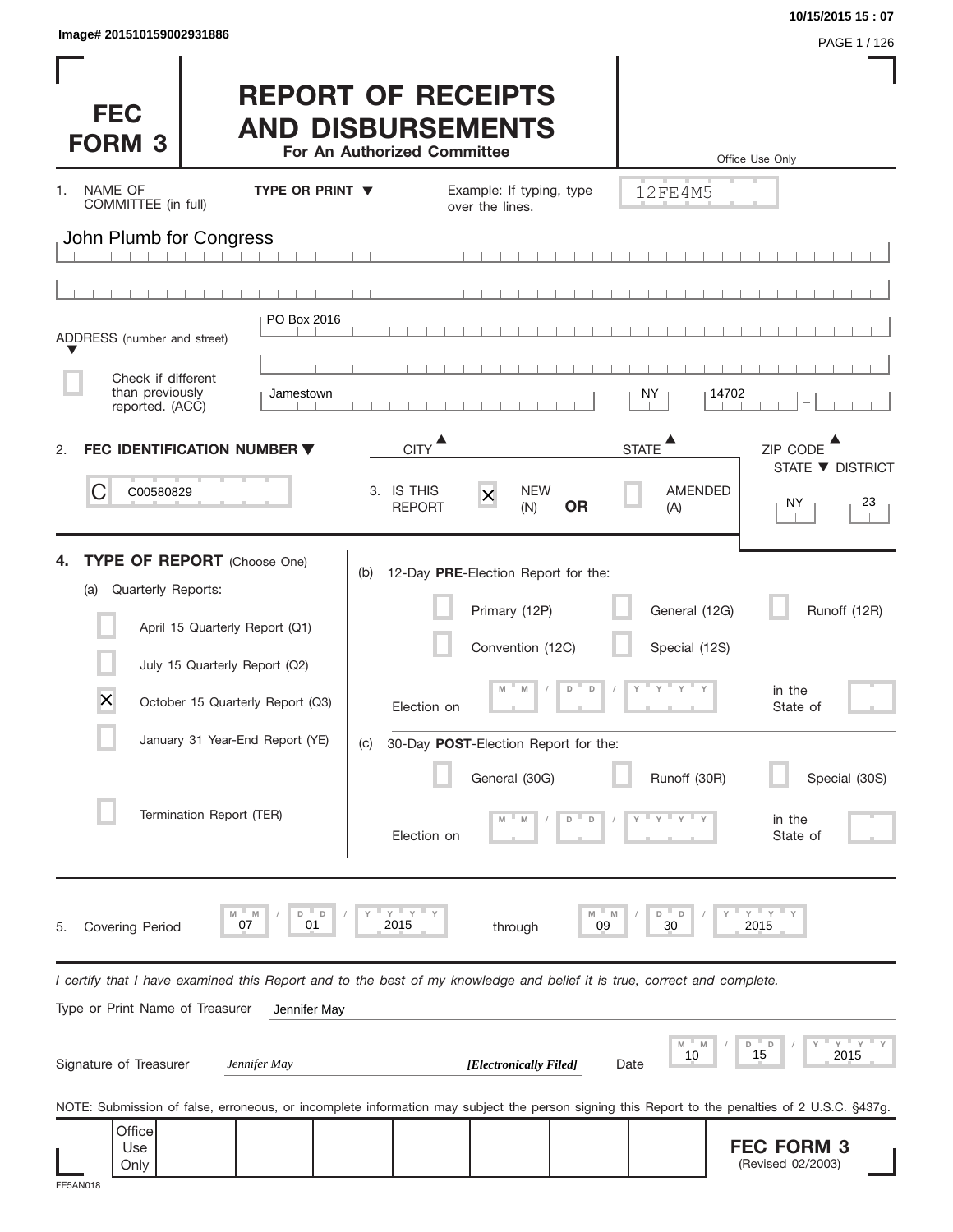Image# 201510159002931886

10/15/2015 15 : 07

# FEC FORM 3

# REPORT OF RECEIPTS AND DISBURSEMENTS

**For An Authorized Committee**

Office Use Only

12FE4M5

1. NAME OF COMMITTEE (in full) — **TYPE OR PRINT ▼** — Example: If typing, type over the lines.

John Plumb for Congress

ADDRESS (number and street): PO Box 2016

[ ] Check if different than previously reported. (ACC)

| CITY | STATE | ZIP CODE |
|---|---|---|
| Jamestown | NY | 14702 |

2. **FEC IDENTIFICATION NUMBER ▼**

C00580829

3. IS THIS REPORT [X] NEW (N) **OR** [ ] AMENDED (A)

| STATE | DISTRICT |
|---|---|
| NY | 23 |

4. **TYPE OF REPORT** (Choose One)

(a) Quarterly Reports:

- [ ] April 15 Quarterly Report (Q1)
- [ ] July 15 Quarterly Report (Q2)
- [X] October 15 Quarterly Report (Q3)
- [ ] January 31 Year-End Report (YE)
- [ ] Termination Report (TER)

(b) 12-Day **PRE**-Election Report for the:

- [ ] Primary (12P)
- [ ] General (12G)
- [ ] Runoff (12R)
- [ ] Convention (12C)
- [ ] Special (12S)

Election on MM / DD / YYYY in the State of

(c) 30-Day **POST**-Election Report for the:

- [ ] General (30G)
- [ ] Runoff (30R)
- [ ] Special (30S)

Election on MM / DD / YYYY in the State of

5. Covering Period 07 / 01 / 2015 through 09 / 30 / 2015

*I certify that I have examined this Report and to the best of my knowledge and belief it is true, correct and complete.*

Type or Print Name of Treasurer: Jennifer May

Signature of Treasurer: *Jennifer May* ***[Electronically Filed]*** Date 10 / 15 / 2015

NOTE: Submission of false, erroneous, or incomplete information may subject the person signing this Report to the penalties of 2 U.S.C. §437g.

Office Use Only

**FEC FORM 3** (Revised 02/2003)

FE5AN018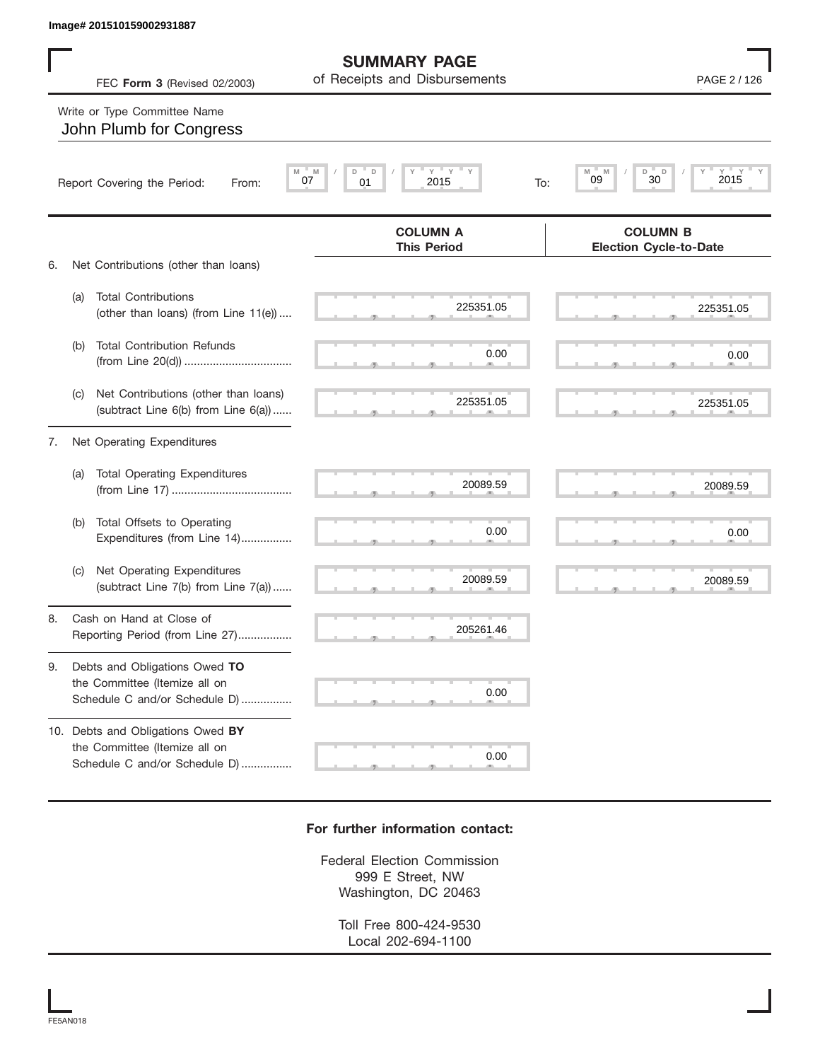Image# 201510159002931887

# SUMMARY PAGE
of Receipts and Disbursements

FEC **Form 3** (Revised 02/2003)

Write or Type Committee Name

John Plumb for Congress

Report Covering the Period: From: 07 / 01 / 2015 To: 09 / 30 / 2015

| | COLUMN A This Period | COLUMN B Election Cycle-to-Date |
|---|---|---|
| 6. Net Contributions (other than loans) | | |
| (a) Total Contributions (other than loans) (from Line 11(e)) | 225351.05 | 225351.05 |
| (b) Total Contribution Refunds (from Line 20(d)) | 0.00 | 0.00 |
| (c) Net Contributions (other than loans) (subtract Line 6(b) from Line 6(a)) | 225351.05 | 225351.05 |
| 7. Net Operating Expenditures | | |
| (a) Total Operating Expenditures (from Line 17) | 20089.59 | 20089.59 |
| (b) Total Offsets to Operating Expenditures (from Line 14) | 0.00 | 0.00 |
| (c) Net Operating Expenditures (subtract Line 7(b) from Line 7(a)) | 20089.59 | 20089.59 |
| 8. Cash on Hand at Close of Reporting Period (from Line 27) | 205261.46 | |
| 9. Debts and Obligations Owed **TO** the Committee (Itemize all on Schedule C and/or Schedule D) | 0.00 | |
| 10. Debts and Obligations Owed **BY** the Committee (Itemize all on Schedule C and/or Schedule D) | 0.00 | |

**For further information contact:**

Federal Election Commission
999 E Street, NW
Washington, DC 20463

Toll Free 800-424-9530
Local 202-694-1100

FE5AN018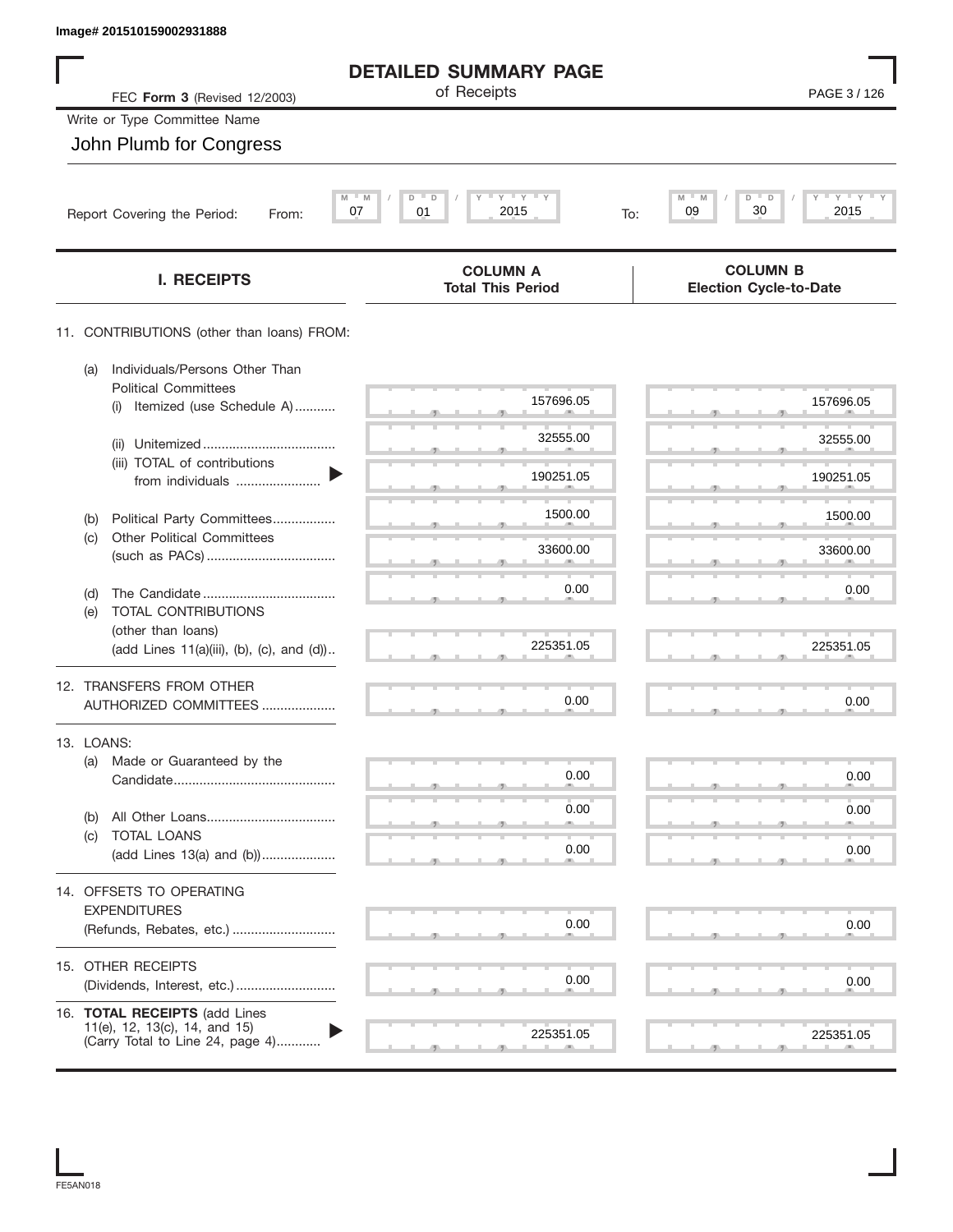Image# 201510159002931888

# DETAILED SUMMARY PAGE

of Receipts

FEC **Form 3** (Revised 12/2003)

Write or Type Committee Name

John Plumb for Congress

Report Covering the Period: From: 07 / 01 / 2015 To: 09 / 30 / 2015

| I. RECEIPTS | COLUMN A Total This Period | COLUMN B Election Cycle-to-Date |
|---|---|---|
| 11. CONTRIBUTIONS (other than loans) FROM: | | |
| (a) Individuals/Persons Other Than Political Committees | | |
| (i) Itemized (use Schedule A) | 157696.05 | 157696.05 |
| (ii) Unitemized | 32555.00 | 32555.00 |
| (iii) TOTAL of contributions from individuals | 190251.05 | 190251.05 |
| (b) Political Party Committees | 1500.00 | 1500.00 |
| (c) Other Political Committees (such as PACs) | 33600.00 | 33600.00 |
| (d) The Candidate | 0.00 | 0.00 |
| (e) TOTAL CONTRIBUTIONS (other than loans) (add Lines 11(a)(iii), (b), (c), and (d)) | 225351.05 | 225351.05 |
| 12. TRANSFERS FROM OTHER AUTHORIZED COMMITTEES | 0.00 | 0.00 |
| 13. LOANS: | | |
| (a) Made or Guaranteed by the Candidate | 0.00 | 0.00 |
| (b) All Other Loans | 0.00 | 0.00 |
| (c) TOTAL LOANS (add Lines 13(a) and (b)) | 0.00 | 0.00 |
| 14. OFFSETS TO OPERATING EXPENDITURES (Refunds, Rebates, etc.) | 0.00 | 0.00 |
| 15. OTHER RECEIPTS (Dividends, Interest, etc.) | 0.00 | 0.00 |
| 16. **TOTAL RECEIPTS** (add Lines 11(e), 12, 13(c), 14, and 15) (Carry Total to Line 24, page 4) | 225351.05 | 225351.05 |

FE5AN018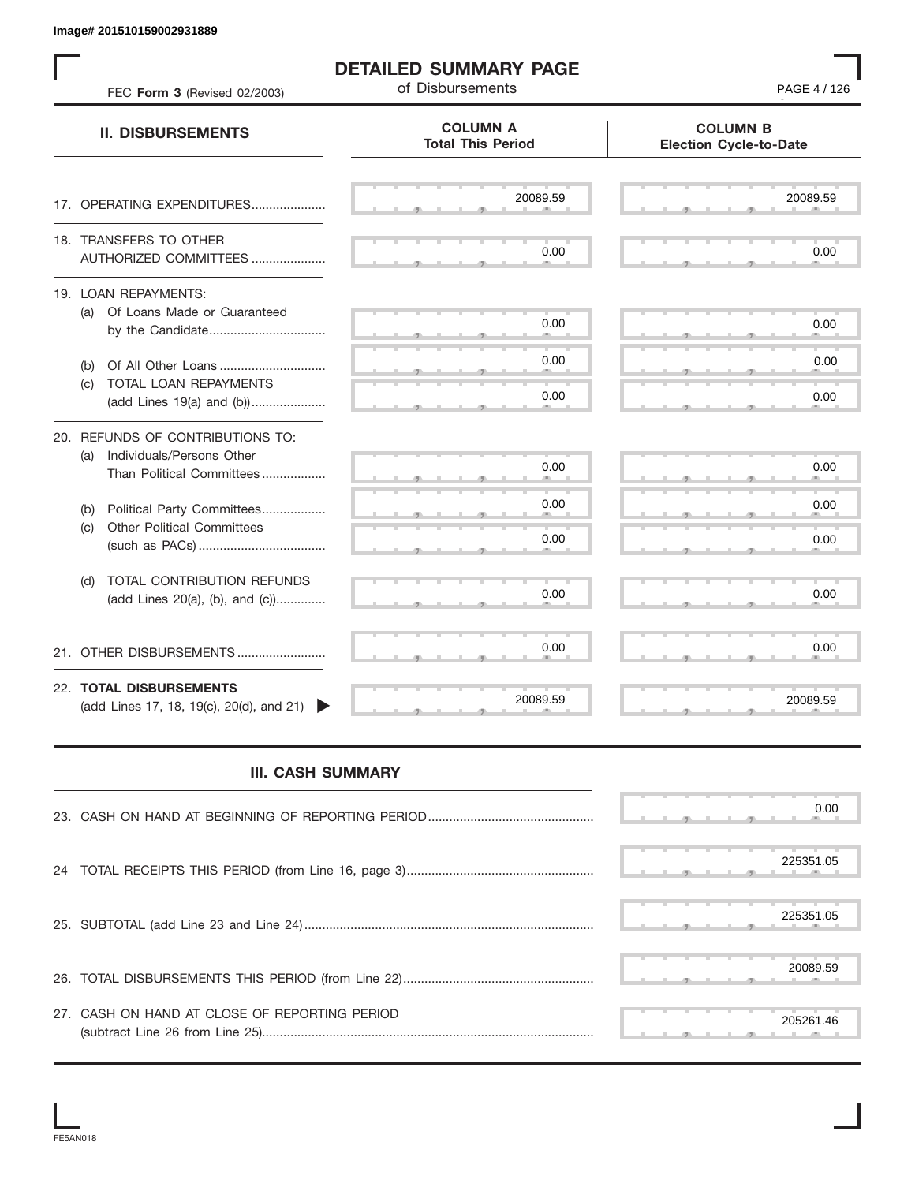Image# 201510159002931889

# DETAILED SUMMARY PAGE

of Disbursements

FEC **Form 3** (Revised 02/2003)

| II. DISBURSEMENTS | COLUMN A Total This Period | COLUMN B Election Cycle-to-Date |
|---|---|---|
| 17. OPERATING EXPENDITURES | 20089.59 | 20089.59 |
| 18. TRANSFERS TO OTHER AUTHORIZED COMMITTEES | 0.00 | 0.00 |
| 19. LOAN REPAYMENTS: | | |
| (a) Of Loans Made or Guaranteed by the Candidate | 0.00 | 0.00 |
| (b) Of All Other Loans | 0.00 | 0.00 |
| (c) TOTAL LOAN REPAYMENTS (add Lines 19(a) and (b)) | 0.00 | 0.00 |
| 20. REFUNDS OF CONTRIBUTIONS TO: | | |
| (a) Individuals/Persons Other Than Political Committees | 0.00 | 0.00 |
| (b) Political Party Committees | 0.00 | 0.00 |
| (c) Other Political Committees (such as PACs) | 0.00 | 0.00 |
| (d) TOTAL CONTRIBUTION REFUNDS (add Lines 20(a), (b), and (c)) | 0.00 | 0.00 |
| 21. OTHER DISBURSEMENTS | 0.00 | 0.00 |
| 22. **TOTAL DISBURSEMENTS** (add Lines 17, 18, 19(c), 20(d), and 21) | 20089.59 | 20089.59 |

## III. CASH SUMMARY

| | |
|---|---|
| 23. CASH ON HAND AT BEGINNING OF REPORTING PERIOD | 0.00 |
| 24 TOTAL RECEIPTS THIS PERIOD (from Line 16, page 3) | 225351.05 |
| 25. SUBTOTAL (add Line 23 and Line 24) | 225351.05 |
| 26. TOTAL DISBURSEMENTS THIS PERIOD (from Line 22) | 20089.59 |
| 27. CASH ON HAND AT CLOSE OF REPORTING PERIOD (subtract Line 26 from Line 25) | 205261.46 |

FE5AN018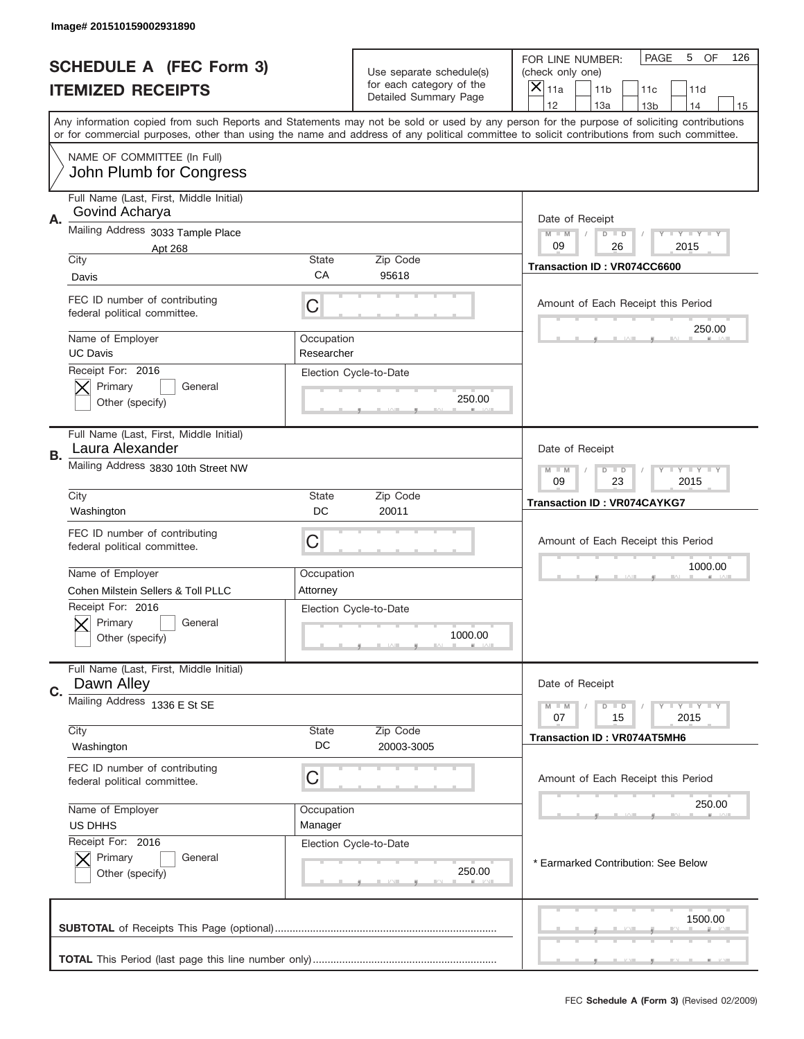Image# 201510159002931890

# SCHEDULE A (FEC Form 3)
## ITEMIZED RECEIPTS

Use separate schedule(s) for each category of the Detailed Summary Page

FOR LINE NUMBER: (check only one)
[X] 11a [ ] 11b [ ] 11c [ ] 11d [ ] 12 [ ] 13a [ ] 13b [ ] 14 [ ] 15

Any information copied from such Reports and Statements may not be sold or used by any person for the purpose of soliciting contributions or for commercial purposes, other than using the name and address of any political committee to solicit contributions from such committee.

NAME OF COMMITTEE (In Full)
John Plumb for Congress

---

**A.** Full Name (Last, First, Middle Initial): Govind Acharya
Mailing Address: 3033 Tample Place, Apt 268
City: Davis | State: CA | Zip Code: 95618
FEC ID number of contributing federal political committee: C
Name of Employer: UC Davis | Occupation: Researcher
Receipt For: 2016 — [X] Primary [ ] General [ ] Other (specify)
Election Cycle-to-Date: 250.00
Date of Receipt: 09 / 26 / 2015
Transaction ID : VR074CC6600
Amount of Each Receipt this Period: 250.00

---

**B.** Full Name (Last, First, Middle Initial): Laura Alexander
Mailing Address: 3830 10th Street NW
City: Washington | State: DC | Zip Code: 20011
FEC ID number of contributing federal political committee: C
Name of Employer: Cohen Milstein Sellers & Toll PLLC | Occupation: Attorney
Receipt For: 2016 — [X] Primary [ ] General [ ] Other (specify)
Election Cycle-to-Date: 1000.00
Date of Receipt: 09 / 23 / 2015
Transaction ID : VR074CAYKG7
Amount of Each Receipt this Period: 1000.00

---

**C.** Full Name (Last, First, Middle Initial): Dawn Alley
Mailing Address: 1336 E St SE
City: Washington | State: DC | Zip Code: 20003-3005
FEC ID number of contributing federal political committee: C
Name of Employer: US DHHS | Occupation: Manager
Receipt For: 2016 — [X] Primary [ ] General [ ] Other (specify)
Election Cycle-to-Date: 250.00
Date of Receipt: 07 / 15 / 2015
Transaction ID : VR074AT5MH6
Amount of Each Receipt this Period: 250.00
* Earmarked Contribution: See Below

---

**SUBTOTAL** of Receipts This Page (optional): 1500.00

**TOTAL** This Period (last page this line number only):

FEC **Schedule A (Form 3)** (Revised 02/2009)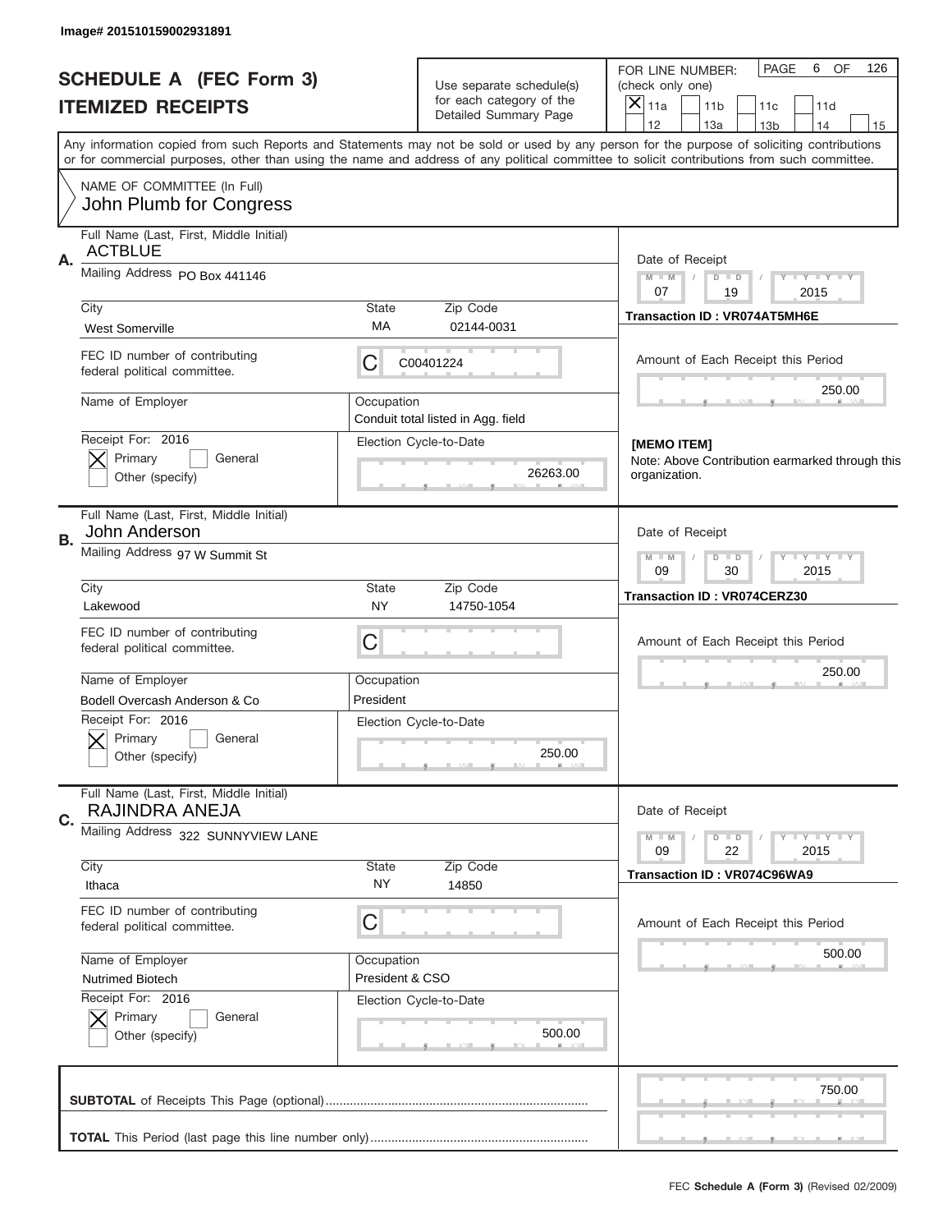Image# 201510159002931891

# SCHEDULE A (FEC Form 3)
## ITEMIZED RECEIPTS

Use separate schedule(s) for each category of the Detailed Summary Page

FOR LINE NUMBER: (check only one)
[X] 11a [ ] 11b [ ] 11c [ ] 11d [ ] 12 [ ] 13a [ ] 13b [ ] 14 [ ] 15

PAGE 6 OF 126

Any information copied from such Reports and Statements may not be sold or used by any person for the purpose of soliciting contributions or for commercial purposes, other than using the name and address of any political committee to solicit contributions from such committee.

NAME OF COMMITTEE (In Full): John Plumb for Congress

---

**A.** Full Name (Last, First, Middle Initial): ACTBLUE

Mailing Address: PO Box 441146

City: West Somerville | State: MA | Zip Code: 02144-0031

FEC ID number of contributing federal political committee: C C00401224

Name of Employer: 
Occupation: Conduit total listed in Agg. field

Receipt For: 2016 [X] Primary [ ] General [ ] Other (specify)

Election Cycle-to-Date: 26263.00

Date of Receipt: 07 / 19 / 2015

Transaction ID : VR074AT5MH6E

Amount of Each Receipt this Period: 250.00

[MEMO ITEM]
Note: Above Contribution earmarked through this organization.

---

**B.** Full Name (Last, First, Middle Initial): John Anderson

Mailing Address: 97 W Summit St

City: Lakewood | State: NY | Zip Code: 14750-1054

FEC ID number of contributing federal political committee: C

Name of Employer: Bodell Overcash Anderson & Co
Occupation: President

Receipt For: 2016 [X] Primary [ ] General [ ] Other (specify)

Election Cycle-to-Date: 250.00

Date of Receipt: 09 / 30 / 2015

Transaction ID : VR074CERZ30

Amount of Each Receipt this Period: 250.00

---

**C.** Full Name (Last, First, Middle Initial): RAJINDRA ANEJA

Mailing Address: 322 SUNNYVIEW LANE

City: Ithaca | State: NY | Zip Code: 14850

FEC ID number of contributing federal political committee: C

Name of Employer: Nutrimed Biotech
Occupation: President & CSO

Receipt For: 2016 [X] Primary [ ] General [ ] Other (specify)

Election Cycle-to-Date: 500.00

Date of Receipt: 09 / 22 / 2015

Transaction ID : VR074C96WA9

Amount of Each Receipt this Period: 500.00

---

**SUBTOTAL** of Receipts This Page (optional): 750.00

**TOTAL** This Period (last page this line number only):

FEC Schedule A (Form 3) (Revised 02/2009)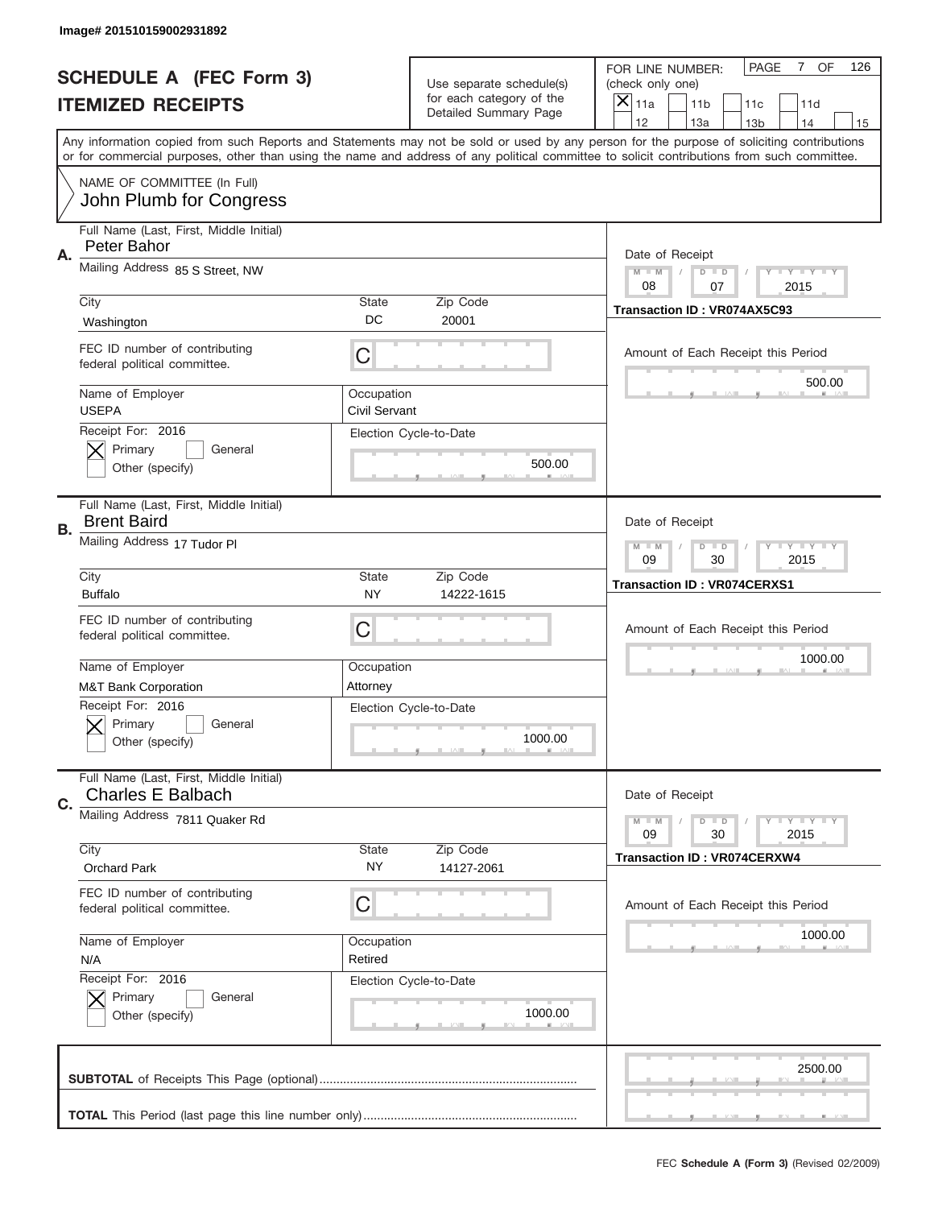Image# 201510159002931892

# SCHEDULE A (FEC Form 3)
## ITEMIZED RECEIPTS

Use separate schedule(s) for each category of the Detailed Summary Page

FOR LINE NUMBER: (check only one)

- [X] 11a
- [ ] 11b
- [ ] 11c
- [ ] 11d
- [ ] 12
- [ ] 13a
- [ ] 13b
- [ ] 14
- [ ] 15

PAGE 7 OF 126

Any information copied from such Reports and Statements may not be sold or used by any person for the purpose of soliciting contributions or for commercial purposes, other than using the name and address of any political committee to solicit contributions from such committee.

NAME OF COMMITTEE (In Full)
John Plumb for Congress

---

**A.** Full Name (Last, First, Middle Initial): Peter Bahor

Mailing Address: 85 S Street, NW

City: Washington | State: DC | Zip Code: 20001

FEC ID number of contributing federal political committee: C

Name of Employer: USEPA | Occupation: Civil Servant

Receipt For: 2016 — [X] Primary [ ] General [ ] Other (specify)

Election Cycle-to-Date: 500.00

Date of Receipt: 08 / 07 / 2015

Transaction ID : VR074AX5C93

Amount of Each Receipt this Period: 500.00

---

**B.** Full Name (Last, First, Middle Initial): Brent Baird

Mailing Address: 17 Tudor Pl

City: Buffalo | State: NY | Zip Code: 14222-1615

FEC ID number of contributing federal political committee: C

Name of Employer: M&T Bank Corporation | Occupation: Attorney

Receipt For: 2016 — [X] Primary [ ] General [ ] Other (specify)

Election Cycle-to-Date: 1000.00

Date of Receipt: 09 / 30 / 2015

Transaction ID : VR074CERXS1

Amount of Each Receipt this Period: 1000.00

---

**C.** Full Name (Last, First, Middle Initial): Charles E Balbach

Mailing Address: 7811 Quaker Rd

City: Orchard Park | State: NY | Zip Code: 14127-2061

FEC ID number of contributing federal political committee: C

Name of Employer: N/A | Occupation: Retired

Receipt For: 2016 — [X] Primary [ ] General [ ] Other (specify)

Election Cycle-to-Date: 1000.00

Date of Receipt: 09 / 30 / 2015

Transaction ID : VR074CERXW4

Amount of Each Receipt this Period: 1000.00

---

**SUBTOTAL** of Receipts This Page (optional): 2500.00

**TOTAL** This Period (last page this line number only):

FEC **Schedule A (Form 3)** (Revised 02/2009)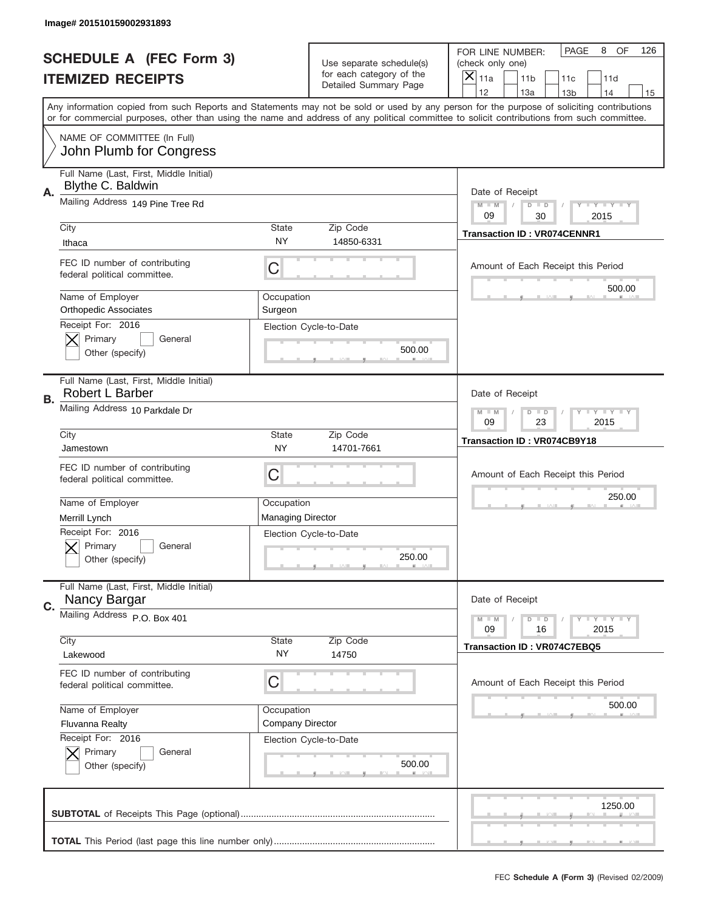Image# 201510159002931893

# SCHEDULE A (FEC Form 3)
# ITEMIZED RECEIPTS

Use separate schedule(s) for each category of the Detailed Summary Page

FOR LINE NUMBER: (check only one)

- [X] 11a
- [ ] 11b
- [ ] 11c
- [ ] 11d
- [ ] 12
- [ ] 13a
- [ ] 13b
- [ ] 14
- [ ] 15

PAGE 8 OF 126

Any information copied from such Reports and Statements may not be sold or used by any person for the purpose of soliciting contributions or for commercial purposes, other than using the name and address of any political committee to solicit contributions from such committee.

NAME OF COMMITTEE (In Full)
John Plumb for Congress

---

**A.** Full Name (Last, First, Middle Initial): Blythe C. Baldwin

Mailing Address: 149 Pine Tree Rd

City: Ithaca | State: NY | Zip Code: 14850-6331

FEC ID number of contributing federal political committee: C

Name of Employer: Orthopedic Associates

Occupation: Surgeon

Receipt For: 2016
- [X] Primary
- [ ] General
- [ ] Other (specify)

Election Cycle-to-Date: 500.00

Date of Receipt: 09 / 30 / 2015

Transaction ID : VR074CENNR1

Amount of Each Receipt this Period: 500.00

---

**B.** Full Name (Last, First, Middle Initial): Robert L Barber

Mailing Address: 10 Parkdale Dr

City: Jamestown | State: NY | Zip Code: 14701-7661

FEC ID number of contributing federal political committee: C

Name of Employer: Merrill Lynch

Occupation: Managing Director

Receipt For: 2016
- [X] Primary
- [ ] General
- [ ] Other (specify)

Election Cycle-to-Date: 250.00

Date of Receipt: 09 / 23 / 2015

Transaction ID : VR074CB9Y18

Amount of Each Receipt this Period: 250.00

---

**C.** Full Name (Last, First, Middle Initial): Nancy Bargar

Mailing Address: P.O. Box 401

City: Lakewood | State: NY | Zip Code: 14750

FEC ID number of contributing federal political committee: C

Name of Employer: Fluvanna Realty

Occupation: Company Director

Receipt For: 2016
- [X] Primary
- [ ] General
- [ ] Other (specify)

Election Cycle-to-Date: 500.00

Date of Receipt: 09 / 16 / 2015

Transaction ID : VR074C7EBQ5

Amount of Each Receipt this Period: 500.00

---

**SUBTOTAL** of Receipts This Page (optional): 1250.00

**TOTAL** This Period (last page this line number only):

FEC **Schedule A (Form 3)** (Revised 02/2009)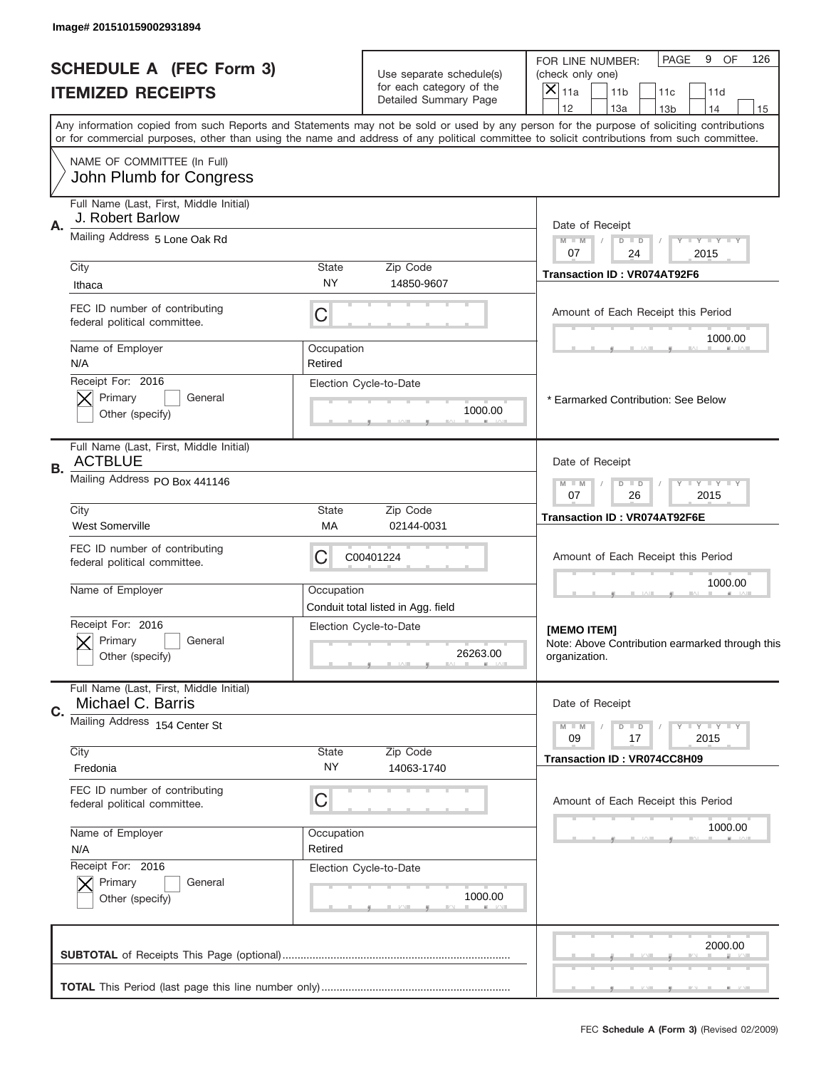Image# 201510159002931894

# SCHEDULE A (FEC Form 3)
## ITEMIZED RECEIPTS

Use separate schedule(s) for each category of the Detailed Summary Page

FOR LINE NUMBER: (check only one)
[X] 11a [ ] 11b [ ] 11c [ ] 11d
[ ] 12 [ ] 13a [ ] 13b [ ] 14 [ ] 15

PAGE 9 OF 126

Any information copied from such Reports and Statements may not be sold or used by any person for the purpose of soliciting contributions or for commercial purposes, other than using the name and address of any political committee to solicit contributions from such committee.

NAME OF COMMITTEE (In Full)
John Plumb for Congress

---

**A.** Full Name (Last, First, Middle Initial): J. Robert Barlow
Mailing Address: 5 Lone Oak Rd
City: Ithaca | State: NY | Zip Code: 14850-9607
FEC ID number of contributing federal political committee: C
Name of Employer: N/A | Occupation: Retired
Receipt For: 2016 [X] Primary [ ] General [ ] Other (specify)
Election Cycle-to-Date: 1000.00
Date of Receipt: 07 / 24 / 2015
Transaction ID : VR074AT92F6
Amount of Each Receipt this Period: 1000.00
\* Earmarked Contribution: See Below

---

**B.** Full Name (Last, First, Middle Initial): ACTBLUE
Mailing Address: PO Box 441146
City: West Somerville | State: MA | Zip Code: 02144-0031
FEC ID number of contributing federal political committee: C C00401224
Name of Employer: | Occupation: Conduit total listed in Agg. field
Receipt For: 2016 [X] Primary [ ] General [ ] Other (specify)
Election Cycle-to-Date: 26263.00
Date of Receipt: 07 / 26 / 2015
Transaction ID : VR074AT92F6E
Amount of Each Receipt this Period: 1000.00
**[MEMO ITEM]**
Note: Above Contribution earmarked through this organization.

---

**C.** Full Name (Last, First, Middle Initial): Michael C. Barris
Mailing Address: 154 Center St
City: Fredonia | State: NY | Zip Code: 14063-1740
FEC ID number of contributing federal political committee: C
Name of Employer: N/A | Occupation: Retired
Receipt For: 2016 [X] Primary [ ] General [ ] Other (specify)
Election Cycle-to-Date: 1000.00
Date of Receipt: 09 / 17 / 2015
Transaction ID : VR074CC8H09
Amount of Each Receipt this Period: 1000.00

---

**SUBTOTAL** of Receipts This Page (optional): 2000.00

**TOTAL** This Period (last page this line number only):

FEC **Schedule A (Form 3)** (Revised 02/2009)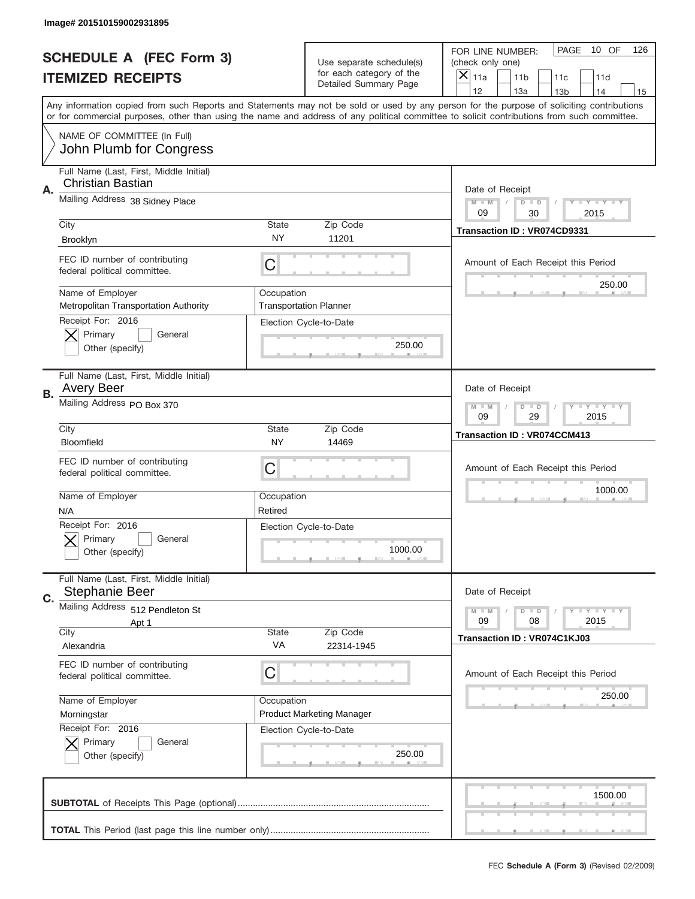Image# 201510159002931895

# SCHEDULE A (FEC Form 3)
## ITEMIZED RECEIPTS

Use separate schedule(s) for each category of the Detailed Summary Page

FOR LINE NUMBER: (check only one)

[X] 11a [ ] 11b [ ] 11c [ ] 11d [ ] 12 [ ] 13a [ ] 13b [ ] 14 [ ] 15

PAGE 10 OF 126

Any information copied from such Reports and Statements may not be sold or used by any person for the purpose of soliciting contributions or for commercial purposes, other than using the name and address of any political committee to solicit contributions from such committee.

NAME OF COMMITTEE (In Full)
John Plumb for Congress

---

**A.**

Full Name (Last, First, Middle Initial): Christian Bastian

Mailing Address: 38 Sidney Place

City: Brooklyn | State: NY | Zip Code: 11201

FEC ID number of contributing federal political committee: C

Name of Employer: Metropolitan Transportation Authority

Occupation: Transportation Planner

Receipt For: 2016 — [X] Primary [ ] General [ ] Other (specify)

Election Cycle-to-Date: 250.00

Date of Receipt: 09 / 30 / 2015

Transaction ID : VR074CD9331

Amount of Each Receipt this Period: 250.00

---

**B.**

Full Name (Last, First, Middle Initial): Avery Beer

Mailing Address: PO Box 370

City: Bloomfield | State: NY | Zip Code: 14469

FEC ID number of contributing federal political committee: C

Name of Employer: N/A

Occupation: Retired

Receipt For: 2016 — [X] Primary [ ] General [ ] Other (specify)

Election Cycle-to-Date: 1000.00

Date of Receipt: 09 / 29 / 2015

Transaction ID : VR074CCM413

Amount of Each Receipt this Period: 1000.00

---

**C.**

Full Name (Last, First, Middle Initial): Stephanie Beer

Mailing Address: 512 Pendleton St Apt 1

City: Alexandria | State: VA | Zip Code: 22314-1945

FEC ID number of contributing federal political committee: C

Name of Employer: Morningstar

Occupation: Product Marketing Manager

Receipt For: 2016 — [X] Primary [ ] General [ ] Other (specify)

Election Cycle-to-Date: 250.00

Date of Receipt: 09 / 08 / 2015

Transaction ID : VR074C1KJ03

Amount of Each Receipt this Period: 250.00

---

**SUBTOTAL** of Receipts This Page (optional): 1500.00

**TOTAL** This Period (last page this line number only):

FEC **Schedule A (Form 3)** (Revised 02/2009)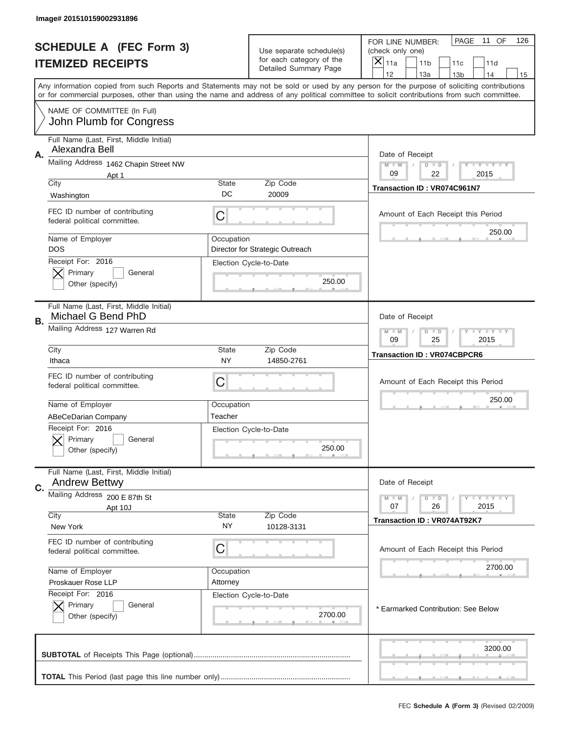Image# 201510159002931896

# SCHEDULE A (FEC Form 3)
## ITEMIZED RECEIPTS

Use separate schedule(s) for each category of the Detailed Summary Page

FOR LINE NUMBER: (check only one)

[X] 11a [ ] 11b [ ] 11c [ ] 11d [ ] 12 [ ] 13a [ ] 13b [ ] 14 [ ] 15

PAGE 11 OF 126

Any information copied from such Reports and Statements may not be sold or used by any person for the purpose of soliciting contributions or for commercial purposes, other than using the name and address of any political committee to solicit contributions from such committee.

NAME OF COMMITTEE (In Full)
John Plumb for Congress

---

**A.** Full Name (Last, First, Middle Initial): Alexandra Bell

Mailing Address: 1462 Chapin Street NW, Apt 1

City: Washington | State: DC | Zip Code: 20009

FEC ID number of contributing federal political committee: C

Name of Employer: DOS

Occupation: Director for Strategic Outreach

Receipt For: 2016 — [X] Primary [ ] General [ ] Other (specify)

Election Cycle-to-Date: 250.00

Date of Receipt: 09 / 22 / 2015

Transaction ID : VR074C961N7

Amount of Each Receipt this Period: 250.00

---

**B.** Full Name (Last, First, Middle Initial): Michael G Bend PhD

Mailing Address: 127 Warren Rd

City: Ithaca | State: NY | Zip Code: 14850-2761

FEC ID number of contributing federal political committee: C

Name of Employer: ABeCeDarian Company

Occupation: Teacher

Receipt For: 2016 — [X] Primary [ ] General [ ] Other (specify)

Election Cycle-to-Date: 250.00

Date of Receipt: 09 / 25 / 2015

Transaction ID : VR074CBPCR6

Amount of Each Receipt this Period: 250.00

---

**C.** Full Name (Last, First, Middle Initial): Andrew Bettwy

Mailing Address: 200 E 87th St, Apt 10J

City: New York | State: NY | Zip Code: 10128-3131

FEC ID number of contributing federal political committee: C

Name of Employer: Proskauer Rose LLP

Occupation: Attorney

Receipt For: 2016 — [X] Primary [ ] General [ ] Other (specify)

Election Cycle-to-Date: 2700.00

Date of Receipt: 07 / 26 / 2015

Transaction ID : VR074AT92K7

Amount of Each Receipt this Period: 2700.00

* Earmarked Contribution: See Below

---

**SUBTOTAL** of Receipts This Page (optional): 3200.00

**TOTAL** This Period (last page this line number only):

FEC **Schedule A (Form 3)** (Revised 02/2009)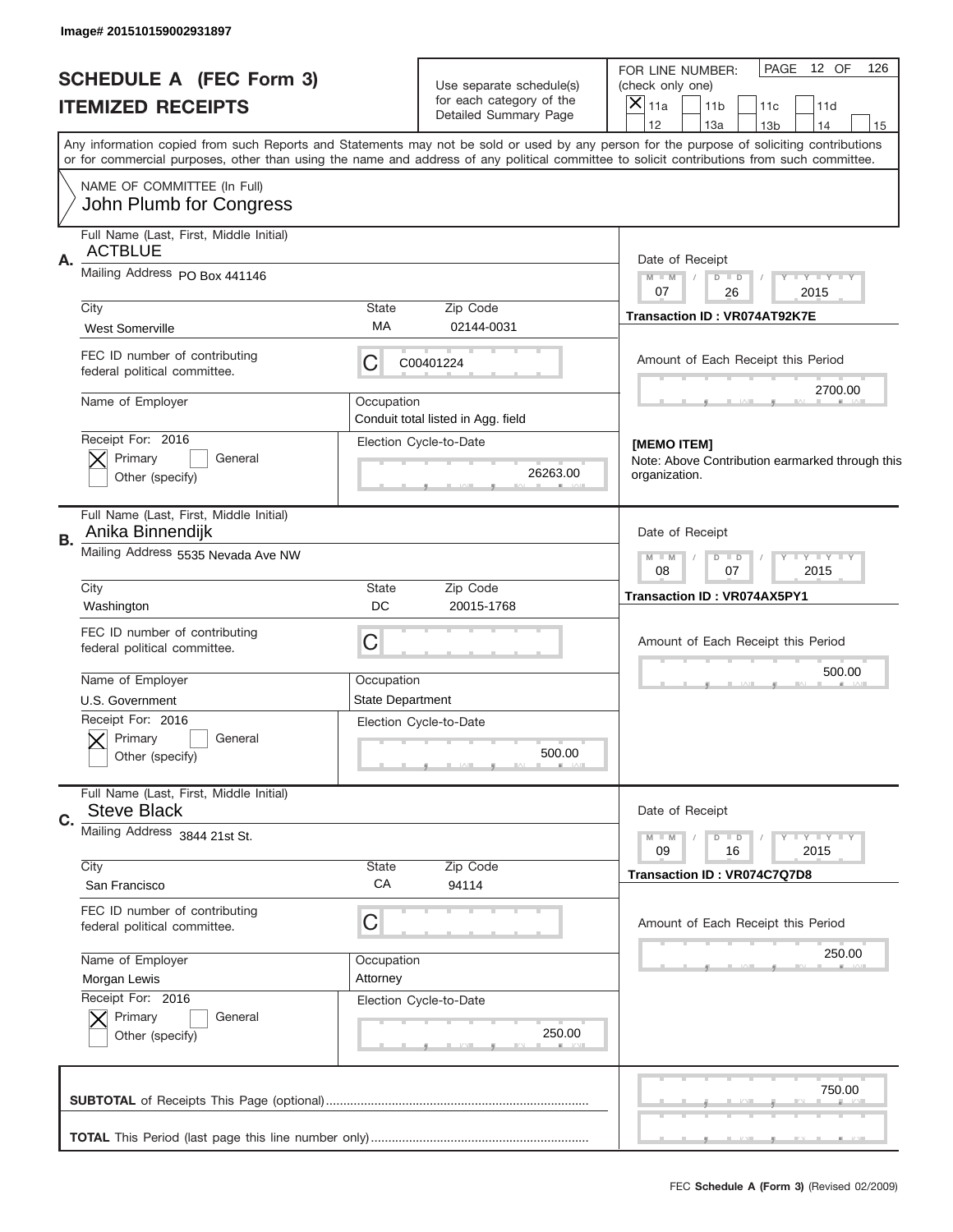Image# 201510159002931897

# SCHEDULE A (FEC Form 3)
## ITEMIZED RECEIPTS

Use separate schedule(s) for each category of the Detailed Summary Page

FOR LINE NUMBER: (check only one)
[X] 11a [ ] 11b [ ] 11c [ ] 11d [ ] 12 [ ] 13a [ ] 13b [ ] 14 [ ] 15

PAGE 12 OF 126

Any information copied from such Reports and Statements may not be sold or used by any person for the purpose of soliciting contributions or for commercial purposes, other than using the name and address of any political committee to solicit contributions from such committee.

NAME OF COMMITTEE (In Full)
John Plumb for Congress

---

**A.**
Full Name (Last, First, Middle Initial): ACTBLUE
Mailing Address: PO Box 441146
City: West Somerville | State: MA | Zip Code: 02144-0031
FEC ID number of contributing federal political committee: C C00401224
Name of Employer:
Occupation: Conduit total listed in Agg. field
Receipt For: 2016 [X] Primary [ ] General [ ] Other (specify)
Election Cycle-to-Date: 26263.00
Date of Receipt: 07 / 26 / 2015
Transaction ID : VR074AT92K7E
Amount of Each Receipt this Period: 2700.00
[MEMO ITEM]
Note: Above Contribution earmarked through this organization.

---

**B.**
Full Name (Last, First, Middle Initial): Anika Binnendijk
Mailing Address: 5535 Nevada Ave NW
City: Washington | State: DC | Zip Code: 20015-1768
FEC ID number of contributing federal political committee: C
Name of Employer: U.S. Government
Occupation: State Department
Receipt For: 2016 [X] Primary [ ] General [ ] Other (specify)
Election Cycle-to-Date: 500.00
Date of Receipt: 08 / 07 / 2015
Transaction ID : VR074AX5PY1
Amount of Each Receipt this Period: 500.00

---

**C.**
Full Name (Last, First, Middle Initial): Steve Black
Mailing Address: 3844 21st St.
City: San Francisco | State: CA | Zip Code: 94114
FEC ID number of contributing federal political committee: C
Name of Employer: Morgan Lewis
Occupation: Attorney
Receipt For: 2016 [X] Primary [ ] General [ ] Other (specify)
Election Cycle-to-Date: 250.00
Date of Receipt: 09 / 16 / 2015
Transaction ID : VR074C7Q7D8
Amount of Each Receipt this Period: 250.00

---

**SUBTOTAL** of Receipts This Page (optional): 750.00

**TOTAL** This Period (last page this line number only):

FEC **Schedule A (Form 3)** (Revised 02/2009)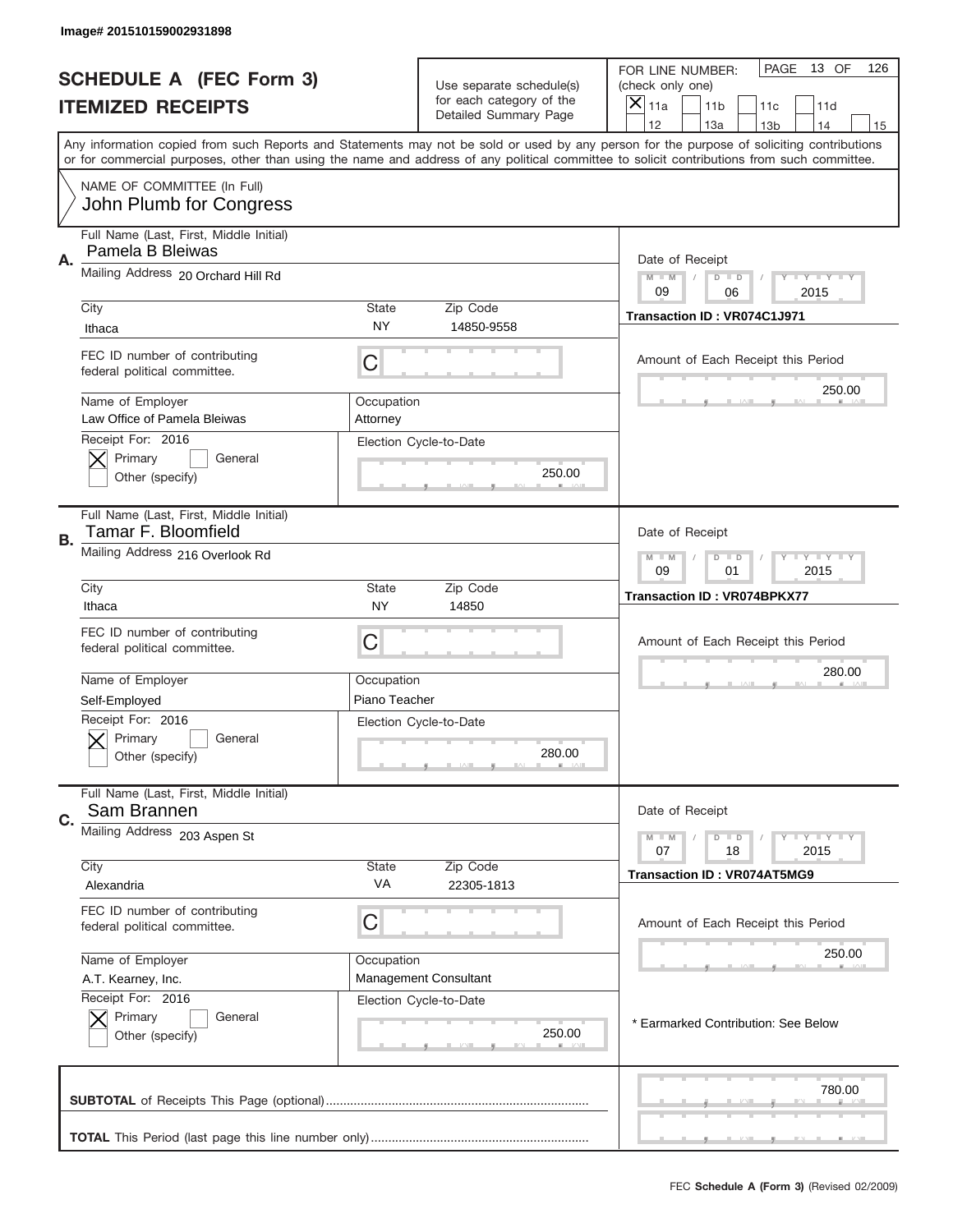Image# 201510159002931898

# SCHEDULE A (FEC Form 3)
## ITEMIZED RECEIPTS

Use separate schedule(s) for each category of the Detailed Summary Page

FOR LINE NUMBER: (check only one)
[X] 11a [ ] 11b [ ] 11c [ ] 11d [ ] 12 [ ] 13a [ ] 13b [ ] 14 [ ] 15

PAGE 13 OF 126

Any information copied from such Reports and Statements may not be sold or used by any person for the purpose of soliciting contributions or for commercial purposes, other than using the name and address of any political committee to solicit contributions from such committee.

NAME OF COMMITTEE (In Full)
John Plumb for Congress

---

**A.** Full Name (Last, First, Middle Initial): Pamela B Bleiwas
Mailing Address: 20 Orchard Hill Rd
City: Ithaca | State: NY | Zip Code: 14850-9558
FEC ID number of contributing federal political committee: C
Name of Employer: Law Office of Pamela Bleiwas
Occupation: Attorney
Receipt For: 2016 — [X] Primary [ ] General [ ] Other (specify)
Election Cycle-to-Date: 250.00
Date of Receipt: 09 / 06 / 2015
Transaction ID : VR074C1J971
Amount of Each Receipt this Period: 250.00

---

**B.** Full Name (Last, First, Middle Initial): Tamar F. Bloomfield
Mailing Address: 216 Overlook Rd
City: Ithaca | State: NY | Zip Code: 14850
FEC ID number of contributing federal political committee: C
Name of Employer: Self-Employed
Occupation: Piano Teacher
Receipt For: 2016 — [X] Primary [ ] General [ ] Other (specify)
Election Cycle-to-Date: 280.00
Date of Receipt: 09 / 01 / 2015
Transaction ID : VR074BPKX77
Amount of Each Receipt this Period: 280.00

---

**C.** Full Name (Last, First, Middle Initial): Sam Brannen
Mailing Address: 203 Aspen St
City: Alexandria | State: VA | Zip Code: 22305-1813
FEC ID number of contributing federal political committee: C
Name of Employer: A.T. Kearney, Inc.
Occupation: Management Consultant
Receipt For: 2016 — [X] Primary [ ] General [ ] Other (specify)
Election Cycle-to-Date: 250.00
Date of Receipt: 07 / 18 / 2015
Transaction ID : VR074AT5MG9
Amount of Each Receipt this Period: 250.00
* Earmarked Contribution: See Below

---

**SUBTOTAL** of Receipts This Page (optional): 780.00

**TOTAL** This Period (last page this line number only):

FEC **Schedule A (Form 3)** (Revised 02/2009)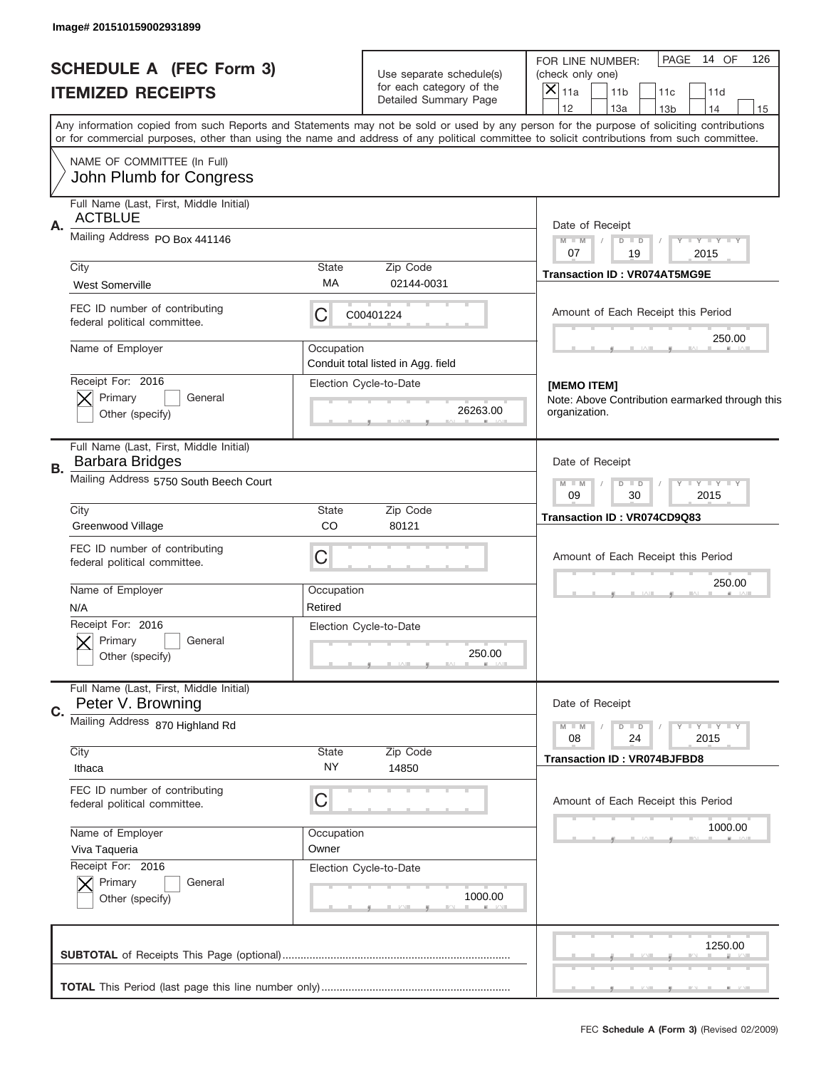Image# 201510159002931899

# SCHEDULE A (FEC Form 3)
## ITEMIZED RECEIPTS

Use separate schedule(s) for each category of the Detailed Summary Page

FOR LINE NUMBER: (check only one)
[X] 11a [ ] 11b [ ] 11c [ ] 11d [ ] 12 [ ] 13a [ ] 13b [ ] 14 [ ] 15

PAGE 14 OF 126

Any information copied from such Reports and Statements may not be sold or used by any person for the purpose of soliciting contributions or for commercial purposes, other than using the name and address of any political committee to solicit contributions from such committee.

NAME OF COMMITTEE (In Full)
John Plumb for Congress

---

**A.** Full Name (Last, First, Middle Initial): ACTBLUE

Mailing Address: PO Box 441146

City: West Somerville | State: MA | Zip Code: 02144-0031

FEC ID number of contributing federal political committee: C00401224

Name of Employer: 

Occupation: Conduit total listed in Agg. field

Receipt For: 2016 — [X] Primary [ ] General [ ] Other (specify)

Election Cycle-to-Date: 26263.00

Date of Receipt: 07 / 19 / 2015

Transaction ID : VR074AT5MG9E

Amount of Each Receipt this Period: 250.00

**[MEMO ITEM]**
Note: Above Contribution earmarked through this organization.

---

**B.** Full Name (Last, First, Middle Initial): Barbara Bridges

Mailing Address: 5750 South Beech Court

City: Greenwood Village | State: CO | Zip Code: 80121

FEC ID number of contributing federal political committee: C

Name of Employer: N/A

Occupation: Retired

Receipt For: 2016 — [X] Primary [ ] General [ ] Other (specify)

Election Cycle-to-Date: 250.00

Date of Receipt: 09 / 30 / 2015

Transaction ID : VR074CD9Q83

Amount of Each Receipt this Period: 250.00

---

**C.** Full Name (Last, First, Middle Initial): Peter V. Browning

Mailing Address: 870 Highland Rd

City: Ithaca | State: NY | Zip Code: 14850

FEC ID number of contributing federal political committee: C

Name of Employer: Viva Taqueria

Occupation: Owner

Receipt For: 2016 — [X] Primary [ ] General [ ] Other (specify)

Election Cycle-to-Date: 1000.00

Date of Receipt: 08 / 24 / 2015

Transaction ID : VR074BJFBD8

Amount of Each Receipt this Period: 1000.00

---

**SUBTOTAL** of Receipts This Page (optional): 1250.00

**TOTAL** This Period (last page this line number only):

FEC **Schedule A (Form 3)** (Revised 02/2009)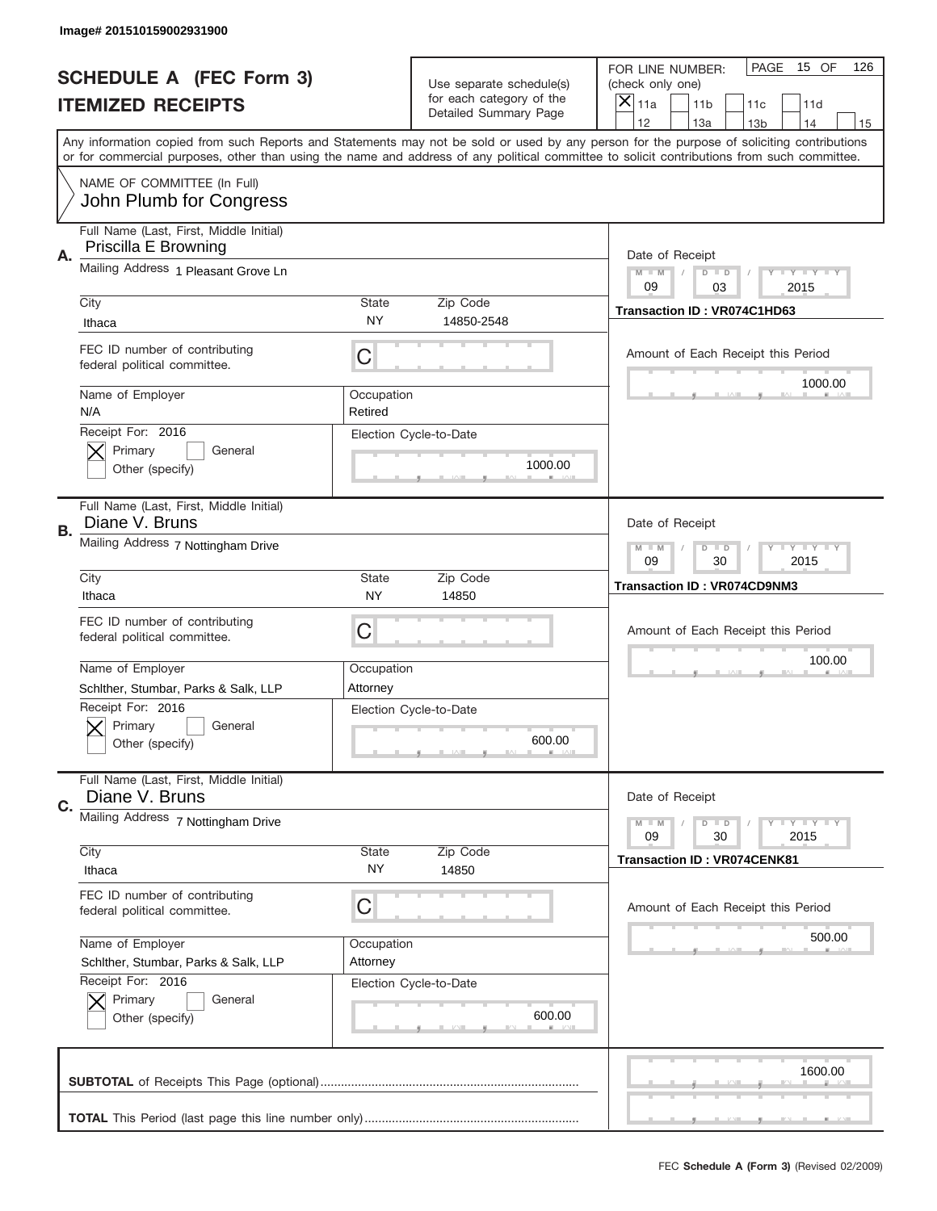Image# 201510159002931900

# SCHEDULE A (FEC Form 3)
## ITEMIZED RECEIPTS

Use separate schedule(s) for each category of the Detailed Summary Page

FOR LINE NUMBER: (check only one)
[X] 11a [ ] 11b [ ] 11c [ ] 11d [ ] 12 [ ] 13a [ ] 13b [ ] 14 [ ] 15

PAGE 15 OF 126

Any information copied from such Reports and Statements may not be sold or used by any person for the purpose of soliciting contributions or for commercial purposes, other than using the name and address of any political committee to solicit contributions from such committee.

NAME OF COMMITTEE (In Full)
John Plumb for Congress

---

**A.** Full Name (Last, First, Middle Initial): Priscilla E Browning

Mailing Address: 1 Pleasant Grove Ln

City: Ithaca | State: NY | Zip Code: 14850-2548

FEC ID number of contributing federal political committee: C

Name of Employer: N/A | Occupation: Retired

Receipt For: 2016 — [X] Primary [ ] General [ ] Other (specify)

Election Cycle-to-Date: 1000.00

Date of Receipt: 09 / 03 / 2015

Transaction ID : VR074C1HD63

Amount of Each Receipt this Period: 1000.00

---

**B.** Full Name (Last, First, Middle Initial): Diane V. Bruns

Mailing Address: 7 Nottingham Drive

City: Ithaca | State: NY | Zip Code: 14850

FEC ID number of contributing federal political committee: C

Name of Employer: Schlther, Stumbar, Parks & Salk, LLP | Occupation: Attorney

Receipt For: 2016 — [X] Primary [ ] General [ ] Other (specify)

Election Cycle-to-Date: 600.00

Date of Receipt: 09 / 30 / 2015

Transaction ID : VR074CD9NM3

Amount of Each Receipt this Period: 100.00

---

**C.** Full Name (Last, First, Middle Initial): Diane V. Bruns

Mailing Address: 7 Nottingham Drive

City: Ithaca | State: NY | Zip Code: 14850

FEC ID number of contributing federal political committee: C

Name of Employer: Schlther, Stumbar, Parks & Salk, LLP | Occupation: Attorney

Receipt For: 2016 — [X] Primary [ ] General [ ] Other (specify)

Election Cycle-to-Date: 600.00

Date of Receipt: 09 / 30 / 2015

Transaction ID : VR074CENK81

Amount of Each Receipt this Period: 500.00

---

**SUBTOTAL** of Receipts This Page (optional): 1600.00

**TOTAL** This Period (last page this line number only):

FEC **Schedule A (Form 3)** (Revised 02/2009)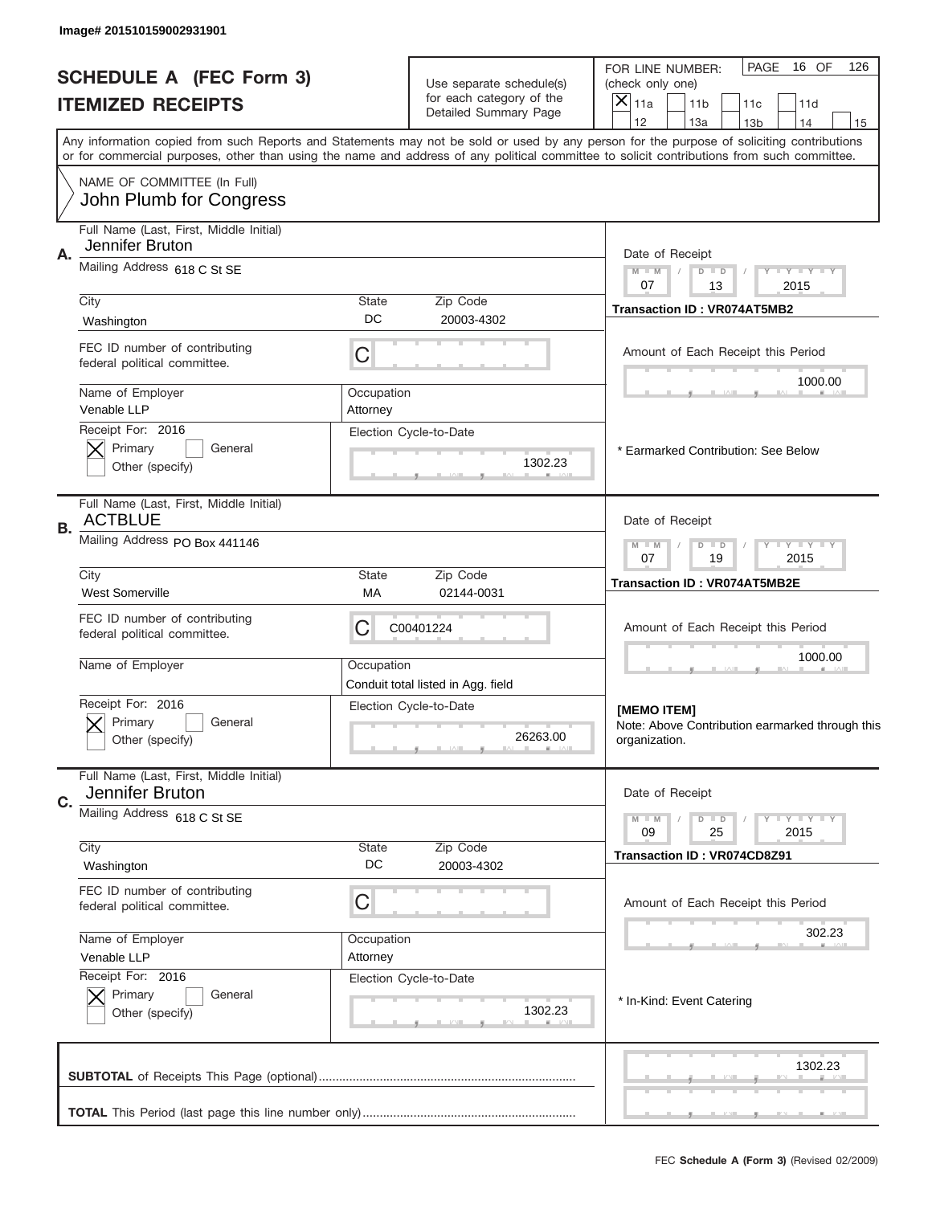Image# 201510159002931901

# SCHEDULE A (FEC Form 3)
## ITEMIZED RECEIPTS

Use separate schedule(s) for each category of the Detailed Summary Page

FOR LINE NUMBER: (check only one)
[X] 11a [ ] 11b [ ] 11c [ ] 11d [ ] 12 [ ] 13a [ ] 13b [ ] 14 [ ] 15

PAGE 16 OF 126

Any information copied from such Reports and Statements may not be sold or used by any person for the purpose of soliciting contributions or for commercial purposes, other than using the name and address of any political committee to solicit contributions from such committee.

NAME OF COMMITTEE (In Full)
John Plumb for Congress

---

**A.** Full Name (Last, First, Middle Initial): Jennifer Bruton
Mailing Address: 618 C St SE
City: Washington | State: DC | Zip Code: 20003-4302
FEC ID number of contributing federal political committee: C
Name of Employer: Venable LLP | Occupation: Attorney
Receipt For: 2016 — [X] Primary [ ] General [ ] Other (specify)
Election Cycle-to-Date: 1302.23

Date of Receipt: 07 / 13 / 2015
Transaction ID : VR074AT5MB2
Amount of Each Receipt this Period: 1000.00
\* Earmarked Contribution: See Below

---

**B.** Full Name (Last, First, Middle Initial): ACTBLUE
Mailing Address: PO Box 441146
City: West Somerville | State: MA | Zip Code: 02144-0031
FEC ID number of contributing federal political committee: C00401224
Name of Employer: | Occupation: Conduit total listed in Agg. field
Receipt For: 2016 — [X] Primary [ ] General [ ] Other (specify)
Election Cycle-to-Date: 26263.00

Date of Receipt: 07 / 19 / 2015
Transaction ID : VR074AT5MB2E
Amount of Each Receipt this Period: 1000.00
**[MEMO ITEM]**
Note: Above Contribution earmarked through this organization.

---

**C.** Full Name (Last, First, Middle Initial): Jennifer Bruton
Mailing Address: 618 C St SE
City: Washington | State: DC | Zip Code: 20003-4302
FEC ID number of contributing federal political committee: C
Name of Employer: Venable LLP | Occupation: Attorney
Receipt For: 2016 — [X] Primary [ ] General [ ] Other (specify)
Election Cycle-to-Date: 1302.23

Date of Receipt: 09 / 25 / 2015
Transaction ID : VR074CD8Z91
Amount of Each Receipt this Period: 302.23
\* In-Kind: Event Catering

---

**SUBTOTAL** of Receipts This Page (optional): 1302.23

**TOTAL** This Period (last page this line number only):

FEC **Schedule A (Form 3)** (Revised 02/2009)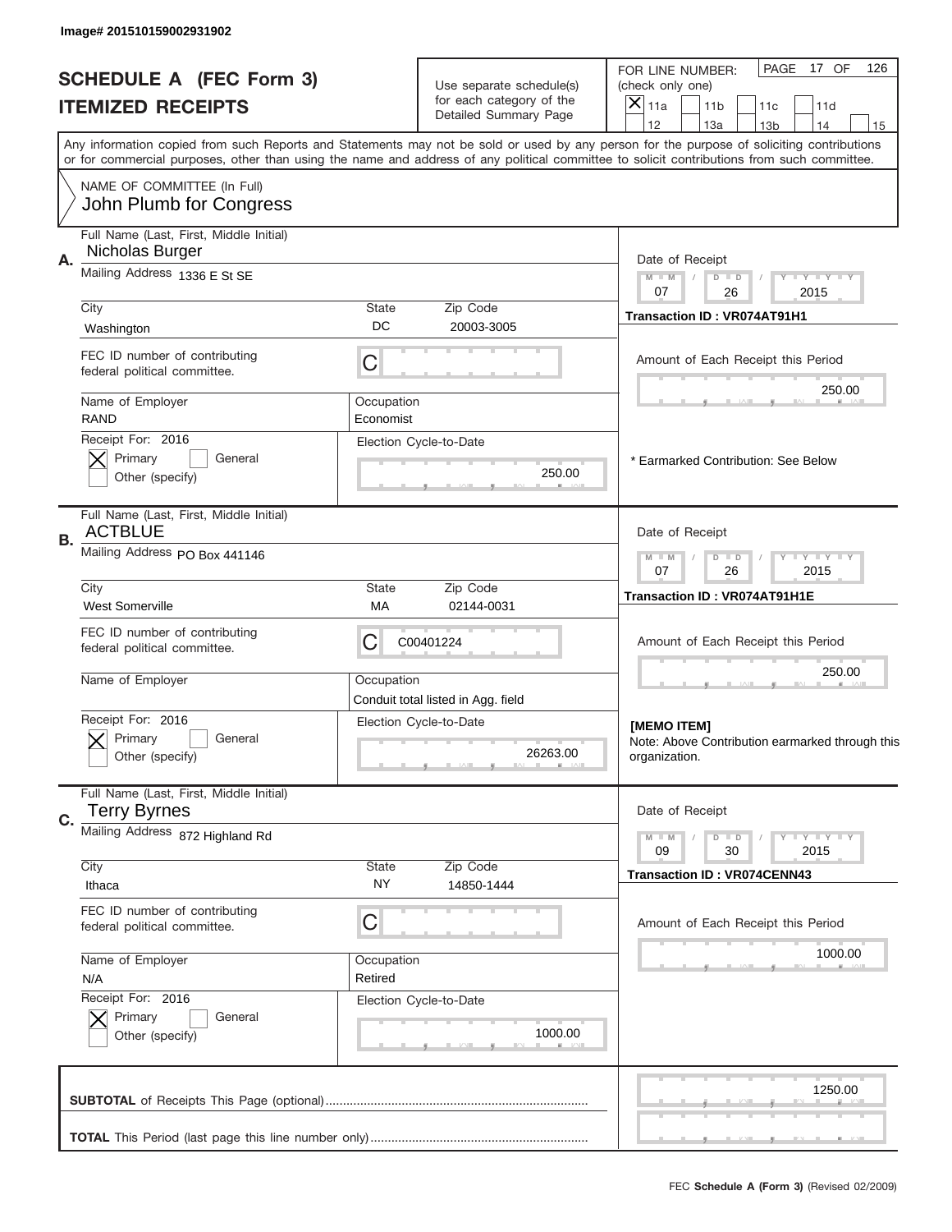Image# 201510159002931902

# SCHEDULE A (FEC Form 3)
## ITEMIZED RECEIPTS

Use separate schedule(s) for each category of the Detailed Summary Page

FOR LINE NUMBER: (check only one)
[X] 11a [ ] 11b [ ] 11c [ ] 11d [ ] 12 [ ] 13a [ ] 13b [ ] 14 [ ] 15

PAGE 17 OF 126

Any information copied from such Reports and Statements may not be sold or used by any person for the purpose of soliciting contributions or for commercial purposes, other than using the name and address of any political committee to solicit contributions from such committee.

NAME OF COMMITTEE (In Full)
John Plumb for Congress

---

**A.** Full Name (Last, First, Middle Initial): Nicholas Burger
Mailing Address: 1336 E St SE
City: Washington | State: DC | Zip Code: 20003-3005
FEC ID number of contributing federal political committee: C
Name of Employer: RAND
Occupation: Economist
Receipt For: 2016 [X] Primary [ ] General [ ] Other (specify)
Election Cycle-to-Date: 250.00
Date of Receipt: 07 / 26 / 2015
Transaction ID : VR074AT91H1
Amount of Each Receipt this Period: 250.00
* Earmarked Contribution: See Below

---

**B.** Full Name (Last, First, Middle Initial): ACTBLUE
Mailing Address: PO Box 441146
City: West Somerville | State: MA | Zip Code: 02144-0031
FEC ID number of contributing federal political committee: C00401224
Name of Employer:
Occupation: Conduit total listed in Agg. field
Receipt For: 2016 [X] Primary [ ] General [ ] Other (specify)
Election Cycle-to-Date: 26263.00
Date of Receipt: 07 / 26 / 2015
Transaction ID : VR074AT91H1E
Amount of Each Receipt this Period: 250.00
[MEMO ITEM]
Note: Above Contribution earmarked through this organization.

---

**C.** Full Name (Last, First, Middle Initial): Terry Byrnes
Mailing Address: 872 Highland Rd
City: Ithaca | State: NY | Zip Code: 14850-1444
FEC ID number of contributing federal political committee: C
Name of Employer: N/A
Occupation: Retired
Receipt For: 2016 [X] Primary [ ] General [ ] Other (specify)
Election Cycle-to-Date: 1000.00
Date of Receipt: 09 / 30 / 2015
Transaction ID : VR074CENN43
Amount of Each Receipt this Period: 1000.00

---

**SUBTOTAL** of Receipts This Page (optional): 1250.00

**TOTAL** This Period (last page this line number only):

FEC **Schedule A (Form 3)** (Revised 02/2009)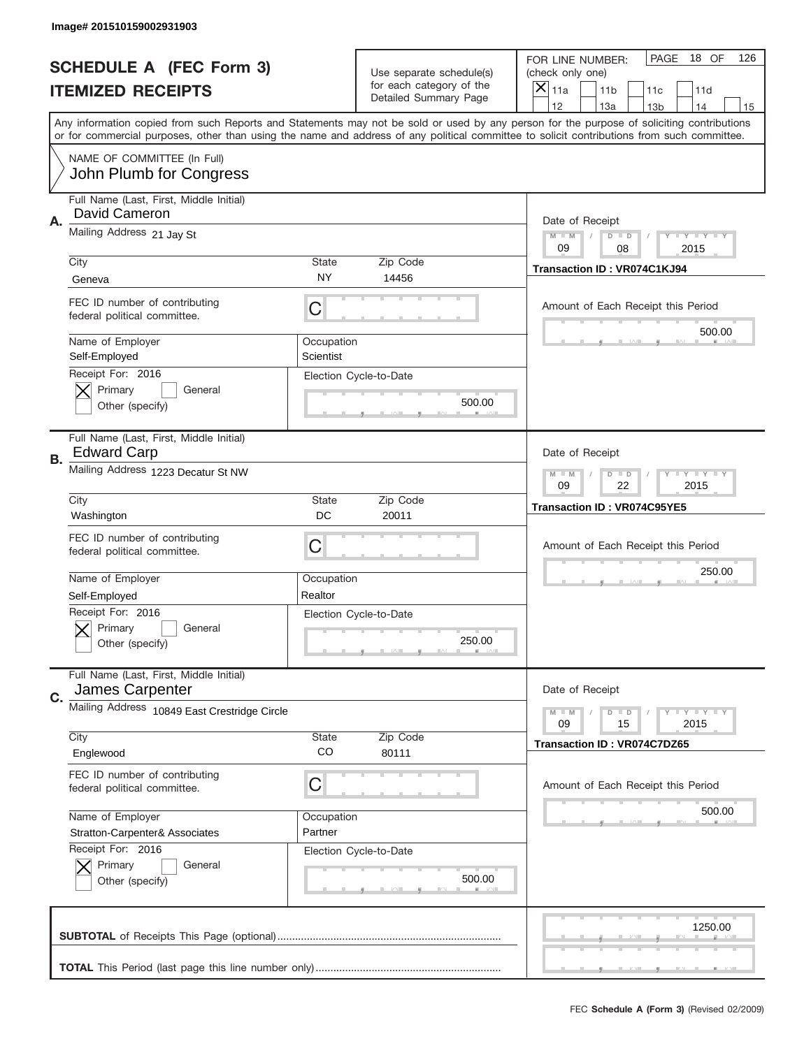Image# 201510159002931903

# SCHEDULE A (FEC Form 3)
# ITEMIZED RECEIPTS

Use separate schedule(s) for each category of the Detailed Summary Page

FOR LINE NUMBER: (check only one)

- [X] 11a
- [ ] 11b
- [ ] 11c
- [ ] 11d
- [ ] 12
- [ ] 13a
- [ ] 13b
- [ ] 14
- [ ] 15

PAGE 18 OF 126

Any information copied from such Reports and Statements may not be sold or used by any person for the purpose of soliciting contributions or for commercial purposes, other than using the name and address of any political committee to solicit contributions from such committee.

NAME OF COMMITTEE (In Full)
John Plumb for Congress

---

**A.**

Full Name (Last, First, Middle Initial): David Cameron

Mailing Address: 21 Jay St

City: Geneva | State: NY | Zip Code: 14456

FEC ID number of contributing federal political committee: C

Name of Employer: Self-Employed

Occupation: Scientist

Receipt For: 2016
- [X] Primary
- [ ] General
- [ ] Other (specify)

Election Cycle-to-Date: 500.00

Date of Receipt: 09 / 08 / 2015

Transaction ID : VR074C1KJ94

Amount of Each Receipt this Period: 500.00

---

**B.**

Full Name (Last, First, Middle Initial): Edward Carp

Mailing Address: 1223 Decatur St NW

City: Washington | State: DC | Zip Code: 20011

FEC ID number of contributing federal political committee: C

Name of Employer: Self-Employed

Occupation: Realtor

Receipt For: 2016
- [X] Primary
- [ ] General
- [ ] Other (specify)

Election Cycle-to-Date: 250.00

Date of Receipt: 09 / 22 / 2015

Transaction ID : VR074C95YE5

Amount of Each Receipt this Period: 250.00

---

**C.**

Full Name (Last, First, Middle Initial): James Carpenter

Mailing Address: 10849 East Crestridge Circle

City: Englewood | State: CO | Zip Code: 80111

FEC ID number of contributing federal political committee: C

Name of Employer: Stratton-Carpenter& Associates

Occupation: Partner

Receipt For: 2016
- [X] Primary
- [ ] General
- [ ] Other (specify)

Election Cycle-to-Date: 500.00

Date of Receipt: 09 / 15 / 2015

Transaction ID : VR074C7DZ65

Amount of Each Receipt this Period: 500.00

---

**SUBTOTAL** of Receipts This Page (optional): 1250.00

**TOTAL** This Period (last page this line number only):

FEC **Schedule A (Form 3)** (Revised 02/2009)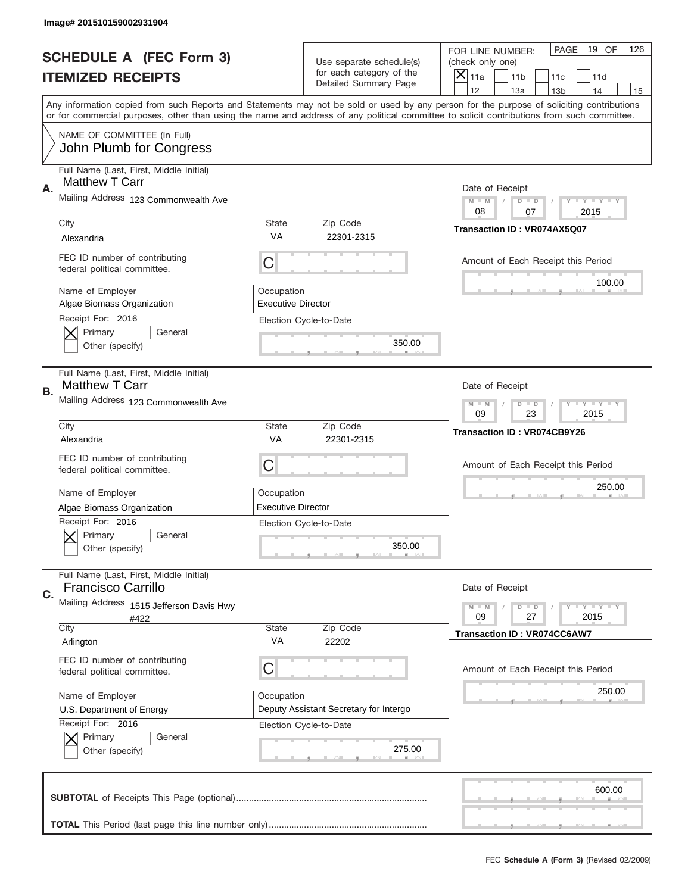Image# 201510159002931904

# SCHEDULE A (FEC Form 3)
## ITEMIZED RECEIPTS

Use separate schedule(s) for each category of the Detailed Summary Page

FOR LINE NUMBER: (check only one)

☒ 11a ☐ 11b ☐ 11c ☐ 11d ☐ 12 ☐ 13a ☐ 13b ☐ 14 ☐ 15

PAGE 19 OF 126

Any information copied from such Reports and Statements may not be sold or used by any person for the purpose of soliciting contributions or for commercial purposes, other than using the name and address of any political committee to solicit contributions from such committee.

NAME OF COMMITTEE (In Full)
John Plumb for Congress

---

**A.**

Full Name (Last, First, Middle Initial): Matthew T Carr

Mailing Address: 123 Commonwealth Ave

City: Alexandria | State: VA | Zip Code: 22301-2315

FEC ID number of contributing federal political committee: C

Name of Employer: Algae Biomass Organization

Occupation: Executive Director

Receipt For: 2016 ☒ Primary ☐ General ☐ Other (specify)

Election Cycle-to-Date: 350.00

Date of Receipt: 08 / 07 / 2015

Transaction ID : VR074AX5Q07

Amount of Each Receipt this Period: 100.00

---

**B.**

Full Name (Last, First, Middle Initial): Matthew T Carr

Mailing Address: 123 Commonwealth Ave

City: Alexandria | State: VA | Zip Code: 22301-2315

FEC ID number of contributing federal political committee: C

Name of Employer: Algae Biomass Organization

Occupation: Executive Director

Receipt For: 2016 ☒ Primary ☐ General ☐ Other (specify)

Election Cycle-to-Date: 350.00

Date of Receipt: 09 / 23 / 2015

Transaction ID : VR074CB9Y26

Amount of Each Receipt this Period: 250.00

---

**C.**

Full Name (Last, First, Middle Initial): Francisco Carrillo

Mailing Address: 1515 Jefferson Davis Hwy #422

City: Arlington | State: VA | Zip Code: 22202

FEC ID number of contributing federal political committee: C

Name of Employer: U.S. Department of Energy

Occupation: Deputy Assistant Secretary for Intergo

Receipt For: 2016 ☒ Primary ☐ General ☐ Other (specify)

Election Cycle-to-Date: 275.00

Date of Receipt: 09 / 27 / 2015

Transaction ID : VR074CC6AW7

Amount of Each Receipt this Period: 250.00

---

**SUBTOTAL** of Receipts This Page (optional): 600.00

**TOTAL** This Period (last page this line number only):

FEC **Schedule A (Form 3)** (Revised 02/2009)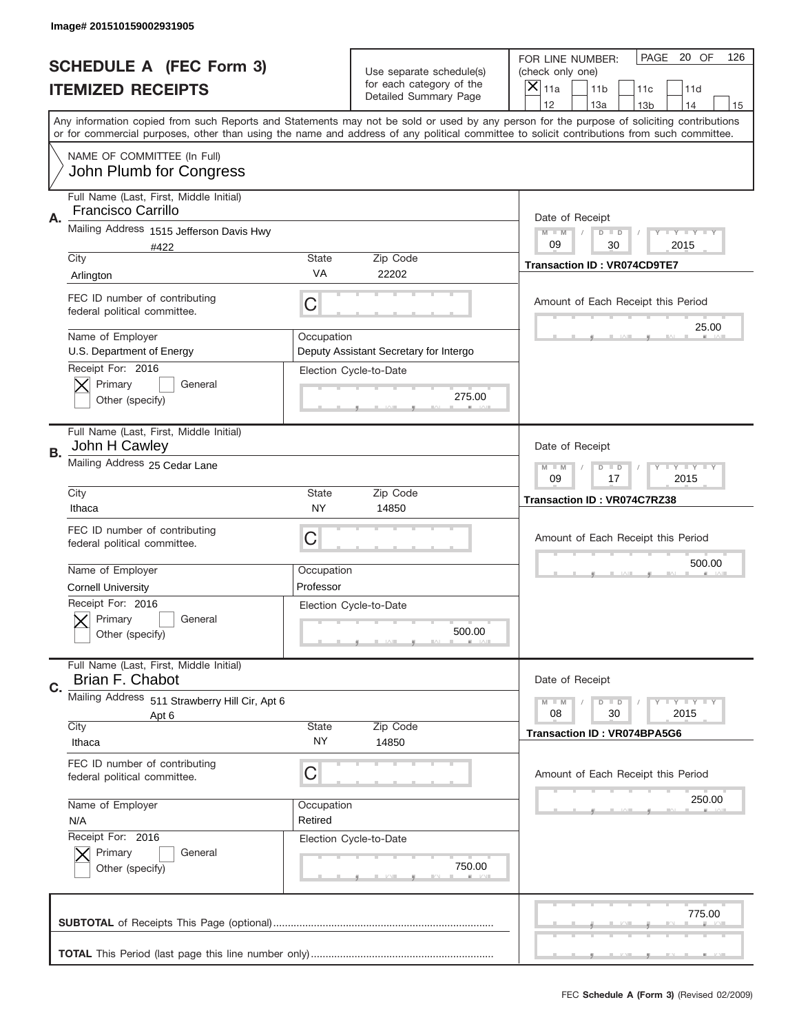Image# 201510159002931905

# SCHEDULE A (FEC Form 3)
## ITEMIZED RECEIPTS

Use separate schedule(s) for each category of the Detailed Summary Page

FOR LINE NUMBER: (check only one)
[X] 11a [ ] 11b [ ] 11c [ ] 11d [ ] 12 [ ] 13a [ ] 13b [ ] 14 [ ] 15

PAGE 20 OF 126

Any information copied from such Reports and Statements may not be sold or used by any person for the purpose of soliciting contributions or for commercial purposes, other than using the name and address of any political committee to solicit contributions from such committee.

NAME OF COMMITTEE (In Full)
John Plumb for Congress

---

**A.** Full Name (Last, First, Middle Initial): Francisco Carrillo

Mailing Address: 1515 Jefferson Davis Hwy #422

City: Arlington | State: VA | Zip Code: 22202

FEC ID number of contributing federal political committee: C

Name of Employer: U.S. Department of Energy

Occupation: Deputy Assistant Secretary for Intergo

Receipt For: 2016 [X] Primary [ ] General [ ] Other (specify)

Election Cycle-to-Date: 275.00

Date of Receipt: 09 / 30 / 2015

Transaction ID : VR074CD9TE7

Amount of Each Receipt this Period: 25.00

---

**B.** Full Name (Last, First, Middle Initial): John H Cawley

Mailing Address: 25 Cedar Lane

City: Ithaca | State: NY | Zip Code: 14850

FEC ID number of contributing federal political committee: C

Name of Employer: Cornell University

Occupation: Professor

Receipt For: 2016 [X] Primary [ ] General [ ] Other (specify)

Election Cycle-to-Date: 500.00

Date of Receipt: 09 / 17 / 2015

Transaction ID : VR074C7RZ38

Amount of Each Receipt this Period: 500.00

---

**C.** Full Name (Last, First, Middle Initial): Brian F. Chabot

Mailing Address: 511 Strawberry Hill Cir, Apt 6 Apt 6

City: Ithaca | State: NY | Zip Code: 14850

FEC ID number of contributing federal political committee: C

Name of Employer: N/A

Occupation: Retired

Receipt For: 2016 [X] Primary [ ] General [ ] Other (specify)

Election Cycle-to-Date: 750.00

Date of Receipt: 08 / 30 / 2015

Transaction ID : VR074BPA5G6

Amount of Each Receipt this Period: 250.00

---

**SUBTOTAL** of Receipts This Page (optional): 775.00

**TOTAL** This Period (last page this line number only):

FEC **Schedule A (Form 3)** (Revised 02/2009)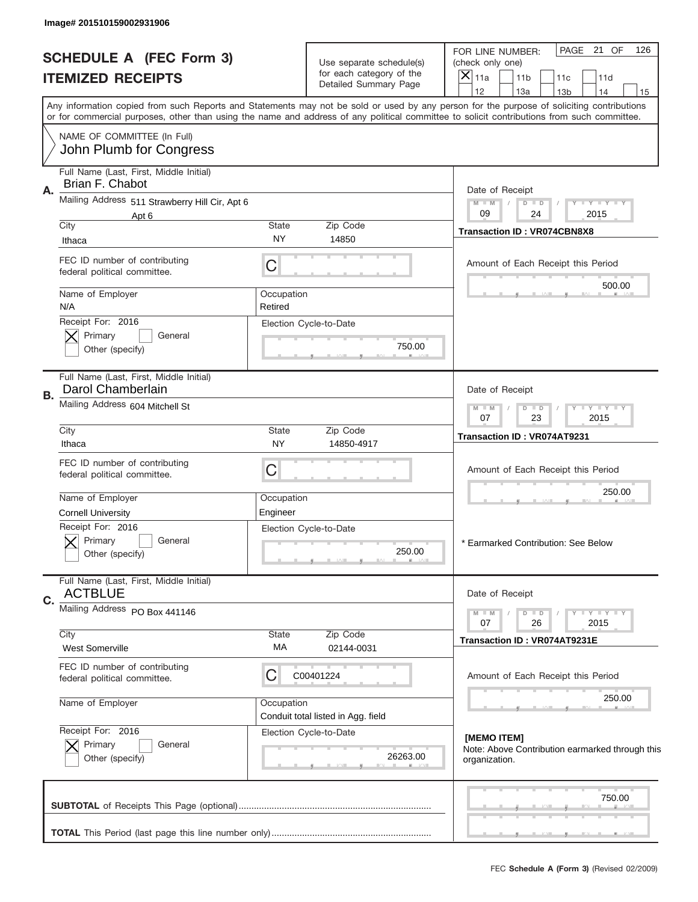Image# 201510159002931906

# SCHEDULE A (FEC Form 3)
## ITEMIZED RECEIPTS

Use separate schedule(s) for each category of the Detailed Summary Page

FOR LINE NUMBER: (check only one)
[X] 11a [ ] 11b [ ] 11c [ ] 11d [ ] 12 [ ] 13a [ ] 13b [ ] 14 [ ] 15

PAGE 21 OF 126

Any information copied from such Reports and Statements may not be sold or used by any person for the purpose of soliciting contributions or for commercial purposes, other than using the name and address of any political committee to solicit contributions from such committee.

NAME OF COMMITTEE (In Full)
John Plumb for Congress

---

**A.** Full Name (Last, First, Middle Initial): Brian F. Chabot

Mailing Address: 511 Strawberry Hill Cir, Apt 6, Apt 6

City: Ithaca | State: NY | Zip Code: 14850

FEC ID number of contributing federal political committee: C

Name of Employer: N/A | Occupation: Retired

Receipt For: 2016 — [X] Primary [ ] General [ ] Other (specify)

Election Cycle-to-Date: 750.00

Date of Receipt: 09 / 24 / 2015

Transaction ID : VR074CBN8X8

Amount of Each Receipt this Period: 500.00

---

**B.** Full Name (Last, First, Middle Initial): Darol Chamberlain

Mailing Address: 604 Mitchell St

City: Ithaca | State: NY | Zip Code: 14850-4917

FEC ID number of contributing federal political committee: C

Name of Employer: Cornell University | Occupation: Engineer

Receipt For: 2016 — [X] Primary [ ] General [ ] Other (specify)

Election Cycle-to-Date: 250.00

Date of Receipt: 07 / 23 / 2015

Transaction ID : VR074AT9231

Amount of Each Receipt this Period: 250.00

\* Earmarked Contribution: See Below

---

**C.** Full Name (Last, First, Middle Initial): ACTBLUE

Mailing Address: PO Box 441146

City: West Somerville | State: MA | Zip Code: 02144-0031

FEC ID number of contributing federal political committee: C C00401224

Name of Employer: | Occupation: Conduit total listed in Agg. field

Receipt For: 2016 — [X] Primary [ ] General [ ] Other (specify)

Election Cycle-to-Date: 26263.00

Date of Receipt: 07 / 26 / 2015

Transaction ID : VR074AT9231E

Amount of Each Receipt this Period: 250.00

**[MEMO ITEM]**
Note: Above Contribution earmarked through this organization.

---

**SUBTOTAL** of Receipts This Page (optional): 750.00

**TOTAL** This Period (last page this line number only):

FEC **Schedule A (Form 3)** (Revised 02/2009)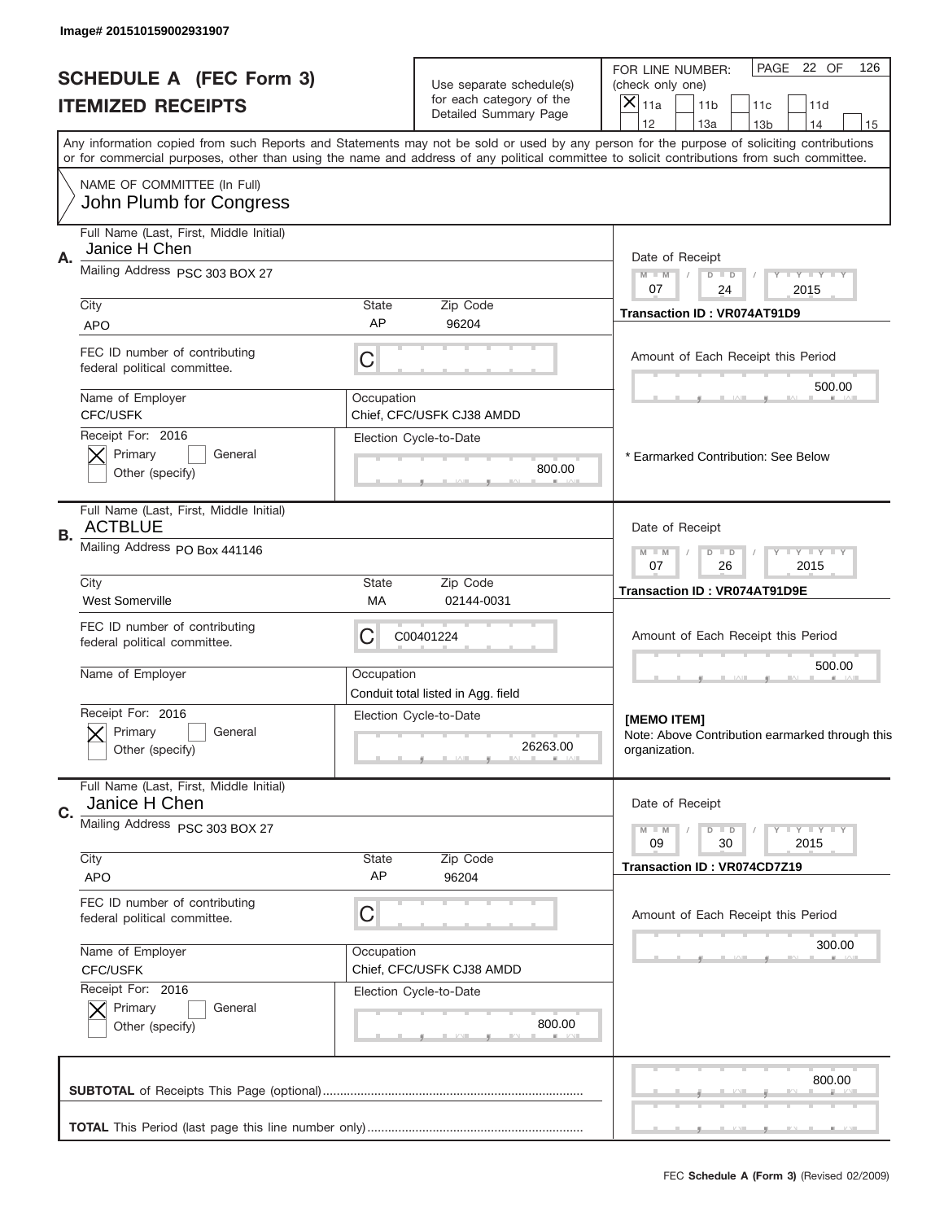Image# 201510159002931907

# SCHEDULE A (FEC Form 3)
## ITEMIZED RECEIPTS

Use separate schedule(s) for each category of the Detailed Summary Page

FOR LINE NUMBER: (check only one)
[X] 11a [ ] 11b [ ] 11c [ ] 11d [ ] 12 [ ] 13a [ ] 13b [ ] 14 [ ] 15

Any information copied from such Reports and Statements may not be sold or used by any person for the purpose of soliciting contributions or for commercial purposes, other than using the name and address of any political committee to solicit contributions from such committee.

NAME OF COMMITTEE (In Full)
John Plumb for Congress

---

**A.** Full Name (Last, First, Middle Initial): Janice H Chen

Mailing Address: PSC 303 BOX 27

City: APO | State: AP | Zip Code: 96204

FEC ID number of contributing federal political committee: C

Name of Employer: CFC/USFK

Occupation: Chief, CFC/USFK CJ38 AMDD

Receipt For: 2016 — [X] Primary [ ] General [ ] Other (specify)

Election Cycle-to-Date: 800.00

Date of Receipt: 07 / 24 / 2015

Transaction ID : VR074AT91D9

Amount of Each Receipt this Period: 500.00

* Earmarked Contribution: See Below

---

**B.** Full Name (Last, First, Middle Initial): ACTBLUE

Mailing Address: PO Box 441146

City: West Somerville | State: MA | Zip Code: 02144-0031

FEC ID number of contributing federal political committee: C00401224

Name of Employer:

Occupation: Conduit total listed in Agg. field

Receipt For: 2016 — [X] Primary [ ] General [ ] Other (specify)

Election Cycle-to-Date: 26263.00

Date of Receipt: 07 / 26 / 2015

Transaction ID : VR074AT91D9E

Amount of Each Receipt this Period: 500.00

**[MEMO ITEM]**
Note: Above Contribution earmarked through this organization.

---

**C.** Full Name (Last, First, Middle Initial): Janice H Chen

Mailing Address: PSC 303 BOX 27

City: APO | State: AP | Zip Code: 96204

FEC ID number of contributing federal political committee: C

Name of Employer: CFC/USFK

Occupation: Chief, CFC/USFK CJ38 AMDD

Receipt For: 2016 — [X] Primary [ ] General [ ] Other (specify)

Election Cycle-to-Date: 800.00

Date of Receipt: 09 / 30 / 2015

Transaction ID : VR074CD7Z19

Amount of Each Receipt this Period: 300.00

---

**SUBTOTAL** of Receipts This Page (optional): 800.00

**TOTAL** This Period (last page this line number only):

FEC **Schedule A (Form 3)** (Revised 02/2009)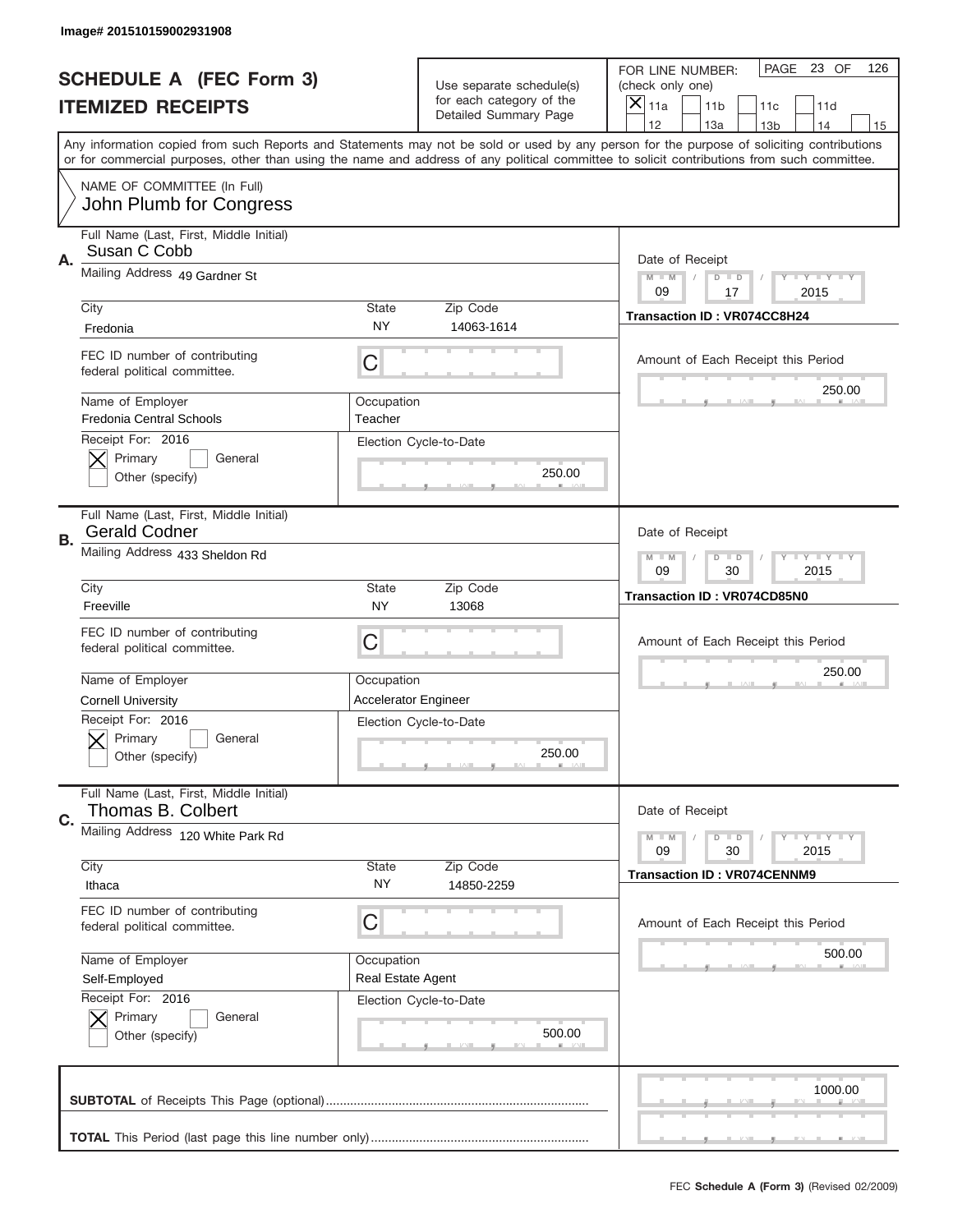Image# 201510159002931908

# SCHEDULE A (FEC Form 3)
# ITEMIZED RECEIPTS

Use separate schedule(s) for each category of the Detailed Summary Page

FOR LINE NUMBER: (check only one)

- [x] 11a
- [ ] 11b
- [ ] 11c
- [ ] 11d
- [ ] 12
- [ ] 13a
- [ ] 13b
- [ ] 14
- [ ] 15

PAGE 23 OF 126

Any information copied from such Reports and Statements may not be sold or used by any person for the purpose of soliciting contributions or for commercial purposes, other than using the name and address of any political committee to solicit contributions from such committee.

NAME OF COMMITTEE (In Full)
John Plumb for Congress

---

**A.** Full Name (Last, First, Middle Initial): Susan C Cobb

Mailing Address: 49 Gardner St

City: Fredonia | State: NY | Zip Code: 14063-1614

FEC ID number of contributing federal political committee: C

Name of Employer: Fredonia Central Schools

Occupation: Teacher

Receipt For: 2016
- [x] Primary
- [ ] General
- [ ] Other (specify)

Election Cycle-to-Date: 250.00

Date of Receipt: 09 / 17 / 2015

Transaction ID : VR074CC8H24

Amount of Each Receipt this Period: 250.00

---

**B.** Full Name (Last, First, Middle Initial): Gerald Codner

Mailing Address: 433 Sheldon Rd

City: Freeville | State: NY | Zip Code: 13068

FEC ID number of contributing federal political committee: C

Name of Employer: Cornell University

Occupation: Accelerator Engineer

Receipt For: 2016
- [x] Primary
- [ ] General
- [ ] Other (specify)

Election Cycle-to-Date: 250.00

Date of Receipt: 09 / 30 / 2015

Transaction ID : VR074CD85N0

Amount of Each Receipt this Period: 250.00

---

**C.** Full Name (Last, First, Middle Initial): Thomas B. Colbert

Mailing Address: 120 White Park Rd

City: Ithaca | State: NY | Zip Code: 14850-2259

FEC ID number of contributing federal political committee: C

Name of Employer: Self-Employed

Occupation: Real Estate Agent

Receipt For: 2016
- [x] Primary
- [ ] General
- [ ] Other (specify)

Election Cycle-to-Date: 500.00

Date of Receipt: 09 / 30 / 2015

Transaction ID : VR074CENNM9

Amount of Each Receipt this Period: 500.00

---

**SUBTOTAL** of Receipts This Page (optional): 1000.00

**TOTAL** This Period (last page this line number only):

FEC Schedule A (Form 3) (Revised 02/2009)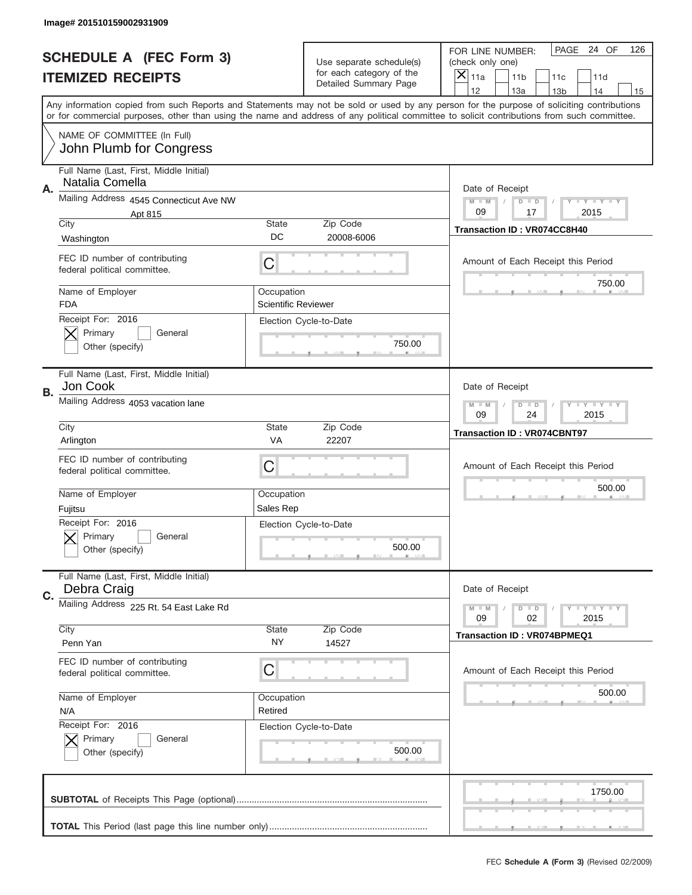Image# 201510159002931909

# SCHEDULE A (FEC Form 3)
## ITEMIZED RECEIPTS

Use separate schedule(s) for each category of the Detailed Summary Page

FOR LINE NUMBER: (check only one)

- [X] 11a
- [ ] 11b
- [ ] 11c
- [ ] 11d
- [ ] 12
- [ ] 13a
- [ ] 13b
- [ ] 14
- [ ] 15

PAGE 24 OF 126

Any information copied from such Reports and Statements may not be sold or used by any person for the purpose of soliciting contributions or for commercial purposes, other than using the name and address of any political committee to solicit contributions from such committee.

NAME OF COMMITTEE (In Full)
John Plumb for Congress

---

**A.**

Full Name (Last, First, Middle Initial): Natalia Comella

Mailing Address: 4545 Connecticut Ave NW, Apt 815

City: Washington | State: DC | Zip Code: 20008-6006

FEC ID number of contributing federal political committee: C

Name of Employer: FDA

Occupation: Scientific Reviewer

Receipt For: 2016 — [X] Primary [ ] General [ ] Other (specify)

Election Cycle-to-Date: 750.00

Date of Receipt: 09 / 17 / 2015

Transaction ID : VR074CC8H40

Amount of Each Receipt this Period: 750.00

---

**B.**

Full Name (Last, First, Middle Initial): Jon Cook

Mailing Address: 4053 vacation lane

City: Arlington | State: VA | Zip Code: 22207

FEC ID number of contributing federal political committee: C

Name of Employer: Fujitsu

Occupation: Sales Rep

Receipt For: 2016 — [X] Primary [ ] General [ ] Other (specify)

Election Cycle-to-Date: 500.00

Date of Receipt: 09 / 24 / 2015

Transaction ID : VR074CBNT97

Amount of Each Receipt this Period: 500.00

---

**C.**

Full Name (Last, First, Middle Initial): Debra Craig

Mailing Address: 225 Rt. 54 East Lake Rd

City: Penn Yan | State: NY | Zip Code: 14527

FEC ID number of contributing federal political committee: C

Name of Employer: N/A

Occupation: Retired

Receipt For: 2016 — [X] Primary [ ] General [ ] Other (specify)

Election Cycle-to-Date: 500.00

Date of Receipt: 09 / 02 / 2015

Transaction ID : VR074BPMEQ1

Amount of Each Receipt this Period: 500.00

---

**SUBTOTAL** of Receipts This Page (optional): 1750.00

**TOTAL** This Period (last page this line number only):

FEC **Schedule A (Form 3)** (Revised 02/2009)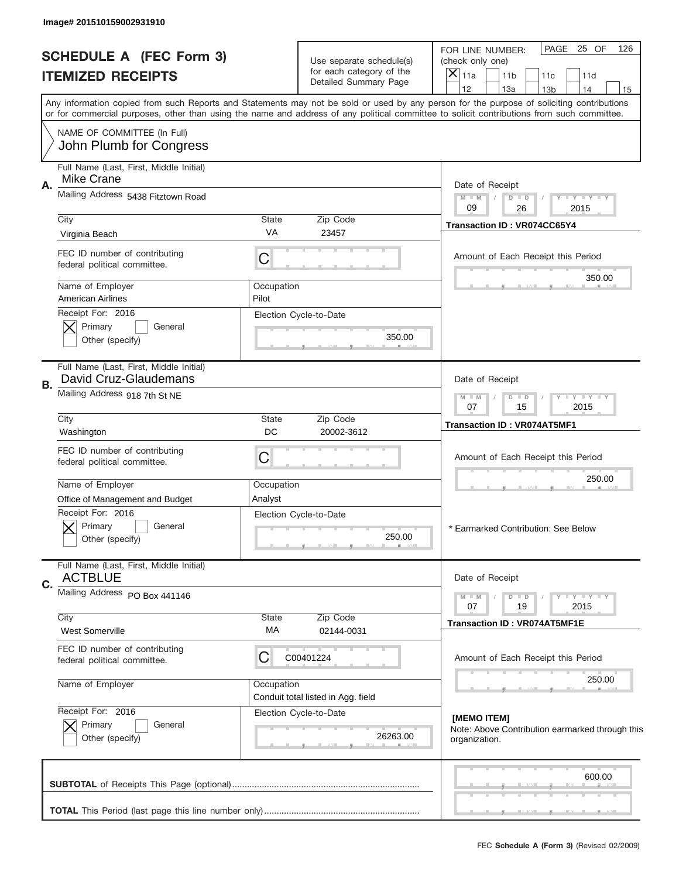Image# 201510159002931910

# SCHEDULE A (FEC Form 3)
# ITEMIZED RECEIPTS

Use separate schedule(s) for each category of the Detailed Summary Page

FOR LINE NUMBER: (check only one)

[X] 11a [ ] 11b [ ] 11c [ ] 11d [ ] 12 [ ] 13a [ ] 13b [ ] 14 [ ] 15

PAGE 25 OF 126

Any information copied from such Reports and Statements may not be sold or used by any person for the purpose of soliciting contributions or for commercial purposes, other than using the name and address of any political committee to solicit contributions from such committee.

NAME OF COMMITTEE (In Full)
John Plumb for Congress

---

**A.** Full Name (Last, First, Middle Initial): Mike Crane

Mailing Address: 5438 Fitztown Road

City: Virginia Beach | State: VA | Zip Code: 23457

FEC ID number of contributing federal political committee: C

Name of Employer: American Airlines | Occupation: Pilot

Receipt For: 2016 [X] Primary [ ] General [ ] Other (specify)

Election Cycle-to-Date: 350.00

Date of Receipt: 09 / 26 / 2015

Transaction ID : VR074CC65Y4

Amount of Each Receipt this Period: 350.00

---

**B.** Full Name (Last, First, Middle Initial): David Cruz-Glaudemans

Mailing Address: 918 7th St NE

City: Washington | State: DC | Zip Code: 20002-3612

FEC ID number of contributing federal political committee: C

Name of Employer: Office of Management and Budget | Occupation: Analyst

Receipt For: 2016 [X] Primary [ ] General [ ] Other (specify)

Election Cycle-to-Date: 250.00

Date of Receipt: 07 / 15 / 2015

Transaction ID : VR074AT5MF1

Amount of Each Receipt this Period: 250.00

\* Earmarked Contribution: See Below

---

**C.** Full Name (Last, First, Middle Initial): ACTBLUE

Mailing Address: PO Box 441146

City: West Somerville | State: MA | Zip Code: 02144-0031

FEC ID number of contributing federal political committee: C C00401224

Name of Employer: | Occupation: Conduit total listed in Agg. field

Receipt For: 2016 [X] Primary [ ] General [ ] Other (specify)

Election Cycle-to-Date: 26263.00

Date of Receipt: 07 / 19 / 2015

Transaction ID : VR074AT5MF1E

Amount of Each Receipt this Period: 250.00

[MEMO ITEM]
Note: Above Contribution earmarked through this organization.

---

**SUBTOTAL** of Receipts This Page (optional): 600.00

**TOTAL** This Period (last page this line number only):

FEC **Schedule A (Form 3)** (Revised 02/2009)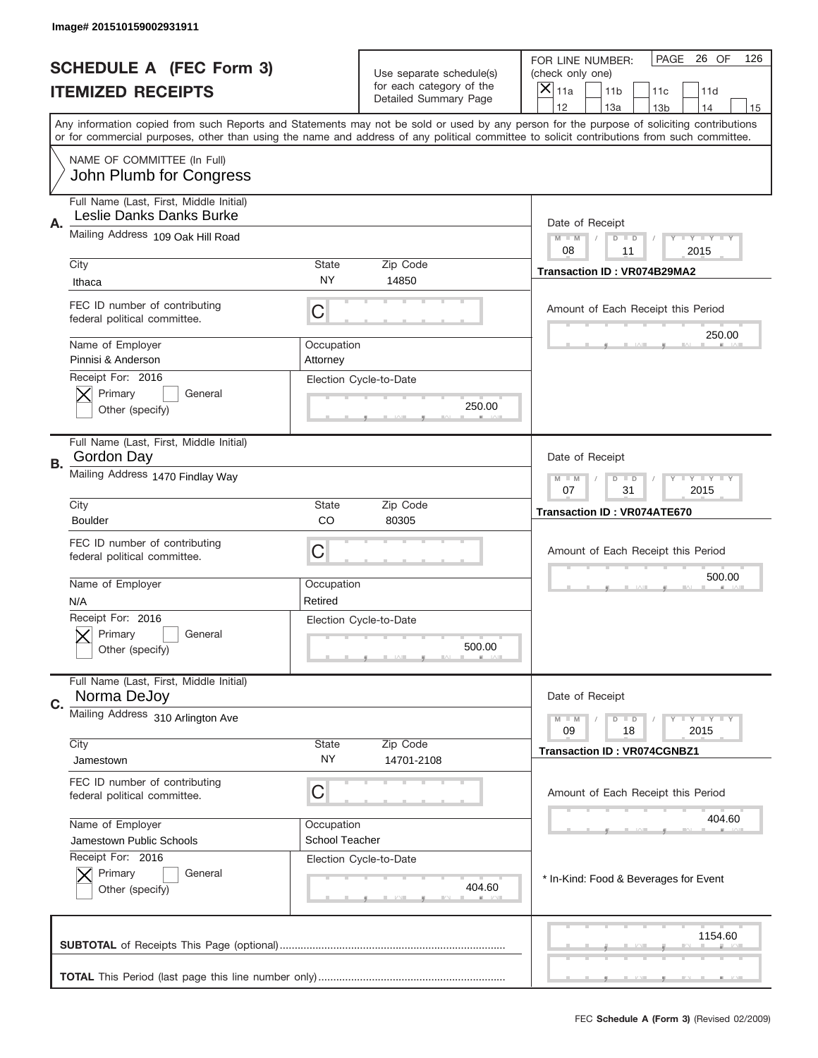Image# 201510159002931911

# SCHEDULE A (FEC Form 3)
## ITEMIZED RECEIPTS

Use separate schedule(s) for each category of the Detailed Summary Page

FOR LINE NUMBER: (check only one)
[X] 11a [ ] 11b [ ] 11c [ ] 11d [ ] 12 [ ] 13a [ ] 13b [ ] 14 [ ] 15

PAGE 26 OF 126

Any information copied from such Reports and Statements may not be sold or used by any person for the purpose of soliciting contributions or for commercial purposes, other than using the name and address of any political committee to solicit contributions from such committee.

NAME OF COMMITTEE (In Full)
John Plumb for Congress

---

**A.** Full Name (Last, First, Middle Initial): Leslie Danks Danks Burke

Mailing Address: 109 Oak Hill Road

City: Ithaca | State: NY | Zip Code: 14850

FEC ID number of contributing federal political committee: C

Name of Employer: Pinnisi & Anderson | Occupation: Attorney

Receipt For: 2016 — [X] Primary [ ] General [ ] Other (specify)

Election Cycle-to-Date: 250.00

Date of Receipt: 08 / 11 / 2015

Transaction ID : VR074B29MA2

Amount of Each Receipt this Period: 250.00

---

**B.** Full Name (Last, First, Middle Initial): Gordon Day

Mailing Address: 1470 Findlay Way

City: Boulder | State: CO | Zip Code: 80305

FEC ID number of contributing federal political committee: C

Name of Employer: N/A | Occupation: Retired

Receipt For: 2016 — [X] Primary [ ] General [ ] Other (specify)

Election Cycle-to-Date: 500.00

Date of Receipt: 07 / 31 / 2015

Transaction ID : VR074ATE670

Amount of Each Receipt this Period: 500.00

---

**C.** Full Name (Last, First, Middle Initial): Norma DeJoy

Mailing Address: 310 Arlington Ave

City: Jamestown | State: NY | Zip Code: 14701-2108

FEC ID number of contributing federal political committee: C

Name of Employer: Jamestown Public Schools | Occupation: School Teacher

Receipt For: 2016 — [X] Primary [ ] General [ ] Other (specify)

Election Cycle-to-Date: 404.60

Date of Receipt: 09 / 18 / 2015

Transaction ID : VR074CGNBZ1

Amount of Each Receipt this Period: 404.60

* In-Kind: Food & Beverages for Event

---

**SUBTOTAL** of Receipts This Page (optional): 1154.60

**TOTAL** This Period (last page this line number only):

FEC **Schedule A (Form 3)** (Revised 02/2009)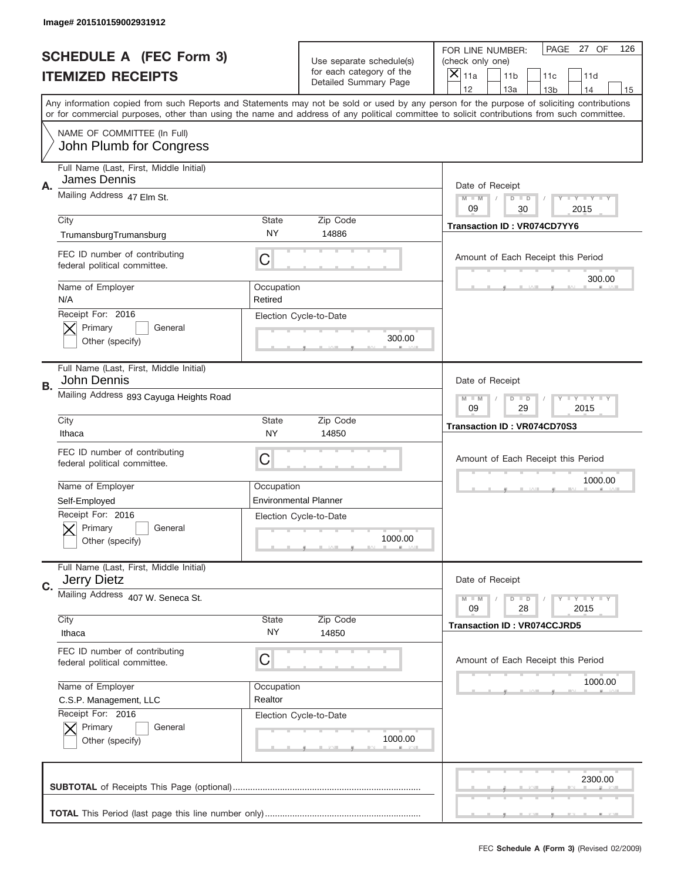Image# 201510159002931912

# SCHEDULE A (FEC Form 3)
## ITEMIZED RECEIPTS

Use separate schedule(s) for each category of the Detailed Summary Page

FOR LINE NUMBER: (check only one)
- [X] 11a
- [ ] 11b
- [ ] 11c
- [ ] 11d
- [ ] 12
- [ ] 13a
- [ ] 13b
- [ ] 14
- [ ] 15

PAGE 27 OF 126

Any information copied from such Reports and Statements may not be sold or used by any person for the purpose of soliciting contributions or for commercial purposes, other than using the name and address of any political committee to solicit contributions from such committee.

NAME OF COMMITTEE (In Full)
John Plumb for Congress

---

**A.** Full Name (Last, First, Middle Initial): James Dennis

Mailing Address: 47 Elm St.

City: TrumansburgTrumansburg | State: NY | Zip Code: 14886

FEC ID number of contributing federal political committee: C

Name of Employer: N/A | Occupation: Retired

Receipt For: 2016 — [X] Primary [ ] General [ ] Other (specify)

Election Cycle-to-Date: 300.00

Date of Receipt: 09 / 30 / 2015

Transaction ID : VR074CD7YY6

Amount of Each Receipt this Period: 300.00

---

**B.** Full Name (Last, First, Middle Initial): John Dennis

Mailing Address: 893 Cayuga Heights Road

City: Ithaca | State: NY | Zip Code: 14850

FEC ID number of contributing federal political committee: C

Name of Employer: Self-Employed | Occupation: Environmental Planner

Receipt For: 2016 — [X] Primary [ ] General [ ] Other (specify)

Election Cycle-to-Date: 1000.00

Date of Receipt: 09 / 29 / 2015

Transaction ID : VR074CD70S3

Amount of Each Receipt this Period: 1000.00

---

**C.** Full Name (Last, First, Middle Initial): Jerry Dietz

Mailing Address: 407 W. Seneca St.

City: Ithaca | State: NY | Zip Code: 14850

FEC ID number of contributing federal political committee: C

Name of Employer: C.S.P. Management, LLC | Occupation: Realtor

Receipt For: 2016 — [X] Primary [ ] General [ ] Other (specify)

Election Cycle-to-Date: 1000.00

Date of Receipt: 09 / 28 / 2015

Transaction ID : VR074CCJRD5

Amount of Each Receipt this Period: 1000.00

---

**SUBTOTAL** of Receipts This Page (optional): 2300.00

**TOTAL** This Period (last page this line number only):

FEC Schedule A (Form 3) (Revised 02/2009)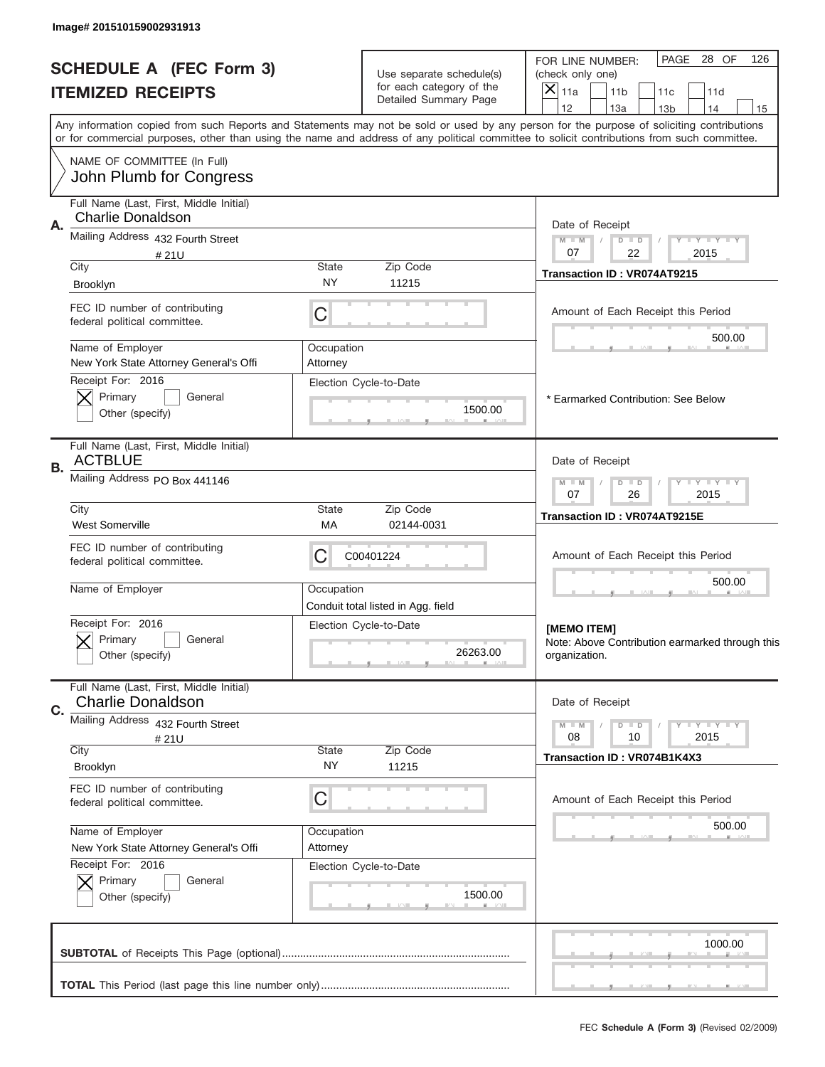Image# 201510159002931913

# SCHEDULE A (FEC Form 3)
## ITEMIZED RECEIPTS

Use separate schedule(s) for each category of the Detailed Summary Page

FOR LINE NUMBER: (check only one)
[X] 11a [ ] 11b [ ] 11c [ ] 11d [ ] 12 [ ] 13a [ ] 13b [ ] 14 [ ] 15

PAGE 28 OF 126

Any information copied from such Reports and Statements may not be sold or used by any person for the purpose of soliciting contributions or for commercial purposes, other than using the name and address of any political committee to solicit contributions from such committee.

NAME OF COMMITTEE (In Full)
John Plumb for Congress

---

**A.** Full Name (Last, First, Middle Initial): Charlie Donaldson

Mailing Address: 432 Fourth Street # 21U

City: Brooklyn | State: NY | Zip Code: 11215

FEC ID number of contributing federal political committee: C

Name of Employer: New York State Attorney General's Offi

Occupation: Attorney

Receipt For: 2016 [X] Primary [ ] General [ ] Other (specify)

Election Cycle-to-Date: 1500.00

Date of Receipt: 07 / 22 / 2015

Transaction ID : VR074AT9215

Amount of Each Receipt this Period: 500.00

\* Earmarked Contribution: See Below

---

**B.** Full Name (Last, First, Middle Initial): ACTBLUE

Mailing Address: PO Box 441146

City: West Somerville | State: MA | Zip Code: 02144-0031

FEC ID number of contributing federal political committee: C00401224

Name of Employer:

Occupation: Conduit total listed in Agg. field

Receipt For: 2016 [X] Primary [ ] General [ ] Other (specify)

Election Cycle-to-Date: 26263.00

Date of Receipt: 07 / 26 / 2015

Transaction ID : VR074AT9215E

Amount of Each Receipt this Period: 500.00

[MEMO ITEM]
Note: Above Contribution earmarked through this organization.

---

**C.** Full Name (Last, First, Middle Initial): Charlie Donaldson

Mailing Address: 432 Fourth Street # 21U

City: Brooklyn | State: NY | Zip Code: 11215

FEC ID number of contributing federal political committee: C

Name of Employer: New York State Attorney General's Offi

Occupation: Attorney

Receipt For: 2016 [X] Primary [ ] General [ ] Other (specify)

Election Cycle-to-Date: 1500.00

Date of Receipt: 08 / 10 / 2015

Transaction ID : VR074B1K4X3

Amount of Each Receipt this Period: 500.00

---

**SUBTOTAL** of Receipts This Page (optional): 1000.00

**TOTAL** This Period (last page this line number only):

FEC **Schedule A (Form 3)** (Revised 02/2009)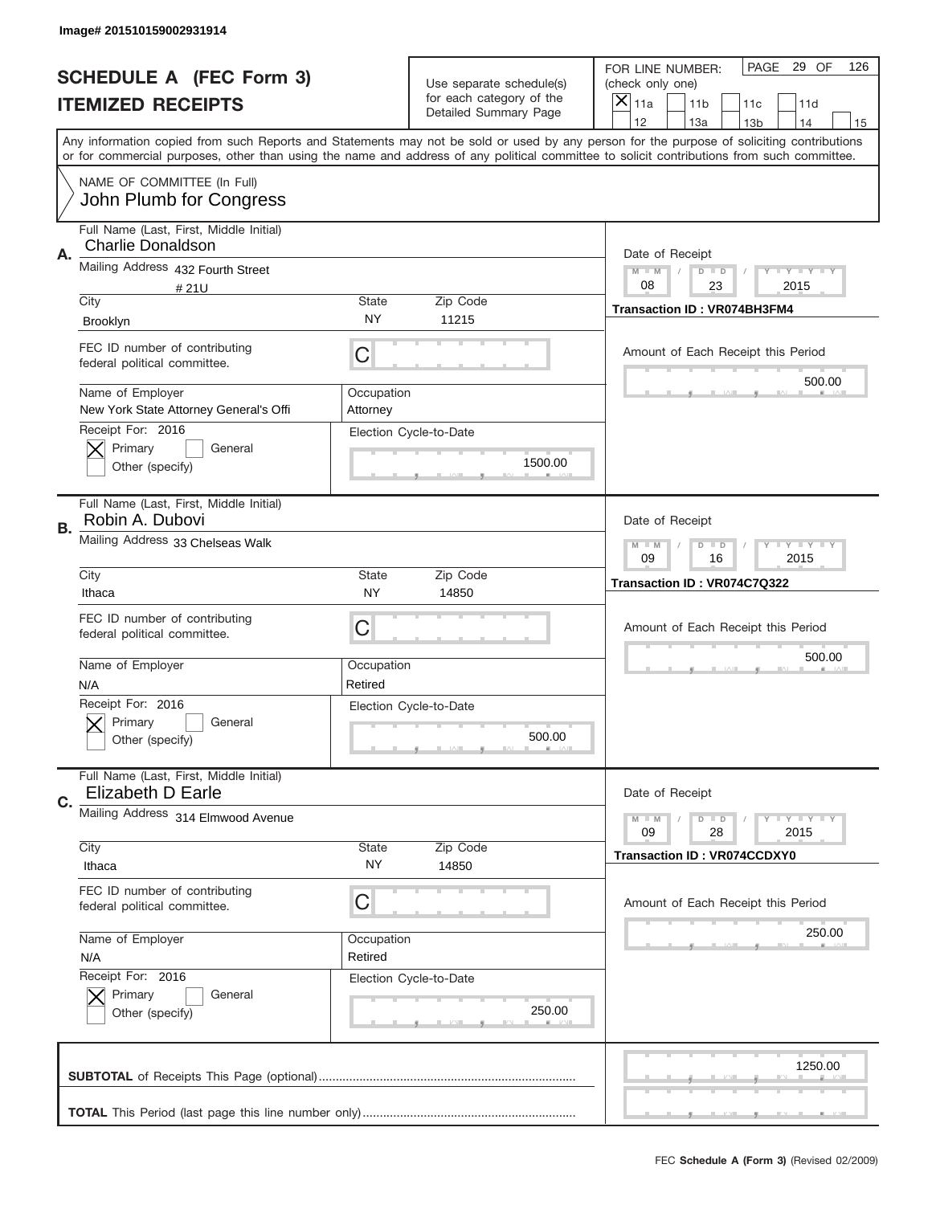Image# 201510159002931914

# SCHEDULE A (FEC Form 3)
## ITEMIZED RECEIPTS

Use separate schedule(s) for each category of the Detailed Summary Page

FOR LINE NUMBER: (check only one)
- [X] 11a
- [ ] 11b
- [ ] 11c
- [ ] 11d
- [ ] 12
- [ ] 13a
- [ ] 13b
- [ ] 14
- [ ] 15

PAGE 29 OF 126

Any information copied from such Reports and Statements may not be sold or used by any person for the purpose of soliciting contributions or for commercial purposes, other than using the name and address of any political committee to solicit contributions from such committee.

NAME OF COMMITTEE (In Full)
John Plumb for Congress

---

**A.** Full Name (Last, First, Middle Initial): Charlie Donaldson

Mailing Address: 432 Fourth Street # 21U

City: Brooklyn | State: NY | Zip Code: 11215

FEC ID number of contributing federal political committee: C

Name of Employer: New York State Attorney General's Offi

Occupation: Attorney

Receipt For: 2016 — [X] Primary [ ] General [ ] Other (specify)

Election Cycle-to-Date: 1500.00

Date of Receipt: 08 / 23 / 2015

Transaction ID : VR074BH3FM4

Amount of Each Receipt this Period: 500.00

---

**B.** Full Name (Last, First, Middle Initial): Robin A. Dubovi

Mailing Address: 33 Chelseas Walk

City: Ithaca | State: NY | Zip Code: 14850

FEC ID number of contributing federal political committee: C

Name of Employer: N/A

Occupation: Retired

Receipt For: 2016 — [X] Primary [ ] General [ ] Other (specify)

Election Cycle-to-Date: 500.00

Date of Receipt: 09 / 16 / 2015

Transaction ID : VR074C7Q322

Amount of Each Receipt this Period: 500.00

---

**C.** Full Name (Last, First, Middle Initial): Elizabeth D Earle

Mailing Address: 314 Elmwood Avenue

City: Ithaca | State: NY | Zip Code: 14850

FEC ID number of contributing federal political committee: C

Name of Employer: N/A

Occupation: Retired

Receipt For: 2016 — [X] Primary [ ] General [ ] Other (specify)

Election Cycle-to-Date: 250.00

Date of Receipt: 09 / 28 / 2015

Transaction ID : VR074CCDXY0

Amount of Each Receipt this Period: 250.00

---

**SUBTOTAL** of Receipts This Page (optional): 1250.00

**TOTAL** This Period (last page this line number only):

FEC **Schedule A (Form 3)** (Revised 02/2009)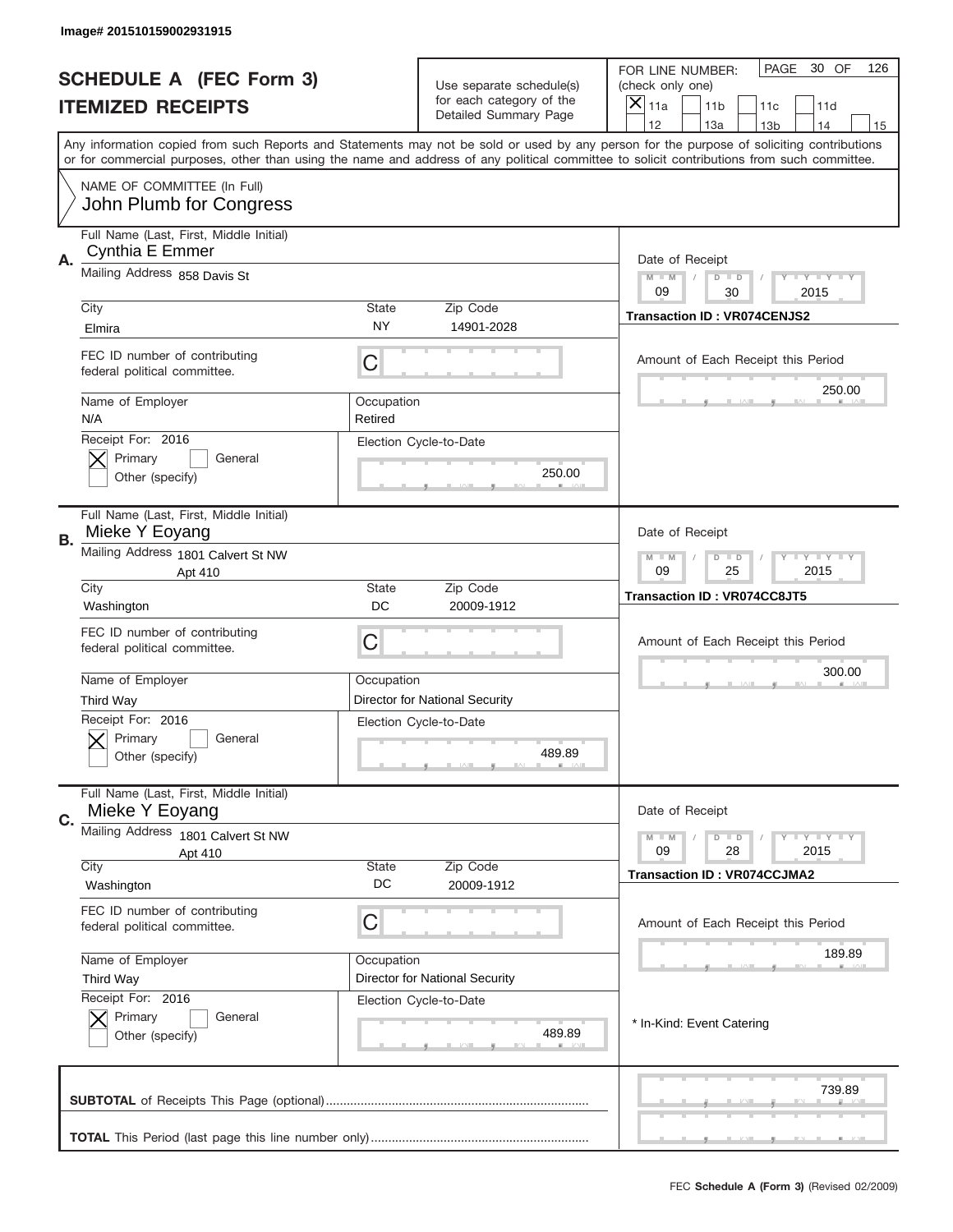Image# 201510159002931915

# SCHEDULE A (FEC Form 3)
## ITEMIZED RECEIPTS

Use separate schedule(s) for each category of the Detailed Summary Page

FOR LINE NUMBER: (check only one)
[X] 11a [ ] 11b [ ] 11c [ ] 11d [ ] 12 [ ] 13a [ ] 13b [ ] 14 [ ] 15

PAGE 30 OF 126

Any information copied from such Reports and Statements may not be sold or used by any person for the purpose of soliciting contributions or for commercial purposes, other than using the name and address of any political committee to solicit contributions from such committee.

NAME OF COMMITTEE (In Full)
John Plumb for Congress

---

**A.**
Full Name (Last, First, Middle Initial): Cynthia E Emmer
Mailing Address: 858 Davis St
City: Elmira | State: NY | Zip Code: 14901-2028
FEC ID number of contributing federal political committee: C
Name of Employer: N/A
Occupation: Retired
Receipt For: 2016 — [X] Primary [ ] General [ ] Other (specify)
Election Cycle-to-Date: 250.00
Date of Receipt: 09 / 30 / 2015
Transaction ID : VR074CENJS2
Amount of Each Receipt this Period: 250.00

---

**B.**
Full Name (Last, First, Middle Initial): Mieke Y Eoyang
Mailing Address: 1801 Calvert St NW Apt 410
City: Washington | State: DC | Zip Code: 20009-1912
FEC ID number of contributing federal political committee: C
Name of Employer: Third Way
Occupation: Director for National Security
Receipt For: 2016 — [X] Primary [ ] General [ ] Other (specify)
Election Cycle-to-Date: 489.89
Date of Receipt: 09 / 25 / 2015
Transaction ID : VR074CC8JT5
Amount of Each Receipt this Period: 300.00

---

**C.**
Full Name (Last, First, Middle Initial): Mieke Y Eoyang
Mailing Address: 1801 Calvert St NW Apt 410
City: Washington | State: DC | Zip Code: 20009-1912
FEC ID number of contributing federal political committee: C
Name of Employer: Third Way
Occupation: Director for National Security
Receipt For: 2016 — [X] Primary [ ] General [ ] Other (specify)
Election Cycle-to-Date: 489.89
Date of Receipt: 09 / 28 / 2015
Transaction ID : VR074CCJMA2
Amount of Each Receipt this Period: 189.89
* In-Kind: Event Catering

---

**SUBTOTAL** of Receipts This Page (optional): 739.89

**TOTAL** This Period (last page this line number only):

FEC Schedule A (Form 3) (Revised 02/2009)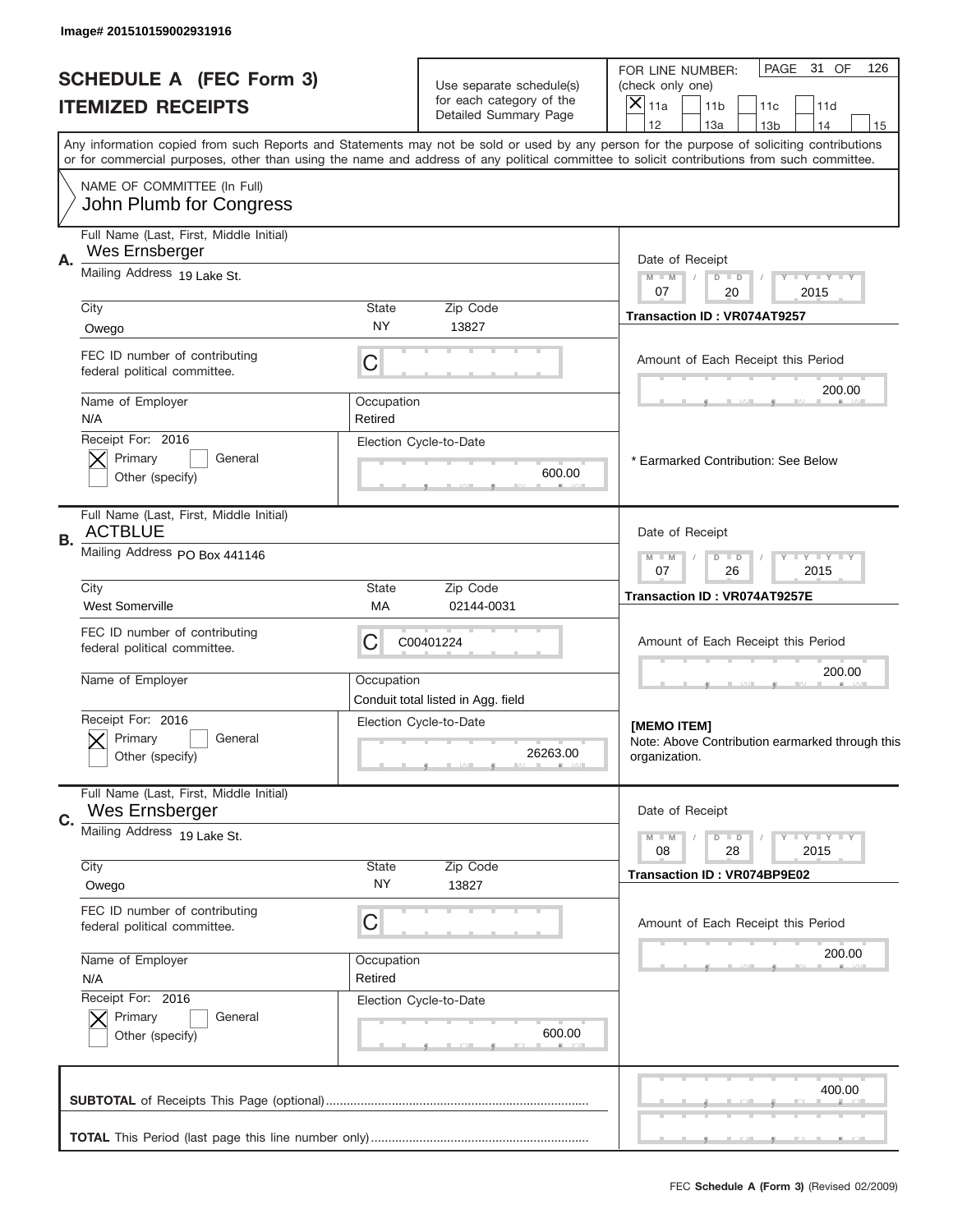Image# 201510159002931916

# SCHEDULE A (FEC Form 3)
## ITEMIZED RECEIPTS

Use separate schedule(s) for each category of the Detailed Summary Page

FOR LINE NUMBER: (check only one)
[X] 11a [ ] 11b [ ] 11c [ ] 11d [ ] 12 [ ] 13a [ ] 13b [ ] 14 [ ] 15

PAGE 31 OF 126

Any information copied from such Reports and Statements may not be sold or used by any person for the purpose of soliciting contributions or for commercial purposes, other than using the name and address of any political committee to solicit contributions from such committee.

NAME OF COMMITTEE (In Full)
John Plumb for Congress

---

**A.** Full Name (Last, First, Middle Initial): Wes Ernsberger
Mailing Address: 19 Lake St.
City: Owego | State: NY | Zip Code: 13827
FEC ID number of contributing federal political committee: C
Name of Employer: N/A | Occupation: Retired
Receipt For: 2016 — [X] Primary [ ] General [ ] Other (specify)
Election Cycle-to-Date: 600.00
Date of Receipt: 07/20/2015
Transaction ID : VR074AT9257
Amount of Each Receipt this Period: 200.00
* Earmarked Contribution: See Below

---

**B.** Full Name (Last, First, Middle Initial): ACTBLUE
Mailing Address: PO Box 441146
City: West Somerville | State: MA | Zip Code: 02144-0031
FEC ID number of contributing federal political committee: C00401224
Name of Employer: | Occupation: Conduit total listed in Agg. field
Receipt For: 2016 — [X] Primary [ ] General [ ] Other (specify)
Election Cycle-to-Date: 26263.00
Date of Receipt: 07/26/2015
Transaction ID : VR074AT9257E
Amount of Each Receipt this Period: 200.00
[MEMO ITEM]
Note: Above Contribution earmarked through this organization.

---

**C.** Full Name (Last, First, Middle Initial): Wes Ernsberger
Mailing Address: 19 Lake St.
City: Owego | State: NY | Zip Code: 13827
FEC ID number of contributing federal political committee: C
Name of Employer: N/A | Occupation: Retired
Receipt For: 2016 — [X] Primary [ ] General [ ] Other (specify)
Election Cycle-to-Date: 600.00
Date of Receipt: 08/28/2015
Transaction ID : VR074BP9E02
Amount of Each Receipt this Period: 200.00

---

**SUBTOTAL** of Receipts This Page (optional): 400.00

**TOTAL** This Period (last page this line number only):

FEC **Schedule A (Form 3)** (Revised 02/2009)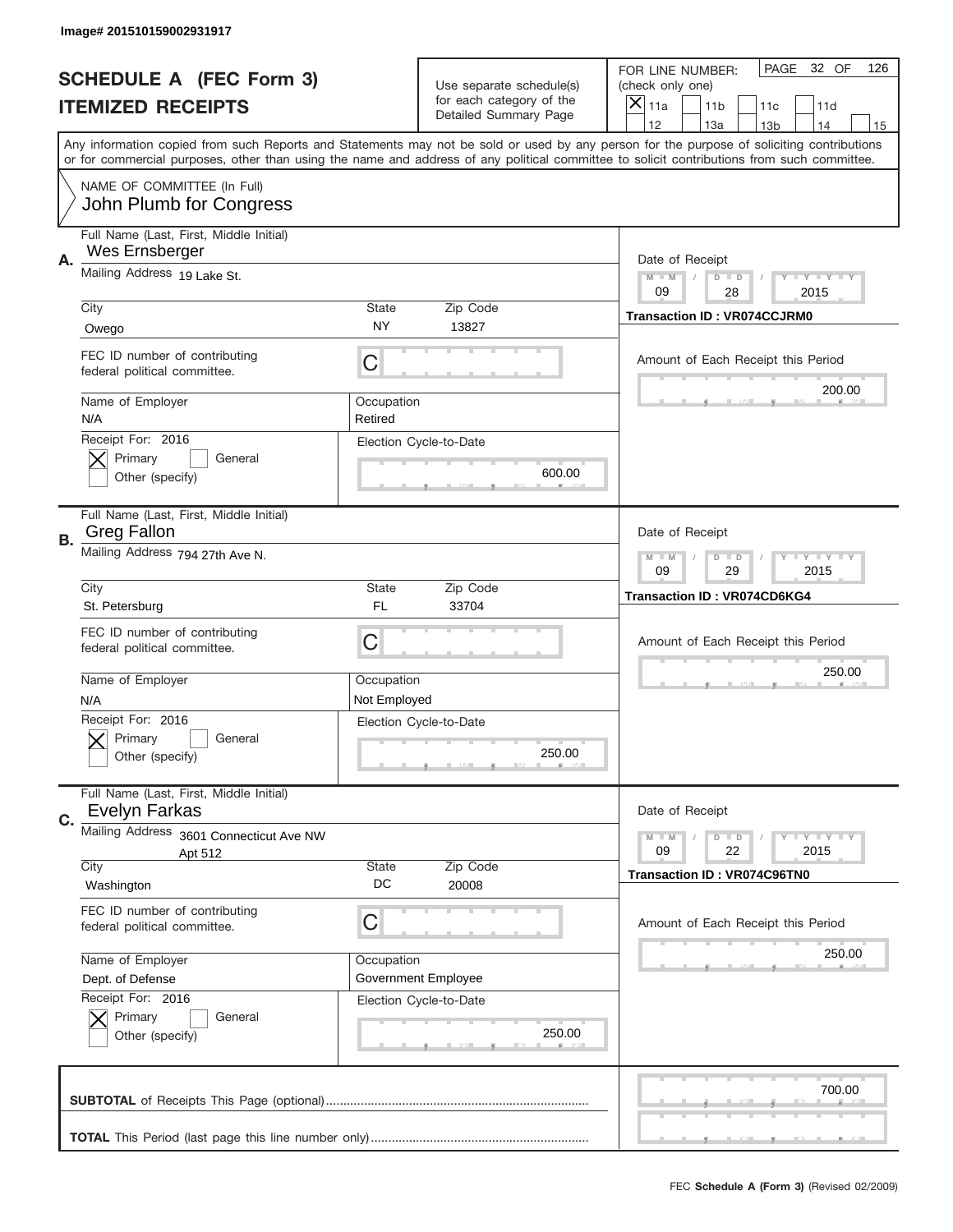Image# 201510159002931917

# SCHEDULE A (FEC Form 3)
## ITEMIZED RECEIPTS

Use separate schedule(s) for each category of the Detailed Summary Page

FOR LINE NUMBER: (check only one)

- [x] 11a
- [ ] 11b
- [ ] 11c
- [ ] 11d
- [ ] 12
- [ ] 13a
- [ ] 13b
- [ ] 14
- [ ] 15

PAGE 32 OF 126

Any information copied from such Reports and Statements may not be sold or used by any person for the purpose of soliciting contributions or for commercial purposes, other than using the name and address of any political committee to solicit contributions from such committee.

NAME OF COMMITTEE (In Full)
John Plumb for Congress

---

**A.**

Full Name (Last, First, Middle Initial): Wes Ernsberger

Mailing Address: 19 Lake St.

City: Owego | State: NY | Zip Code: 13827

FEC ID number of contributing federal political committee: C

Name of Employer: N/A | Occupation: Retired

Receipt For: 2016
- [x] Primary
- [ ] General
- [ ] Other (specify)

Election Cycle-to-Date: 600.00

Date of Receipt: 09 / 28 / 2015

Transaction ID : VR074CCJRM0

Amount of Each Receipt this Period: 200.00

---

**B.**

Full Name (Last, First, Middle Initial): Greg Fallon

Mailing Address: 794 27th Ave N.

City: St. Petersburg | State: FL | Zip Code: 33704

FEC ID number of contributing federal political committee: C

Name of Employer: N/A | Occupation: Not Employed

Receipt For: 2016
- [x] Primary
- [ ] General
- [ ] Other (specify)

Election Cycle-to-Date: 250.00

Date of Receipt: 09 / 29 / 2015

Transaction ID : VR074CD6KG4

Amount of Each Receipt this Period: 250.00

---

**C.**

Full Name (Last, First, Middle Initial): Evelyn Farkas

Mailing Address: 3601 Connecticut Ave NW Apt 512

City: Washington | State: DC | Zip Code: 20008

FEC ID number of contributing federal political committee: C

Name of Employer: Dept. of Defense | Occupation: Government Employee

Receipt For: 2016
- [x] Primary
- [ ] General
- [ ] Other (specify)

Election Cycle-to-Date: 250.00

Date of Receipt: 09 / 22 / 2015

Transaction ID : VR074C96TN0

Amount of Each Receipt this Period: 250.00

---

**SUBTOTAL** of Receipts This Page (optional): 700.00

**TOTAL** This Period (last page this line number only):

FEC **Schedule A (Form 3)** (Revised 02/2009)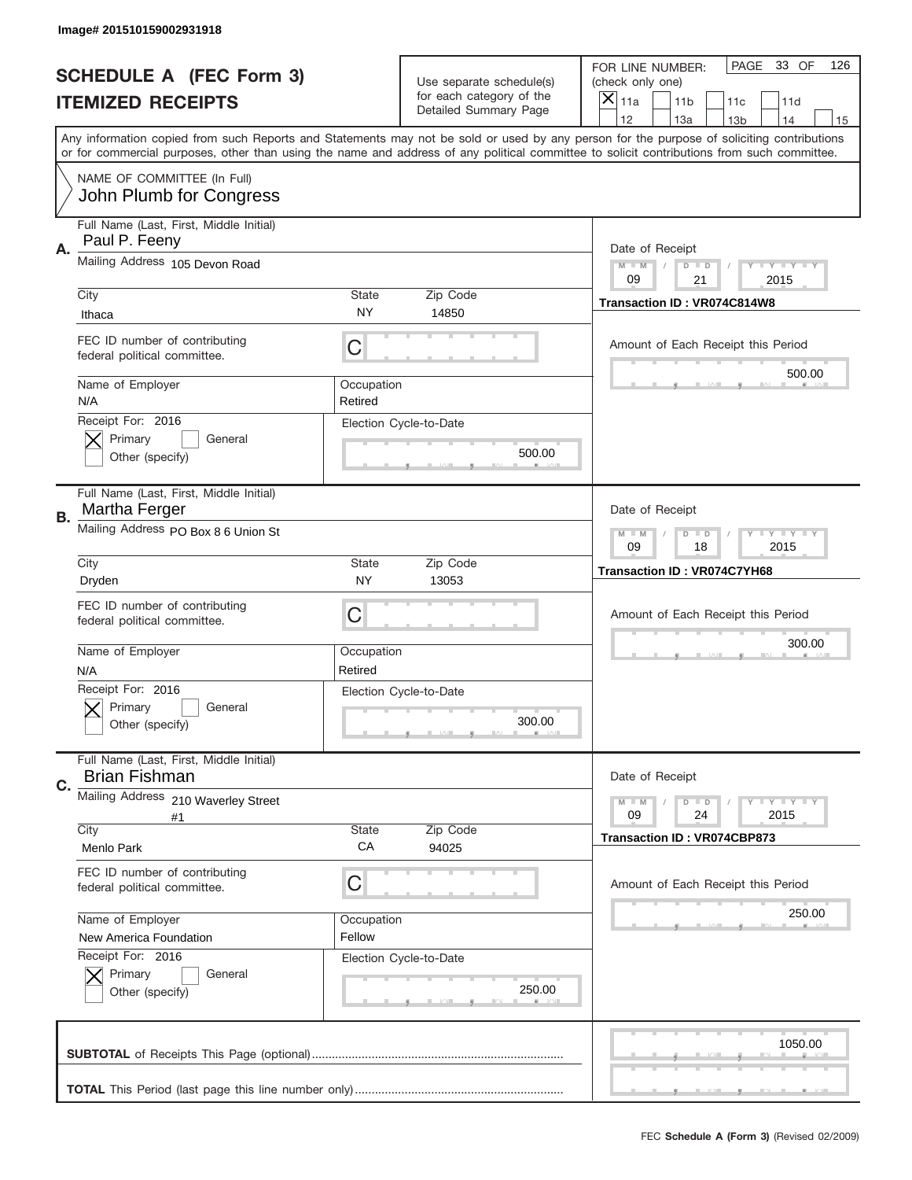Image# 201510159002931918

# SCHEDULE A (FEC Form 3)
## ITEMIZED RECEIPTS

Use separate schedule(s) for each category of the Detailed Summary Page

FOR LINE NUMBER: (check only one)
[X] 11a [ ] 11b [ ] 11c [ ] 11d [ ] 12 [ ] 13a [ ] 13b [ ] 14 [ ] 15

PAGE 33 OF 126

Any information copied from such Reports and Statements may not be sold or used by any person for the purpose of soliciting contributions or for commercial purposes, other than using the name and address of any political committee to solicit contributions from such committee.

NAME OF COMMITTEE (In Full)
John Plumb for Congress

---

**A.**

| Field | Value |
|---|---|
| Full Name (Last, First, Middle Initial) | Paul P. Feeny |
| Mailing Address | 105 Devon Road |
| City | Ithaca |
| State | NY |
| Zip Code | 14850 |
| FEC ID number of contributing federal political committee. | C |
| Name of Employer | N/A |
| Occupation | Retired |
| Receipt For: 2016 | [X] Primary [ ] General [ ] Other (specify) |
| Election Cycle-to-Date | 500.00 |
| Date of Receipt | 09 / 21 / 2015 |
| Transaction ID | VR074C814W8 |
| Amount of Each Receipt this Period | 500.00 |

---

**B.**

| Field | Value |
|---|---|
| Full Name (Last, First, Middle Initial) | Martha Ferger |
| Mailing Address | PO Box 8 6 Union St |
| City | Dryden |
| State | NY |
| Zip Code | 13053 |
| FEC ID number of contributing federal political committee. | C |
| Name of Employer | N/A |
| Occupation | Retired |
| Receipt For: 2016 | [X] Primary [ ] General [ ] Other (specify) |
| Election Cycle-to-Date | 300.00 |
| Date of Receipt | 09 / 18 / 2015 |
| Transaction ID | VR074C7YH68 |
| Amount of Each Receipt this Period | 300.00 |

---

**C.**

| Field | Value |
|---|---|
| Full Name (Last, First, Middle Initial) | Brian Fishman |
| Mailing Address | 210 Waverley Street #1 |
| City | Menlo Park |
| State | CA |
| Zip Code | 94025 |
| FEC ID number of contributing federal political committee. | C |
| Name of Employer | New America Foundation |
| Occupation | Fellow |
| Receipt For: 2016 | [X] Primary [ ] General [ ] Other (specify) |
| Election Cycle-to-Date | 250.00 |
| Date of Receipt | 09 / 24 / 2015 |
| Transaction ID | VR074CBP873 |
| Amount of Each Receipt this Period | 250.00 |

---

| | |
|---|---|
| **SUBTOTAL** of Receipts This Page (optional) | 1050.00 |
| **TOTAL** This Period (last page this line number only) | |

FEC **Schedule A (Form 3)** (Revised 02/2009)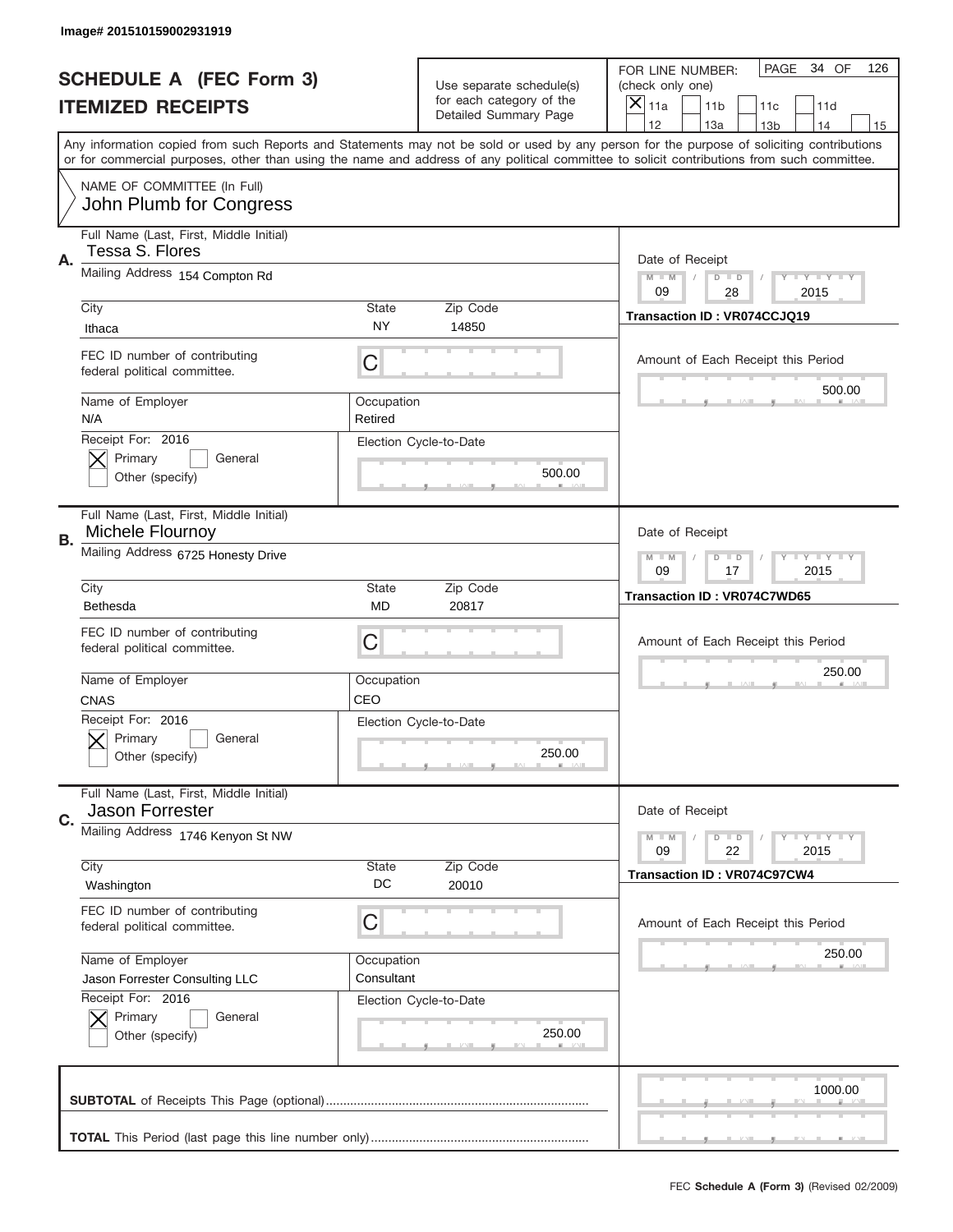Image# 201510159002931919

# SCHEDULE A (FEC Form 3)
## ITEMIZED RECEIPTS

Use separate schedule(s) for each category of the Detailed Summary Page

FOR LINE NUMBER: (check only one)
- [X] 11a
- [ ] 11b
- [ ] 11c
- [ ] 11d
- [ ] 12
- [ ] 13a
- [ ] 13b
- [ ] 14
- [ ] 15

PAGE 34 OF 126

Any information copied from such Reports and Statements may not be sold or used by any person for the purpose of soliciting contributions or for commercial purposes, other than using the name and address of any political committee to solicit contributions from such committee.

NAME OF COMMITTEE (In Full)
John Plumb for Congress

---

**A.**
Full Name (Last, First, Middle Initial): Tessa S. Flores
Mailing Address: 154 Compton Rd
City: Ithaca | State: NY | Zip Code: 14850
FEC ID number of contributing federal political committee: C
Name of Employer: N/A
Occupation: Retired
Receipt For: 2016 — [X] Primary [ ] General [ ] Other (specify)
Election Cycle-to-Date: 500.00
Date of Receipt: 09 / 28 / 2015
Transaction ID : VR074CCJQ19
Amount of Each Receipt this Period: 500.00

---

**B.**
Full Name (Last, First, Middle Initial): Michele Flournoy
Mailing Address: 6725 Honesty Drive
City: Bethesda | State: MD | Zip Code: 20817
FEC ID number of contributing federal political committee: C
Name of Employer: CNAS
Occupation: CEO
Receipt For: 2016 — [X] Primary [ ] General [ ] Other (specify)
Election Cycle-to-Date: 250.00
Date of Receipt: 09 / 17 / 2015
Transaction ID : VR074C7WD65
Amount of Each Receipt this Period: 250.00

---

**C.**
Full Name (Last, First, Middle Initial): Jason Forrester
Mailing Address: 1746 Kenyon St NW
City: Washington | State: DC | Zip Code: 20010
FEC ID number of contributing federal political committee: C
Name of Employer: Jason Forrester Consulting LLC
Occupation: Consultant
Receipt For: 2016 — [X] Primary [ ] General [ ] Other (specify)
Election Cycle-to-Date: 250.00
Date of Receipt: 09 / 22 / 2015
Transaction ID : VR074C97CW4
Amount of Each Receipt this Period: 250.00

---

**SUBTOTAL** of Receipts This Page (optional): 1000.00

**TOTAL** This Period (last page this line number only):

FEC **Schedule A (Form 3)** (Revised 02/2009)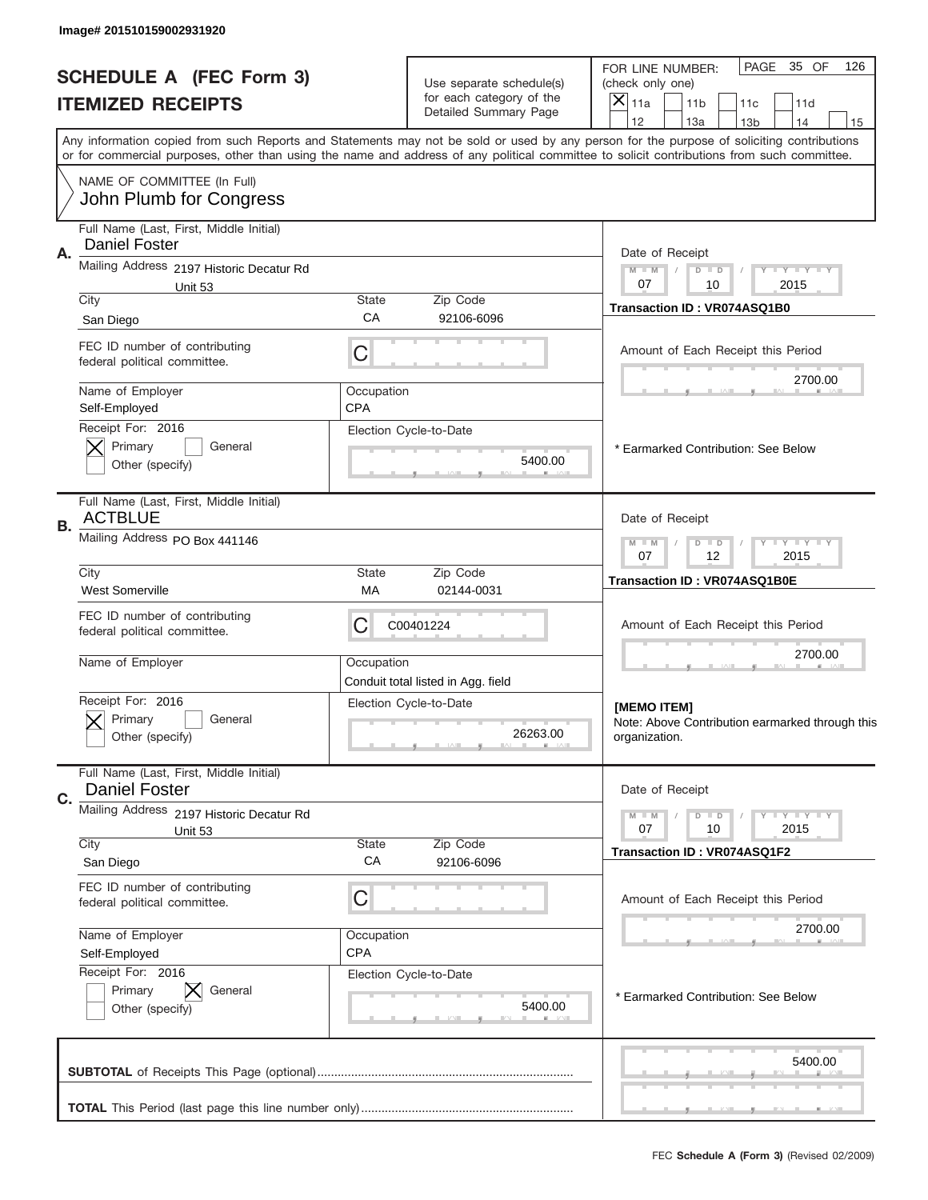Image# 201510159002931920

# SCHEDULE A (FEC Form 3)
## ITEMIZED RECEIPTS

Use separate schedule(s) for each category of the Detailed Summary Page

FOR LINE NUMBER: (check only one)
- [X] 11a
- [ ] 11b
- [ ] 11c
- [ ] 11d
- [ ] 12
- [ ] 13a
- [ ] 13b
- [ ] 14
- [ ] 15

PAGE 35 OF 126

Any information copied from such Reports and Statements may not be sold or used by any person for the purpose of soliciting contributions or for commercial purposes, other than using the name and address of any political committee to solicit contributions from such committee.

NAME OF COMMITTEE (In Full)
John Plumb for Congress

---

**A.** Full Name (Last, First, Middle Initial): Daniel Foster

Mailing Address: 2197 Historic Decatur Rd, Unit 53

City: San Diego | State: CA | Zip Code: 92106-6096

FEC ID number of contributing federal political committee: C

Name of Employer: Self-Employed | Occupation: CPA

Receipt For: 2016
- [X] Primary
- [ ] General
- [ ] Other (specify)

Election Cycle-to-Date: 5400.00

Date of Receipt: 07 / 10 / 2015

Transaction ID : VR074ASQ1B0

Amount of Each Receipt this Period: 2700.00

\* Earmarked Contribution: See Below

---

**B.** Full Name (Last, First, Middle Initial): ACTBLUE

Mailing Address: PO Box 441146

City: West Somerville | State: MA | Zip Code: 02144-0031

FEC ID number of contributing federal political committee: C C00401224

Name of Employer: | Occupation: Conduit total listed in Agg. field

Receipt For: 2016
- [X] Primary
- [ ] General
- [ ] Other (specify)

Election Cycle-to-Date: 26263.00

Date of Receipt: 07 / 12 / 2015

Transaction ID : VR074ASQ1B0E

Amount of Each Receipt this Period: 2700.00

**[MEMO ITEM]**
Note: Above Contribution earmarked through this organization.

---

**C.** Full Name (Last, First, Middle Initial): Daniel Foster

Mailing Address: 2197 Historic Decatur Rd, Unit 53

City: San Diego | State: CA | Zip Code: 92106-6096

FEC ID number of contributing federal political committee: C

Name of Employer: Self-Employed | Occupation: CPA

Receipt For: 2016
- [ ] Primary
- [X] General
- [ ] Other (specify)

Election Cycle-to-Date: 5400.00

Date of Receipt: 07 / 10 / 2015

Transaction ID : VR074ASQ1F2

Amount of Each Receipt this Period: 2700.00

\* Earmarked Contribution: See Below

---

**SUBTOTAL** of Receipts This Page (optional): 5400.00

**TOTAL** This Period (last page this line number only):

FEC **Schedule A (Form 3)** (Revised 02/2009)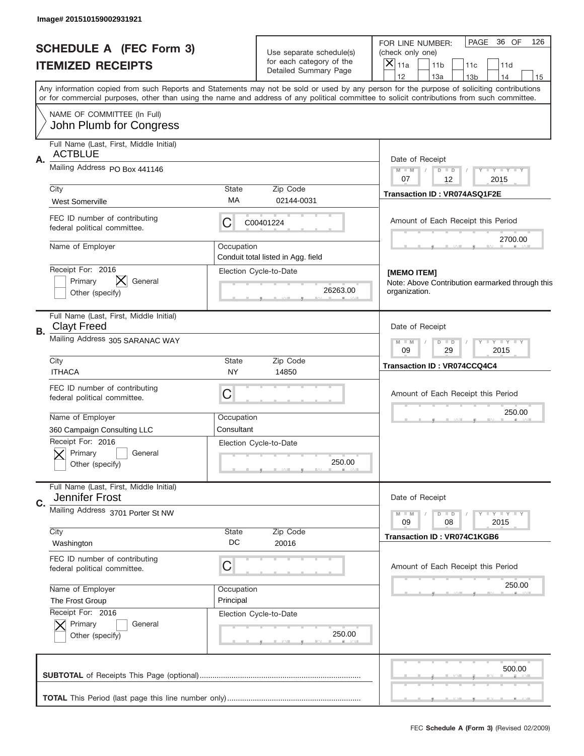Image# 201510159002931921

# SCHEDULE A (FEC Form 3)
# ITEMIZED RECEIPTS

Use separate schedule(s) for each category of the Detailed Summary Page

FOR LINE NUMBER: (check only one)

[X] 11a [ ] 11b [ ] 11c [ ] 11d [ ] 12 [ ] 13a [ ] 13b [ ] 14 [ ] 15

PAGE 36 OF 126

Any information copied from such Reports and Statements may not be sold or used by any person for the purpose of soliciting contributions or for commercial purposes, other than using the name and address of any political committee to solicit contributions from such committee.

NAME OF COMMITTEE (In Full)
John Plumb for Congress

---

**A.** Full Name (Last, First, Middle Initial): ACTBLUE

Mailing Address: PO Box 441146

City: West Somerville | State: MA | Zip Code: 02144-0031

FEC ID number of contributing federal political committee: C C00401224

Name of Employer:

Occupation: Conduit total listed in Agg. field

Receipt For: 2016 — [ ] Primary [X] General [ ] Other (specify)

Election Cycle-to-Date: 26263.00

Date of Receipt: 07 / 12 / 2015

Transaction ID : VR074ASQ1F2E

Amount of Each Receipt this Period: 2700.00

**[MEMO ITEM]**
Note: Above Contribution earmarked through this organization.

---

**B.** Full Name (Last, First, Middle Initial): Clayt Freed

Mailing Address: 305 SARANAC WAY

City: ITHACA | State: NY | Zip Code: 14850

FEC ID number of contributing federal political committee: C

Name of Employer: 360 Campaign Consulting LLC

Occupation: Consultant

Receipt For: 2016 — [X] Primary [ ] General [ ] Other (specify)

Election Cycle-to-Date: 250.00

Date of Receipt: 09 / 29 / 2015

Transaction ID : VR074CCQ4C4

Amount of Each Receipt this Period: 250.00

---

**C.** Full Name (Last, First, Middle Initial): Jennifer Frost

Mailing Address: 3701 Porter St NW

City: Washington | State: DC | Zip Code: 20016

FEC ID number of contributing federal political committee: C

Name of Employer: The Frost Group

Occupation: Principal

Receipt For: 2016 — [X] Primary [ ] General [ ] Other (specify)

Election Cycle-to-Date: 250.00

Date of Receipt: 09 / 08 / 2015

Transaction ID : VR074C1KGB6

Amount of Each Receipt this Period: 250.00

---

**SUBTOTAL** of Receipts This Page (optional): 500.00

**TOTAL** This Period (last page this line number only):

FEC **Schedule A (Form 3)** (Revised 02/2009)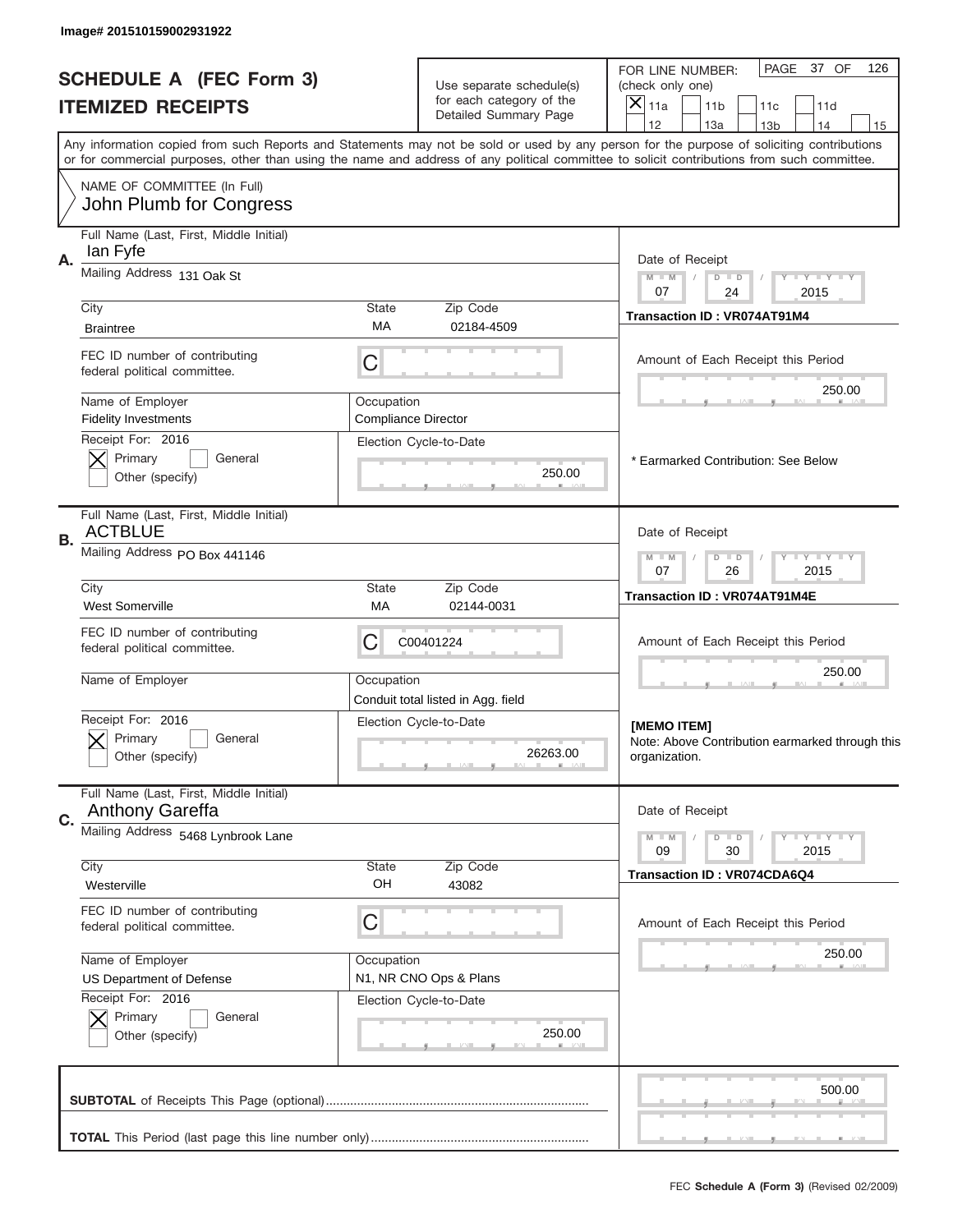Image# 201510159002931922

# SCHEDULE A (FEC Form 3)
## ITEMIZED RECEIPTS

Use separate schedule(s) for each category of the Detailed Summary Page

FOR LINE NUMBER: (check only one)
[X] 11a [ ] 11b [ ] 11c [ ] 11d [ ] 12 [ ] 13a [ ] 13b [ ] 14 [ ] 15

PAGE 37 OF 126

Any information copied from such Reports and Statements may not be sold or used by any person for the purpose of soliciting contributions or for commercial purposes, other than using the name and address of any political committee to solicit contributions from such committee.

NAME OF COMMITTEE (In Full)
John Plumb for Congress

---

**A.** Full Name (Last, First, Middle Initial): Ian Fyfe
Mailing Address: 131 Oak St
City: Braintree | State: MA | Zip Code: 02184-4509
FEC ID number of contributing federal political committee: C
Name of Employer: Fidelity Investments
Occupation: Compliance Director
Receipt For: 2016 — [X] Primary [ ] General [ ] Other (specify)
Election Cycle-to-Date: 250.00
Date of Receipt: 07 24 2015
Transaction ID : VR074AT91M4
Amount of Each Receipt this Period: 250.00
* Earmarked Contribution: See Below

---

**B.** Full Name (Last, First, Middle Initial): ACTBLUE
Mailing Address: PO Box 441146
City: West Somerville | State: MA | Zip Code: 02144-0031
FEC ID number of contributing federal political committee: C00401224
Name of Employer:
Occupation: Conduit total listed in Agg. field
Receipt For: 2016 — [X] Primary [ ] General [ ] Other (specify)
Election Cycle-to-Date: 26263.00
Date of Receipt: 07 26 2015
Transaction ID : VR074AT91M4E
Amount of Each Receipt this Period: 250.00
[MEMO ITEM]
Note: Above Contribution earmarked through this organization.

---

**C.** Full Name (Last, First, Middle Initial): Anthony Gareffa
Mailing Address: 5468 Lynbrook Lane
City: Westerville | State: OH | Zip Code: 43082
FEC ID number of contributing federal political committee: C
Name of Employer: US Department of Defense
Occupation: N1, NR CNO Ops & Plans
Receipt For: 2016 — [X] Primary [ ] General [ ] Other (specify)
Election Cycle-to-Date: 250.00
Date of Receipt: 09 30 2015
Transaction ID : VR074CDA6Q4
Amount of Each Receipt this Period: 250.00

---

**SUBTOTAL** of Receipts This Page (optional): 500.00

**TOTAL** This Period (last page this line number only):

FEC **Schedule A (Form 3)** (Revised 02/2009)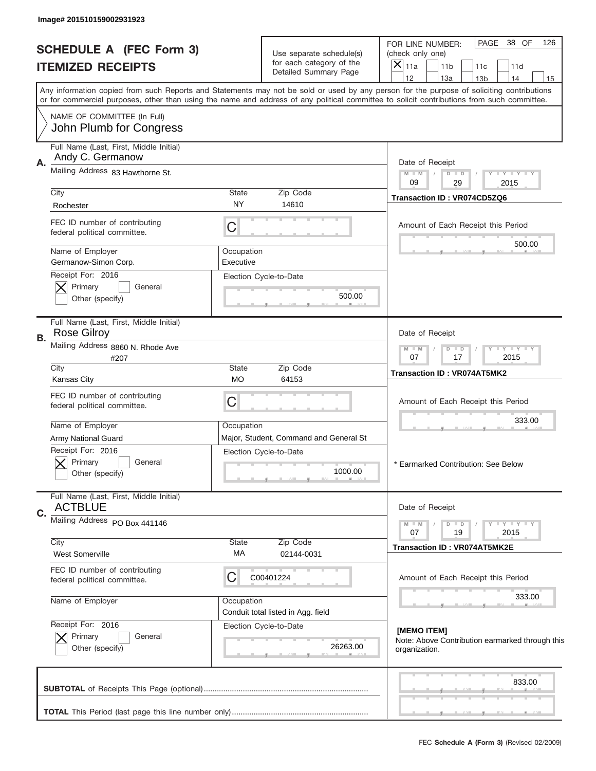Image# 201510159002931923

# SCHEDULE A (FEC Form 3)
## ITEMIZED RECEIPTS

Use separate schedule(s) for each category of the Detailed Summary Page

FOR LINE NUMBER: (check only one)
[X] 11a [ ] 11b [ ] 11c [ ] 11d [ ] 12 [ ] 13a [ ] 13b [ ] 14 [ ] 15

PAGE 38 OF 126

Any information copied from such Reports and Statements may not be sold or used by any person for the purpose of soliciting contributions or for commercial purposes, other than using the name and address of any political committee to solicit contributions from such committee.

NAME OF COMMITTEE (In Full)
John Plumb for Congress

---

**A.** Full Name (Last, First, Middle Initial): Andy C. Germanow

Mailing Address: 83 Hawthorne St.

City: Rochester | State: NY | Zip Code: 14610

FEC ID number of contributing federal political committee: C

Name of Employer: Germanow-Simon Corp.

Occupation: Executive

Receipt For: 2016 — [X] Primary [ ] General [ ] Other (specify)

Election Cycle-to-Date: 500.00

Date of Receipt: 09 / 29 / 2015

Transaction ID : VR074CD5ZQ6

Amount of Each Receipt this Period: 500.00

---

**B.** Full Name (Last, First, Middle Initial): Rose Gilroy

Mailing Address: 8860 N. Rhode Ave #207

City: Kansas City | State: MO | Zip Code: 64153

FEC ID number of contributing federal political committee: C

Name of Employer: Army National Guard

Occupation: Major, Student, Command and General St

Receipt For: 2016 — [X] Primary [ ] General [ ] Other (specify)

Election Cycle-to-Date: 1000.00

Date of Receipt: 07 / 17 / 2015

Transaction ID : VR074AT5MK2

Amount of Each Receipt this Period: 333.00

* Earmarked Contribution: See Below

---

**C.** Full Name (Last, First, Middle Initial): ACTBLUE

Mailing Address: PO Box 441146

City: West Somerville | State: MA | Zip Code: 02144-0031

FEC ID number of contributing federal political committee: C C00401224

Name of Employer:

Occupation: Conduit total listed in Agg. field

Receipt For: 2016 — [X] Primary [ ] General [ ] Other (specify)

Election Cycle-to-Date: 26263.00

Date of Receipt: 07 / 19 / 2015

Transaction ID : VR074AT5MK2E

Amount of Each Receipt this Period: 333.00

[MEMO ITEM]
Note: Above Contribution earmarked through this organization.

---

**SUBTOTAL** of Receipts This Page (optional): 833.00

**TOTAL** This Period (last page this line number only):

FEC **Schedule A (Form 3)** (Revised 02/2009)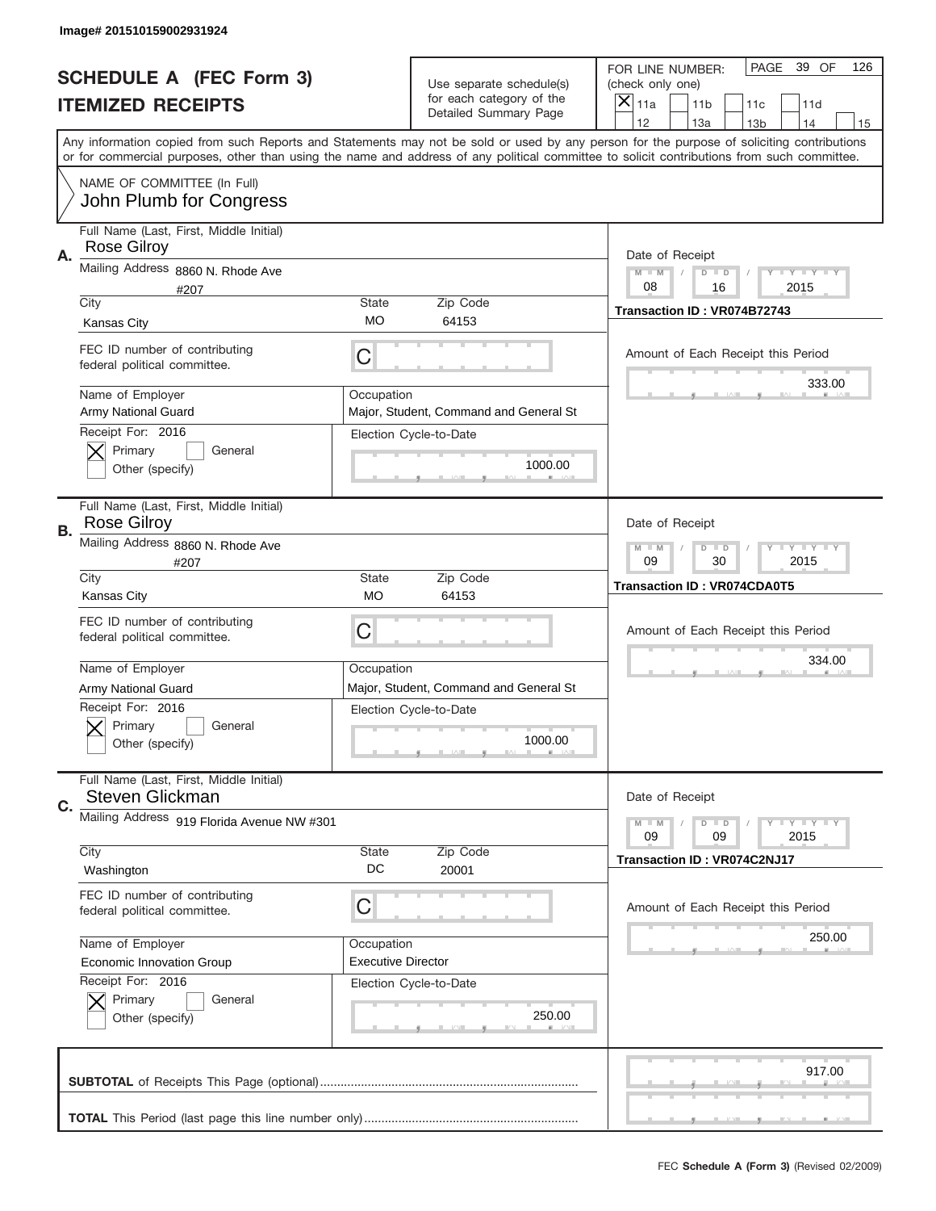Image# 201510159002931924

# SCHEDULE A (FEC Form 3)
## ITEMIZED RECEIPTS

Use separate schedule(s) for each category of the Detailed Summary Page

FOR LINE NUMBER: (check only one)
[X] 11a [ ] 11b [ ] 11c [ ] 11d [ ] 12 [ ] 13a [ ] 13b [ ] 14 [ ] 15

Any information copied from such Reports and Statements may not be sold or used by any person for the purpose of soliciting contributions or for commercial purposes, other than using the name and address of any political committee to solicit contributions from such committee.

NAME OF COMMITTEE (In Full)
John Plumb for Congress

---

**A.**

Full Name (Last, First, Middle Initial): Rose Gilroy
Mailing Address: 8860 N. Rhode Ave #207
City: Kansas City | State: MO | Zip Code: 64153
FEC ID number of contributing federal political committee: C
Name of Employer: Army National Guard
Occupation: Major, Student, Command and General St
Receipt For: 2016 — [X] Primary [ ] General [ ] Other (specify)
Election Cycle-to-Date: 1000.00
Date of Receipt: 08 / 16 / 2015
Transaction ID : VR074B72743
Amount of Each Receipt this Period: 333.00

---

**B.**

Full Name (Last, First, Middle Initial): Rose Gilroy
Mailing Address: 8860 N. Rhode Ave #207
City: Kansas City | State: MO | Zip Code: 64153
FEC ID number of contributing federal political committee: C
Name of Employer: Army National Guard
Occupation: Major, Student, Command and General St
Receipt For: 2016 — [X] Primary [ ] General [ ] Other (specify)
Election Cycle-to-Date: 1000.00
Date of Receipt: 09 / 30 / 2015
Transaction ID : VR074CDA0T5
Amount of Each Receipt this Period: 334.00

---

**C.**

Full Name (Last, First, Middle Initial): Steven Glickman
Mailing Address: 919 Florida Avenue NW #301
City: Washington | State: DC | Zip Code: 20001
FEC ID number of contributing federal political committee: C
Name of Employer: Economic Innovation Group
Occupation: Executive Director
Receipt For: 2016 — [X] Primary [ ] General [ ] Other (specify)
Election Cycle-to-Date: 250.00
Date of Receipt: 09 / 09 / 2015
Transaction ID : VR074C2NJ17
Amount of Each Receipt this Period: 250.00

---

**SUBTOTAL** of Receipts This Page (optional): 917.00

**TOTAL** This Period (last page this line number only):

FEC **Schedule A (Form 3)** (Revised 02/2009)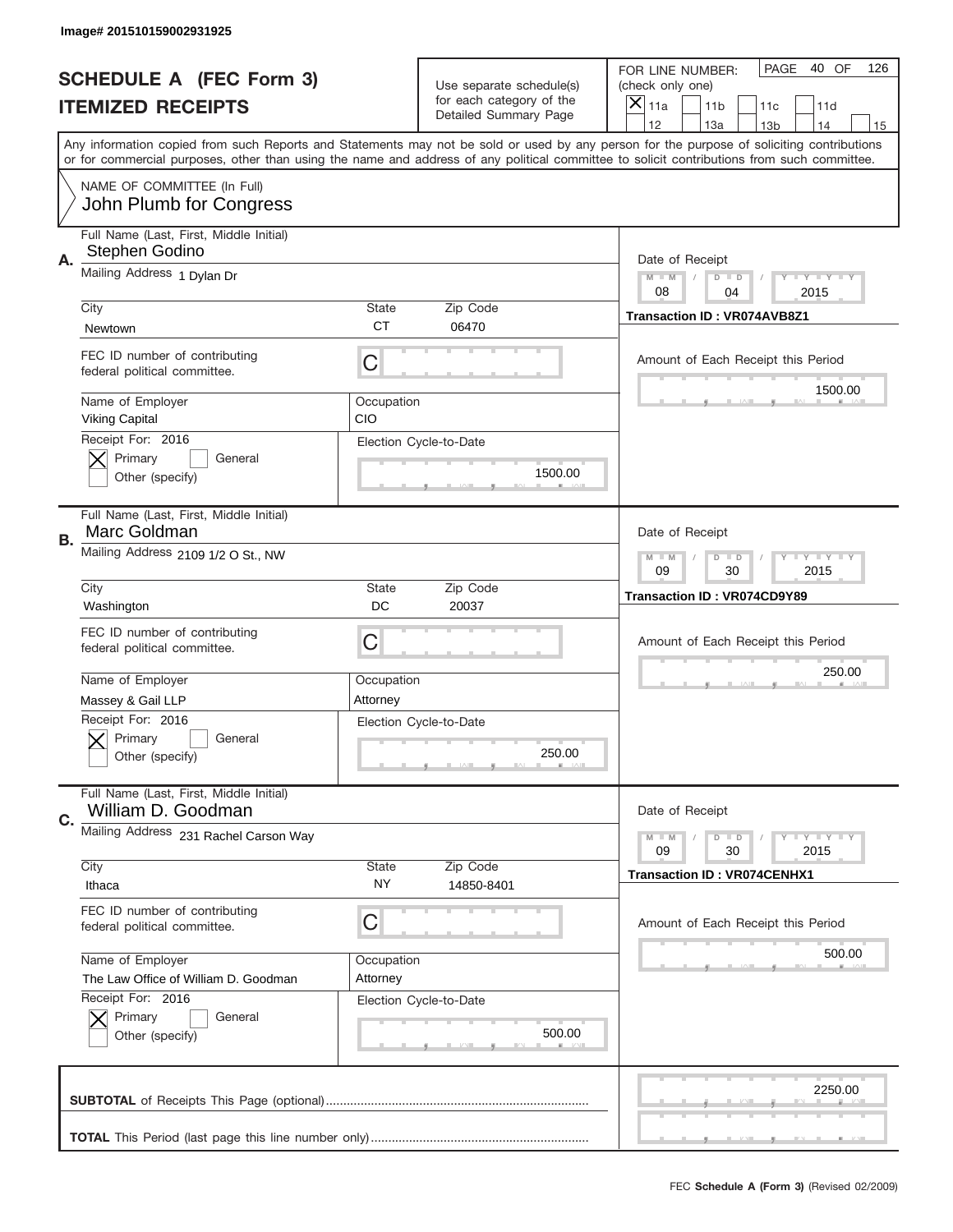Image# 201510159002931925

# SCHEDULE A (FEC Form 3)
## ITEMIZED RECEIPTS

Use separate schedule(s) for each category of the Detailed Summary Page

FOR LINE NUMBER: (check only one)

- [x] 11a
- [ ] 11b
- [ ] 11c
- [ ] 11d
- [ ] 12
- [ ] 13a
- [ ] 13b
- [ ] 14
- [ ] 15

PAGE 40 OF 126

Any information copied from such Reports and Statements may not be sold or used by any person for the purpose of soliciting contributions or for commercial purposes, other than using the name and address of any political committee to solicit contributions from such committee.

NAME OF COMMITTEE (In Full)
John Plumb for Congress

---

**A.** Full Name (Last, First, Middle Initial): Stephen Godino

Mailing Address: 1 Dylan Dr

City: Newtown | State: CT | Zip Code: 06470

FEC ID number of contributing federal political committee: C

Name of Employer: Viking Capital

Occupation: CIO

Receipt For: 2016 — [x] Primary [ ] General [ ] Other (specify)

Election Cycle-to-Date: 1500.00

Date of Receipt: 08 / 04 / 2015

Transaction ID : VR074AVB8Z1

Amount of Each Receipt this Period: 1500.00

---

**B.** Full Name (Last, First, Middle Initial): Marc Goldman

Mailing Address: 2109 1/2 O St., NW

City: Washington | State: DC | Zip Code: 20037

FEC ID number of contributing federal political committee: C

Name of Employer: Massey & Gail LLP

Occupation: Attorney

Receipt For: 2016 — [x] Primary [ ] General [ ] Other (specify)

Election Cycle-to-Date: 250.00

Date of Receipt: 09 / 30 / 2015

Transaction ID : VR074CD9Y89

Amount of Each Receipt this Period: 250.00

---

**C.** Full Name (Last, First, Middle Initial): William D. Goodman

Mailing Address: 231 Rachel Carson Way

City: Ithaca | State: NY | Zip Code: 14850-8401

FEC ID number of contributing federal political committee: C

Name of Employer: The Law Office of William D. Goodman

Occupation: Attorney

Receipt For: 2016 — [x] Primary [ ] General [ ] Other (specify)

Election Cycle-to-Date: 500.00

Date of Receipt: 09 / 30 / 2015

Transaction ID : VR074CENHX1

Amount of Each Receipt this Period: 500.00

---

**SUBTOTAL** of Receipts This Page (optional): 2250.00

**TOTAL** This Period (last page this line number only):

FEC **Schedule A (Form 3)** (Revised 02/2009)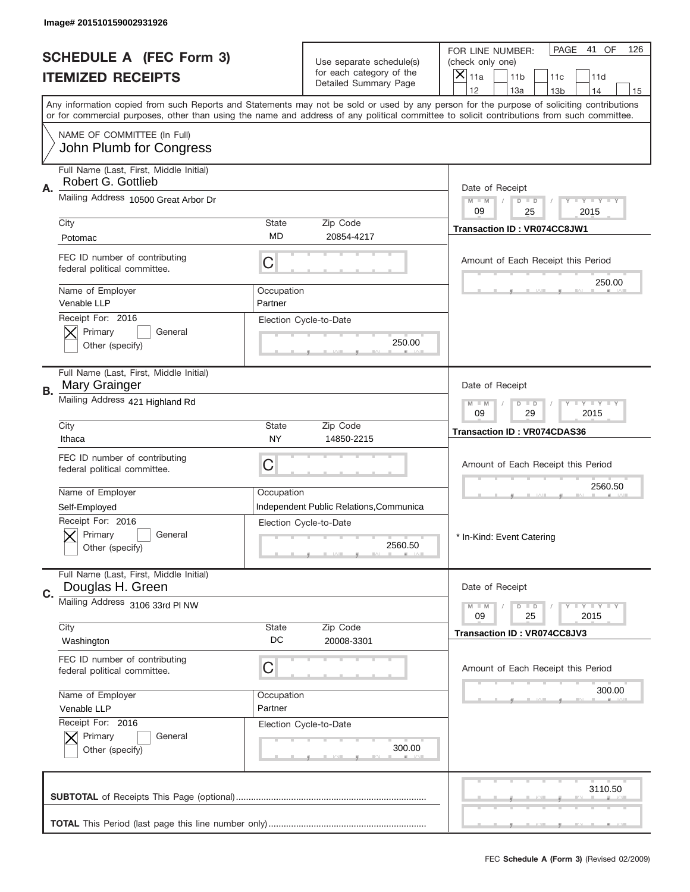Image# 201510159002931926

# SCHEDULE A (FEC Form 3)
## ITEMIZED RECEIPTS

Use separate schedule(s) for each category of the Detailed Summary Page

FOR LINE NUMBER: (check only one)
[X] 11a [ ] 11b [ ] 11c [ ] 11d [ ] 12 [ ] 13a [ ] 13b [ ] 14 [ ] 15

PAGE 41 OF 126

Any information copied from such Reports and Statements may not be sold or used by any person for the purpose of soliciting contributions or for commercial purposes, other than using the name and address of any political committee to solicit contributions from such committee.

NAME OF COMMITTEE (In Full)
John Plumb for Congress

---

**A.**

Full Name (Last, First, Middle Initial): Robert G. Gottlieb

Mailing Address: 10500 Great Arbor Dr

| City | State | Zip Code |
|---|---|---|
| Potomac | MD | 20854-4217 |

FEC ID number of contributing federal political committee: C

| Name of Employer | Occupation |
|---|---|
| Venable LLP | Partner |

Receipt For: 2016
[X] Primary [ ] General
[ ] Other (specify)

Election Cycle-to-Date: 250.00

Date of Receipt: 09 / 25 / 2015

Transaction ID : VR074CC8JW1

Amount of Each Receipt this Period: 250.00

---

**B.**

Full Name (Last, First, Middle Initial): Mary Grainger

Mailing Address: 421 Highland Rd

| City | State | Zip Code |
|---|---|---|
| Ithaca | NY | 14850-2215 |

FEC ID number of contributing federal political committee: C

| Name of Employer | Occupation |
|---|---|
| Self-Employed | Independent Public Relations,Communica |

Receipt For: 2016
[X] Primary [ ] General
[ ] Other (specify)

Election Cycle-to-Date: 2560.50

Date of Receipt: 09 / 29 / 2015

Transaction ID : VR074CDAS36

Amount of Each Receipt this Period: 2560.50

* In-Kind: Event Catering

---

**C.**

Full Name (Last, First, Middle Initial): Douglas H. Green

Mailing Address: 3106 33rd Pl NW

| City | State | Zip Code |
|---|---|---|
| Washington | DC | 20008-3301 |

FEC ID number of contributing federal political committee: C

| Name of Employer | Occupation |
|---|---|
| Venable LLP | Partner |

Receipt For: 2016
[X] Primary [ ] General
[ ] Other (specify)

Election Cycle-to-Date: 300.00

Date of Receipt: 09 / 25 / 2015

Transaction ID : VR074CC8JV3

Amount of Each Receipt this Period: 300.00

---

**SUBTOTAL** of Receipts This Page (optional): 3110.50

**TOTAL** This Period (last page this line number only):

FEC **Schedule A (Form 3)** (Revised 02/2009)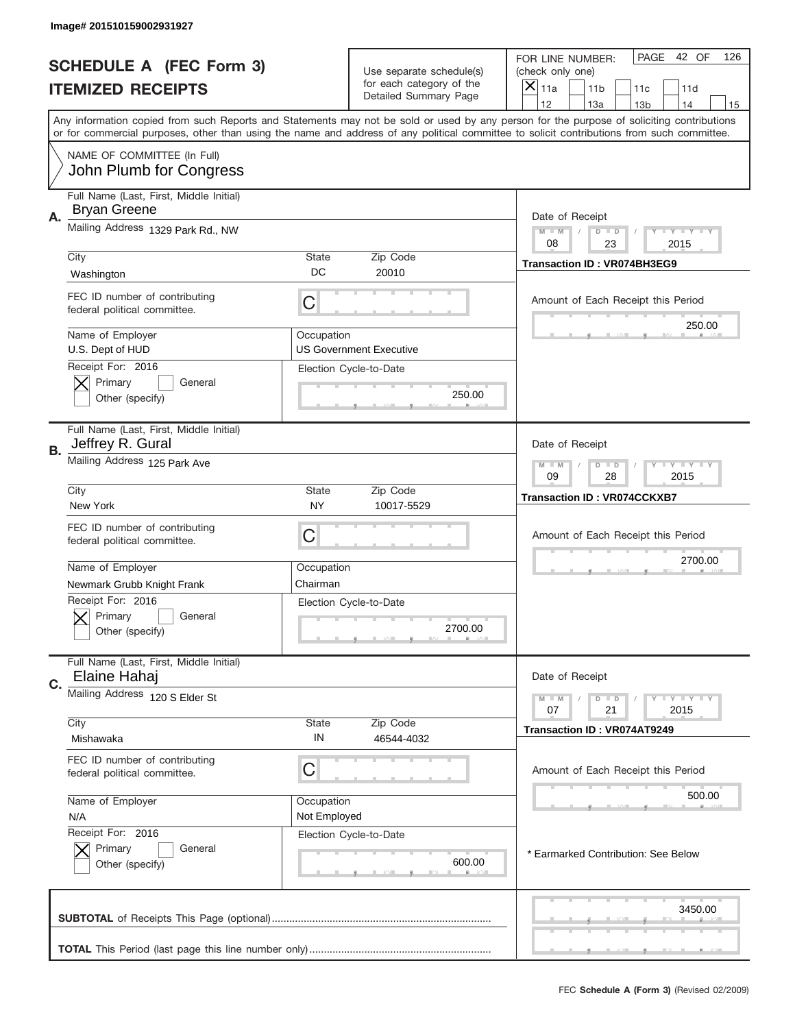Image# 201510159002931927

# SCHEDULE A (FEC Form 3)
## ITEMIZED RECEIPTS

Use separate schedule(s) for each category of the Detailed Summary Page

FOR LINE NUMBER: (check only one)
[X] 11a [ ] 11b [ ] 11c [ ] 11d [ ] 12 [ ] 13a [ ] 13b [ ] 14 [ ] 15

PAGE 42 OF 126

Any information copied from such Reports and Statements may not be sold or used by any person for the purpose of soliciting contributions or for commercial purposes, other than using the name and address of any political committee to solicit contributions from such committee.

NAME OF COMMITTEE (In Full)
John Plumb for Congress

---

**A.** Full Name (Last, First, Middle Initial): Bryan Greene

Mailing Address: 1329 Park Rd., NW

City: Washington | State: DC | Zip Code: 20010

FEC ID number of contributing federal political committee: C

Name of Employer: U.S. Dept of HUD

Occupation: US Government Executive

Receipt For: 2016 — [X] Primary [ ] General [ ] Other (specify)

Election Cycle-to-Date: 250.00

Date of Receipt: 08 / 23 / 2015

Transaction ID : VR074BH3EG9

Amount of Each Receipt this Period: 250.00

---

**B.** Full Name (Last, First, Middle Initial): Jeffrey R. Gural

Mailing Address: 125 Park Ave

City: New York | State: NY | Zip Code: 10017-5529

FEC ID number of contributing federal political committee: C

Name of Employer: Newmark Grubb Knight Frank

Occupation: Chairman

Receipt For: 2016 — [X] Primary [ ] General [ ] Other (specify)

Election Cycle-to-Date: 2700.00

Date of Receipt: 09 / 28 / 2015

Transaction ID : VR074CCKXB7

Amount of Each Receipt this Period: 2700.00

---

**C.** Full Name (Last, First, Middle Initial): Elaine Hahaj

Mailing Address: 120 S Elder St

City: Mishawaka | State: IN | Zip Code: 46544-4032

FEC ID number of contributing federal political committee: C

Name of Employer: N/A

Occupation: Not Employed

Receipt For: 2016 — [X] Primary [ ] General [ ] Other (specify)

Election Cycle-to-Date: 600.00

Date of Receipt: 07 / 21 / 2015

Transaction ID : VR074AT9249

Amount of Each Receipt this Period: 500.00

* Earmarked Contribution: See Below

---

**SUBTOTAL** of Receipts This Page (optional): 3450.00

**TOTAL** This Period (last page this line number only):

FEC **Schedule A (Form 3)** (Revised 02/2009)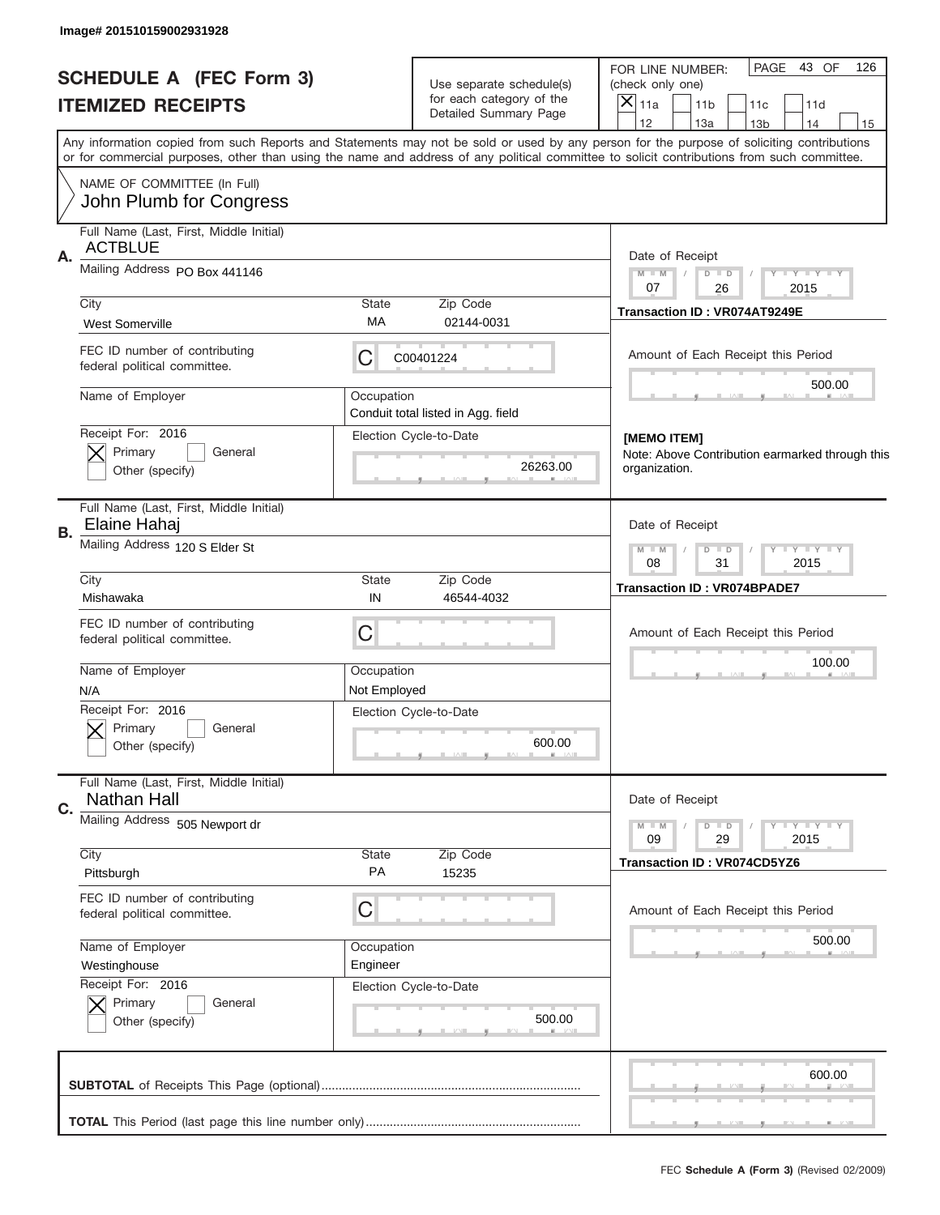Image# 201510159002931928

# SCHEDULE A (FEC Form 3)
## ITEMIZED RECEIPTS

Use separate schedule(s) for each category of the Detailed Summary Page

FOR LINE NUMBER: (check only one)
[X] 11a  [ ] 11b  [ ] 11c  [ ] 11d  [ ] 12  [ ] 13a  [ ] 13b  [ ] 14  [ ] 15

Any information copied from such Reports and Statements may not be sold or used by any person for the purpose of soliciting contributions or for commercial purposes, other than using the name and address of any political committee to solicit contributions from such committee.

NAME OF COMMITTEE (In Full)
John Plumb for Congress

---

**A.**
Full Name (Last, First, Middle Initial): ACTBLUE
Mailing Address: PO Box 441146
City: West Somerville | State: MA | Zip Code: 02144-0031
FEC ID number of contributing federal political committee: C C00401224
Name of Employer:
Occupation: Conduit total listed in Agg. field
Receipt For: 2016 — [X] Primary [ ] General [ ] Other (specify)
Election Cycle-to-Date: 26263.00

Date of Receipt: 07 / 26 / 2015
Transaction ID : VR074AT9249E
Amount of Each Receipt this Period: 500.00

[MEMO ITEM]
Note: Above Contribution earmarked through this organization.

---

**B.**
Full Name (Last, First, Middle Initial): Elaine Hahaj
Mailing Address: 120 S Elder St
City: Mishawaka | State: IN | Zip Code: 46544-4032
FEC ID number of contributing federal political committee: C
Name of Employer: N/A
Occupation: Not Employed
Receipt For: 2016 — [X] Primary [ ] General [ ] Other (specify)
Election Cycle-to-Date: 600.00

Date of Receipt: 08 / 31 / 2015
Transaction ID : VR074BPADE7
Amount of Each Receipt this Period: 100.00

---

**C.**
Full Name (Last, First, Middle Initial): Nathan Hall
Mailing Address: 505 Newport dr
City: Pittsburgh | State: PA | Zip Code: 15235
FEC ID number of contributing federal political committee: C
Name of Employer: Westinghouse
Occupation: Engineer
Receipt For: 2016 — [X] Primary [ ] General [ ] Other (specify)
Election Cycle-to-Date: 500.00

Date of Receipt: 09 / 29 / 2015
Transaction ID : VR074CD5YZ6
Amount of Each Receipt this Period: 500.00

---

**SUBTOTAL** of Receipts This Page (optional): 600.00

**TOTAL** This Period (last page this line number only):

FEC Schedule A (Form 3) (Revised 02/2009)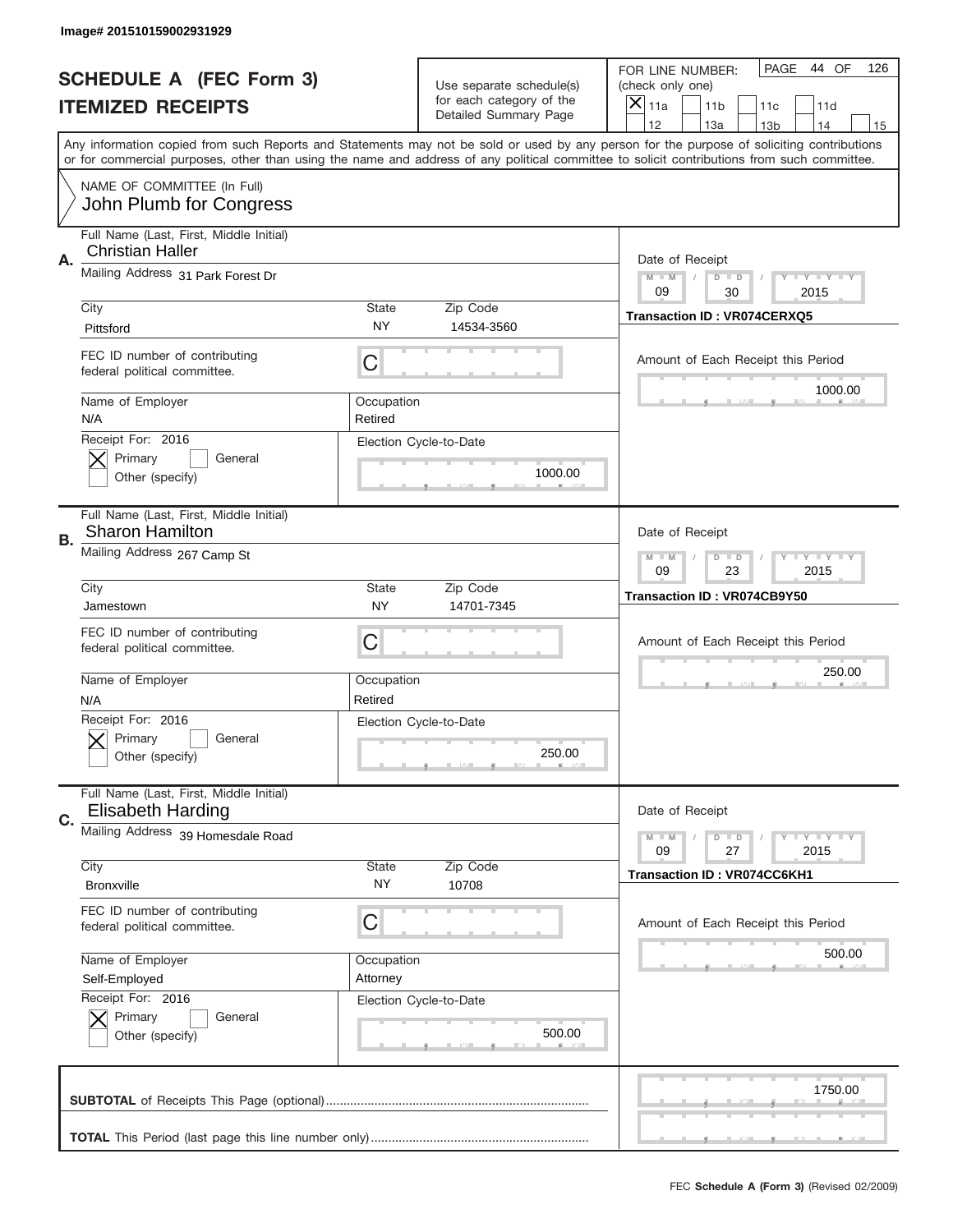Image# 201510159002931929

# SCHEDULE A (FEC Form 3)
## ITEMIZED RECEIPTS

Use separate schedule(s) for each category of the Detailed Summary Page

FOR LINE NUMBER: (check only one)

- [x] 11a
- [ ] 11b
- [ ] 11c
- [ ] 11d
- [ ] 12
- [ ] 13a
- [ ] 13b
- [ ] 14
- [ ] 15

PAGE 44 OF 126

Any information copied from such Reports and Statements may not be sold or used by any person for the purpose of soliciting contributions or for commercial purposes, other than using the name and address of any political committee to solicit contributions from such committee.

NAME OF COMMITTEE (In Full)
John Plumb for Congress

---

**A.** Full Name (Last, First, Middle Initial): Christian Haller

Mailing Address: 31 Park Forest Dr

| City | State | Zip Code |
|---|---|---|
| Pittsford | NY | 14534-3560 |

FEC ID number of contributing federal political committee: C

| Name of Employer | Occupation |
|---|---|
| N/A | Retired |

Receipt For: 2016
- [x] Primary
- [ ] General
- [ ] Other (specify)

Election Cycle-to-Date: 1000.00

Date of Receipt: 09 / 30 / 2015

Transaction ID : VR074CERXQ5

Amount of Each Receipt this Period: 1000.00

---

**B.** Full Name (Last, First, Middle Initial): Sharon Hamilton

Mailing Address: 267 Camp St

| City | State | Zip Code |
|---|---|---|
| Jamestown | NY | 14701-7345 |

FEC ID number of contributing federal political committee: C

| Name of Employer | Occupation |
|---|---|
| N/A | Retired |

Receipt For: 2016
- [x] Primary
- [ ] General
- [ ] Other (specify)

Election Cycle-to-Date: 250.00

Date of Receipt: 09 / 23 / 2015

Transaction ID : VR074CB9Y50

Amount of Each Receipt this Period: 250.00

---

**C.** Full Name (Last, First, Middle Initial): Elisabeth Harding

Mailing Address: 39 Homesdale Road

| City | State | Zip Code |
|---|---|---|
| Bronxville | NY | 10708 |

FEC ID number of contributing federal political committee: C

| Name of Employer | Occupation |
|---|---|
| Self-Employed | Attorney |

Receipt For: 2016
- [x] Primary
- [ ] General
- [ ] Other (specify)

Election Cycle-to-Date: 500.00

Date of Receipt: 09 / 27 / 2015

Transaction ID : VR074CC6KH1

Amount of Each Receipt this Period: 500.00

---

**SUBTOTAL** of Receipts This Page (optional): 1750.00

**TOTAL** This Period (last page this line number only):

FEC **Schedule A (Form 3)** (Revised 02/2009)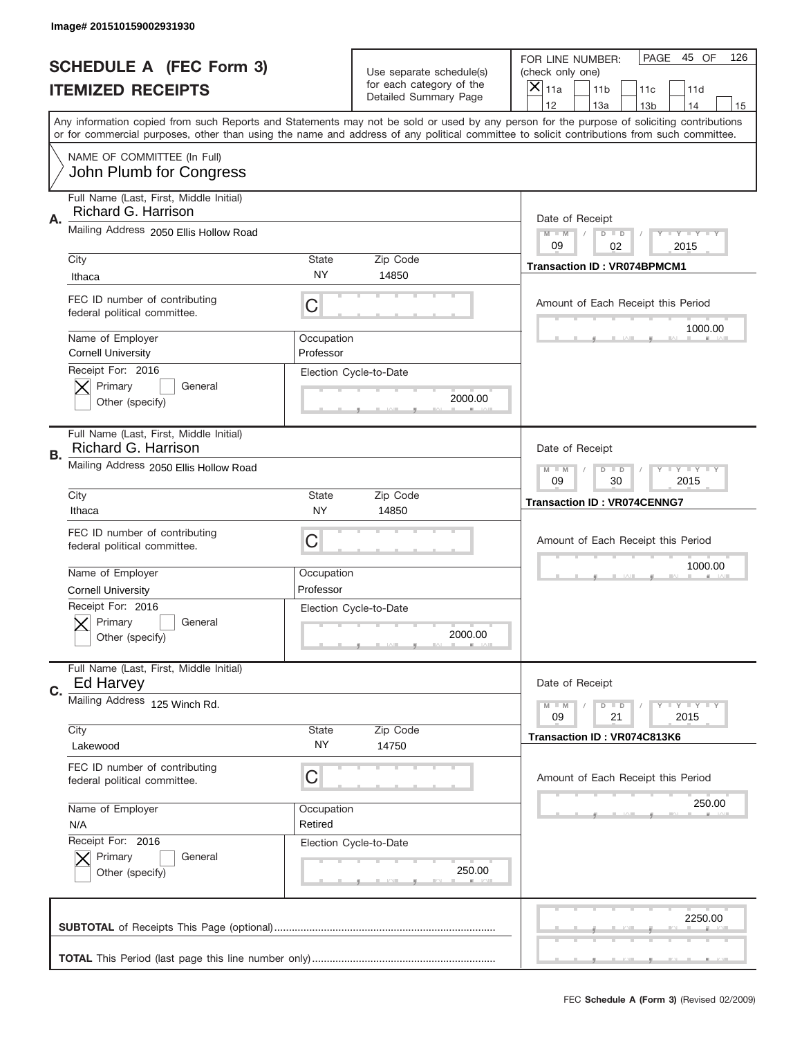Image# 201510159002931930

# SCHEDULE A (FEC Form 3)
## ITEMIZED RECEIPTS

Use separate schedule(s) for each category of the Detailed Summary Page

FOR LINE NUMBER: (check only one)
- [x] 11a
- [ ] 11b
- [ ] 11c
- [ ] 11d
- [ ] 12
- [ ] 13a
- [ ] 13b
- [ ] 14
- [ ] 15

PAGE 45 OF 126

Any information copied from such Reports and Statements may not be sold or used by any person for the purpose of soliciting contributions or for commercial purposes, other than using the name and address of any political committee to solicit contributions from such committee.

NAME OF COMMITTEE (In Full)
John Plumb for Congress

---

**A.**

Full Name (Last, First, Middle Initial): Richard G. Harrison
Mailing Address: 2050 Ellis Hollow Road
City: Ithaca | State: NY | Zip Code: 14850
FEC ID number of contributing federal political committee: C
Name of Employer: Cornell University
Occupation: Professor
Receipt For: 2016 — [x] Primary [ ] General [ ] Other (specify)
Election Cycle-to-Date: 2000.00

Date of Receipt: 09 / 02 / 2015
Transaction ID : VR074BPMCM1
Amount of Each Receipt this Period: 1000.00

---

**B.**

Full Name (Last, First, Middle Initial): Richard G. Harrison
Mailing Address: 2050 Ellis Hollow Road
City: Ithaca | State: NY | Zip Code: 14850
FEC ID number of contributing federal political committee: C
Name of Employer: Cornell University
Occupation: Professor
Receipt For: 2016 — [x] Primary [ ] General [ ] Other (specify)
Election Cycle-to-Date: 2000.00

Date of Receipt: 09 / 30 / 2015
Transaction ID : VR074CENNG7
Amount of Each Receipt this Period: 1000.00

---

**C.**

Full Name (Last, First, Middle Initial): Ed Harvey
Mailing Address: 125 Winch Rd.
City: Lakewood | State: NY | Zip Code: 14750
FEC ID number of contributing federal political committee: C
Name of Employer: N/A
Occupation: Retired
Receipt For: 2016 — [x] Primary [ ] General [ ] Other (specify)
Election Cycle-to-Date: 250.00

Date of Receipt: 09 / 21 / 2015
Transaction ID : VR074C813K6
Amount of Each Receipt this Period: 250.00

---

**SUBTOTAL** of Receipts This Page (optional): 2250.00

**TOTAL** This Period (last page this line number only):

FEC **Schedule A (Form 3)** (Revised 02/2009)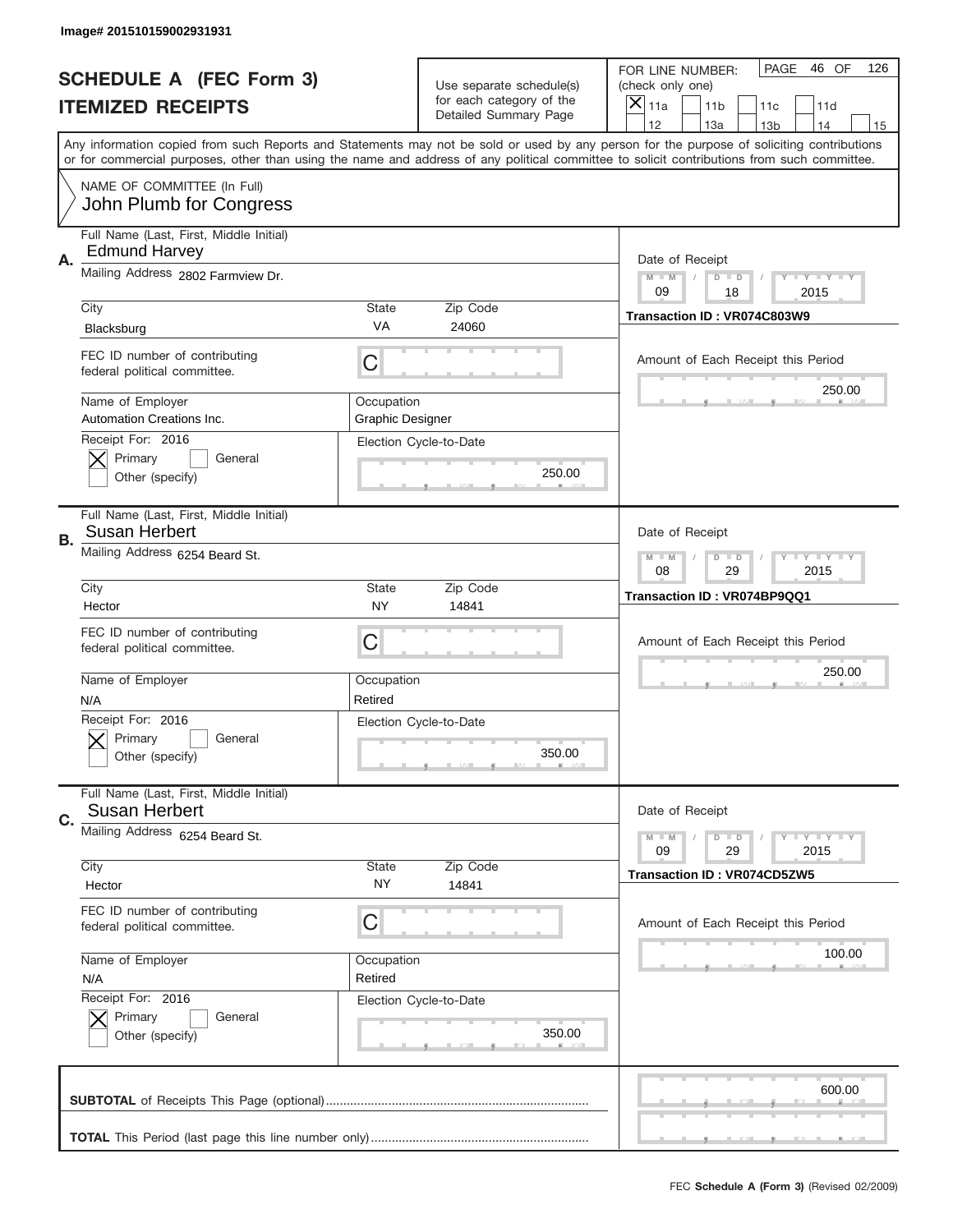Image# 201510159002931931

# SCHEDULE A (FEC Form 3)
# ITEMIZED RECEIPTS

Use separate schedule(s) for each category of the Detailed Summary Page

FOR LINE NUMBER: (check only one)

- [X] 11a
- [ ] 11b
- [ ] 11c
- [ ] 11d
- [ ] 12
- [ ] 13a
- [ ] 13b
- [ ] 14
- [ ] 15

PAGE 46 OF 126

Any information copied from such Reports and Statements may not be sold or used by any person for the purpose of soliciting contributions or for commercial purposes, other than using the name and address of any political committee to solicit contributions from such committee.

NAME OF COMMITTEE (In Full)
John Plumb for Congress

## A.

Full Name (Last, First, Middle Initial): Edmund Harvey

Mailing Address: 2802 Farmview Dr.

City: Blacksburg | State: VA | Zip Code: 24060

FEC ID number of contributing federal political committee: C

Name of Employer: Automation Creations Inc.

Occupation: Graphic Designer

Receipt For: 2016 — [X] Primary [ ] General [ ] Other (specify)

Election Cycle-to-Date: 250.00

Date of Receipt: 09 / 18 / 2015

Transaction ID : VR074C803W9

Amount of Each Receipt this Period: 250.00

## B.

Full Name (Last, First, Middle Initial): Susan Herbert

Mailing Address: 6254 Beard St.

City: Hector | State: NY | Zip Code: 14841

FEC ID number of contributing federal political committee: C

Name of Employer: N/A

Occupation: Retired

Receipt For: 2016 — [X] Primary [ ] General [ ] Other (specify)

Election Cycle-to-Date: 350.00

Date of Receipt: 08 / 29 / 2015

Transaction ID : VR074BP9QQ1

Amount of Each Receipt this Period: 250.00

## C.

Full Name (Last, First, Middle Initial): Susan Herbert

Mailing Address: 6254 Beard St.

City: Hector | State: NY | Zip Code: 14841

FEC ID number of contributing federal political committee: C

Name of Employer: N/A

Occupation: Retired

Receipt For: 2016 — [X] Primary [ ] General [ ] Other (specify)

Election Cycle-to-Date: 350.00

Date of Receipt: 09 / 29 / 2015

Transaction ID : VR074CD5ZW5

Amount of Each Receipt this Period: 100.00

**SUBTOTAL** of Receipts This Page (optional): 600.00

**TOTAL** This Period (last page this line number only):

FEC **Schedule A (Form 3)** (Revised 02/2009)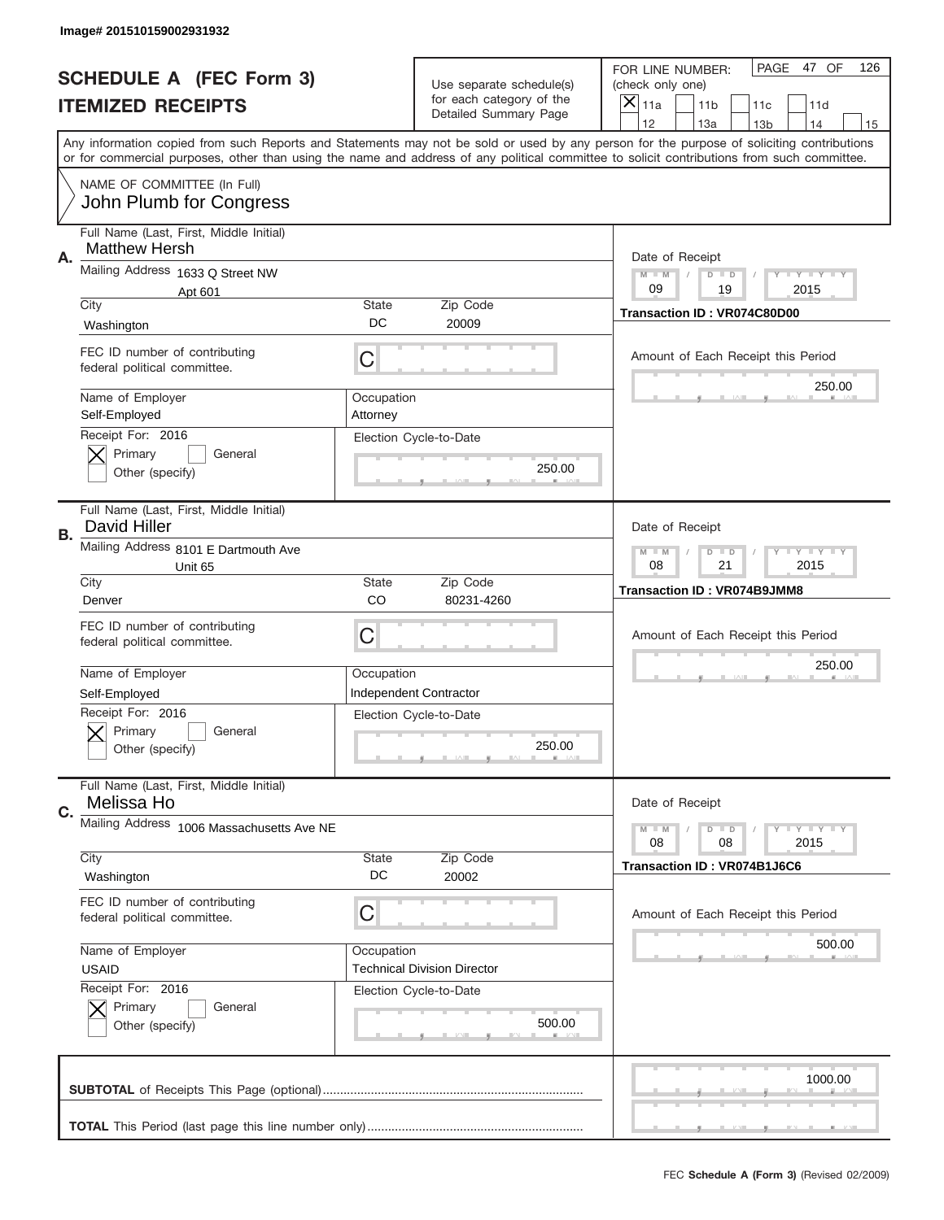Image# 201510159002931932

# SCHEDULE A (FEC Form 3)
## ITEMIZED RECEIPTS

Use separate schedule(s) for each category of the Detailed Summary Page

FOR LINE NUMBER: (check only one)

- [x] 11a
- [ ] 11b
- [ ] 11c
- [ ] 11d
- [ ] 12
- [ ] 13a
- [ ] 13b
- [ ] 14
- [ ] 15

PAGE 47 OF 126

Any information copied from such Reports and Statements may not be sold or used by any person for the purpose of soliciting contributions or for commercial purposes, other than using the name and address of any political committee to solicit contributions from such committee.

NAME OF COMMITTEE (In Full)
**John Plumb for Congress**

---

**A.** Full Name (Last, First, Middle Initial): Matthew Hersh

Mailing Address: 1633 Q Street NW, Apt 601

City: Washington | State: DC | Zip Code: 20009

FEC ID number of contributing federal political committee: C

Name of Employer: Self-Employed

Occupation: Attorney

Receipt For: 2016 — [x] Primary [ ] General [ ] Other (specify)

Date of Receipt: 09 / 19 / 2015

Transaction ID : VR074C80D00

Amount of Each Receipt this Period: 250.00

Election Cycle-to-Date: 250.00

---

**B.** Full Name (Last, First, Middle Initial): David Hiller

Mailing Address: 8101 E Dartmouth Ave, Unit 65

City: Denver | State: CO | Zip Code: 80231-4260

FEC ID number of contributing federal political committee: C

Name of Employer: Self-Employed

Occupation: Independent Contractor

Receipt For: 2016 — [x] Primary [ ] General [ ] Other (specify)

Date of Receipt: 08 / 21 / 2015

Transaction ID : VR074B9JMM8

Amount of Each Receipt this Period: 250.00

Election Cycle-to-Date: 250.00

---

**C.** Full Name (Last, First, Middle Initial): Melissa Ho

Mailing Address: 1006 Massachusetts Ave NE

City: Washington | State: DC | Zip Code: 20002

FEC ID number of contributing federal political committee: C

Name of Employer: USAID

Occupation: Technical Division Director

Receipt For: 2016 — [x] Primary [ ] General [ ] Other (specify)

Date of Receipt: 08 / 08 / 2015

Transaction ID : VR074B1J6C6

Amount of Each Receipt this Period: 500.00

Election Cycle-to-Date: 500.00

---

**SUBTOTAL** of Receipts This Page (optional): 1000.00

**TOTAL** This Period (last page this line number only):

FEC **Schedule A (Form 3)** (Revised 02/2009)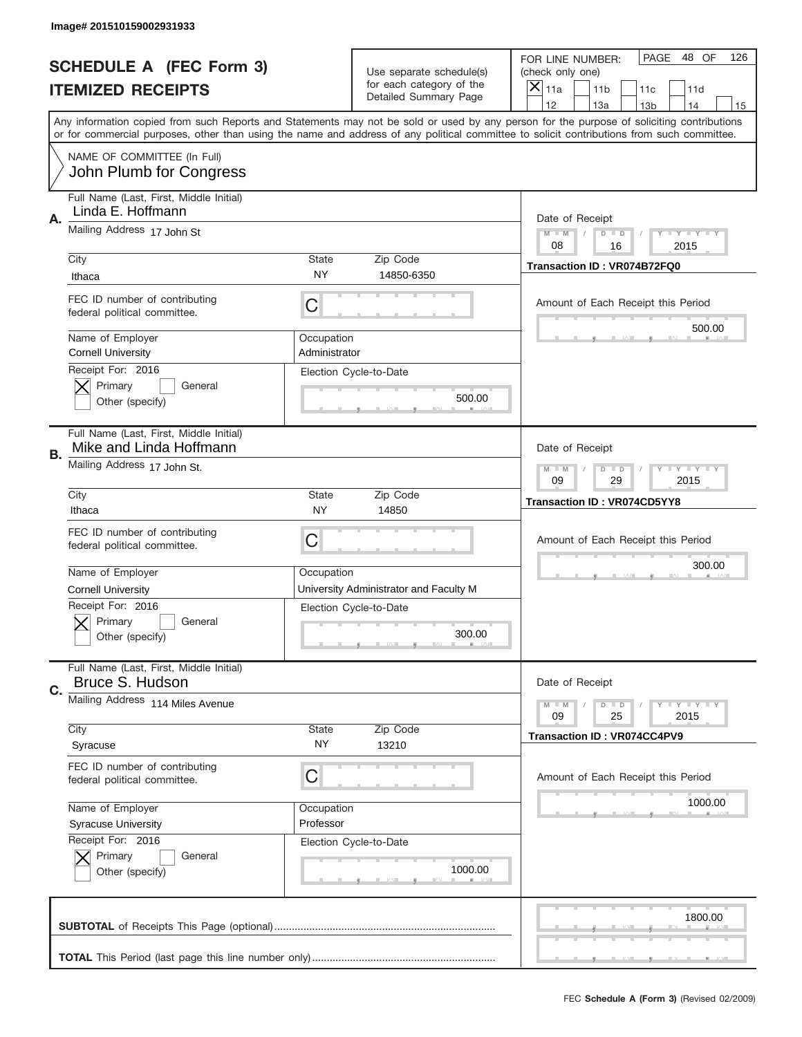Image# 201510159002931933

# SCHEDULE A (FEC Form 3)
## ITEMIZED RECEIPTS

Use separate schedule(s) for each category of the Detailed Summary Page

FOR LINE NUMBER: (check only one)
[X] 11a [ ] 11b [ ] 11c [ ] 11d [ ] 12 [ ] 13a [ ] 13b [ ] 14 [ ] 15

PAGE 48 OF 126

Any information copied from such Reports and Statements may not be sold or used by any person for the purpose of soliciting contributions or for commercial purposes, other than using the name and address of any political committee to solicit contributions from such committee.

NAME OF COMMITTEE (In Full)
John Plumb for Congress

---

**A.** Full Name (Last, First, Middle Initial): Linda E. Hoffmann
Mailing Address: 17 John St
City: Ithaca | State: NY | Zip Code: 14850-6350
FEC ID number of contributing federal political committee: C
Name of Employer: Cornell University
Occupation: Administrator
Receipt For: 2016 — [X] Primary [ ] General [ ] Other (specify)
Election Cycle-to-Date: 500.00
Date of Receipt: 08 / 16 / 2015
Transaction ID : VR074B72FQ0
Amount of Each Receipt this Period: 500.00

---

**B.** Full Name (Last, First, Middle Initial): Mike and Linda Hoffmann
Mailing Address: 17 John St.
City: Ithaca | State: NY | Zip Code: 14850
FEC ID number of contributing federal political committee: C
Name of Employer: Cornell University
Occupation: University Administrator and Faculty M
Receipt For: 2016 — [X] Primary [ ] General [ ] Other (specify)
Election Cycle-to-Date: 300.00
Date of Receipt: 09 / 29 / 2015
Transaction ID : VR074CD5YY8
Amount of Each Receipt this Period: 300.00

---

**C.** Full Name (Last, First, Middle Initial): Bruce S. Hudson
Mailing Address: 114 Miles Avenue
City: Syracuse | State: NY | Zip Code: 13210
FEC ID number of contributing federal political committee: C
Name of Employer: Syracuse University
Occupation: Professor
Receipt For: 2016 — [X] Primary [ ] General [ ] Other (specify)
Election Cycle-to-Date: 1000.00
Date of Receipt: 09 / 25 / 2015
Transaction ID : VR074CC4PV9
Amount of Each Receipt this Period: 1000.00

---

**SUBTOTAL** of Receipts This Page (optional): 1800.00

**TOTAL** This Period (last page this line number only):

FEC **Schedule A (Form 3)** (Revised 02/2009)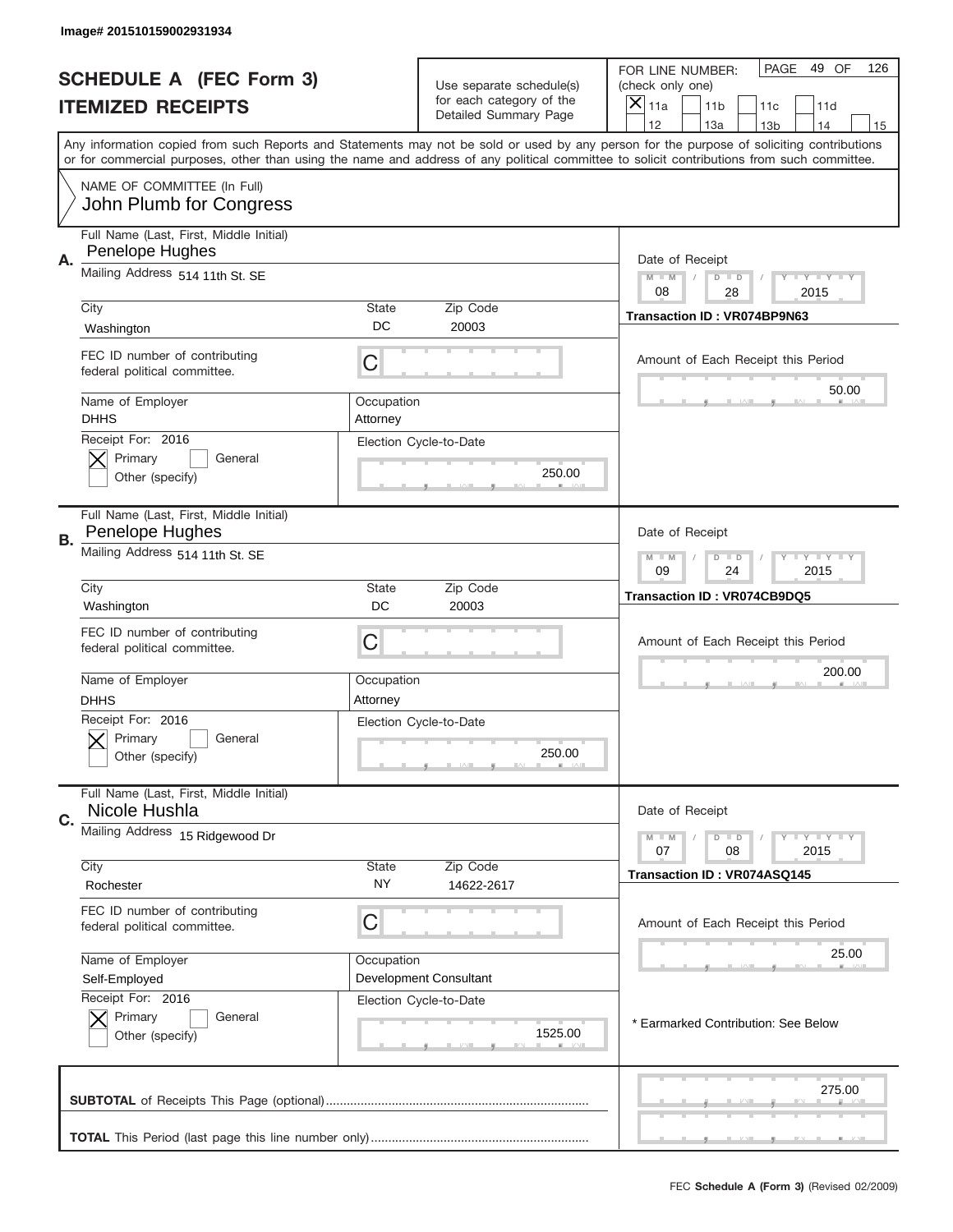Image# 201510159002931934

# SCHEDULE A (FEC Form 3)
# ITEMIZED RECEIPTS

Use separate schedule(s) for each category of the Detailed Summary Page

FOR LINE NUMBER: (check only one)
[X] 11a [ ] 11b [ ] 11c [ ] 11d [ ] 12 [ ] 13a [ ] 13b [ ] 14 [ ] 15

PAGE 49 OF 126

Any information copied from such Reports and Statements may not be sold or used by any person for the purpose of soliciting contributions or for commercial purposes, other than using the name and address of any political committee to solicit contributions from such committee.

NAME OF COMMITTEE (In Full)
John Plumb for Congress

---

**A.**

Full Name (Last, First, Middle Initial): Penelope Hughes

Mailing Address: 514 11th St. SE

City: Washington | State: DC | Zip Code: 20003

FEC ID number of contributing federal political committee: C

Name of Employer: DHHS | Occupation: Attorney

Receipt For: 2016 — [X] Primary [ ] General [ ] Other (specify)

Election Cycle-to-Date: 250.00

Date of Receipt: 08 / 28 / 2015

Transaction ID : VR074BP9N63

Amount of Each Receipt this Period: 50.00

---

**B.**

Full Name (Last, First, Middle Initial): Penelope Hughes

Mailing Address: 514 11th St. SE

City: Washington | State: DC | Zip Code: 20003

FEC ID number of contributing federal political committee: C

Name of Employer: DHHS | Occupation: Attorney

Receipt For: 2016 — [X] Primary [ ] General [ ] Other (specify)

Election Cycle-to-Date: 250.00

Date of Receipt: 09 / 24 / 2015

Transaction ID : VR074CB9DQ5

Amount of Each Receipt this Period: 200.00

---

**C.**

Full Name (Last, First, Middle Initial): Nicole Hushla

Mailing Address: 15 Ridgewood Dr

City: Rochester | State: NY | Zip Code: 14622-2617

FEC ID number of contributing federal political committee: C

Name of Employer: Self-Employed | Occupation: Development Consultant

Receipt For: 2016 — [X] Primary [ ] General [ ] Other (specify)

Election Cycle-to-Date: 1525.00

Date of Receipt: 07 / 08 / 2015

Transaction ID : VR074ASQ145

Amount of Each Receipt this Period: 25.00

\* Earmarked Contribution: See Below

---

**SUBTOTAL** of Receipts This Page (optional): 275.00

**TOTAL** This Period (last page this line number only):

FEC **Schedule A (Form 3)** (Revised 02/2009)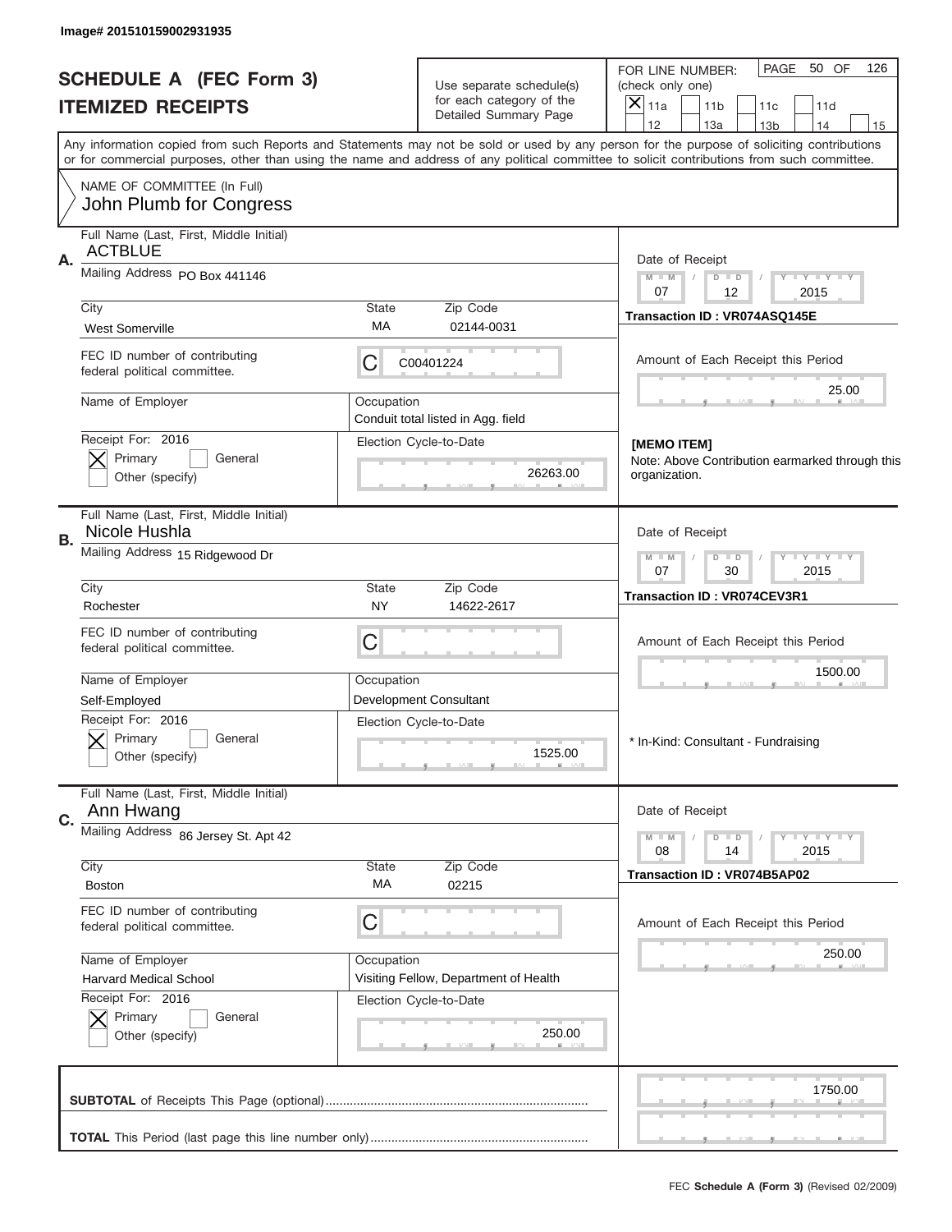Image# 201510159002931935

# SCHEDULE A (FEC Form 3)
## ITEMIZED RECEIPTS

Use separate schedule(s) for each category of the Detailed Summary Page

FOR LINE NUMBER: (check only one)
[X] 11a [ ] 11b [ ] 11c [ ] 11d [ ] 12 [ ] 13a [ ] 13b [ ] 14 [ ] 15

PAGE 50 OF 126

Any information copied from such Reports and Statements may not be sold or used by any person for the purpose of soliciting contributions or for commercial purposes, other than using the name and address of any political committee to solicit contributions from such committee.

NAME OF COMMITTEE (In Full)
John Plumb for Congress

---

**A.** Full Name (Last, First, Middle Initial): ACTBLUE
Mailing Address: PO Box 441146
City: West Somerville | State: MA | Zip Code: 02144-0031
FEC ID number of contributing federal political committee: C00401224
Name of Employer: 
Occupation: Conduit total listed in Agg. field
Receipt For: 2016 — [X] Primary [ ] General [ ] Other (specify)
Election Cycle-to-Date: 26263.00

Date of Receipt: 07 / 12 / 2015
Transaction ID : VR074ASQ145E
Amount of Each Receipt this Period: 25.00

[MEMO ITEM]
Note: Above Contribution earmarked through this organization.

---

**B.** Full Name (Last, First, Middle Initial): Nicole Hushla
Mailing Address: 15 Ridgewood Dr
City: Rochester | State: NY | Zip Code: 14622-2617
FEC ID number of contributing federal political committee: C
Name of Employer: Self-Employed
Occupation: Development Consultant
Receipt For: 2016 — [X] Primary [ ] General [ ] Other (specify)
Election Cycle-to-Date: 1525.00

Date of Receipt: 07 / 30 / 2015
Transaction ID : VR074CEV3R1
Amount of Each Receipt this Period: 1500.00

* In-Kind: Consultant - Fundraising

---

**C.** Full Name (Last, First, Middle Initial): Ann Hwang
Mailing Address: 86 Jersey St. Apt 42
City: Boston | State: MA | Zip Code: 02215
FEC ID number of contributing federal political committee: C
Name of Employer: Harvard Medical School
Occupation: Visiting Fellow, Department of Health
Receipt For: 2016 — [X] Primary [ ] General [ ] Other (specify)
Election Cycle-to-Date: 250.00

Date of Receipt: 08 / 14 / 2015
Transaction ID : VR074B5AP02
Amount of Each Receipt this Period: 250.00

---

**SUBTOTAL** of Receipts This Page (optional): 1750.00

**TOTAL** This Period (last page this line number only):

FEC **Schedule A (Form 3)** (Revised 02/2009)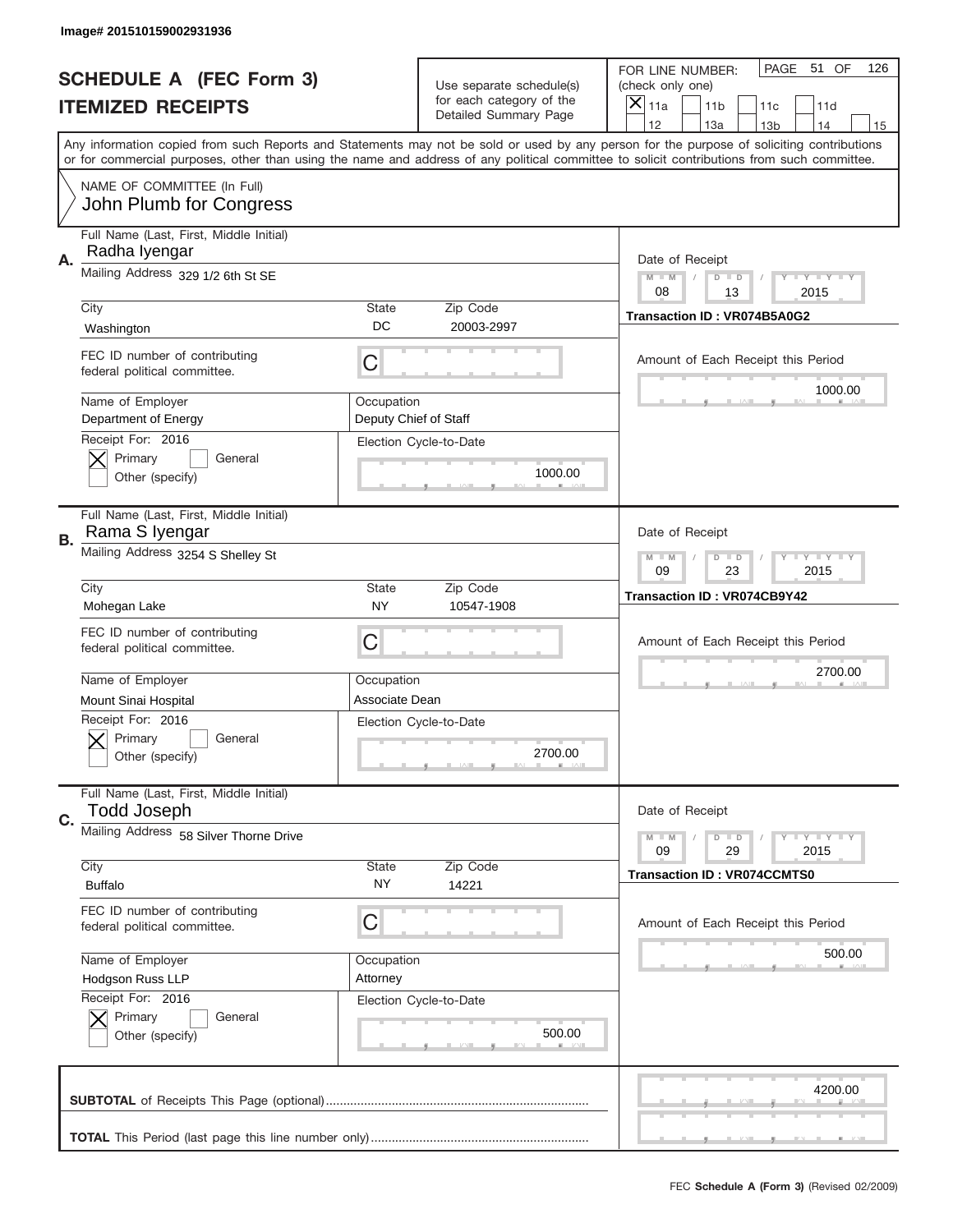Image# 201510159002931936

# SCHEDULE A (FEC Form 3)
## ITEMIZED RECEIPTS

Use separate schedule(s) for each category of the Detailed Summary Page

FOR LINE NUMBER: (check only one)
[X] 11a [ ] 11b [ ] 11c [ ] 11d [ ] 12 [ ] 13a [ ] 13b [ ] 14 [ ] 15

PAGE 51 OF 126

Any information copied from such Reports and Statements may not be sold or used by any person for the purpose of soliciting contributions or for commercial purposes, other than using the name and address of any political committee to solicit contributions from such committee.

NAME OF COMMITTEE (In Full)
John Plumb for Congress

---

**A.** Full Name (Last, First, Middle Initial): Radha Iyengar

Mailing Address: 329 1/2 6th St SE

| City | State | Zip Code |
|---|---|---|
| Washington | DC | 20003-2997 |

FEC ID number of contributing federal political committee: C

| Name of Employer | Occupation |
|---|---|
| Department of Energy | Deputy Chief of Staff |

Receipt For: 2016 — [X] Primary [ ] General [ ] Other (specify)

Election Cycle-to-Date: 1000.00

Date of Receipt: 08 / 13 / 2015

Transaction ID : VR074B5A0G2

Amount of Each Receipt this Period: 1000.00

---

**B.** Full Name (Last, First, Middle Initial): Rama S Iyengar

Mailing Address: 3254 S Shelley St

| City | State | Zip Code |
|---|---|---|
| Mohegan Lake | NY | 10547-1908 |

FEC ID number of contributing federal political committee: C

| Name of Employer | Occupation |
|---|---|
| Mount Sinai Hospital | Associate Dean |

Receipt For: 2016 — [X] Primary [ ] General [ ] Other (specify)

Election Cycle-to-Date: 2700.00

Date of Receipt: 09 / 23 / 2015

Transaction ID : VR074CB9Y42

Amount of Each Receipt this Period: 2700.00

---

**C.** Full Name (Last, First, Middle Initial): Todd Joseph

Mailing Address: 58 Silver Thorne Drive

| City | State | Zip Code |
|---|---|---|
| Buffalo | NY | 14221 |

FEC ID number of contributing federal political committee: C

| Name of Employer | Occupation |
|---|---|
| Hodgson Russ LLP | Attorney |

Receipt For: 2016 — [X] Primary [ ] General [ ] Other (specify)

Election Cycle-to-Date: 500.00

Date of Receipt: 09 / 29 / 2015

Transaction ID : VR074CCMTS0

Amount of Each Receipt this Period: 500.00

---

**SUBTOTAL** of Receipts This Page (optional): 4200.00

**TOTAL** This Period (last page this line number only):

FEC **Schedule A (Form 3)** (Revised 02/2009)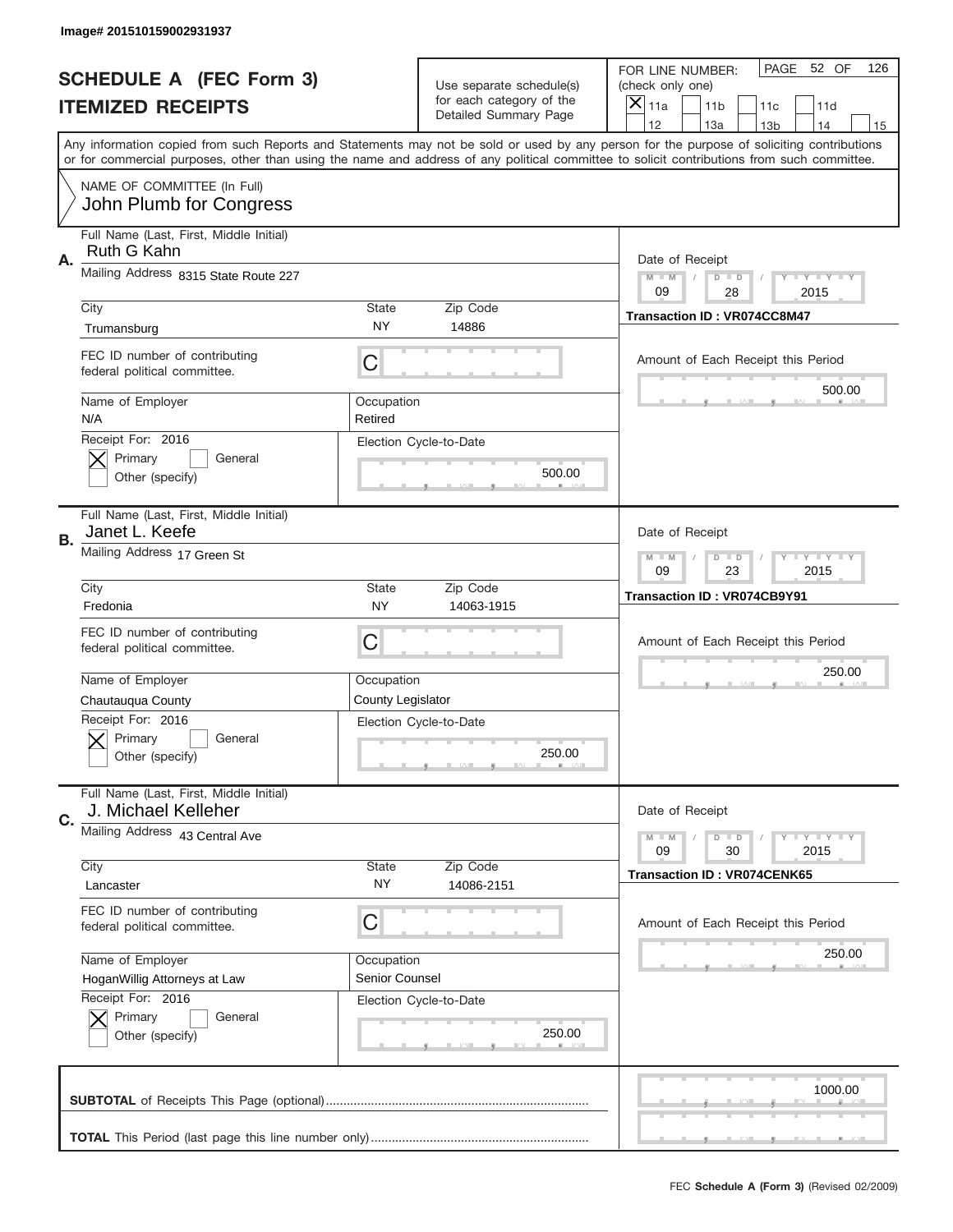Image# 201510159002931937

# SCHEDULE A (FEC Form 3)
## ITEMIZED RECEIPTS

Use separate schedule(s) for each category of the Detailed Summary Page

FOR LINE NUMBER: (check only one)

[X] 11a [ ] 11b [ ] 11c [ ] 11d [ ] 12 [ ] 13a [ ] 13b [ ] 14 [ ] 15

PAGE 52 OF 126

Any information copied from such Reports and Statements may not be sold or used by any person for the purpose of soliciting contributions or for commercial purposes, other than using the name and address of any political committee to solicit contributions from such committee.

NAME OF COMMITTEE (In Full)
John Plumb for Congress

---

**A.** Full Name (Last, First, Middle Initial): Ruth G Kahn

Mailing Address: 8315 State Route 227

City: Trumansburg | State: NY | Zip Code: 14886

FEC ID number of contributing federal political committee: C

Name of Employer: N/A

Occupation: Retired

Receipt For: 2016 — [X] Primary [ ] General [ ] Other (specify)

Election Cycle-to-Date: 500.00

Date of Receipt: 09 / 28 / 2015

Transaction ID : VR074CC8M47

Amount of Each Receipt this Period: 500.00

---

**B.** Full Name (Last, First, Middle Initial): Janet L. Keefe

Mailing Address: 17 Green St

City: Fredonia | State: NY | Zip Code: 14063-1915

FEC ID number of contributing federal political committee: C

Name of Employer: Chautauqua County

Occupation: County Legislator

Receipt For: 2016 — [X] Primary [ ] General [ ] Other (specify)

Election Cycle-to-Date: 250.00

Date of Receipt: 09 / 23 / 2015

Transaction ID : VR074CB9Y91

Amount of Each Receipt this Period: 250.00

---

**C.** Full Name (Last, First, Middle Initial): J. Michael Kelleher

Mailing Address: 43 Central Ave

City: Lancaster | State: NY | Zip Code: 14086-2151

FEC ID number of contributing federal political committee: C

Name of Employer: HoganWillig Attorneys at Law

Occupation: Senior Counsel

Receipt For: 2016 — [X] Primary [ ] General [ ] Other (specify)

Election Cycle-to-Date: 250.00

Date of Receipt: 09 / 30 / 2015

Transaction ID : VR074CENK65

Amount of Each Receipt this Period: 250.00

---

**SUBTOTAL** of Receipts This Page (optional): 1000.00

**TOTAL** This Period (last page this line number only):

FEC **Schedule A (Form 3)** (Revised 02/2009)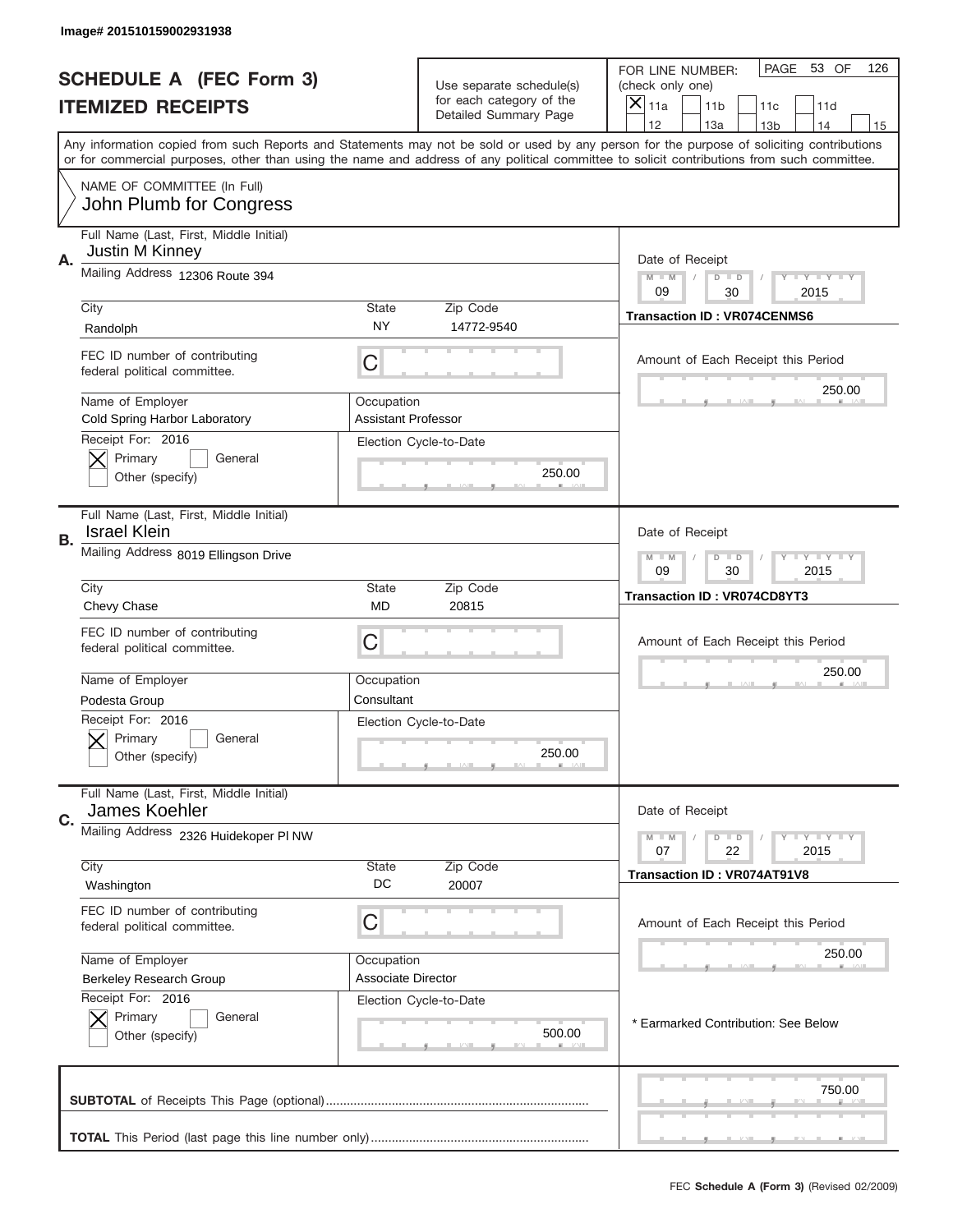Image# 201510159002931938

# SCHEDULE A (FEC Form 3)
## ITEMIZED RECEIPTS

Use separate schedule(s) for each category of the Detailed Summary Page

FOR LINE NUMBER: (check only one)
PAGE 53 OF 126

[X] 11a [ ] 11b [ ] 11c [ ] 11d [ ] 12 [ ] 13a [ ] 13b [ ] 14 [ ] 15

Any information copied from such Reports and Statements may not be sold or used by any person for the purpose of soliciting contributions or for commercial purposes, other than using the name and address of any political committee to solicit contributions from such committee.

NAME OF COMMITTEE (In Full)
John Plumb for Congress

---

**A.** Full Name (Last, First, Middle Initial): Justin M Kinney

Mailing Address: 12306 Route 394

City: Randolph | State: NY | Zip Code: 14772-9540

FEC ID number of contributing federal political committee: C

Name of Employer: Cold Spring Harbor Laboratory

Occupation: Assistant Professor

Receipt For: 2016 — [X] Primary [ ] General [ ] Other (specify)

Election Cycle-to-Date: 250.00

Date of Receipt: 09 / 30 / 2015

Transaction ID : VR074CENMS6

Amount of Each Receipt this Period: 250.00

---

**B.** Full Name (Last, First, Middle Initial): Israel Klein

Mailing Address: 8019 Ellingson Drive

City: Chevy Chase | State: MD | Zip Code: 20815

FEC ID number of contributing federal political committee: C

Name of Employer: Podesta Group

Occupation: Consultant

Receipt For: 2016 — [X] Primary [ ] General [ ] Other (specify)

Election Cycle-to-Date: 250.00

Date of Receipt: 09 / 30 / 2015

Transaction ID : VR074CD8YT3

Amount of Each Receipt this Period: 250.00

---

**C.** Full Name (Last, First, Middle Initial): James Koehler

Mailing Address: 2326 Huidekoper Pl NW

City: Washington | State: DC | Zip Code: 20007

FEC ID number of contributing federal political committee: C

Name of Employer: Berkeley Research Group

Occupation: Associate Director

Receipt For: 2016 — [X] Primary [ ] General [ ] Other (specify)

Election Cycle-to-Date: 500.00

Date of Receipt: 07 / 22 / 2015

Transaction ID : VR074AT91V8

Amount of Each Receipt this Period: 250.00

* Earmarked Contribution: See Below

---

**SUBTOTAL** of Receipts This Page (optional): 750.00

**TOTAL** This Period (last page this line number only):

FEC **Schedule A (Form 3)** (Revised 02/2009)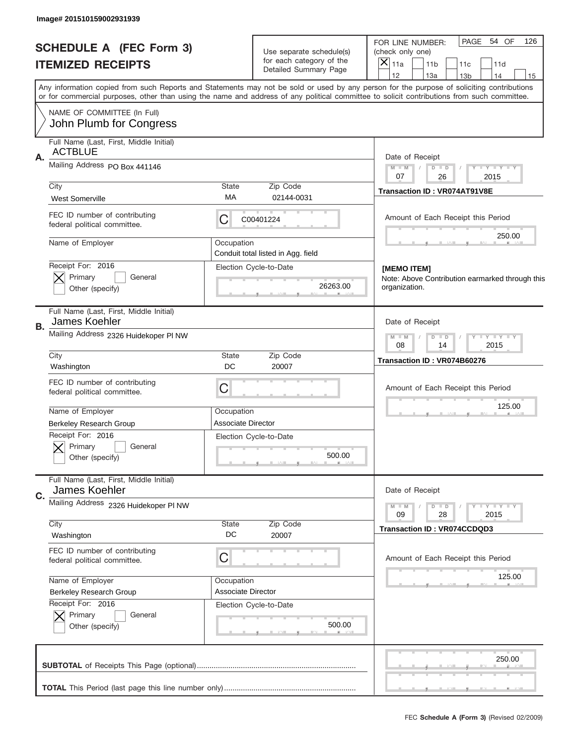Image# 201510159002931939

# SCHEDULE A (FEC Form 3)
## ITEMIZED RECEIPTS

Use separate schedule(s) for each category of the Detailed Summary Page

FOR LINE NUMBER: (check only one)
[X] 11a [ ] 11b [ ] 11c [ ] 11d [ ] 12 [ ] 13a [ ] 13b [ ] 14 [ ] 15

PAGE 54 OF 126

Any information copied from such Reports and Statements may not be sold or used by any person for the purpose of soliciting contributions or for commercial purposes, other than using the name and address of any political committee to solicit contributions from such committee.

NAME OF COMMITTEE (In Full)
John Plumb for Congress

---

**A.**
Full Name (Last, First, Middle Initial): ACTBLUE
Mailing Address: PO Box 441146
City: West Somerville | State: MA | Zip Code: 02144-0031
FEC ID number of contributing federal political committee: C C00401224
Name of Employer:
Occupation: Conduit total listed in Agg. field
Receipt For: 2016 [X] Primary [ ] General [ ] Other (specify)
Election Cycle-to-Date: 26263.00

Date of Receipt: 07 / 26 / 2015
Transaction ID : VR074AT91V8E
Amount of Each Receipt this Period: 250.00

**[MEMO ITEM]**
Note: Above Contribution earmarked through this organization.

---

**B.**
Full Name (Last, First, Middle Initial): James Koehler
Mailing Address: 2326 Huidekoper Pl NW
City: Washington | State: DC | Zip Code: 20007
FEC ID number of contributing federal political committee: C
Name of Employer: Berkeley Research Group
Occupation: Associate Director
Receipt For: 2016 [X] Primary [ ] General [ ] Other (specify)
Election Cycle-to-Date: 500.00

Date of Receipt: 08 / 14 / 2015
Transaction ID : VR074B60276
Amount of Each Receipt this Period: 125.00

---

**C.**
Full Name (Last, First, Middle Initial): James Koehler
Mailing Address: 2326 Huidekoper Pl NW
City: Washington | State: DC | Zip Code: 20007
FEC ID number of contributing federal political committee: C
Name of Employer: Berkeley Research Group
Occupation: Associate Director
Receipt For: 2016 [X] Primary [ ] General [ ] Other (specify)
Election Cycle-to-Date: 500.00

Date of Receipt: 09 / 28 / 2015
Transaction ID : VR074CCDQD3
Amount of Each Receipt this Period: 125.00

---

**SUBTOTAL** of Receipts This Page (optional): 250.00

**TOTAL** This Period (last page this line number only):

FEC **Schedule A (Form 3)** (Revised 02/2009)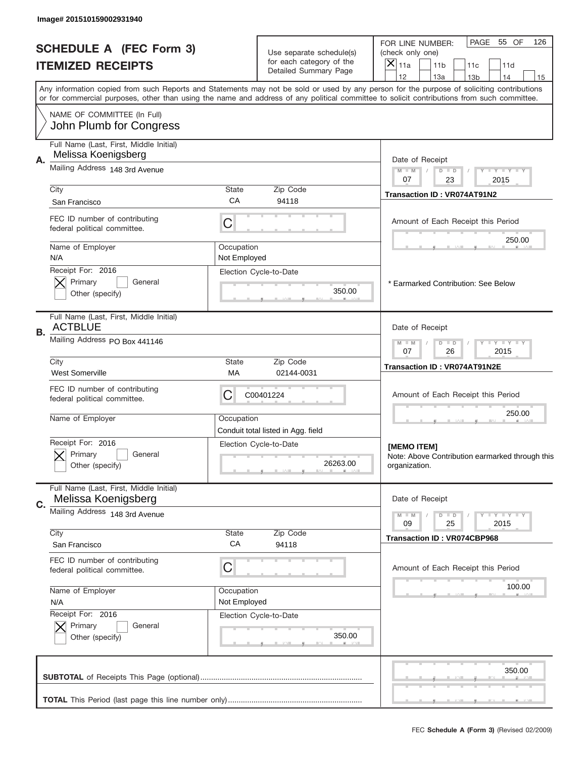Image# 201510159002931940

# SCHEDULE A (FEC Form 3)
## ITEMIZED RECEIPTS

Use separate schedule(s) for each category of the Detailed Summary Page

FOR LINE NUMBER: (check only one)
[X] 11a [ ] 11b [ ] 11c [ ] 11d [ ] 12 [ ] 13a [ ] 13b [ ] 14 [ ] 15

PAGE 55 OF 126

Any information copied from such Reports and Statements may not be sold or used by any person for the purpose of soliciting contributions or for commercial purposes, other than using the name and address of any political committee to solicit contributions from such committee.

NAME OF COMMITTEE (In Full)
John Plumb for Congress

---

**A.** Full Name (Last, First, Middle Initial): Melissa Koenigsberg
Mailing Address: 148 3rd Avenue
City: San Francisco | State: CA | Zip Code: 94118
FEC ID number of contributing federal political committee: C
Name of Employer: N/A | Occupation: Not Employed
Receipt For: 2016 [X] Primary [ ] General [ ] Other (specify)
Election Cycle-to-Date: 350.00
Date of Receipt: 07 / 23 / 2015
Transaction ID : VR074AT91N2
Amount of Each Receipt this Period: 250.00
* Earmarked Contribution: See Below

---

**B.** Full Name (Last, First, Middle Initial): ACTBLUE
Mailing Address: PO Box 441146
City: West Somerville | State: MA | Zip Code: 02144-0031
FEC ID number of contributing federal political committee: C C00401224
Name of Employer: | Occupation: Conduit total listed in Agg. field
Receipt For: 2016 [X] Primary [ ] General [ ] Other (specify)
Election Cycle-to-Date: 26263.00
Date of Receipt: 07 / 26 / 2015
Transaction ID : VR074AT91N2E
Amount of Each Receipt this Period: 250.00
[MEMO ITEM]
Note: Above Contribution earmarked through this organization.

---

**C.** Full Name (Last, First, Middle Initial): Melissa Koenigsberg
Mailing Address: 148 3rd Avenue
City: San Francisco | State: CA | Zip Code: 94118
FEC ID number of contributing federal political committee: C
Name of Employer: N/A | Occupation: Not Employed
Receipt For: 2016 [X] Primary [ ] General [ ] Other (specify)
Election Cycle-to-Date: 350.00
Date of Receipt: 09 / 25 / 2015
Transaction ID : VR074CBP968
Amount of Each Receipt this Period: 100.00

---

**SUBTOTAL** of Receipts This Page (optional): 350.00

**TOTAL** This Period (last page this line number only):

FEC **Schedule A (Form 3)** (Revised 02/2009)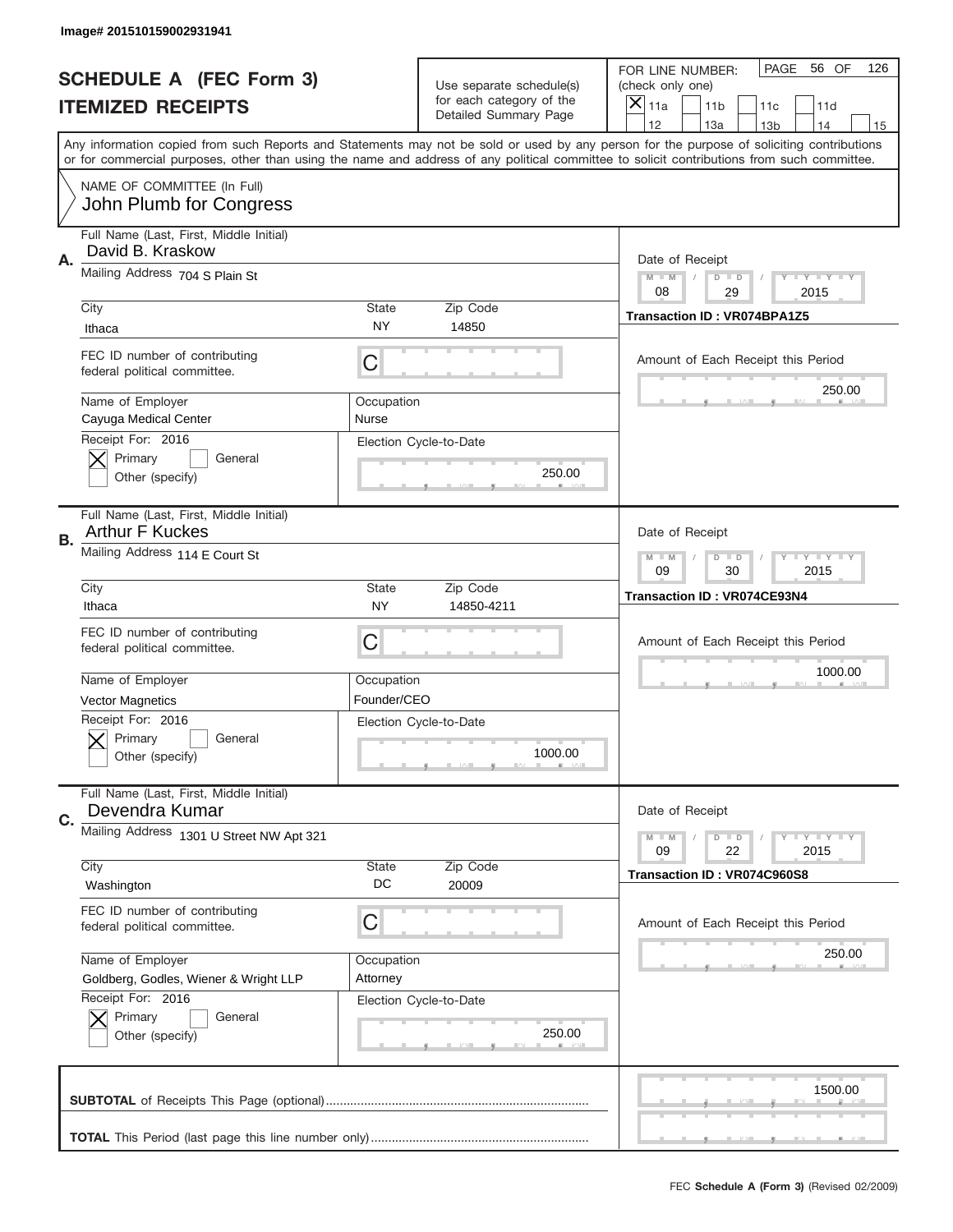Image# 201510159002931941

# SCHEDULE A (FEC Form 3)
## ITEMIZED RECEIPTS

Use separate schedule(s) for each category of the Detailed Summary Page

FOR LINE NUMBER: (check only one)
[X] 11a [ ] 11b [ ] 11c [ ] 11d [ ] 12 [ ] 13a [ ] 13b [ ] 14 [ ] 15

PAGE 56 OF 126

Any information copied from such Reports and Statements may not be sold or used by any person for the purpose of soliciting contributions or for commercial purposes, other than using the name and address of any political committee to solicit contributions from such committee.

NAME OF COMMITTEE (In Full)
John Plumb for Congress

---

**A.** Full Name (Last, First, Middle Initial): David B. Kraskow

Mailing Address: 704 S Plain St

City: Ithaca | State: NY | Zip Code: 14850

FEC ID number of contributing federal political committee: C

Name of Employer: Cayuga Medical Center | Occupation: Nurse

Receipt For: 2016 — [X] Primary [ ] General [ ] Other (specify)

Election Cycle-to-Date: 250.00

Date of Receipt: 08 / 29 / 2015

Transaction ID : VR074BPA1Z5

Amount of Each Receipt this Period: 250.00

---

**B.** Full Name (Last, First, Middle Initial): Arthur F Kuckes

Mailing Address: 114 E Court St

City: Ithaca | State: NY | Zip Code: 14850-4211

FEC ID number of contributing federal political committee: C

Name of Employer: Vector Magnetics | Occupation: Founder/CEO

Receipt For: 2016 — [X] Primary [ ] General [ ] Other (specify)

Election Cycle-to-Date: 1000.00

Date of Receipt: 09 / 30 / 2015

Transaction ID : VR074CE93N4

Amount of Each Receipt this Period: 1000.00

---

**C.** Full Name (Last, First, Middle Initial): Devendra Kumar

Mailing Address: 1301 U Street NW Apt 321

City: Washington | State: DC | Zip Code: 20009

FEC ID number of contributing federal political committee: C

Name of Employer: Goldberg, Godles, Wiener & Wright LLP | Occupation: Attorney

Receipt For: 2016 — [X] Primary [ ] General [ ] Other (specify)

Election Cycle-to-Date: 250.00

Date of Receipt: 09 / 22 / 2015

Transaction ID : VR074C960S8

Amount of Each Receipt this Period: 250.00

---

**SUBTOTAL** of Receipts This Page (optional): 1500.00

**TOTAL** This Period (last page this line number only):

FEC **Schedule A (Form 3)** (Revised 02/2009)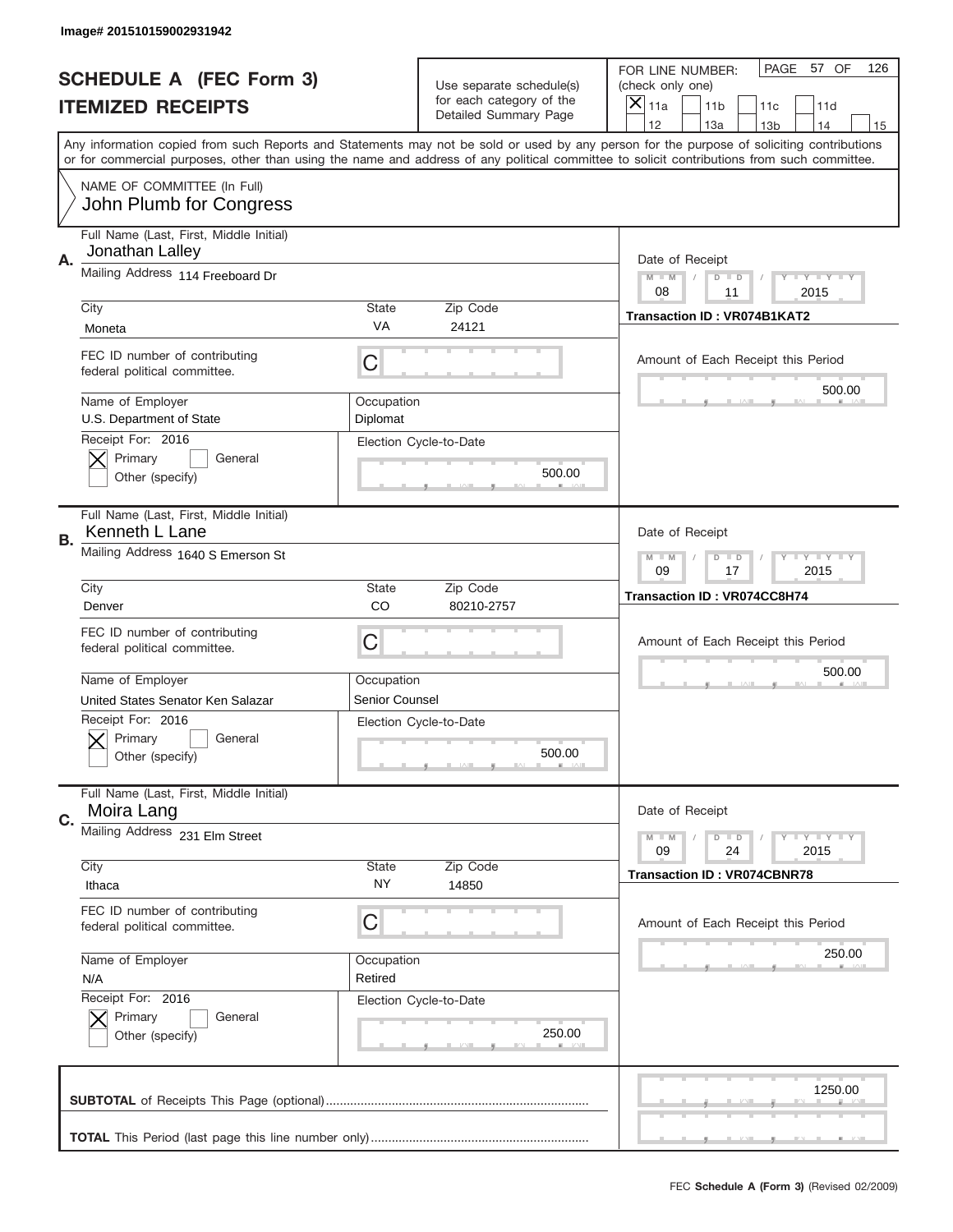Image# 201510159002931942

# SCHEDULE A (FEC Form 3)
## ITEMIZED RECEIPTS

Use separate schedule(s) for each category of the Detailed Summary Page

FOR LINE NUMBER: (check only one)
[X] 11a [ ] 11b [ ] 11c [ ] 11d [ ] 12 [ ] 13a [ ] 13b [ ] 14 [ ] 15

PAGE 57 OF 126

Any information copied from such Reports and Statements may not be sold or used by any person for the purpose of soliciting contributions or for commercial purposes, other than using the name and address of any political committee to solicit contributions from such committee.

NAME OF COMMITTEE (In Full)
John Plumb for Congress

---

**A.** Full Name (Last, First, Middle Initial): Jonathan Lalley
Mailing Address: 114 Freeboard Dr
City: Moneta | State: VA | Zip Code: 24121
FEC ID number of contributing federal political committee: C
Name of Employer: U.S. Department of State
Occupation: Diplomat
Receipt For: 2016 — [X] Primary [ ] General [ ] Other (specify)
Election Cycle-to-Date: 500.00
Date of Receipt: 08 / 11 / 2015
Transaction ID : VR074B1KAT2
Amount of Each Receipt this Period: 500.00

---

**B.** Full Name (Last, First, Middle Initial): Kenneth L Lane
Mailing Address: 1640 S Emerson St
City: Denver | State: CO | Zip Code: 80210-2757
FEC ID number of contributing federal political committee: C
Name of Employer: United States Senator Ken Salazar
Occupation: Senior Counsel
Receipt For: 2016 — [X] Primary [ ] General [ ] Other (specify)
Election Cycle-to-Date: 500.00
Date of Receipt: 09 / 17 / 2015
Transaction ID : VR074CC8H74
Amount of Each Receipt this Period: 500.00

---

**C.** Full Name (Last, First, Middle Initial): Moira Lang
Mailing Address: 231 Elm Street
City: Ithaca | State: NY | Zip Code: 14850
FEC ID number of contributing federal political committee: C
Name of Employer: N/A
Occupation: Retired
Receipt For: 2016 — [X] Primary [ ] General [ ] Other (specify)
Election Cycle-to-Date: 250.00
Date of Receipt: 09 / 24 / 2015
Transaction ID : VR074CBNR78
Amount of Each Receipt this Period: 250.00

---

**SUBTOTAL** of Receipts This Page (optional): 1250.00

**TOTAL** This Period (last page this line number only):

FEC **Schedule A (Form 3)** (Revised 02/2009)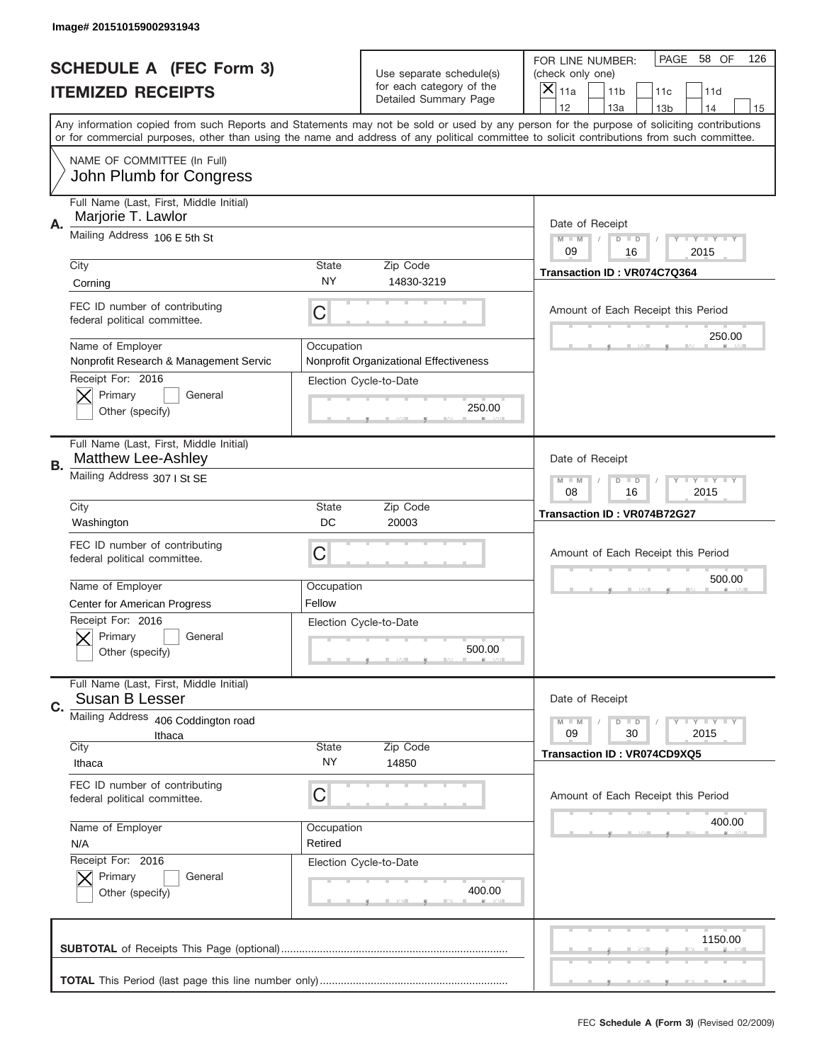Image# 201510159002931943

# SCHEDULE A (FEC Form 3)
## ITEMIZED RECEIPTS

Use separate schedule(s) for each category of the Detailed Summary Page

FOR LINE NUMBER: (check only one)
[X] 11a [ ] 11b [ ] 11c [ ] 11d [ ] 12 [ ] 13a [ ] 13b [ ] 14 [ ] 15

PAGE 58 OF 126

Any information copied from such Reports and Statements may not be sold or used by any person for the purpose of soliciting contributions or for commercial purposes, other than using the name and address of any political committee to solicit contributions from such committee.

NAME OF COMMITTEE (In Full)
John Plumb for Congress

---

**A.** Full Name (Last, First, Middle Initial): Marjorie T. Lawlor

Mailing Address: 106 E 5th St

City: Corning | State: NY | Zip Code: 14830-3219

FEC ID number of contributing federal political committee: C

Name of Employer: Nonprofit Research & Management Servic

Occupation: Nonprofit Organizational Effectiveness

Receipt For: 2016 — [X] Primary [ ] General [ ] Other (specify)

Election Cycle-to-Date: 250.00

Date of Receipt: 09 / 16 / 2015

Transaction ID : VR074C7Q364

Amount of Each Receipt this Period: 250.00

---

**B.** Full Name (Last, First, Middle Initial): Matthew Lee-Ashley

Mailing Address: 307 I St SE

City: Washington | State: DC | Zip Code: 20003

FEC ID number of contributing federal political committee: C

Name of Employer: Center for American Progress

Occupation: Fellow

Receipt For: 2016 — [X] Primary [ ] General [ ] Other (specify)

Election Cycle-to-Date: 500.00

Date of Receipt: 08 / 16 / 2015

Transaction ID : VR074B72G27

Amount of Each Receipt this Period: 500.00

---

**C.** Full Name (Last, First, Middle Initial): Susan B Lesser

Mailing Address: 406 Coddington road Ithaca

City: Ithaca | State: NY | Zip Code: 14850

FEC ID number of contributing federal political committee: C

Name of Employer: N/A

Occupation: Retired

Receipt For: 2016 — [X] Primary [ ] General [ ] Other (specify)

Election Cycle-to-Date: 400.00

Date of Receipt: 09 / 30 / 2015

Transaction ID : VR074CD9XQ5

Amount of Each Receipt this Period: 400.00

---

**SUBTOTAL** of Receipts This Page (optional): 1150.00

**TOTAL** This Period (last page this line number only):

FEC Schedule A (Form 3) (Revised 02/2009)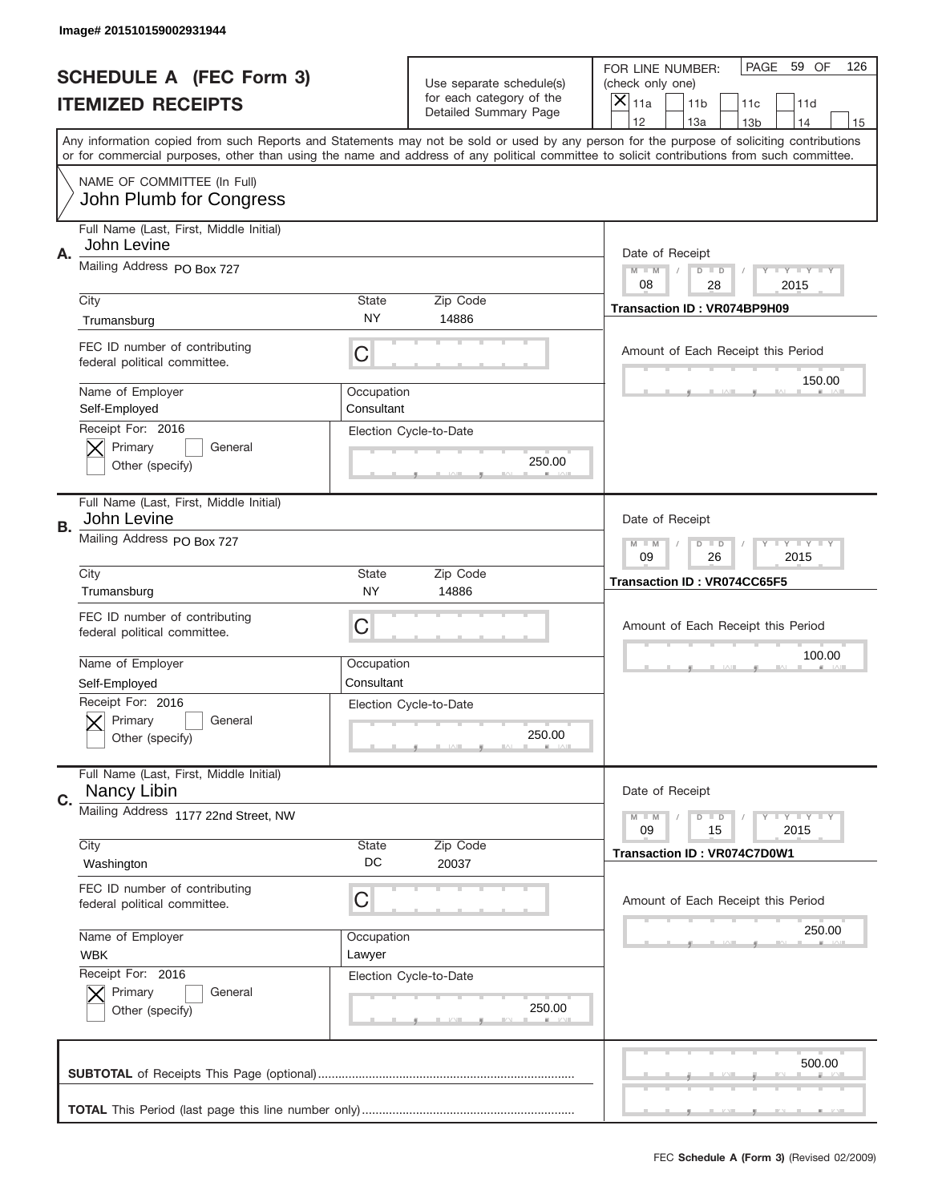Image# 201510159002931944

# SCHEDULE A (FEC Form 3)
## ITEMIZED RECEIPTS

Use separate schedule(s) for each category of the Detailed Summary Page

FOR LINE NUMBER: (check only one)
[X] 11a [ ] 11b [ ] 11c [ ] 11d [ ] 12 [ ] 13a [ ] 13b [ ] 14 [ ] 15

PAGE 59 OF 126

Any information copied from such Reports and Statements may not be sold or used by any person for the purpose of soliciting contributions or for commercial purposes, other than using the name and address of any political committee to solicit contributions from such committee.

NAME OF COMMITTEE (In Full)
John Plumb for Congress

---

**A.**
Full Name (Last, First, Middle Initial): John Levine
Mailing Address: PO Box 727
City: Trumansburg | State: NY | Zip Code: 14886
FEC ID number of contributing federal political committee: C
Name of Employer: Self-Employed
Occupation: Consultant
Receipt For: 2016 — [X] Primary [ ] General [ ] Other (specify)
Election Cycle-to-Date: 250.00
Date of Receipt: 08 / 28 / 2015
Transaction ID : VR074BP9H09
Amount of Each Receipt this Period: 150.00

---

**B.**
Full Name (Last, First, Middle Initial): John Levine
Mailing Address: PO Box 727
City: Trumansburg | State: NY | Zip Code: 14886
FEC ID number of contributing federal political committee: C
Name of Employer: Self-Employed
Occupation: Consultant
Receipt For: 2016 — [X] Primary [ ] General [ ] Other (specify)
Election Cycle-to-Date: 250.00
Date of Receipt: 09 / 26 / 2015
Transaction ID : VR074CC65F5
Amount of Each Receipt this Period: 100.00

---

**C.**
Full Name (Last, First, Middle Initial): Nancy Libin
Mailing Address: 1177 22nd Street, NW
City: Washington | State: DC | Zip Code: 20037
FEC ID number of contributing federal political committee: C
Name of Employer: WBK
Occupation: Lawyer
Receipt For: 2016 — [X] Primary [ ] General [ ] Other (specify)
Election Cycle-to-Date: 250.00
Date of Receipt: 09 / 15 / 2015
Transaction ID : VR074C7D0W1
Amount of Each Receipt this Period: 250.00

---

**SUBTOTAL** of Receipts This Page (optional): 500.00

**TOTAL** This Period (last page this line number only):

FEC **Schedule A (Form 3)** (Revised 02/2009)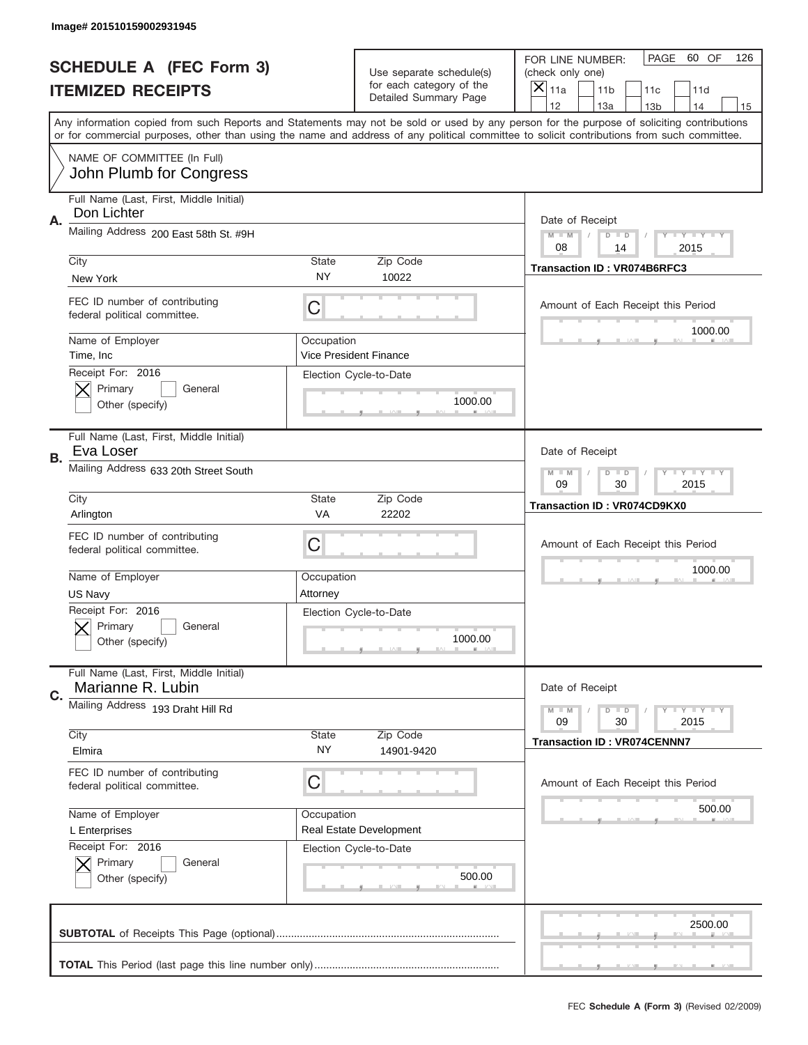Image# 201510159002931945

# SCHEDULE A (FEC Form 3)
## ITEMIZED RECEIPTS

Use separate schedule(s) for each category of the Detailed Summary Page

FOR LINE NUMBER: (check only one)

- [x] 11a
- [ ] 11b
- [ ] 11c
- [ ] 11d
- [ ] 12
- [ ] 13a
- [ ] 13b
- [ ] 14
- [ ] 15

PAGE 60 OF 126

Any information copied from such Reports and Statements may not be sold or used by any person for the purpose of soliciting contributions or for commercial purposes, other than using the name and address of any political committee to solicit contributions from such committee.

NAME OF COMMITTEE (In Full)
John Plumb for Congress

---

**A.**

Full Name (Last, First, Middle Initial): Don Lichter

Mailing Address: 200 East 58th St. #9H

City: New York | State: NY | Zip Code: 10022

FEC ID number of contributing federal political committee: C

Name of Employer: Time, Inc

Occupation: Vice President Finance

Receipt For: 2016
- [x] Primary
- [ ] General
- Other (specify)

Election Cycle-to-Date: 1000.00

Date of Receipt: 08 / 14 / 2015

Transaction ID : VR074B6RFC3

Amount of Each Receipt this Period: 1000.00

---

**B.**

Full Name (Last, First, Middle Initial): Eva Loser

Mailing Address: 633 20th Street South

City: Arlington | State: VA | Zip Code: 22202

FEC ID number of contributing federal political committee: C

Name of Employer: US Navy

Occupation: Attorney

Receipt For: 2016
- [x] Primary
- [ ] General
- Other (specify)

Election Cycle-to-Date: 1000.00

Date of Receipt: 09 / 30 / 2015

Transaction ID : VR074CD9KX0

Amount of Each Receipt this Period: 1000.00

---

**C.**

Full Name (Last, First, Middle Initial): Marianne R. Lubin

Mailing Address: 193 Draht Hill Rd

City: Elmira | State: NY | Zip Code: 14901-9420

FEC ID number of contributing federal political committee: C

Name of Employer: L Enterprises

Occupation: Real Estate Development

Receipt For: 2016
- [x] Primary
- [ ] General
- Other (specify)

Election Cycle-to-Date: 500.00

Date of Receipt: 09 / 30 / 2015

Transaction ID : VR074CENNN7

Amount of Each Receipt this Period: 500.00

---

**SUBTOTAL** of Receipts This Page (optional): 2500.00

**TOTAL** This Period (last page this line number only):

FEC **Schedule A (Form 3)** (Revised 02/2009)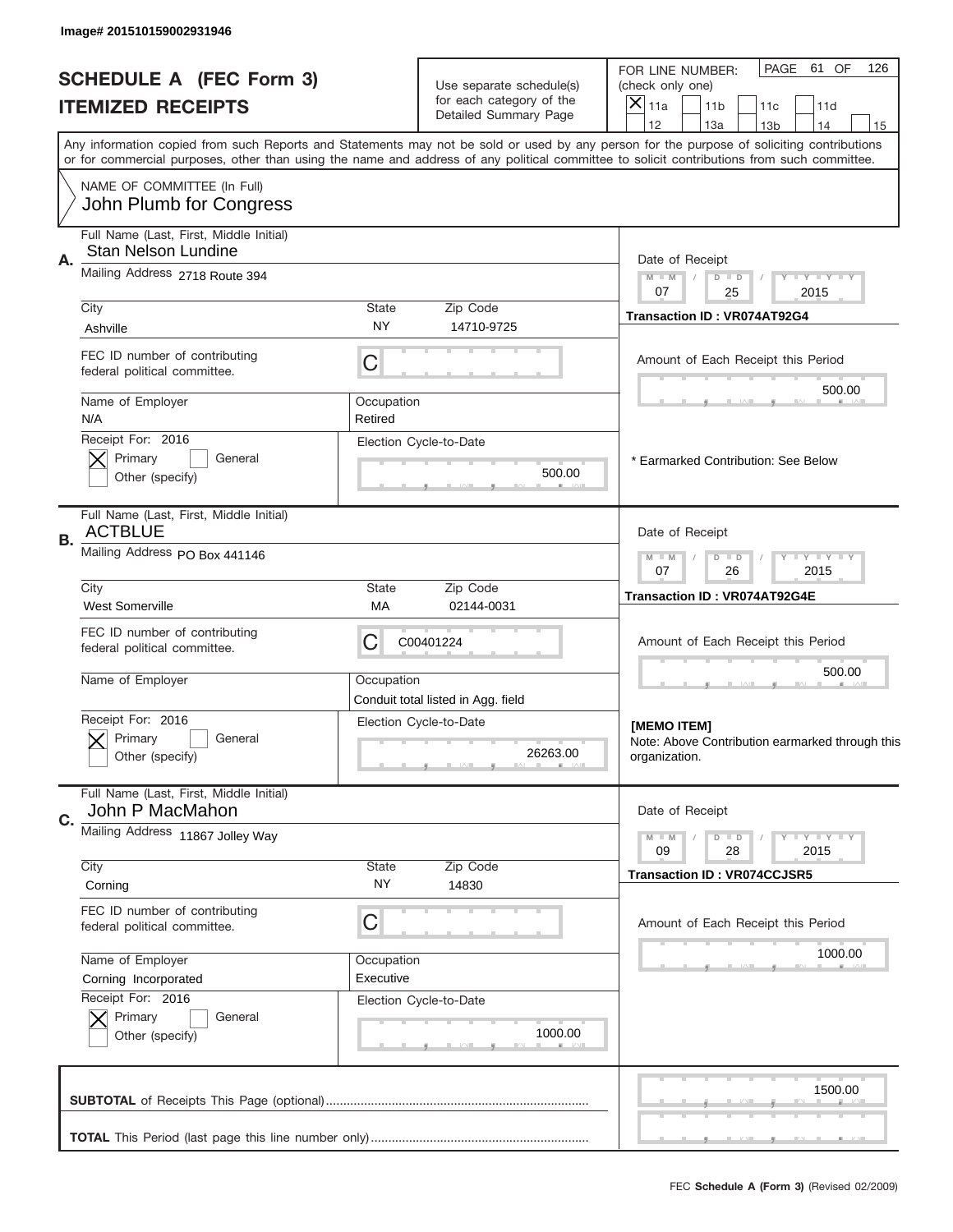Image# 201510159002931946

# SCHEDULE A (FEC Form 3)
## ITEMIZED RECEIPTS

Use separate schedule(s) for each category of the Detailed Summary Page

FOR LINE NUMBER: (check only one)
[X] 11a [ ] 11b [ ] 11c [ ] 11d [ ] 12 [ ] 13a [ ] 13b [ ] 14 [ ] 15

PAGE 61 OF 126

Any information copied from such Reports and Statements may not be sold or used by any person for the purpose of soliciting contributions or for commercial purposes, other than using the name and address of any political committee to solicit contributions from such committee.

NAME OF COMMITTEE (In Full)
John Plumb for Congress

---

**A.** Full Name (Last, First, Middle Initial): Stan Nelson Lundine
Mailing Address: 2718 Route 394
City: Ashville | State: NY | Zip Code: 14710-9725
FEC ID number of contributing federal political committee: C
Name of Employer: N/A
Occupation: Retired
Receipt For: 2016 — [X] Primary [ ] General [ ] Other (specify)
Election Cycle-to-Date: 500.00
Date of Receipt: 07 / 25 / 2015
Transaction ID : VR074AT92G4
Amount of Each Receipt this Period: 500.00
* Earmarked Contribution: See Below

---

**B.** Full Name (Last, First, Middle Initial): ACTBLUE
Mailing Address: PO Box 441146
City: West Somerville | State: MA | Zip Code: 02144-0031
FEC ID number of contributing federal political committee: C00401224
Name of Employer:
Occupation: Conduit total listed in Agg. field
Receipt For: 2016 — [X] Primary [ ] General [ ] Other (specify)
Election Cycle-to-Date: 26263.00
Date of Receipt: 07 / 26 / 2015
Transaction ID : VR074AT92G4E
Amount of Each Receipt this Period: 500.00
[MEMO ITEM]
Note: Above Contribution earmarked through this organization.

---

**C.** Full Name (Last, First, Middle Initial): John P MacMahon
Mailing Address: 11867 Jolley Way
City: Corning | State: NY | Zip Code: 14830
FEC ID number of contributing federal political committee: C
Name of Employer: Corning Incorporated
Occupation: Executive
Receipt For: 2016 — [X] Primary [ ] General [ ] Other (specify)
Election Cycle-to-Date: 1000.00
Date of Receipt: 09 / 28 / 2015
Transaction ID : VR074CCJSR5
Amount of Each Receipt this Period: 1000.00

---

**SUBTOTAL** of Receipts This Page (optional): 1500.00

**TOTAL** This Period (last page this line number only):

FEC **Schedule A (Form 3)** (Revised 02/2009)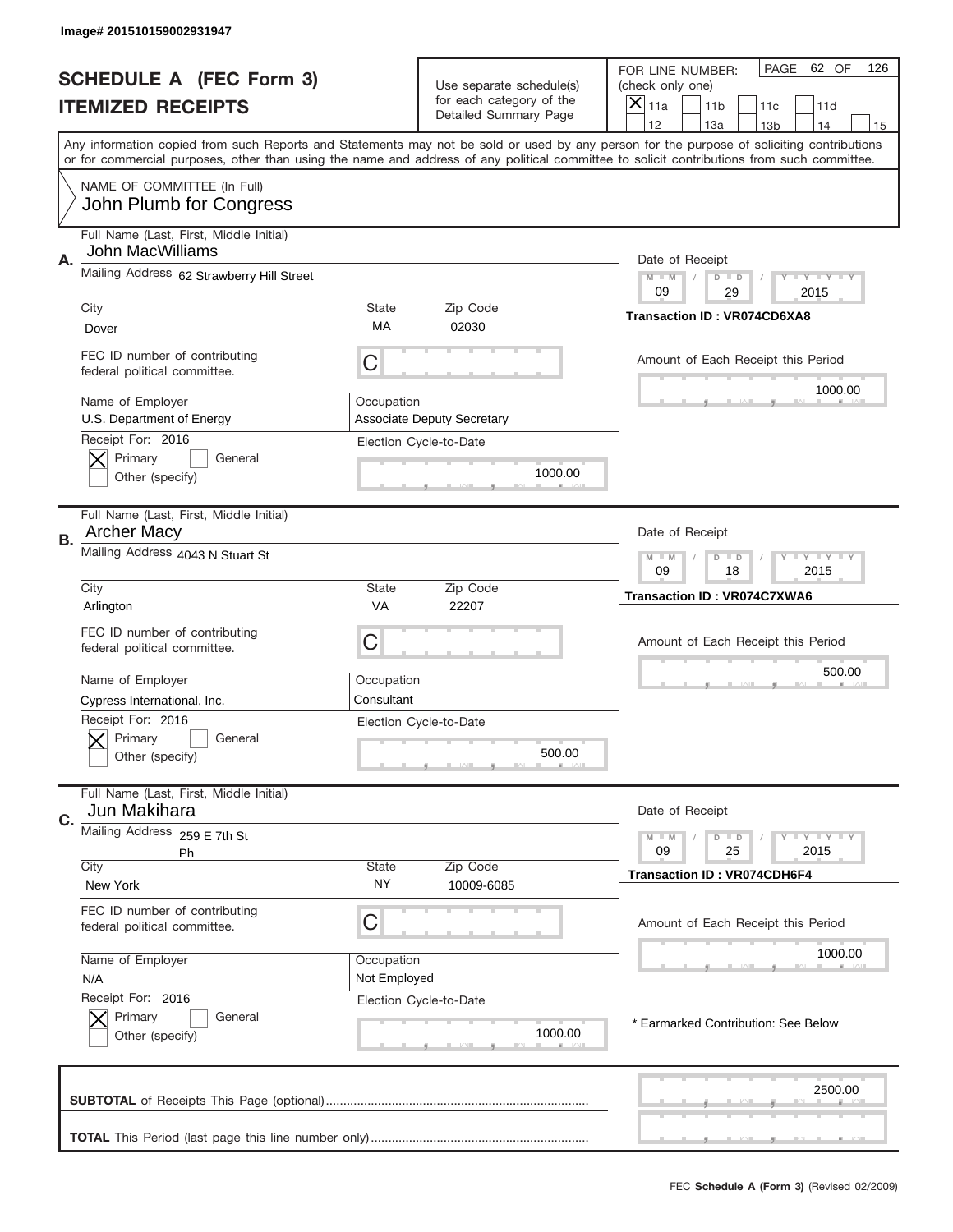Image# 201510159002931947

# SCHEDULE A (FEC Form 3)
## ITEMIZED RECEIPTS

Use separate schedule(s) for each category of the Detailed Summary Page

FOR LINE NUMBER: (check only one)
[X] 11a [ ] 11b [ ] 11c [ ] 11d [ ] 12 [ ] 13a [ ] 13b [ ] 14 [ ] 15

PAGE 62 OF 126

Any information copied from such Reports and Statements may not be sold or used by any person for the purpose of soliciting contributions or for commercial purposes, other than using the name and address of any political committee to solicit contributions from such committee.

NAME OF COMMITTEE (In Full)
John Plumb for Congress

---

**A.** Full Name (Last, First, Middle Initial): John MacWilliams
Mailing Address: 62 Strawberry Hill Street
City: Dover | State: MA | Zip Code: 02030
FEC ID number of contributing federal political committee: C
Name of Employer: U.S. Department of Energy
Occupation: Associate Deputy Secretary
Receipt For: 2016 — [X] Primary [ ] General [ ] Other (specify)
Election Cycle-to-Date: 1000.00
Date of Receipt: 09 / 29 / 2015
Transaction ID : VR074CD6XA8
Amount of Each Receipt this Period: 1000.00

---

**B.** Full Name (Last, First, Middle Initial): Archer Macy
Mailing Address: 4043 N Stuart St
City: Arlington | State: VA | Zip Code: 22207
FEC ID number of contributing federal political committee: C
Name of Employer: Cypress International, Inc.
Occupation: Consultant
Receipt For: 2016 — [X] Primary [ ] General [ ] Other (specify)
Election Cycle-to-Date: 500.00
Date of Receipt: 09 / 18 / 2015
Transaction ID : VR074C7XWA6
Amount of Each Receipt this Period: 500.00

---

**C.** Full Name (Last, First, Middle Initial): Jun Makihara
Mailing Address: 259 E 7th St Ph
City: New York | State: NY | Zip Code: 10009-6085
FEC ID number of contributing federal political committee: C
Name of Employer: N/A
Occupation: Not Employed
Receipt For: 2016 — [X] Primary [ ] General [ ] Other (specify)
Election Cycle-to-Date: 1000.00
Date of Receipt: 09 / 25 / 2015
Transaction ID : VR074CDH6F4
Amount of Each Receipt this Period: 1000.00
* Earmarked Contribution: See Below

---

**SUBTOTAL** of Receipts This Page (optional): 2500.00

**TOTAL** This Period (last page this line number only):

FEC **Schedule A (Form 3)** (Revised 02/2009)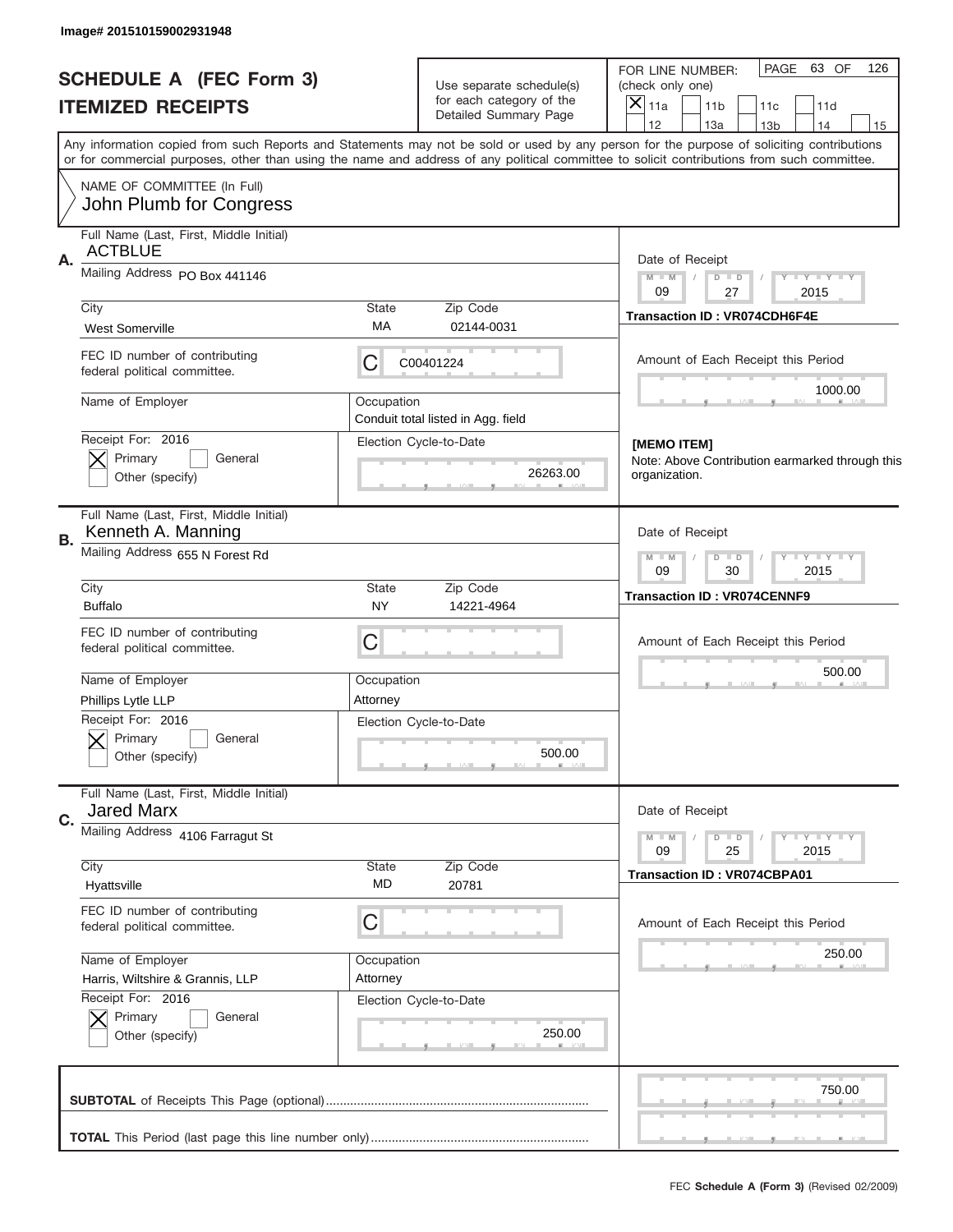Image# 201510159002931948

# SCHEDULE A (FEC Form 3)
## ITEMIZED RECEIPTS

Use separate schedule(s) for each category of the Detailed Summary Page

FOR LINE NUMBER: (check only one)
[X] 11a [ ] 11b [ ] 11c [ ] 11d [ ] 12 [ ] 13a [ ] 13b [ ] 14 [ ] 15

Any information copied from such Reports and Statements may not be sold or used by any person for the purpose of soliciting contributions or for commercial purposes, other than using the name and address of any political committee to solicit contributions from such committee.

NAME OF COMMITTEE (In Full)
John Plumb for Congress

---

**A.** Full Name (Last, First, Middle Initial): ACTBLUE
Mailing Address: PO Box 441146
City: West Somerville | State: MA | Zip Code: 02144-0031
FEC ID number of contributing federal political committee: C00401224
Name of Employer: 
Occupation: Conduit total listed in Agg. field
Receipt For: 2016 [X] Primary [ ] General [ ] Other (specify)
Election Cycle-to-Date: 26263.00
Date of Receipt: 09 / 27 / 2015
Transaction ID : VR074CDH6F4E
Amount of Each Receipt this Period: 1000.00
**[MEMO ITEM]**
Note: Above Contribution earmarked through this organization.

---

**B.** Full Name (Last, First, Middle Initial): Kenneth A. Manning
Mailing Address: 655 N Forest Rd
City: Buffalo | State: NY | Zip Code: 14221-4964
FEC ID number of contributing federal political committee: C
Name of Employer: Phillips Lytle LLP
Occupation: Attorney
Receipt For: 2016 [X] Primary [ ] General [ ] Other (specify)
Election Cycle-to-Date: 500.00
Date of Receipt: 09 / 30 / 2015
Transaction ID : VR074CENNF9
Amount of Each Receipt this Period: 500.00

---

**C.** Full Name (Last, First, Middle Initial): Jared Marx
Mailing Address: 4106 Farragut St
City: Hyattsville | State: MD | Zip Code: 20781
FEC ID number of contributing federal political committee: C
Name of Employer: Harris, Wiltshire & Grannis, LLP
Occupation: Attorney
Receipt For: 2016 [X] Primary [ ] General [ ] Other (specify)
Election Cycle-to-Date: 250.00
Date of Receipt: 09 / 25 / 2015
Transaction ID : VR074CBPA01
Amount of Each Receipt this Period: 250.00

---

**SUBTOTAL** of Receipts This Page (optional): 750.00

**TOTAL** This Period (last page this line number only): 

FEC **Schedule A (Form 3)** (Revised 02/2009)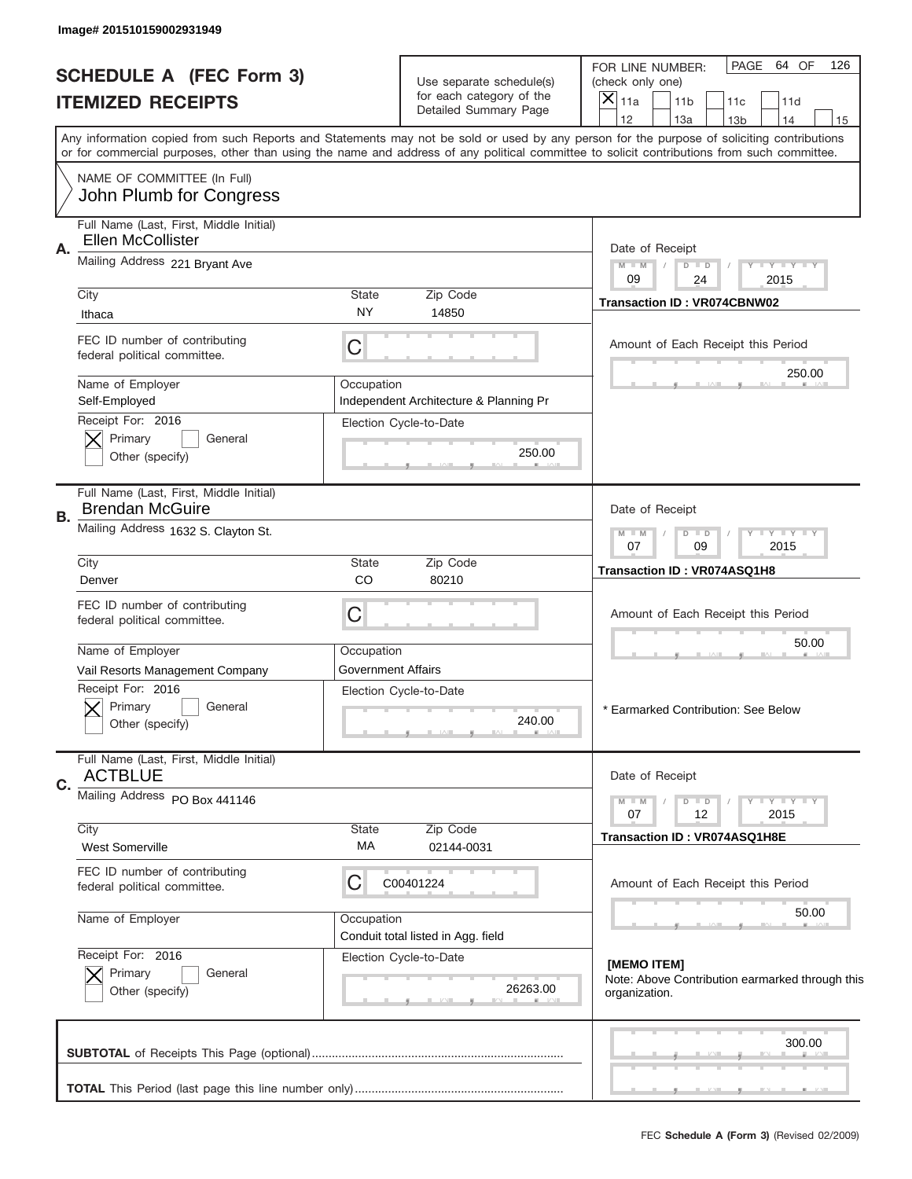Image# 201510159002931949

# SCHEDULE A (FEC Form 3)
## ITEMIZED RECEIPTS

Use separate schedule(s) for each category of the Detailed Summary Page

FOR LINE NUMBER: (check only one)
[X] 11a [ ] 11b [ ] 11c [ ] 11d [ ] 12 [ ] 13a [ ] 13b [ ] 14 [ ] 15

PAGE 64 OF 126

Any information copied from such Reports and Statements may not be sold or used by any person for the purpose of soliciting contributions or for commercial purposes, other than using the name and address of any political committee to solicit contributions from such committee.

NAME OF COMMITTEE (In Full)
John Plumb for Congress

---

**A.**
Full Name (Last, First, Middle Initial): Ellen McCollister
Mailing Address: 221 Bryant Ave
City: Ithaca | State: NY | Zip Code: 14850
FEC ID number of contributing federal political committee: C
Name of Employer: Self-Employed
Occupation: Independent Architecture & Planning Pr
Receipt For: 2016 — [X] Primary [ ] General [ ] Other (specify)
Election Cycle-to-Date: 250.00
Date of Receipt: 09 / 24 / 2015
Transaction ID : VR074CBNW02
Amount of Each Receipt this Period: 250.00

---

**B.**
Full Name (Last, First, Middle Initial): Brendan McGuire
Mailing Address: 1632 S. Clayton St.
City: Denver | State: CO | Zip Code: 80210
FEC ID number of contributing federal political committee: C
Name of Employer: Vail Resorts Management Company
Occupation: Government Affairs
Receipt For: 2016 — [X] Primary [ ] General [ ] Other (specify)
Election Cycle-to-Date: 240.00
Date of Receipt: 07 / 09 / 2015
Transaction ID : VR074ASQ1H8
Amount of Each Receipt this Period: 50.00
* Earmarked Contribution: See Below

---

**C.**
Full Name (Last, First, Middle Initial): ACTBLUE
Mailing Address: PO Box 441146
City: West Somerville | State: MA | Zip Code: 02144-0031
FEC ID number of contributing federal political committee: C C00401224
Name of Employer:
Occupation: Conduit total listed in Agg. field
Receipt For: 2016 — [X] Primary [ ] General [ ] Other (specify)
Election Cycle-to-Date: 26263.00
Date of Receipt: 07 / 12 / 2015
Transaction ID : VR074ASQ1H8E
Amount of Each Receipt this Period: 50.00
[MEMO ITEM]
Note: Above Contribution earmarked through this organization.

---

**SUBTOTAL** of Receipts This Page (optional): 300.00

**TOTAL** This Period (last page this line number only):

FEC **Schedule A (Form 3)** (Revised 02/2009)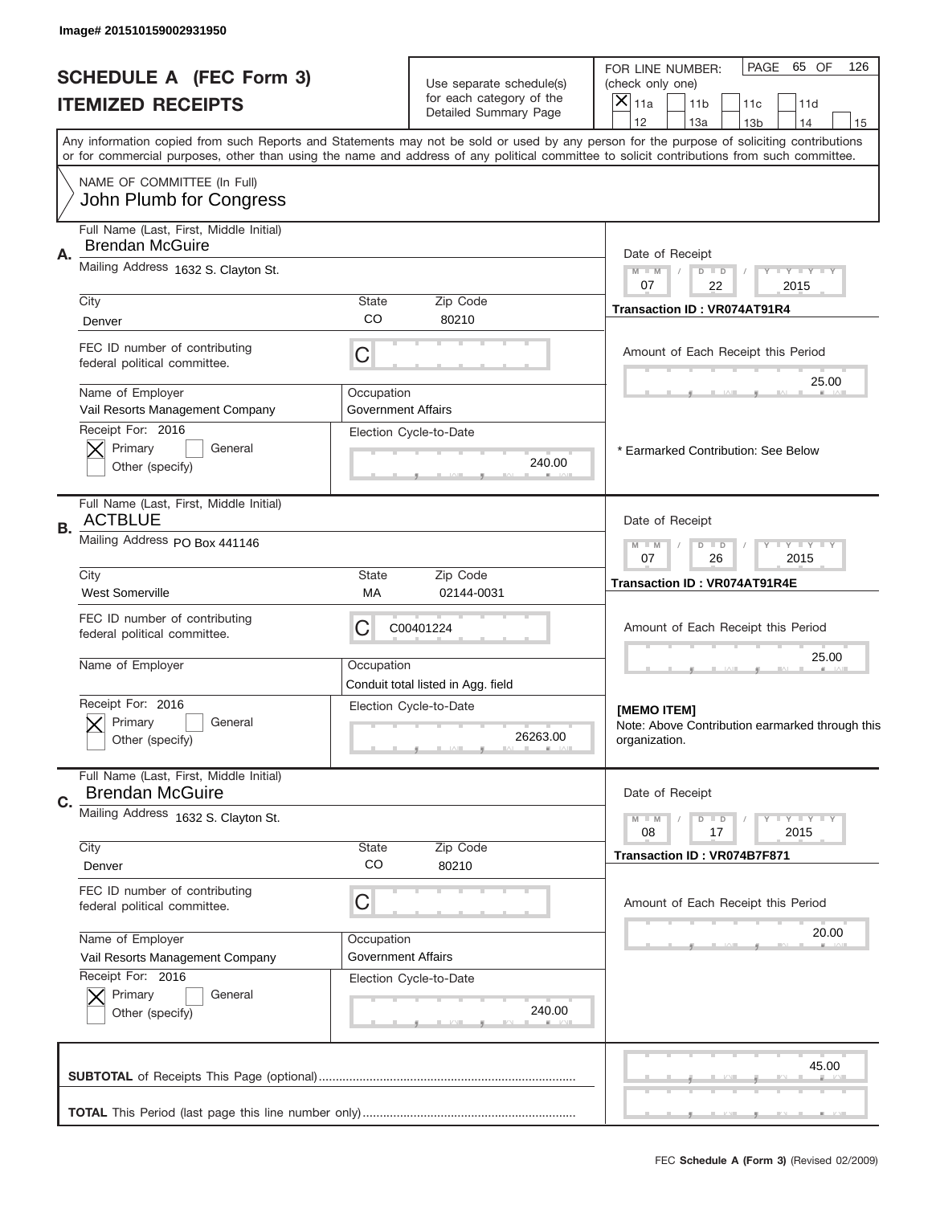Image# 201510159002931950

# SCHEDULE A (FEC Form 3)
## ITEMIZED RECEIPTS

Use separate schedule(s) for each category of the Detailed Summary Page

FOR LINE NUMBER: (check only one)

- [X] 11a
- [ ] 11b
- [ ] 11c
- [ ] 11d
- [ ] 12
- [ ] 13a
- [ ] 13b
- [ ] 14
- [ ] 15

PAGE 65 OF 126

Any information copied from such Reports and Statements may not be sold or used by any person for the purpose of soliciting contributions or for commercial purposes, other than using the name and address of any political committee to solicit contributions from such committee.

NAME OF COMMITTEE (In Full)
John Plumb for Congress

---

**A.** Full Name (Last, First, Middle Initial): Brendan McGuire

Mailing Address: 1632 S. Clayton St.

City: Denver | State: CO | Zip Code: 80210

FEC ID number of contributing federal political committee: C

Name of Employer: Vail Resorts Management Company

Occupation: Government Affairs

Receipt For: 2016 — [X] Primary [ ] General [ ] Other (specify)

Election Cycle-to-Date: 240.00

Date of Receipt: 07 / 22 / 2015

Transaction ID : VR074AT91R4

Amount of Each Receipt this Period: 25.00

\* Earmarked Contribution: See Below

---

**B.** Full Name (Last, First, Middle Initial): ACTBLUE

Mailing Address: PO Box 441146

City: West Somerville | State: MA | Zip Code: 02144-0031

FEC ID number of contributing federal political committee: C C00401224

Name of Employer:

Occupation: Conduit total listed in Agg. field

Receipt For: 2016 — [X] Primary [ ] General [ ] Other (specify)

Election Cycle-to-Date: 26263.00

Date of Receipt: 07 / 26 / 2015

Transaction ID : VR074AT91R4E

Amount of Each Receipt this Period: 25.00

**[MEMO ITEM]**
Note: Above Contribution earmarked through this organization.

---

**C.** Full Name (Last, First, Middle Initial): Brendan McGuire

Mailing Address: 1632 S. Clayton St.

City: Denver | State: CO | Zip Code: 80210

FEC ID number of contributing federal political committee: C

Name of Employer: Vail Resorts Management Company

Occupation: Government Affairs

Receipt For: 2016 — [X] Primary [ ] General [ ] Other (specify)

Election Cycle-to-Date: 240.00

Date of Receipt: 08 / 17 / 2015

Transaction ID : VR074B7F871

Amount of Each Receipt this Period: 20.00

---

**SUBTOTAL** of Receipts This Page (optional): 45.00

**TOTAL** This Period (last page this line number only):

FEC **Schedule A (Form 3)** (Revised 02/2009)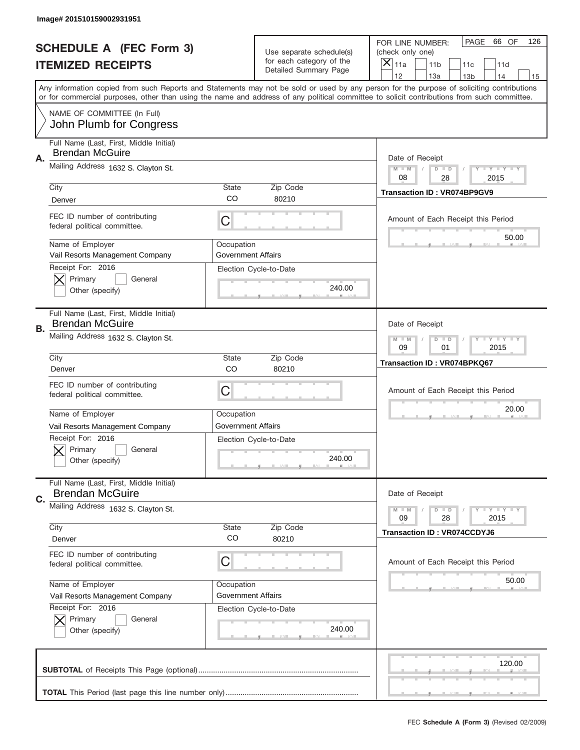Image# 201510159002931951

# SCHEDULE A (FEC Form 3)
## ITEMIZED RECEIPTS

Use separate schedule(s) for each category of the Detailed Summary Page

FOR LINE NUMBER: (check only one)

- [x] 11a
- [ ] 11b
- [ ] 11c
- [ ] 11d
- [ ] 12
- [ ] 13a
- [ ] 13b
- [ ] 14
- [ ] 15

PAGE 66 OF 126

Any information copied from such Reports and Statements may not be sold or used by any person for the purpose of soliciting contributions or for commercial purposes, other than using the name and address of any political committee to solicit contributions from such committee.

NAME OF COMMITTEE (In Full)
John Plumb for Congress

---

**A.**

Full Name (Last, First, Middle Initial): Brendan McGuire

Mailing Address: 1632 S. Clayton St.

| City | State | Zip Code |
|---|---|---|
| Denver | CO | 80210 |

FEC ID number of contributing federal political committee: C

Name of Employer: Vail Resorts Management Company

Occupation: Government Affairs

Receipt For: 2016
- [x] Primary
- [ ] General
- [ ] Other (specify)

Election Cycle-to-Date: 240.00

Date of Receipt: 08 / 28 / 2015

Transaction ID : VR074BP9GV9

Amount of Each Receipt this Period: 50.00

---

**B.**

Full Name (Last, First, Middle Initial): Brendan McGuire

Mailing Address: 1632 S. Clayton St.

| City | State | Zip Code |
|---|---|---|
| Denver | CO | 80210 |

FEC ID number of contributing federal political committee: C

Name of Employer: Vail Resorts Management Company

Occupation: Government Affairs

Receipt For: 2016
- [x] Primary
- [ ] General
- [ ] Other (specify)

Election Cycle-to-Date: 240.00

Date of Receipt: 09 / 01 / 2015

Transaction ID : VR074BPKQ67

Amount of Each Receipt this Period: 20.00

---

**C.**

Full Name (Last, First, Middle Initial): Brendan McGuire

Mailing Address: 1632 S. Clayton St.

| City | State | Zip Code |
|---|---|---|
| Denver | CO | 80210 |

FEC ID number of contributing federal political committee: C

Name of Employer: Vail Resorts Management Company

Occupation: Government Affairs

Receipt For: 2016
- [x] Primary
- [ ] General
- [ ] Other (specify)

Election Cycle-to-Date: 240.00

Date of Receipt: 09 / 28 / 2015

Transaction ID : VR074CCDYJ6

Amount of Each Receipt this Period: 50.00

---

**SUBTOTAL** of Receipts This Page (optional): 120.00

**TOTAL** This Period (last page this line number only):

FEC **Schedule A (Form 3)** (Revised 02/2009)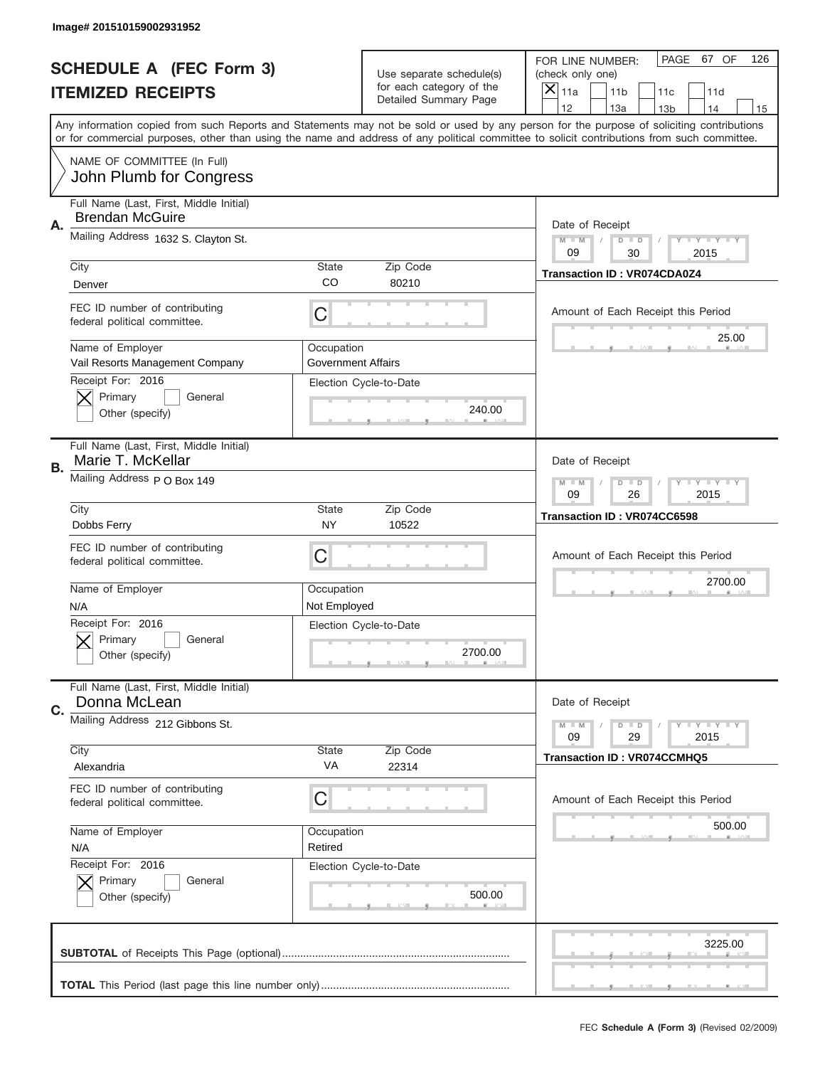Image# 201510159002931952

# SCHEDULE A (FEC Form 3)
## ITEMIZED RECEIPTS

Use separate schedule(s) for each category of the Detailed Summary Page

FOR LINE NUMBER: (check only one)
[X] 11a [ ] 11b [ ] 11c [ ] 11d [ ] 12 [ ] 13a [ ] 13b [ ] 14 [ ] 15

PAGE 67 OF 126

Any information copied from such Reports and Statements may not be sold or used by any person for the purpose of soliciting contributions or for commercial purposes, other than using the name and address of any political committee to solicit contributions from such committee.

NAME OF COMMITTEE (In Full)
John Plumb for Congress

---

**A.** Full Name (Last, First, Middle Initial): Brendan McGuire

Mailing Address: 1632 S. Clayton St.

City: Denver | State: CO | Zip Code: 80210

FEC ID number of contributing federal political committee: C

Name of Employer: Vail Resorts Management Company

Occupation: Government Affairs

Receipt For: 2016 — [X] Primary [ ] General [ ] Other (specify)

Election Cycle-to-Date: 240.00

Date of Receipt: 09 / 30 / 2015

Transaction ID : VR074CDA0Z4

Amount of Each Receipt this Period: 25.00

---

**B.** Full Name (Last, First, Middle Initial): Marie T. McKellar

Mailing Address: P O Box 149

City: Dobbs Ferry | State: NY | Zip Code: 10522

FEC ID number of contributing federal political committee: C

Name of Employer: N/A

Occupation: Not Employed

Receipt For: 2016 — [X] Primary [ ] General [ ] Other (specify)

Election Cycle-to-Date: 2700.00

Date of Receipt: 09 / 26 / 2015

Transaction ID : VR074CC6598

Amount of Each Receipt this Period: 2700.00

---

**C.** Full Name (Last, First, Middle Initial): Donna McLean

Mailing Address: 212 Gibbons St.

City: Alexandria | State: VA | Zip Code: 22314

FEC ID number of contributing federal political committee: C

Name of Employer: N/A

Occupation: Retired

Receipt For: 2016 — [X] Primary [ ] General [ ] Other (specify)

Election Cycle-to-Date: 500.00

Date of Receipt: 09 / 29 / 2015

Transaction ID : VR074CCMHQ5

Amount of Each Receipt this Period: 500.00

---

**SUBTOTAL** of Receipts This Page (optional): 3225.00

**TOTAL** This Period (last page this line number only):

FEC **Schedule A (Form 3)** (Revised 02/2009)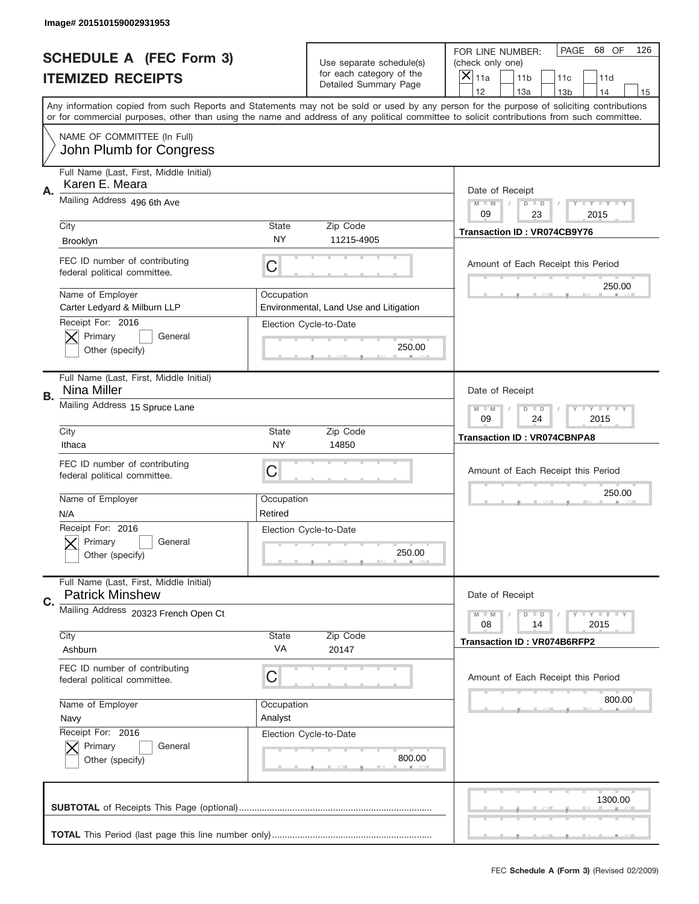Image# 201510159002931953

# SCHEDULE A (FEC Form 3)
## ITEMIZED RECEIPTS

Use separate schedule(s) for each category of the Detailed Summary Page

FOR LINE NUMBER: (check only one)

- [X] 11a
- [ ] 11b
- [ ] 11c
- [ ] 11d
- [ ] 12
- [ ] 13a
- [ ] 13b
- [ ] 14
- [ ] 15

PAGE 68 OF 126

Any information copied from such Reports and Statements may not be sold or used by any person for the purpose of soliciting contributions or for commercial purposes, other than using the name and address of any political committee to solicit contributions from such committee.

NAME OF COMMITTEE (In Full)
John Plumb for Congress

---

**A.** Full Name (Last, First, Middle Initial): Karen E. Meara

Mailing Address: 496 6th Ave

| City | State | Zip Code |
|---|---|---|
| Brooklyn | NY | 11215-4905 |

FEC ID number of contributing federal political committee: C

Name of Employer: Carter Ledyard & Milburn LLP

Occupation: Environmental, Land Use and Litigation

Receipt For: 2016
- [X] Primary
- [ ] General
- [ ] Other (specify)

Election Cycle-to-Date: 250.00

Date of Receipt: 09 / 23 / 2015

Transaction ID : VR074CB9Y76

Amount of Each Receipt this Period: 250.00

---

**B.** Full Name (Last, First, Middle Initial): Nina Miller

Mailing Address: 15 Spruce Lane

| City | State | Zip Code |
|---|---|---|
| Ithaca | NY | 14850 |

FEC ID number of contributing federal political committee: C

Name of Employer: N/A

Occupation: Retired

Receipt For: 2016
- [X] Primary
- [ ] General
- [ ] Other (specify)

Election Cycle-to-Date: 250.00

Date of Receipt: 09 / 24 / 2015

Transaction ID : VR074CBNPA8

Amount of Each Receipt this Period: 250.00

---

**C.** Full Name (Last, First, Middle Initial): Patrick Minshew

Mailing Address: 20323 French Open Ct

| City | State | Zip Code |
|---|---|---|
| Ashburn | VA | 20147 |

FEC ID number of contributing federal political committee: C

Name of Employer: Navy

Occupation: Analyst

Receipt For: 2016
- [X] Primary
- [ ] General
- [ ] Other (specify)

Election Cycle-to-Date: 800.00

Date of Receipt: 08 / 14 / 2015

Transaction ID : VR074B6RFP2

Amount of Each Receipt this Period: 800.00

---

**SUBTOTAL** of Receipts This Page (optional): 1300.00

**TOTAL** This Period (last page this line number only):

FEC Schedule A (Form 3) (Revised 02/2009)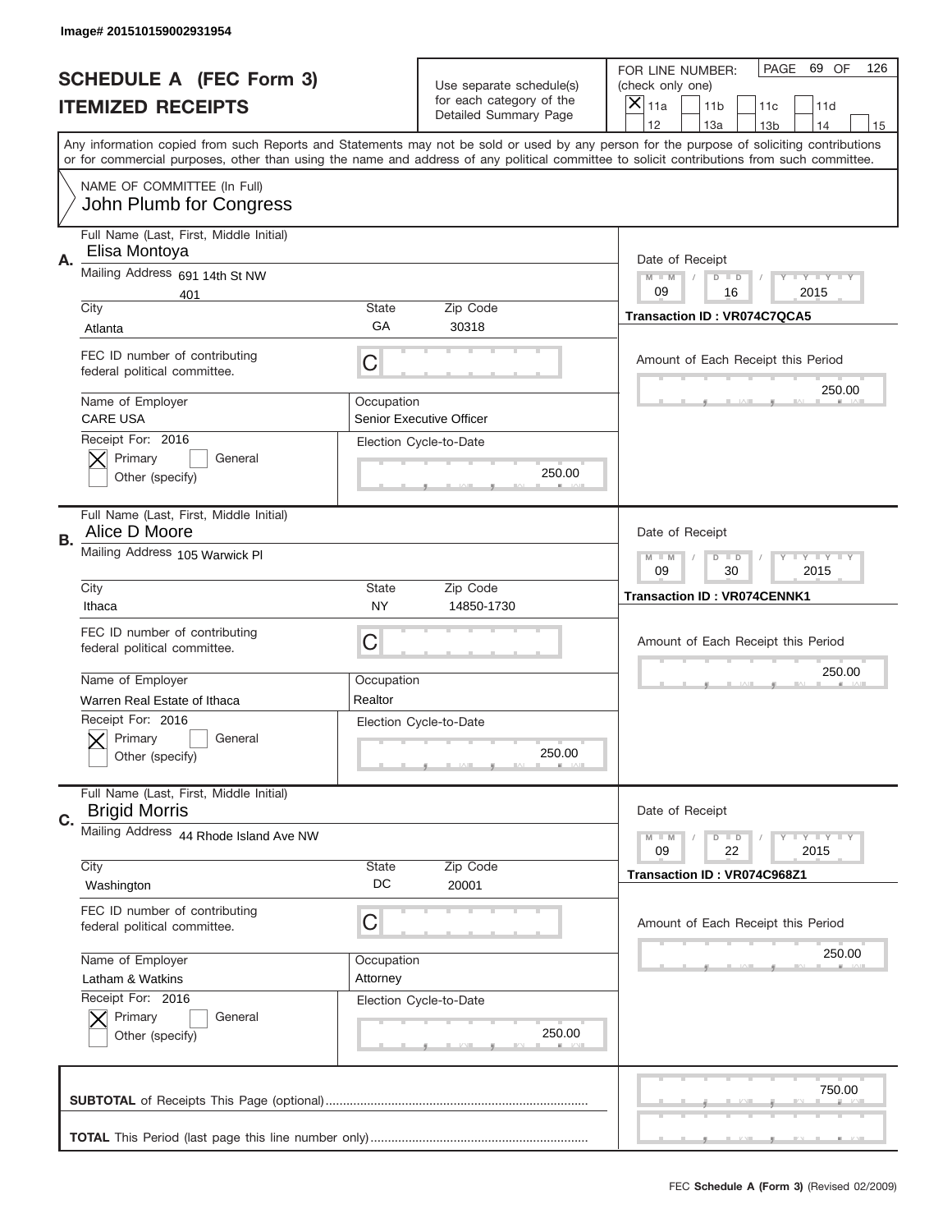Image# 201510159002931954

# SCHEDULE A (FEC Form 3)
# ITEMIZED RECEIPTS

Use separate schedule(s) for each category of the Detailed Summary Page

FOR LINE NUMBER: (check only one)
[X] 11a [ ] 11b [ ] 11c [ ] 11d [ ] 12 [ ] 13a [ ] 13b [ ] 14 [ ] 15

PAGE 69 OF 126

Any information copied from such Reports and Statements may not be sold or used by any person for the purpose of soliciting contributions or for commercial purposes, other than using the name and address of any political committee to solicit contributions from such committee.

NAME OF COMMITTEE (In Full)
John Plumb for Congress

---

**A.** Full Name (Last, First, Middle Initial): Elisa Montoya

Mailing Address: 691 14th St NW, 401

City: Atlanta | State: GA | Zip Code: 30318

FEC ID number of contributing federal political committee: C

Name of Employer: CARE USA | Occupation: Senior Executive Officer

Receipt For: 2016 — [X] Primary [ ] General [ ] Other (specify)

Election Cycle-to-Date: 250.00

Date of Receipt: 09 / 16 / 2015

Transaction ID : VR074C7QCA5

Amount of Each Receipt this Period: 250.00

---

**B.** Full Name (Last, First, Middle Initial): Alice D Moore

Mailing Address: 105 Warwick Pl

City: Ithaca | State: NY | Zip Code: 14850-1730

FEC ID number of contributing federal political committee: C

Name of Employer: Warren Real Estate of Ithaca | Occupation: Realtor

Receipt For: 2016 — [X] Primary [ ] General [ ] Other (specify)

Election Cycle-to-Date: 250.00

Date of Receipt: 09 / 30 / 2015

Transaction ID : VR074CENNK1

Amount of Each Receipt this Period: 250.00

---

**C.** Full Name (Last, First, Middle Initial): Brigid Morris

Mailing Address: 44 Rhode Island Ave NW

City: Washington | State: DC | Zip Code: 20001

FEC ID number of contributing federal political committee: C

Name of Employer: Latham & Watkins | Occupation: Attorney

Receipt For: 2016 — [X] Primary [ ] General [ ] Other (specify)

Election Cycle-to-Date: 250.00

Date of Receipt: 09 / 22 / 2015

Transaction ID : VR074C968Z1

Amount of Each Receipt this Period: 250.00

---

**SUBTOTAL** of Receipts This Page (optional): 750.00

**TOTAL** This Period (last page this line number only):

FEC Schedule A (Form 3) (Revised 02/2009)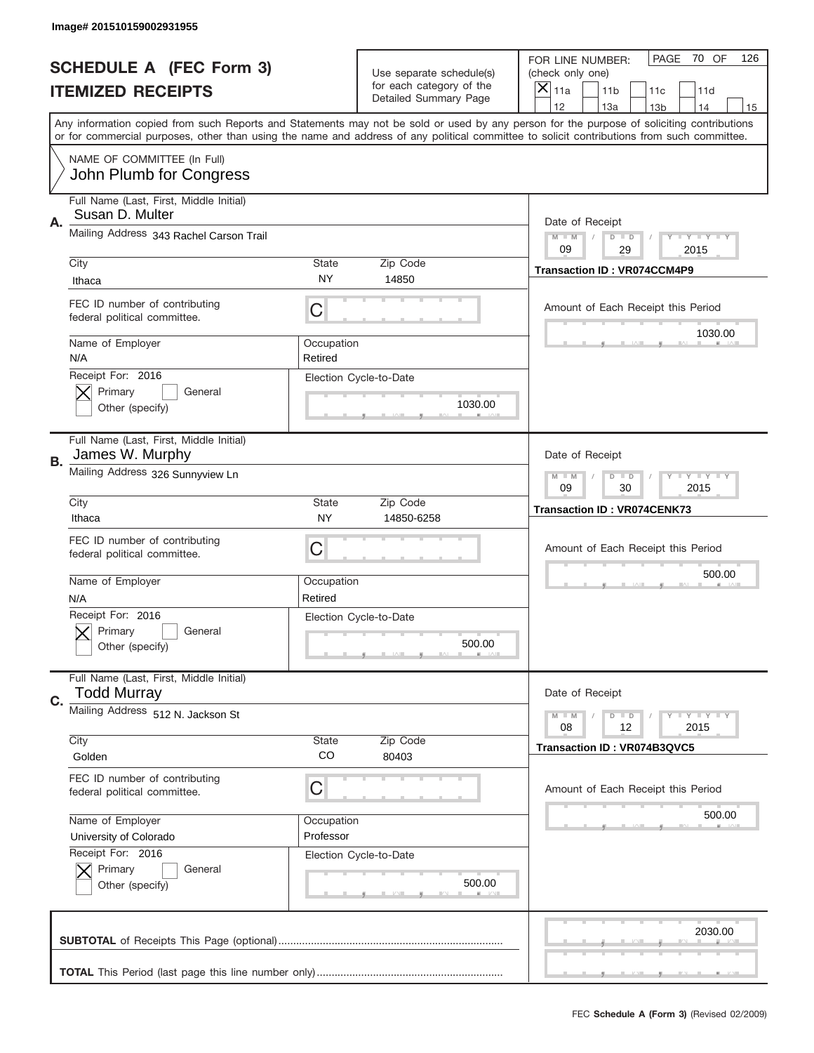Image# 201510159002931955

# SCHEDULE A (FEC Form 3)
## ITEMIZED RECEIPTS

Use separate schedule(s) for each category of the Detailed Summary Page

FOR LINE NUMBER: (check only one)

[X] 11a  [ ] 11b  [ ] 11c  [ ] 11d  [ ] 12  [ ] 13a  [ ] 13b  [ ] 14  [ ] 15

PAGE 70 OF 126

Any information copied from such Reports and Statements may not be sold or used by any person for the purpose of soliciting contributions or for commercial purposes, other than using the name and address of any political committee to solicit contributions from such committee.

NAME OF COMMITTEE (In Full)
John Plumb for Congress

---

**A.** Full Name (Last, First, Middle Initial): Susan D. Multer

Mailing Address: 343 Rachel Carson Trail

City: Ithaca | State: NY | Zip Code: 14850

FEC ID number of contributing federal political committee: C

Name of Employer: N/A | Occupation: Retired

Receipt For: 2016 — [X] Primary [ ] General [ ] Other (specify)

Election Cycle-to-Date: 1030.00

Date of Receipt: 09 / 29 / 2015

Transaction ID : VR074CCM4P9

Amount of Each Receipt this Period: 1030.00

---

**B.** Full Name (Last, First, Middle Initial): James W. Murphy

Mailing Address: 326 Sunnyview Ln

City: Ithaca | State: NY | Zip Code: 14850-6258

FEC ID number of contributing federal political committee: C

Name of Employer: N/A | Occupation: Retired

Receipt For: 2016 — [X] Primary [ ] General [ ] Other (specify)

Election Cycle-to-Date: 500.00

Date of Receipt: 09 / 30 / 2015

Transaction ID : VR074CENK73

Amount of Each Receipt this Period: 500.00

---

**C.** Full Name (Last, First, Middle Initial): Todd Murray

Mailing Address: 512 N. Jackson St

City: Golden | State: CO | Zip Code: 80403

FEC ID number of contributing federal political committee: C

Name of Employer: University of Colorado | Occupation: Professor

Receipt For: 2016 — [X] Primary [ ] General [ ] Other (specify)

Election Cycle-to-Date: 500.00

Date of Receipt: 08 / 12 / 2015

Transaction ID : VR074B3QVC5

Amount of Each Receipt this Period: 500.00

---

**SUBTOTAL** of Receipts This Page (optional): 2030.00

**TOTAL** This Period (last page this line number only):

FEC **Schedule A (Form 3)** (Revised 02/2009)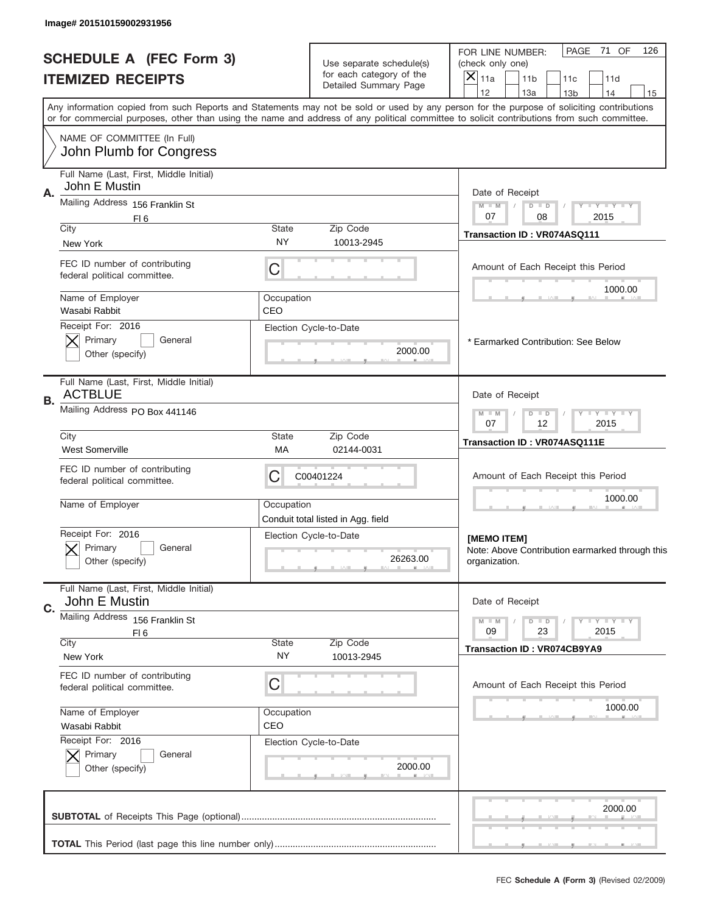Image# 201510159002931956

# SCHEDULE A (FEC Form 3)
## ITEMIZED RECEIPTS

Use separate schedule(s) for each category of the Detailed Summary Page

FOR LINE NUMBER: (check only one)

- [x] 11a
- [ ] 11b
- [ ] 11c
- [ ] 11d
- [ ] 12
- [ ] 13a
- [ ] 13b
- [ ] 14
- [ ] 15

PAGE 71 OF 126

Any information copied from such Reports and Statements may not be sold or used by any person for the purpose of soliciting contributions or for commercial purposes, other than using the name and address of any political committee to solicit contributions from such committee.

NAME OF COMMITTEE (In Full)
John Plumb for Congress

---

**A.** Full Name (Last, First, Middle Initial): John E Mustin

Mailing Address: 156 Franklin St, Fl 6

City: New York | State: NY | Zip Code: 10013-2945

FEC ID number of contributing federal political committee: C

Name of Employer: Wasabi Rabbit | Occupation: CEO

Receipt For: 2016 — [x] Primary [ ] General [ ] Other (specify)

Election Cycle-to-Date: 2000.00

Date of Receipt: 07 / 08 / 2015

Transaction ID : VR074ASQ111

Amount of Each Receipt this Period: 1000.00

* Earmarked Contribution: See Below

---

**B.** Full Name (Last, First, Middle Initial): ACTBLUE

Mailing Address: PO Box 441146

City: West Somerville | State: MA | Zip Code: 02144-0031

FEC ID number of contributing federal political committee: C00401224

Name of Employer: | Occupation: Conduit total listed in Agg. field

Receipt For: 2016 — [x] Primary [ ] General [ ] Other (specify)

Election Cycle-to-Date: 26263.00

Date of Receipt: 07 / 12 / 2015

Transaction ID : VR074ASQ111E

Amount of Each Receipt this Period: 1000.00

**[MEMO ITEM]**
Note: Above Contribution earmarked through this organization.

---

**C.** Full Name (Last, First, Middle Initial): John E Mustin

Mailing Address: 156 Franklin St, Fl 6

City: New York | State: NY | Zip Code: 10013-2945

FEC ID number of contributing federal political committee: C

Name of Employer: Wasabi Rabbit | Occupation: CEO

Receipt For: 2016 — [x] Primary [ ] General [ ] Other (specify)

Election Cycle-to-Date: 2000.00

Date of Receipt: 09 / 23 / 2015

Transaction ID : VR074CB9YA9

Amount of Each Receipt this Period: 1000.00

---

**SUBTOTAL** of Receipts This Page (optional): 2000.00

**TOTAL** This Period (last page this line number only):

FEC **Schedule A (Form 3)** (Revised 02/2009)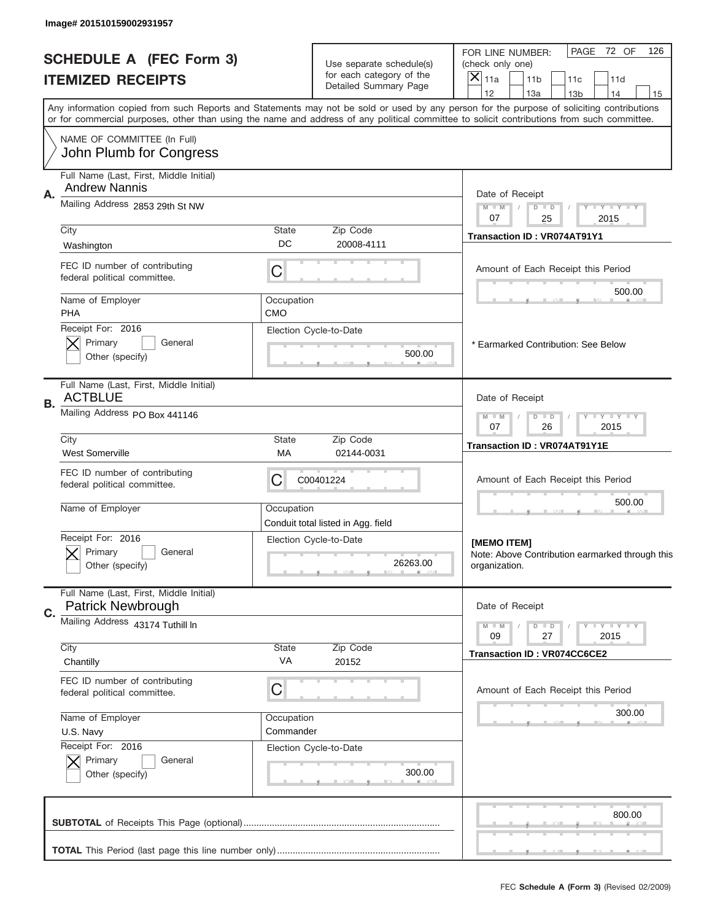Image# 201510159002931957

# SCHEDULE A (FEC Form 3)
## ITEMIZED RECEIPTS

Use separate schedule(s) for each category of the Detailed Summary Page

FOR LINE NUMBER: (check only one)

- [x] 11a
- [ ] 11b
- [ ] 11c
- [ ] 11d
- [ ] 12
- [ ] 13a
- [ ] 13b
- [ ] 14
- [ ] 15

PAGE 72 OF 126

Any information copied from such Reports and Statements may not be sold or used by any person for the purpose of soliciting contributions or for commercial purposes, other than using the name and address of any political committee to solicit contributions from such committee.

NAME OF COMMITTEE (In Full)
John Plumb for Congress

---

**A.** Full Name (Last, First, Middle Initial): Andrew Nannis

Mailing Address: 2853 29th St NW

City: Washington | State: DC | Zip Code: 20008-4111

FEC ID number of contributing federal political committee: C

Name of Employer: PHA | Occupation: CMO

Receipt For: 2016 — [x] Primary [ ] General [ ] Other (specify)

Election Cycle-to-Date: 500.00

Date of Receipt: 07 / 25 / 2015

Transaction ID : VR074AT91Y1

Amount of Each Receipt this Period: 500.00

\* Earmarked Contribution: See Below

---

**B.** Full Name (Last, First, Middle Initial): ACTBLUE

Mailing Address: PO Box 441146

City: West Somerville | State: MA | Zip Code: 02144-0031

FEC ID number of contributing federal political committee: C00401224

Name of Employer: | Occupation: Conduit total listed in Agg. field

Receipt For: 2016 — [x] Primary [ ] General [ ] Other (specify)

Election Cycle-to-Date: 26263.00

Date of Receipt: 07 / 26 / 2015

Transaction ID : VR074AT91Y1E

Amount of Each Receipt this Period: 500.00

**[MEMO ITEM]**
Note: Above Contribution earmarked through this organization.

---

**C.** Full Name (Last, First, Middle Initial): Patrick Newbrough

Mailing Address: 43174 Tuthill ln

City: Chantilly | State: VA | Zip Code: 20152

FEC ID number of contributing federal political committee: C

Name of Employer: U.S. Navy | Occupation: Commander

Receipt For: 2016 — [x] Primary [ ] General [ ] Other (specify)

Election Cycle-to-Date: 300.00

Date of Receipt: 09 / 27 / 2015

Transaction ID : VR074CC6CE2

Amount of Each Receipt this Period: 300.00

---

**SUBTOTAL** of Receipts This Page (optional): 800.00

**TOTAL** This Period (last page this line number only):

FEC **Schedule A (Form 3)** (Revised 02/2009)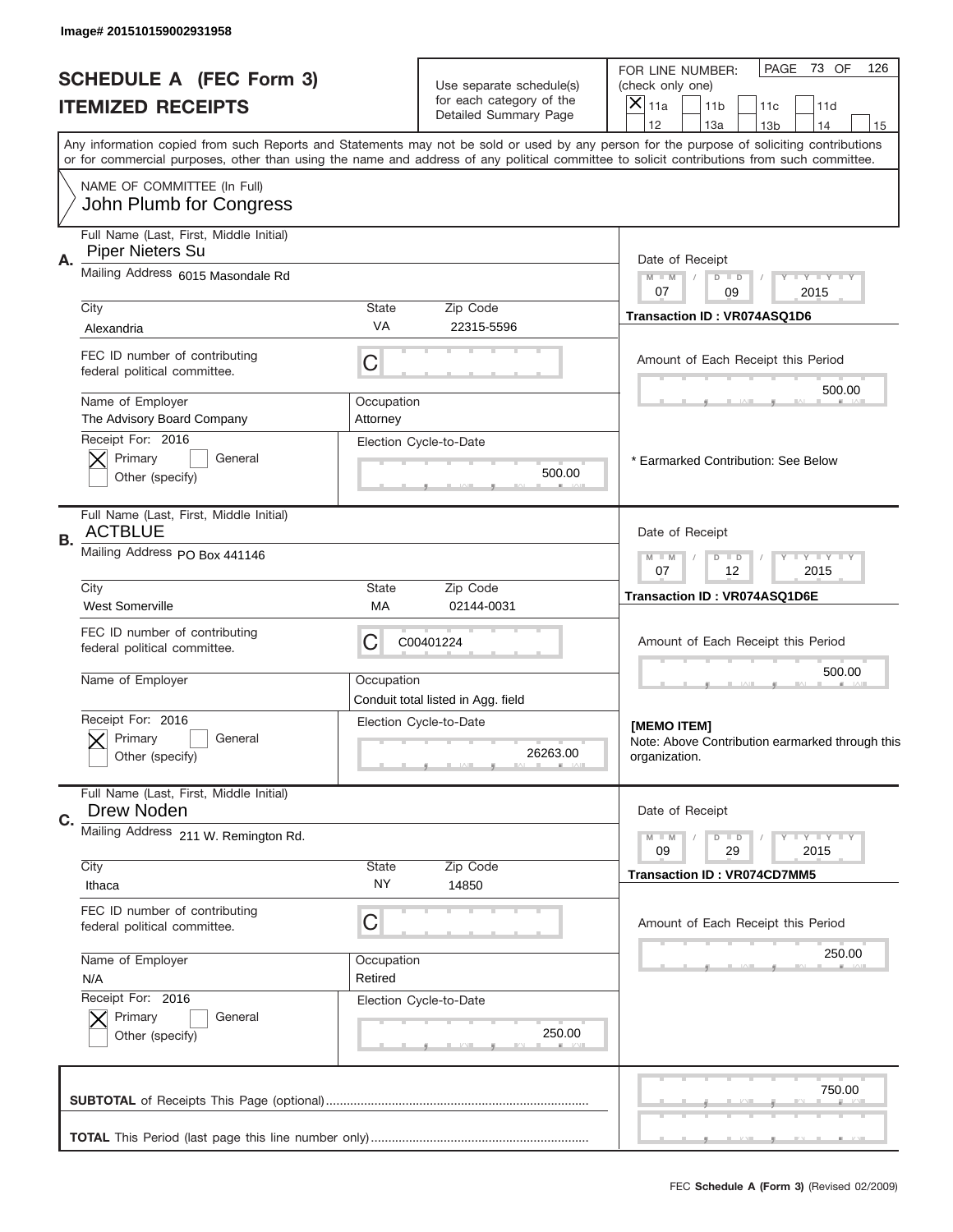Image# 201510159002931958

# SCHEDULE A (FEC Form 3)
## ITEMIZED RECEIPTS

Use separate schedule(s) for each category of the Detailed Summary Page

FOR LINE NUMBER: (check only one)

- [x] 11a
- [ ] 11b
- [ ] 11c
- [ ] 11d
- [ ] 12
- [ ] 13a
- [ ] 13b
- [ ] 14
- [ ] 15

Any information copied from such Reports and Statements may not be sold or used by any person for the purpose of soliciting contributions or for commercial purposes, other than using the name and address of any political committee to solicit contributions from such committee.

NAME OF COMMITTEE (In Full)
John Plumb for Congress

---

**A.** Full Name (Last, First, Middle Initial): Piper Nieters Su

Mailing Address: 6015 Masondale Rd

City: Alexandria | State: VA | Zip Code: 22315-5596

FEC ID number of contributing federal political committee: C

Name of Employer: The Advisory Board Company | Occupation: Attorney

Receipt For: 2016 — [x] Primary [ ] General — Other (specify)

Election Cycle-to-Date: 500.00

Date of Receipt: 07 / 09 / 2015

Transaction ID : VR074ASQ1D6

Amount of Each Receipt this Period: 500.00

* Earmarked Contribution: See Below

---

**B.** Full Name (Last, First, Middle Initial): ACTBLUE

Mailing Address: PO Box 441146

City: West Somerville | State: MA | Zip Code: 02144-0031

FEC ID number of contributing federal political committee: C00401224

Name of Employer: | Occupation: Conduit total listed in Agg. field

Receipt For: 2016 — [x] Primary [ ] General — Other (specify)

Election Cycle-to-Date: 26263.00

Date of Receipt: 07 / 12 / 2015

Transaction ID : VR074ASQ1D6E

Amount of Each Receipt this Period: 500.00

**[MEMO ITEM]**
Note: Above Contribution earmarked through this organization.

---

**C.** Full Name (Last, First, Middle Initial): Drew Noden

Mailing Address: 211 W. Remington Rd.

City: Ithaca | State: NY | Zip Code: 14850

FEC ID number of contributing federal political committee: C

Name of Employer: N/A | Occupation: Retired

Receipt For: 2016 — [x] Primary [ ] General — Other (specify)

Election Cycle-to-Date: 250.00

Date of Receipt: 09 / 29 / 2015

Transaction ID : VR074CD7MM5

Amount of Each Receipt this Period: 250.00

---

**SUBTOTAL** of Receipts This Page (optional): 750.00

**TOTAL** This Period (last page this line number only):

FEC **Schedule A (Form 3)** (Revised 02/2009)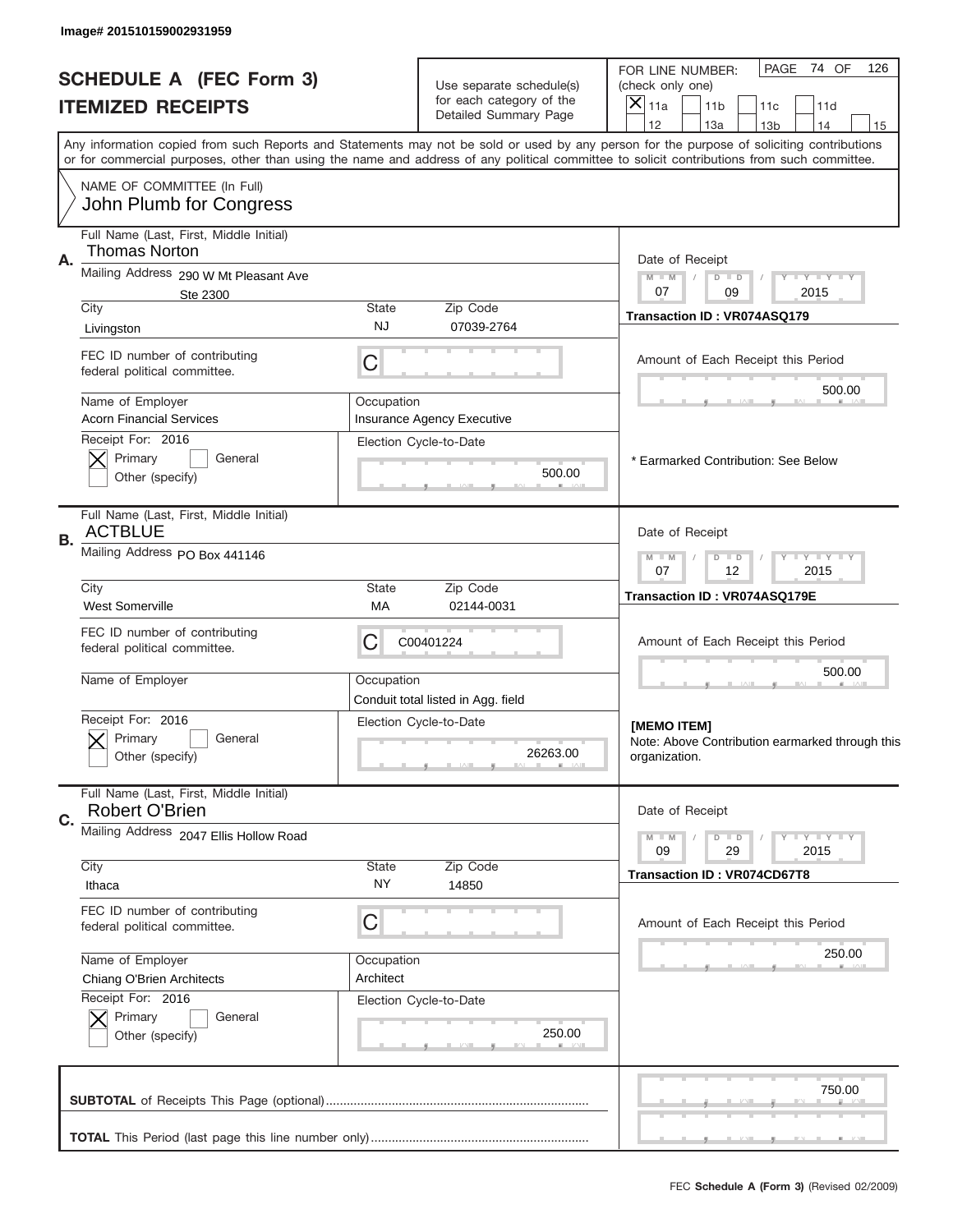Image# 201510159002931959

# SCHEDULE A (FEC Form 3)
## ITEMIZED RECEIPTS

Use separate schedule(s) for each category of the Detailed Summary Page

FOR LINE NUMBER: (check only one)
[X] 11a  [ ] 11b  [ ] 11c  [ ] 11d  [ ] 12  [ ] 13a  [ ] 13b  [ ] 14  [ ] 15

PAGE 74 OF 126

Any information copied from such Reports and Statements may not be sold or used by any person for the purpose of soliciting contributions or for commercial purposes, other than using the name and address of any political committee to solicit contributions from such committee.

NAME OF COMMITTEE (In Full)
John Plumb for Congress

---

**A.** Full Name (Last, First, Middle Initial): Thomas Norton

Mailing Address: 290 W Mt Pleasant Ave, Ste 2300

City: Livingston | State: NJ | Zip Code: 07039-2764

FEC ID number of contributing federal political committee: C

Name of Employer: Acorn Financial Services

Occupation: Insurance Agency Executive

Receipt For: 2016 — [X] Primary [ ] General [ ] Other (specify)

Election Cycle-to-Date: 500.00

Date of Receipt: 07 / 09 / 2015

Transaction ID : VR074ASQ179

Amount of Each Receipt this Period: 500.00

* Earmarked Contribution: See Below

---

**B.** Full Name (Last, First, Middle Initial): ACTBLUE

Mailing Address: PO Box 441146

City: West Somerville | State: MA | Zip Code: 02144-0031

FEC ID number of contributing federal political committee: C00401224

Name of Employer:

Occupation: Conduit total listed in Agg. field

Receipt For: 2016 — [X] Primary [ ] General [ ] Other (specify)

Election Cycle-to-Date: 26263.00

Date of Receipt: 07 / 12 / 2015

Transaction ID : VR074ASQ179E

Amount of Each Receipt this Period: 500.00

**[MEMO ITEM]**
Note: Above Contribution earmarked through this organization.

---

**C.** Full Name (Last, First, Middle Initial): Robert O'Brien

Mailing Address: 2047 Ellis Hollow Road

City: Ithaca | State: NY | Zip Code: 14850

FEC ID number of contributing federal political committee: C

Name of Employer: Chiang O'Brien Architects

Occupation: Architect

Receipt For: 2016 — [X] Primary [ ] General [ ] Other (specify)

Election Cycle-to-Date: 250.00

Date of Receipt: 09 / 29 / 2015

Transaction ID : VR074CD67T8

Amount of Each Receipt this Period: 250.00

---

**SUBTOTAL** of Receipts This Page (optional): 750.00

**TOTAL** This Period (last page this line number only):

FEC **Schedule A (Form 3)** (Revised 02/2009)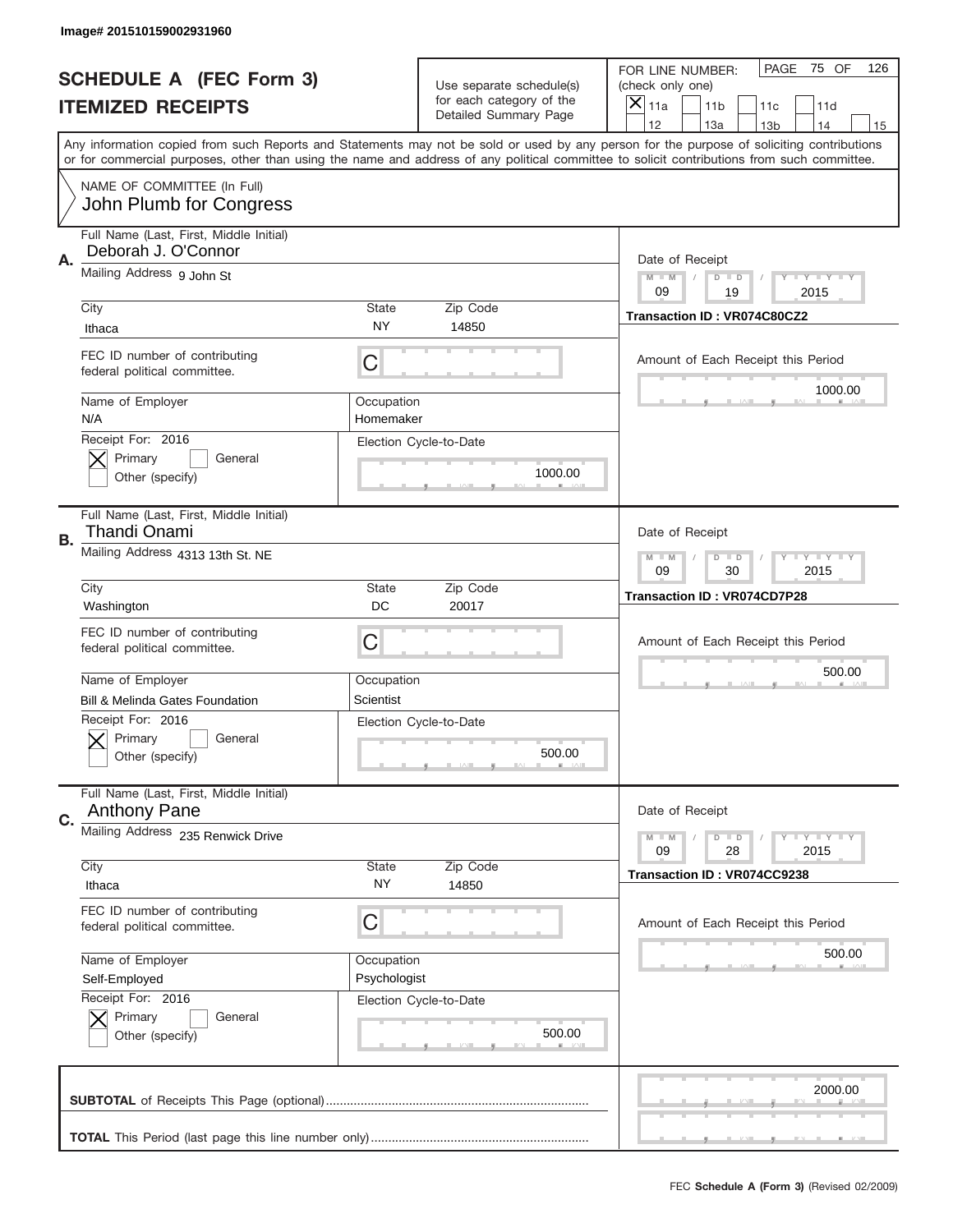Image# 201510159002931960

# SCHEDULE A (FEC Form 3)
## ITEMIZED RECEIPTS

Use separate schedule(s) for each category of the Detailed Summary Page

FOR LINE NUMBER: (check only one)
[X] 11a [ ] 11b [ ] 11c [ ] 11d [ ] 12 [ ] 13a [ ] 13b [ ] 14 [ ] 15

PAGE 75 OF 126

Any information copied from such Reports and Statements may not be sold or used by any person for the purpose of soliciting contributions or for commercial purposes, other than using the name and address of any political committee to solicit contributions from such committee.

NAME OF COMMITTEE (In Full)
John Plumb for Congress

---

**A.** Full Name (Last, First, Middle Initial): Deborah J. O'Connor

Mailing Address: 9 John St

City: Ithaca | State: NY | Zip Code: 14850

FEC ID number of contributing federal political committee: C

Name of Employer: N/A | Occupation: Homemaker

Receipt For: 2016 — [X] Primary [ ] General [ ] Other (specify)

Election Cycle-to-Date: 1000.00

Date of Receipt: 09 / 19 / 2015

Transaction ID : VR074C80CZ2

Amount of Each Receipt this Period: 1000.00

---

**B.** Full Name (Last, First, Middle Initial): Thandi Onami

Mailing Address: 4313 13th St. NE

City: Washington | State: DC | Zip Code: 20017

FEC ID number of contributing federal political committee: C

Name of Employer: Bill & Melinda Gates Foundation | Occupation: Scientist

Receipt For: 2016 — [X] Primary [ ] General [ ] Other (specify)

Election Cycle-to-Date: 500.00

Date of Receipt: 09 / 30 / 2015

Transaction ID : VR074CD7P28

Amount of Each Receipt this Period: 500.00

---

**C.** Full Name (Last, First, Middle Initial): Anthony Pane

Mailing Address: 235 Renwick Drive

City: Ithaca | State: NY | Zip Code: 14850

FEC ID number of contributing federal political committee: C

Name of Employer: Self-Employed | Occupation: Psychologist

Receipt For: 2016 — [X] Primary [ ] General [ ] Other (specify)

Election Cycle-to-Date: 500.00

Date of Receipt: 09 / 28 / 2015

Transaction ID : VR074CC9238

Amount of Each Receipt this Period: 500.00

---

**SUBTOTAL** of Receipts This Page (optional): 2000.00

**TOTAL** This Period (last page this line number only):

FEC **Schedule A (Form 3)** (Revised 02/2009)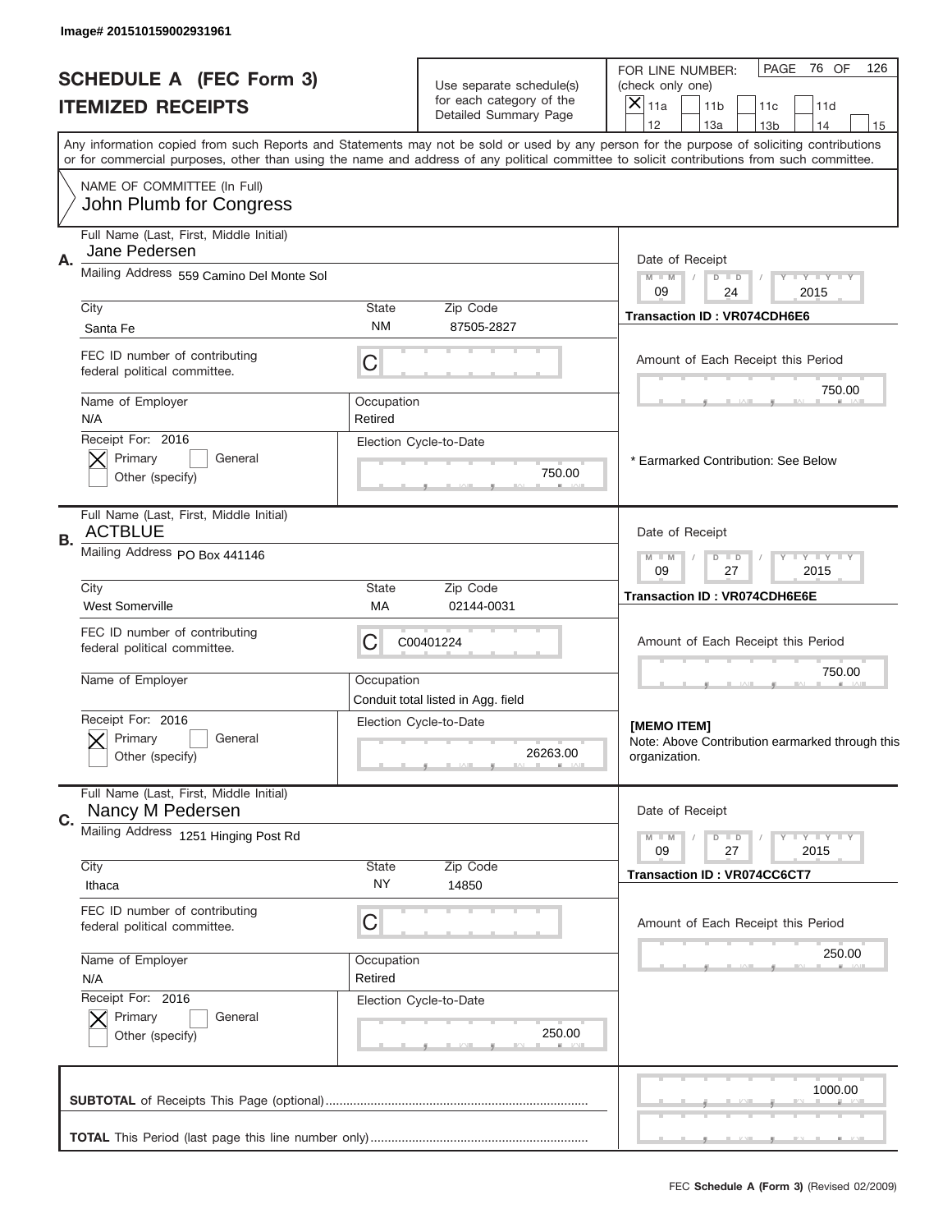Image# 201510159002931961

# SCHEDULE A (FEC Form 3)
## ITEMIZED RECEIPTS

Use separate schedule(s) for each category of the Detailed Summary Page

FOR LINE NUMBER: (check only one)
[X] 11a [ ] 11b [ ] 11c [ ] 11d [ ] 12 [ ] 13a [ ] 13b [ ] 14 [ ] 15

PAGE 76 OF 126

Any information copied from such Reports and Statements may not be sold or used by any person for the purpose of soliciting contributions or for commercial purposes, other than using the name and address of any political committee to solicit contributions from such committee.

NAME OF COMMITTEE (In Full)
John Plumb for Congress

---

**A.**
Full Name (Last, First, Middle Initial): Jane Pedersen
Mailing Address: 559 Camino Del Monte Sol
City: Santa Fe | State: NM | Zip Code: 87505-2827
FEC ID number of contributing federal political committee: C
Name of Employer: N/A | Occupation: Retired
Receipt For: 2016 — [X] Primary [ ] General [ ] Other (specify)
Election Cycle-to-Date: 750.00

Date of Receipt: 09 / 24 / 2015
Transaction ID : VR074CDH6E6
Amount of Each Receipt this Period: 750.00
* Earmarked Contribution: See Below

---

**B.**
Full Name (Last, First, Middle Initial): ACTBLUE
Mailing Address: PO Box 441146
City: West Somerville | State: MA | Zip Code: 02144-0031
FEC ID number of contributing federal political committee: C00401224
Name of Employer: | Occupation: Conduit total listed in Agg. field
Receipt For: 2016 — [X] Primary [ ] General [ ] Other (specify)
Election Cycle-to-Date: 26263.00

Date of Receipt: 09 / 27 / 2015
Transaction ID : VR074CDH6E6E
Amount of Each Receipt this Period: 750.00
[MEMO ITEM]
Note: Above Contribution earmarked through this organization.

---

**C.**
Full Name (Last, First, Middle Initial): Nancy M Pedersen
Mailing Address: 1251 Hinging Post Rd
City: Ithaca | State: NY | Zip Code: 14850
FEC ID number of contributing federal political committee: C
Name of Employer: N/A | Occupation: Retired
Receipt For: 2016 — [X] Primary [ ] General [ ] Other (specify)
Election Cycle-to-Date: 250.00

Date of Receipt: 09 / 27 / 2015
Transaction ID : VR074CC6CT7
Amount of Each Receipt this Period: 250.00

---

**SUBTOTAL** of Receipts This Page (optional): 1000.00

**TOTAL** This Period (last page this line number only):

FEC **Schedule A (Form 3)** (Revised 02/2009)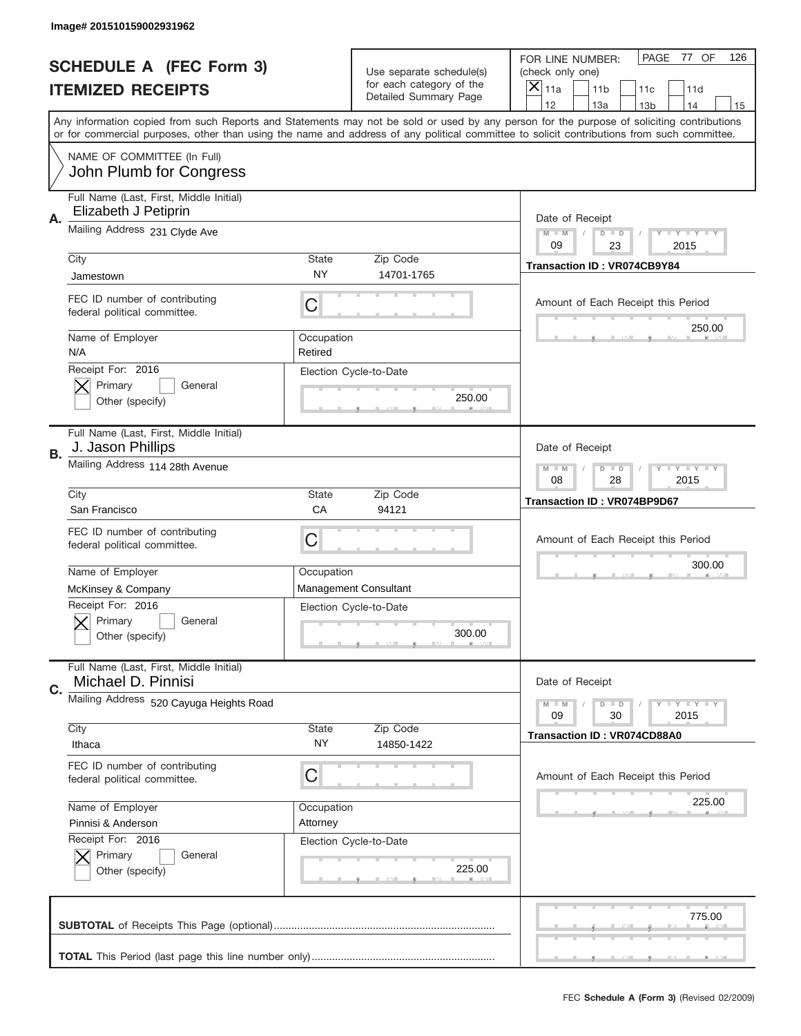Image# 201510159002931962

# SCHEDULE A (FEC Form 3)
## ITEMIZED RECEIPTS

Use separate schedule(s) for each category of the Detailed Summary Page

FOR LINE NUMBER: (check only one)
[X] 11a [ ] 11b [ ] 11c [ ] 11d [ ] 12 [ ] 13a [ ] 13b [ ] 14 [ ] 15

PAGE 77 OF 126

Any information copied from such Reports and Statements may not be sold or used by any person for the purpose of soliciting contributions or for commercial purposes, other than using the name and address of any political committee to solicit contributions from such committee.

NAME OF COMMITTEE (In Full)
John Plumb for Congress

---

**A.** Full Name (Last, First, Middle Initial): Elizabeth J Petiprin

Mailing Address: 231 Clyde Ave

City: Jamestown | State: NY | Zip Code: 14701-1765

FEC ID number of contributing federal political committee: C

Name of Employer: N/A | Occupation: Retired

Receipt For: 2016 — [X] Primary [ ] General [ ] Other (specify)

Election Cycle-to-Date: 250.00

Date of Receipt: 09/23/2015

Transaction ID : VR074CB9Y84

Amount of Each Receipt this Period: 250.00

---

**B.** Full Name (Last, First, Middle Initial): J. Jason Phillips

Mailing Address: 114 28th Avenue

City: San Francisco | State: CA | Zip Code: 94121

FEC ID number of contributing federal political committee: C

Name of Employer: McKinsey & Company | Occupation: Management Consultant

Receipt For: 2016 — [X] Primary [ ] General [ ] Other (specify)

Election Cycle-to-Date: 300.00

Date of Receipt: 08/28/2015

Transaction ID : VR074BP9D67

Amount of Each Receipt this Period: 300.00

---

**C.** Full Name (Last, First, Middle Initial): Michael D. Pinnisi

Mailing Address: 520 Cayuga Heights Road

City: Ithaca | State: NY | Zip Code: 14850-1422

FEC ID number of contributing federal political committee: C

Name of Employer: Pinnisi & Anderson | Occupation: Attorney

Receipt For: 2016 — [X] Primary [ ] General [ ] Other (specify)

Election Cycle-to-Date: 225.00

Date of Receipt: 09/30/2015

Transaction ID : VR074CD88A0

Amount of Each Receipt this Period: 225.00

---

**SUBTOTAL** of Receipts This Page (optional): 775.00

**TOTAL** This Period (last page this line number only):

FEC **Schedule A (Form 3)** (Revised 02/2009)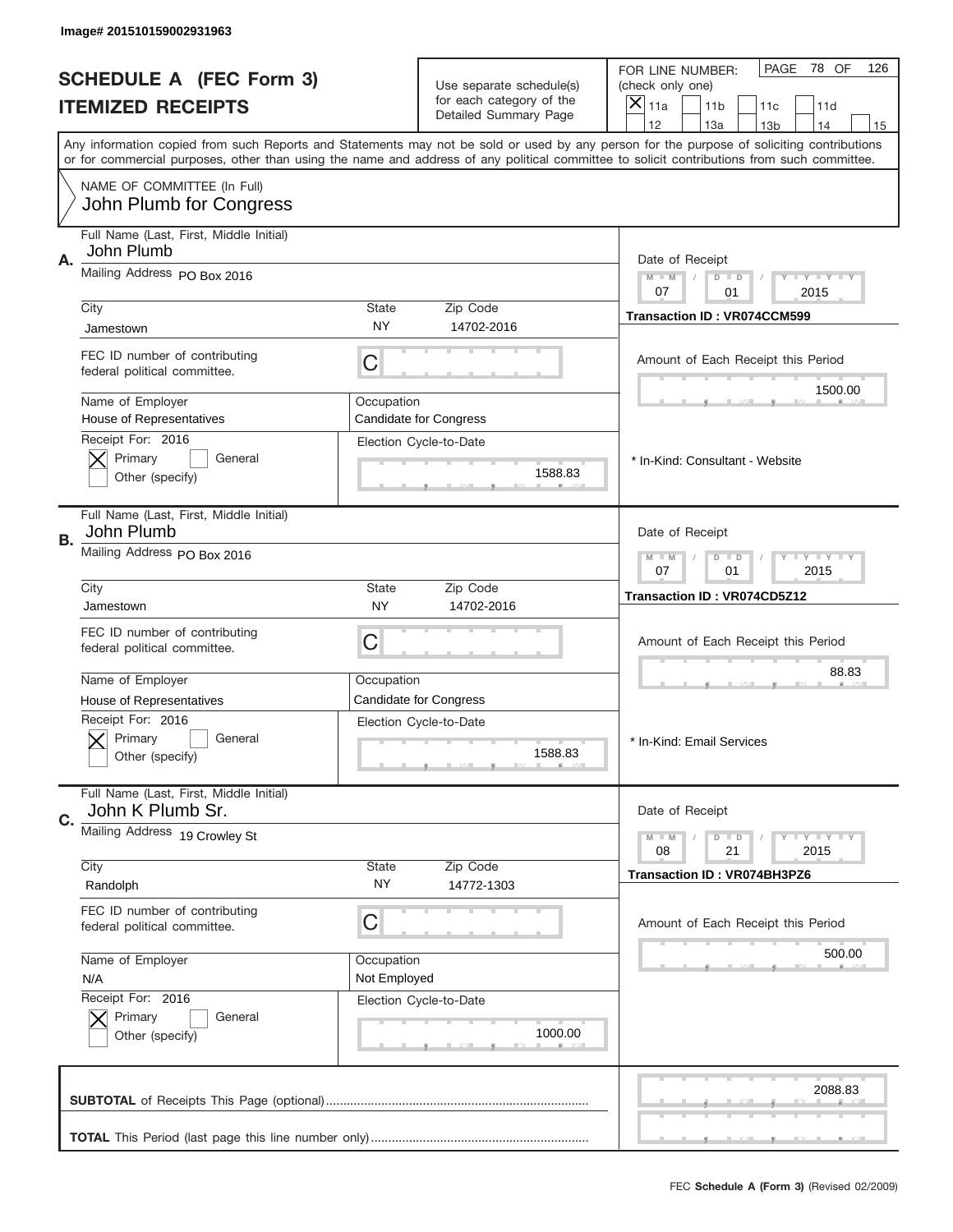Image# 201510159002931963

# SCHEDULE A (FEC Form 3)
## ITEMIZED RECEIPTS

Use separate schedule(s) for each category of the Detailed Summary Page

FOR LINE NUMBER: (check only one)
[X] 11a [ ] 11b [ ] 11c [ ] 11d [ ] 12 [ ] 13a [ ] 13b [ ] 14 [ ] 15

PAGE 78 OF 126

Any information copied from such Reports and Statements may not be sold or used by any person for the purpose of soliciting contributions or for commercial purposes, other than using the name and address of any political committee to solicit contributions from such committee.

NAME OF COMMITTEE (In Full)
John Plumb for Congress

---

**A.** Full Name (Last, First, Middle Initial): John Plumb
Mailing Address: PO Box 2016
City: Jamestown | State: NY | Zip Code: 14702-2016
FEC ID number of contributing federal political committee: C
Name of Employer: House of Representatives
Occupation: Candidate for Congress
Receipt For: 2016 — [X] Primary [ ] General [ ] Other (specify)
Election Cycle-to-Date: 1588.83
Date of Receipt: 07/01/2015
Transaction ID : VR074CCM599
Amount of Each Receipt this Period: 1500.00
* In-Kind: Consultant - Website

---

**B.** Full Name (Last, First, Middle Initial): John Plumb
Mailing Address: PO Box 2016
City: Jamestown | State: NY | Zip Code: 14702-2016
FEC ID number of contributing federal political committee: C
Name of Employer: House of Representatives
Occupation: Candidate for Congress
Receipt For: 2016 — [X] Primary [ ] General [ ] Other (specify)
Election Cycle-to-Date: 1588.83
Date of Receipt: 07/01/2015
Transaction ID : VR074CD5Z12
Amount of Each Receipt this Period: 88.83
* In-Kind: Email Services

---

**C.** Full Name (Last, First, Middle Initial): John K Plumb Sr.
Mailing Address: 19 Crowley St
City: Randolph | State: NY | Zip Code: 14772-1303
FEC ID number of contributing federal political committee: C
Name of Employer: N/A
Occupation: Not Employed
Receipt For: 2016 — [X] Primary [ ] General [ ] Other (specify)
Election Cycle-to-Date: 1000.00
Date of Receipt: 08/21/2015
Transaction ID : VR074BH3PZ6
Amount of Each Receipt this Period: 500.00

---

**SUBTOTAL** of Receipts This Page (optional): 2088.83

**TOTAL** This Period (last page this line number only):

FEC Schedule A (Form 3) (Revised 02/2009)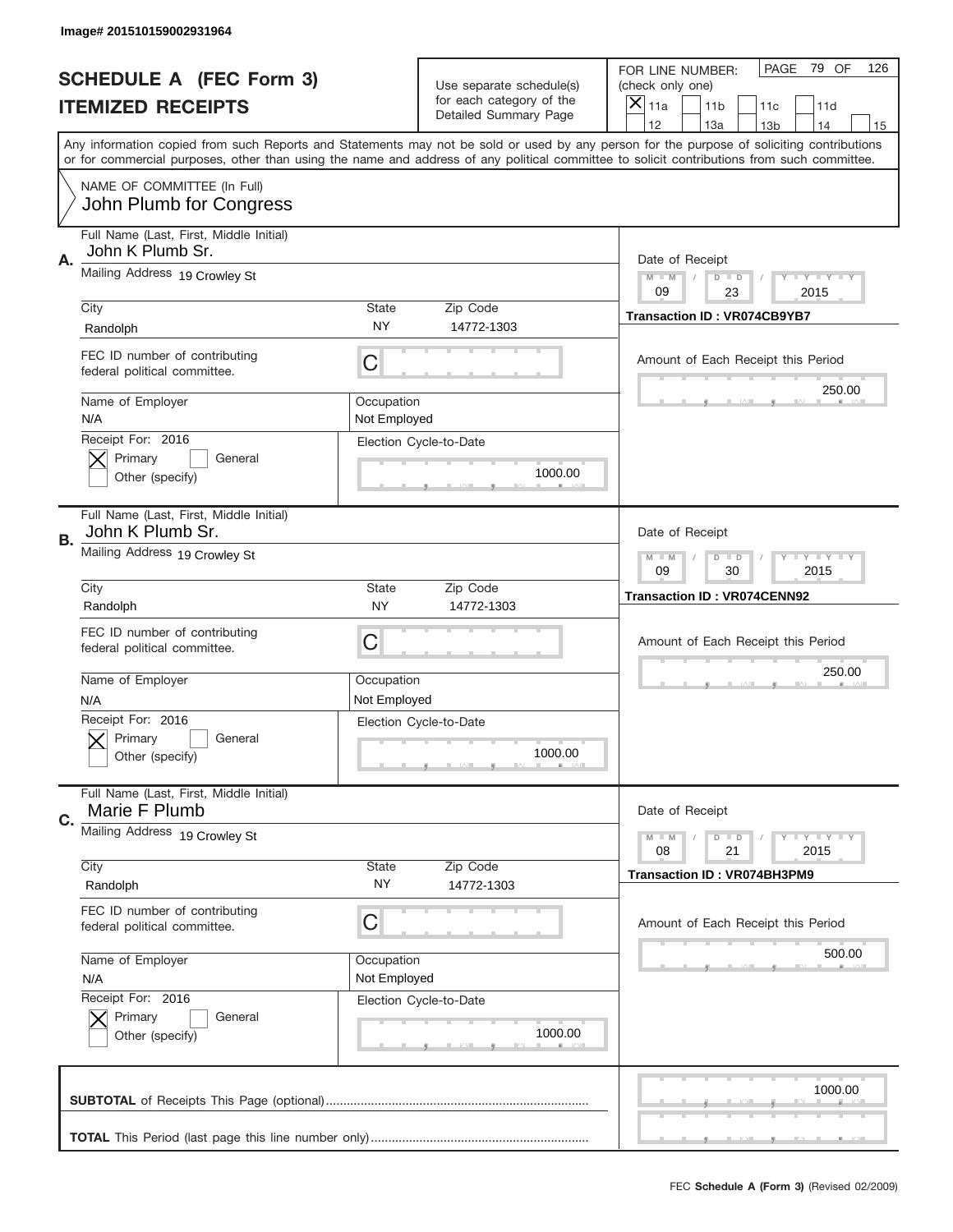Image# 201510159002931964

# SCHEDULE A (FEC Form 3)
## ITEMIZED RECEIPTS

Use separate schedule(s) for each category of the Detailed Summary Page

FOR LINE NUMBER: (check only one)
[X] 11a [ ] 11b [ ] 11c [ ] 11d [ ] 12 [ ] 13a [ ] 13b [ ] 14 [ ] 15

PAGE 79 OF 126

Any information copied from such Reports and Statements may not be sold or used by any person for the purpose of soliciting contributions or for commercial purposes, other than using the name and address of any political committee to solicit contributions from such committee.

NAME OF COMMITTEE (In Full)
John Plumb for Congress

---

**A.**
Full Name (Last, First, Middle Initial): John K Plumb Sr.
Mailing Address: 19 Crowley St
City: Randolph | State: NY | Zip Code: 14772-1303
FEC ID number of contributing federal political committee: C
Name of Employer: N/A
Occupation: Not Employed
Receipt For: 2016 — [X] Primary [ ] General [ ] Other (specify)
Election Cycle-to-Date: 1000.00
Date of Receipt: 09 / 23 / 2015
Transaction ID : VR074CB9YB7
Amount of Each Receipt this Period: 250.00

---

**B.**
Full Name (Last, First, Middle Initial): John K Plumb Sr.
Mailing Address: 19 Crowley St
City: Randolph | State: NY | Zip Code: 14772-1303
FEC ID number of contributing federal political committee: C
Name of Employer: N/A
Occupation: Not Employed
Receipt For: 2016 — [X] Primary [ ] General [ ] Other (specify)
Election Cycle-to-Date: 1000.00
Date of Receipt: 09 / 30 / 2015
Transaction ID : VR074CENN92
Amount of Each Receipt this Period: 250.00

---

**C.**
Full Name (Last, First, Middle Initial): Marie F Plumb
Mailing Address: 19 Crowley St
City: Randolph | State: NY | Zip Code: 14772-1303
FEC ID number of contributing federal political committee: C
Name of Employer: N/A
Occupation: Not Employed
Receipt For: 2016 — [X] Primary [ ] General [ ] Other (specify)
Election Cycle-to-Date: 1000.00
Date of Receipt: 08 / 21 / 2015
Transaction ID : VR074BH3PM9
Amount of Each Receipt this Period: 500.00

---

**SUBTOTAL** of Receipts This Page (optional): 1000.00

**TOTAL** This Period (last page this line number only):

FEC **Schedule A (Form 3)** (Revised 02/2009)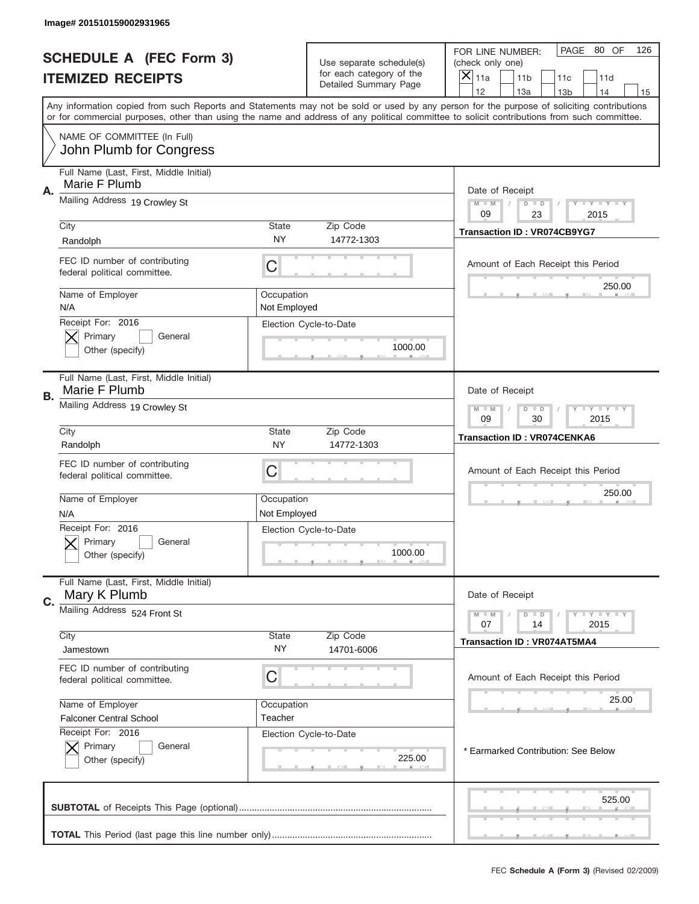Image# 201510159002931965

# SCHEDULE A (FEC Form 3)
## ITEMIZED RECEIPTS

Use separate schedule(s) for each category of the Detailed Summary Page

FOR LINE NUMBER: (check only one)
[X] 11a [ ] 11b [ ] 11c [ ] 11d [ ] 12 [ ] 13a [ ] 13b [ ] 14 [ ] 15

PAGE 80 OF 126

Any information copied from such Reports and Statements may not be sold or used by any person for the purpose of soliciting contributions or for commercial purposes, other than using the name and address of any political committee to solicit contributions from such committee.

NAME OF COMMITTEE (In Full)
John Plumb for Congress

---

**A.** Full Name (Last, First, Middle Initial): Marie F Plumb

Mailing Address: 19 Crowley St

City: Randolph | State: NY | Zip Code: 14772-1303

FEC ID number of contributing federal political committee: C

Name of Employer: N/A | Occupation: Not Employed

Receipt For: 2016 — [X] Primary [ ] General [ ] Other (specify)

Election Cycle-to-Date: 1000.00

Date of Receipt: 09 / 23 / 2015

Transaction ID : VR074CB9YG7

Amount of Each Receipt this Period: 250.00

---

**B.** Full Name (Last, First, Middle Initial): Marie F Plumb

Mailing Address: 19 Crowley St

City: Randolph | State: NY | Zip Code: 14772-1303

FEC ID number of contributing federal political committee: C

Name of Employer: N/A | Occupation: Not Employed

Receipt For: 2016 — [X] Primary [ ] General [ ] Other (specify)

Election Cycle-to-Date: 1000.00

Date of Receipt: 09 / 30 / 2015

Transaction ID : VR074CENKA6

Amount of Each Receipt this Period: 250.00

---

**C.** Full Name (Last, First, Middle Initial): Mary K Plumb

Mailing Address: 524 Front St

City: Jamestown | State: NY | Zip Code: 14701-6006

FEC ID number of contributing federal political committee: C

Name of Employer: Falconer Central School | Occupation: Teacher

Receipt For: 2016 — [X] Primary [ ] General [ ] Other (specify)

Election Cycle-to-Date: 225.00

Date of Receipt: 07 / 14 / 2015

Transaction ID : VR074AT5MA4

Amount of Each Receipt this Period: 25.00

\* Earmarked Contribution: See Below

---

**SUBTOTAL** of Receipts This Page (optional): 525.00

**TOTAL** This Period (last page this line number only):

FEC **Schedule A (Form 3)** (Revised 02/2009)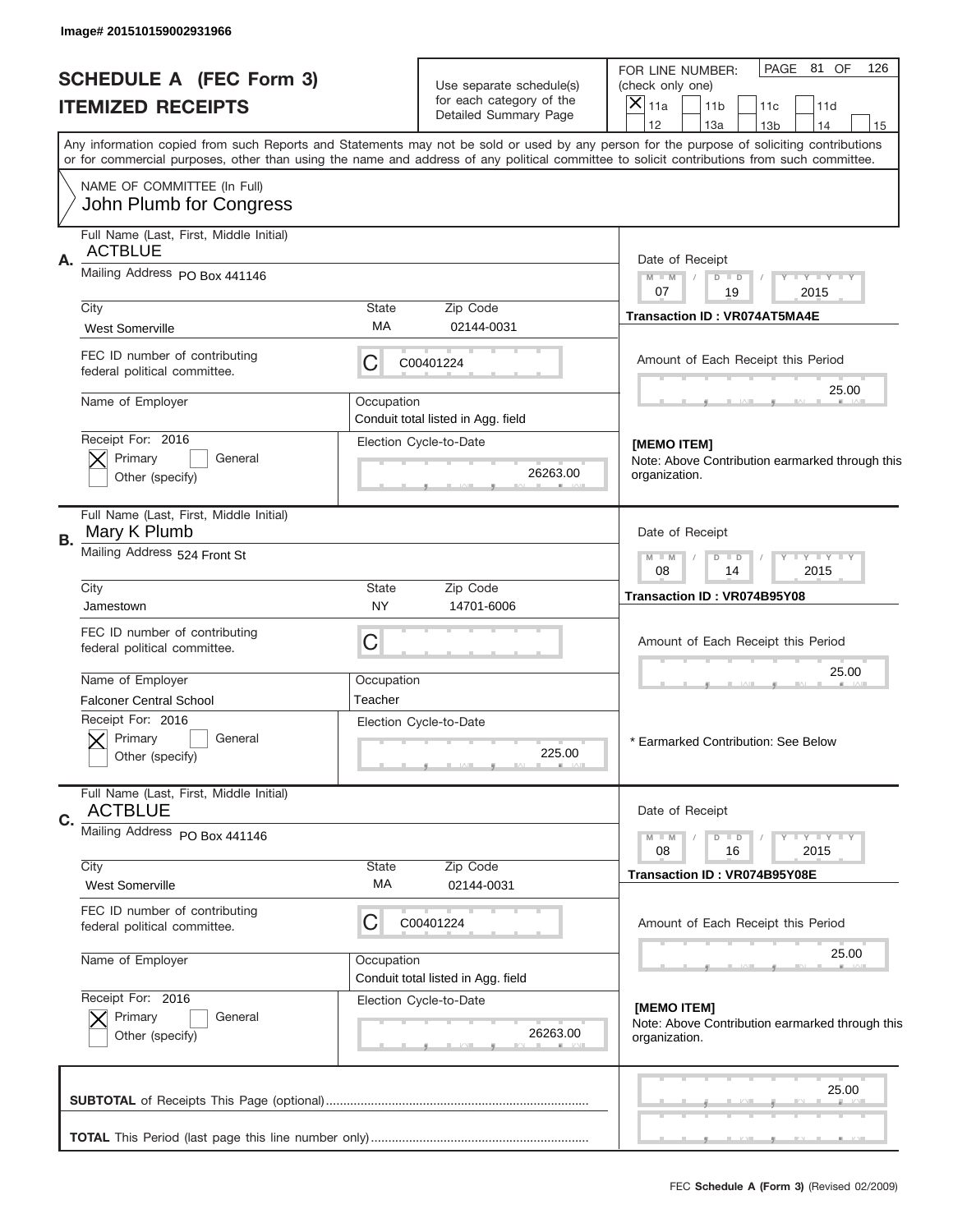Image# 201510159002931966

# SCHEDULE A (FEC Form 3)
## ITEMIZED RECEIPTS

Use separate schedule(s) for each category of the Detailed Summary Page

FOR LINE NUMBER: (check only one)
[X] 11a [ ] 11b [ ] 11c [ ] 11d [ ] 12 [ ] 13a [ ] 13b [ ] 14 [ ] 15

PAGE 81 OF 126

Any information copied from such Reports and Statements may not be sold or used by any person for the purpose of soliciting contributions or for commercial purposes, other than using the name and address of any political committee to solicit contributions from such committee.

NAME OF COMMITTEE (In Full)
John Plumb for Congress

---

**A.** Full Name (Last, First, Middle Initial): ACTBLUE

Mailing Address: PO Box 441146

City: West Somerville | State: MA | Zip Code: 02144-0031

FEC ID number of contributing federal political committee: C00401224

Name of Employer: 
Occupation: Conduit total listed in Agg. field

Receipt For: 2016 — [X] Primary [ ] General [ ] Other (specify)

Election Cycle-to-Date: 26263.00

Date of Receipt: 07 / 19 / 2015

Transaction ID : VR074AT5MA4E

Amount of Each Receipt this Period: 25.00

[MEMO ITEM]
Note: Above Contribution earmarked through this organization.

---

**B.** Full Name (Last, First, Middle Initial): Mary K Plumb

Mailing Address: 524 Front St

City: Jamestown | State: NY | Zip Code: 14701-6006

FEC ID number of contributing federal political committee: C

Name of Employer: Falconer Central School
Occupation: Teacher

Receipt For: 2016 — [X] Primary [ ] General [ ] Other (specify)

Election Cycle-to-Date: 225.00

Date of Receipt: 08 / 14 / 2015

Transaction ID : VR074B95Y08

Amount of Each Receipt this Period: 25.00

* Earmarked Contribution: See Below

---

**C.** Full Name (Last, First, Middle Initial): ACTBLUE

Mailing Address: PO Box 441146

City: West Somerville | State: MA | Zip Code: 02144-0031

FEC ID number of contributing federal political committee: C00401224

Name of Employer: 
Occupation: Conduit total listed in Agg. field

Receipt For: 2016 — [X] Primary [ ] General [ ] Other (specify)

Election Cycle-to-Date: 26263.00

Date of Receipt: 08 / 16 / 2015

Transaction ID : VR074B95Y08E

Amount of Each Receipt this Period: 25.00

[MEMO ITEM]
Note: Above Contribution earmarked through this organization.

---

**SUBTOTAL** of Receipts This Page (optional): 25.00

**TOTAL** This Period (last page this line number only): 

FEC **Schedule A (Form 3)** (Revised 02/2009)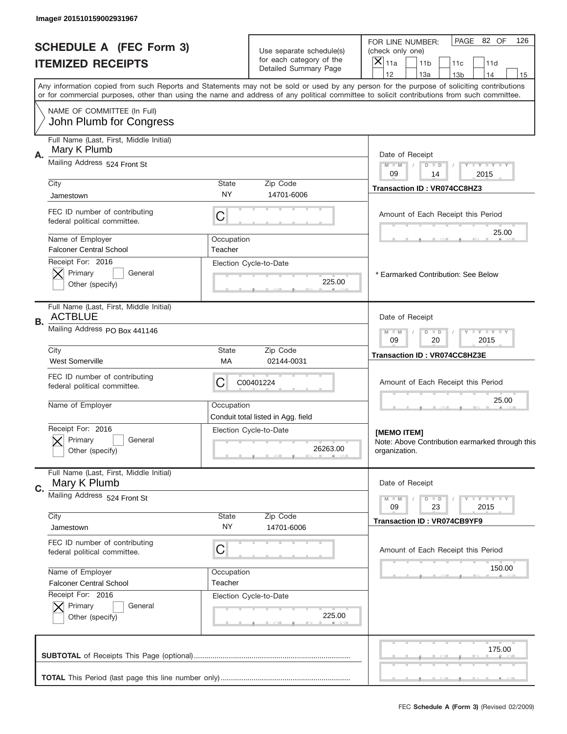Image# 201510159002931967

# SCHEDULE A (FEC Form 3)
## ITEMIZED RECEIPTS

Use separate schedule(s) for each category of the Detailed Summary Page

FOR LINE NUMBER: (check only one)

[X] 11a [ ] 11b [ ] 11c [ ] 11d [ ] 12 [ ] 13a [ ] 13b [ ] 14 [ ] 15

PAGE 82 OF 126

Any information copied from such Reports and Statements may not be sold or used by any person for the purpose of soliciting contributions or for commercial purposes, other than using the name and address of any political committee to solicit contributions from such committee.

NAME OF COMMITTEE (In Full)
John Plumb for Congress

---

**A.** Full Name (Last, First, Middle Initial): Mary K Plumb

Mailing Address: 524 Front St

City: Jamestown | State: NY | Zip Code: 14701-6006

FEC ID number of contributing federal political committee: C

Name of Employer: Falconer Central School | Occupation: Teacher

Receipt For: 2016 [X] Primary [ ] General [ ] Other (specify)

Election Cycle-to-Date: 225.00

Date of Receipt: 09 / 14 / 2015

Transaction ID : VR074CC8HZ3

Amount of Each Receipt this Period: 25.00

\* Earmarked Contribution: See Below

---

**B.** Full Name (Last, First, Middle Initial): ACTBLUE

Mailing Address: PO Box 441146

City: West Somerville | State: MA | Zip Code: 02144-0031

FEC ID number of contributing federal political committee: C00401224

Name of Employer: | Occupation: Conduit total listed in Agg. field

Receipt For: 2016 [X] Primary [ ] General [ ] Other (specify)

Election Cycle-to-Date: 26263.00

Date of Receipt: 09 / 20 / 2015

Transaction ID : VR074CC8HZ3E

Amount of Each Receipt this Period: 25.00

[MEMO ITEM]
Note: Above Contribution earmarked through this organization.

---

**C.** Full Name (Last, First, Middle Initial): Mary K Plumb

Mailing Address: 524 Front St

City: Jamestown | State: NY | Zip Code: 14701-6006

FEC ID number of contributing federal political committee: C

Name of Employer: Falconer Central School | Occupation: Teacher

Receipt For: 2016 [X] Primary [ ] General [ ] Other (specify)

Election Cycle-to-Date: 225.00

Date of Receipt: 09 / 23 / 2015

Transaction ID : VR074CB9YF9

Amount of Each Receipt this Period: 150.00

---

**SUBTOTAL** of Receipts This Page (optional): 175.00

**TOTAL** This Period (last page this line number only):

FEC **Schedule A (Form 3)** (Revised 02/2009)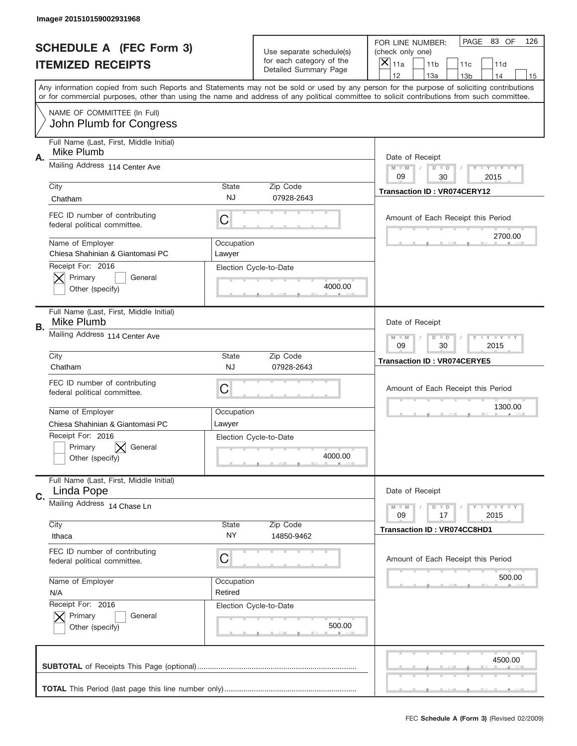Image# 201510159002931968

# SCHEDULE A (FEC Form 3)
## ITEMIZED RECEIPTS

Use separate schedule(s) for each category of the Detailed Summary Page

FOR LINE NUMBER: (check only one)
[X] 11a [ ] 11b [ ] 11c [ ] 11d [ ] 12 [ ] 13a [ ] 13b [ ] 14 [ ] 15

PAGE 83 OF 126

Any information copied from such Reports and Statements may not be sold or used by any person for the purpose of soliciting contributions or for commercial purposes, other than using the name and address of any political committee to solicit contributions from such committee.

NAME OF COMMITTEE (In Full)
John Plumb for Congress

---

**A.** Full Name (Last, First, Middle Initial): Mike Plumb

Mailing Address: 114 Center Ave

City: Chatham | State: NJ | Zip Code: 07928-2643

FEC ID number of contributing federal political committee: C

Name of Employer: Chiesa Shahinian & Giantomasi PC | Occupation: Lawyer

Receipt For: 2016 — [X] Primary [ ] General [ ] Other (specify)

Election Cycle-to-Date: 4000.00

Date of Receipt: 09 / 30 / 2015

Transaction ID : VR074CERY12

Amount of Each Receipt this Period: 2700.00

---

**B.** Full Name (Last, First, Middle Initial): Mike Plumb

Mailing Address: 114 Center Ave

City: Chatham | State: NJ | Zip Code: 07928-2643

FEC ID number of contributing federal political committee: C

Name of Employer: Chiesa Shahinian & Giantomasi PC | Occupation: Lawyer

Receipt For: 2016 — [ ] Primary [X] General [ ] Other (specify)

Election Cycle-to-Date: 4000.00

Date of Receipt: 09 / 30 / 2015

Transaction ID : VR074CERYE5

Amount of Each Receipt this Period: 1300.00

---

**C.** Full Name (Last, First, Middle Initial): Linda Pope

Mailing Address: 14 Chase Ln

City: Ithaca | State: NY | Zip Code: 14850-9462

FEC ID number of contributing federal political committee: C

Name of Employer: N/A | Occupation: Retired

Receipt For: 2016 — [X] Primary [ ] General [ ] Other (specify)

Election Cycle-to-Date: 500.00

Date of Receipt: 09 / 17 / 2015

Transaction ID : VR074CC8HD1

Amount of Each Receipt this Period: 500.00

---

**SUBTOTAL** of Receipts This Page (optional): 4500.00

**TOTAL** This Period (last page this line number only):

FEC **Schedule A (Form 3)** (Revised 02/2009)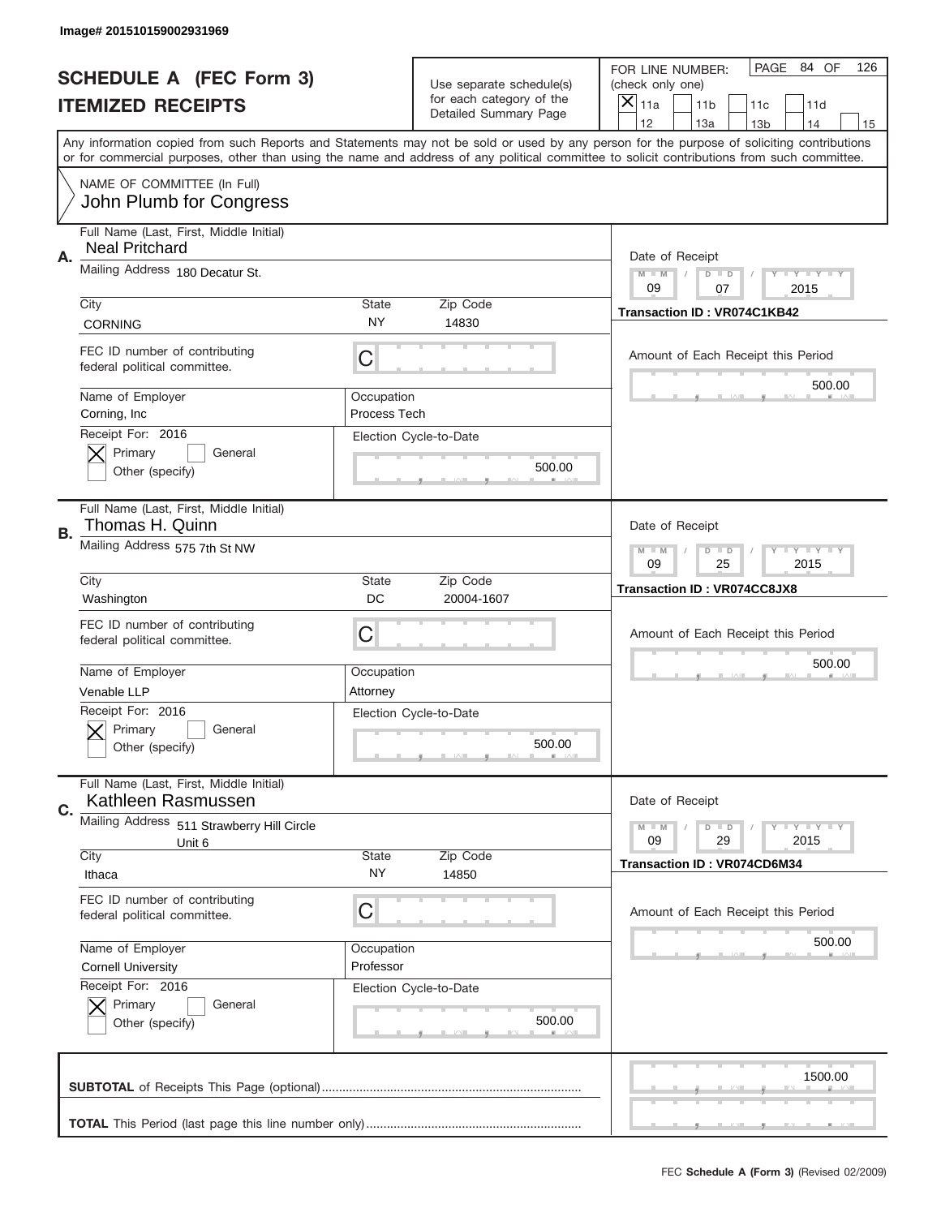Image# 201510159002931969

# SCHEDULE A (FEC Form 3)
# ITEMIZED RECEIPTS

Use separate schedule(s) for each category of the Detailed Summary Page

FOR LINE NUMBER: (check only one)
[X] 11a [ ] 11b [ ] 11c [ ] 11d [ ] 12 [ ] 13a [ ] 13b [ ] 14 [ ] 15

PAGE 84 OF 126

Any information copied from such Reports and Statements may not be sold or used by any person for the purpose of soliciting contributions or for commercial purposes, other than using the name and address of any political committee to solicit contributions from such committee.

NAME OF COMMITTEE (In Full)
John Plumb for Congress

---

**A.** Full Name (Last, First, Middle Initial): Neal Pritchard

Mailing Address: 180 Decatur St.

City: CORNING | State: NY | Zip Code: 14830

FEC ID number of contributing federal political committee: C

Name of Employer: Corning, Inc
Occupation: Process Tech

Receipt For: 2016
[X] Primary [ ] General
Other (specify)

Election Cycle-to-Date: 500.00

Date of Receipt: 09 / 07 / 2015
Transaction ID : VR074C1KB42

Amount of Each Receipt this Period: 500.00

---

**B.** Full Name (Last, First, Middle Initial): Thomas H. Quinn

Mailing Address: 575 7th St NW

City: Washington | State: DC | Zip Code: 20004-1607

FEC ID number of contributing federal political committee: C

Name of Employer: Venable LLP
Occupation: Attorney

Receipt For: 2016
[X] Primary [ ] General
Other (specify)

Election Cycle-to-Date: 500.00

Date of Receipt: 09 / 25 / 2015
Transaction ID : VR074CC8JX8

Amount of Each Receipt this Period: 500.00

---

**C.** Full Name (Last, First, Middle Initial): Kathleen Rasmussen

Mailing Address: 511 Strawberry Hill Circle Unit 6

City: Ithaca | State: NY | Zip Code: 14850

FEC ID number of contributing federal political committee: C

Name of Employer: Cornell University
Occupation: Professor

Receipt For: 2016
[X] Primary [ ] General
Other (specify)

Election Cycle-to-Date: 500.00

Date of Receipt: 09 / 29 / 2015
Transaction ID : VR074CD6M34

Amount of Each Receipt this Period: 500.00

---

**SUBTOTAL** of Receipts This Page (optional): 1500.00

**TOTAL** This Period (last page this line number only):

FEC **Schedule A (Form 3)** (Revised 02/2009)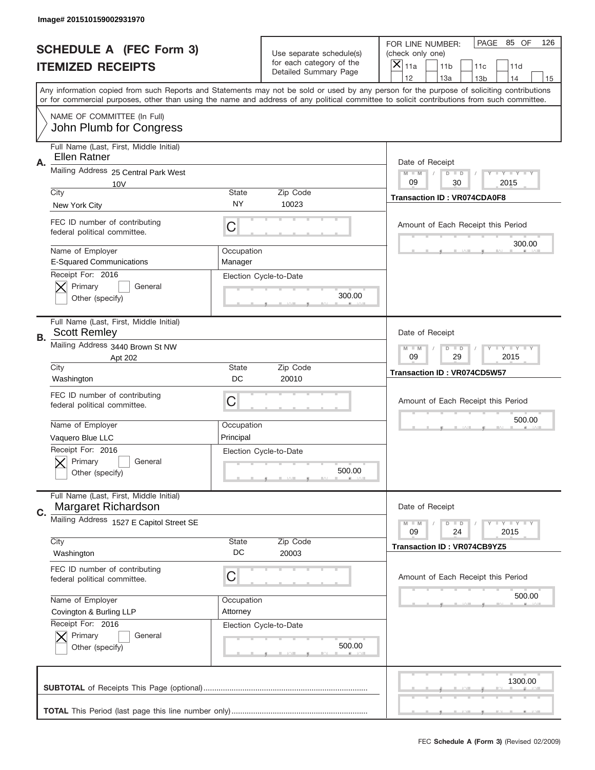Image# 201510159002931970

# SCHEDULE A (FEC Form 3)
## ITEMIZED RECEIPTS

Use separate schedule(s) for each category of the Detailed Summary Page

FOR LINE NUMBER: (check only one)

☒ 11a ☐ 11b ☐ 11c ☐ 11d ☐ 12 ☐ 13a ☐ 13b ☐ 14 ☐ 15

PAGE 85 OF 126

Any information copied from such Reports and Statements may not be sold or used by any person for the purpose of soliciting contributions or for commercial purposes, other than using the name and address of any political committee to solicit contributions from such committee.

NAME OF COMMITTEE (In Full)
John Plumb for Congress

---

**A.** Full Name (Last, First, Middle Initial): Ellen Ratner

Mailing Address: 25 Central Park West 10V

City: New York City | State: NY | Zip Code: 10023

FEC ID number of contributing federal political committee: C

Name of Employer: E-Squared Communications | Occupation: Manager

Receipt For: 2016 ☒ Primary ☐ General ☐ Other (specify)

Election Cycle-to-Date: 300.00

Date of Receipt: 09 / 30 / 2015

Transaction ID : VR074CDA0F8

Amount of Each Receipt this Period: 300.00

---

**B.** Full Name (Last, First, Middle Initial): Scott Remley

Mailing Address: 3440 Brown St NW Apt 202

City: Washington | State: DC | Zip Code: 20010

FEC ID number of contributing federal political committee: C

Name of Employer: Vaquero Blue LLC | Occupation: Principal

Receipt For: 2016 ☒ Primary ☐ General ☐ Other (specify)

Election Cycle-to-Date: 500.00

Date of Receipt: 09 / 29 / 2015

Transaction ID : VR074CD5W57

Amount of Each Receipt this Period: 500.00

---

**C.** Full Name (Last, First, Middle Initial): Margaret Richardson

Mailing Address: 1527 E Capitol Street SE

City: Washington | State: DC | Zip Code: 20003

FEC ID number of contributing federal political committee: C

Name of Employer: Covington & Burling LLP | Occupation: Attorney

Receipt For: 2016 ☒ Primary ☐ General ☐ Other (specify)

Election Cycle-to-Date: 500.00

Date of Receipt: 09 / 24 / 2015

Transaction ID : VR074CB9YZ5

Amount of Each Receipt this Period: 500.00

---

**SUBTOTAL** of Receipts This Page (optional): 1300.00

**TOTAL** This Period (last page this line number only):

FEC **Schedule A (Form 3)** (Revised 02/2009)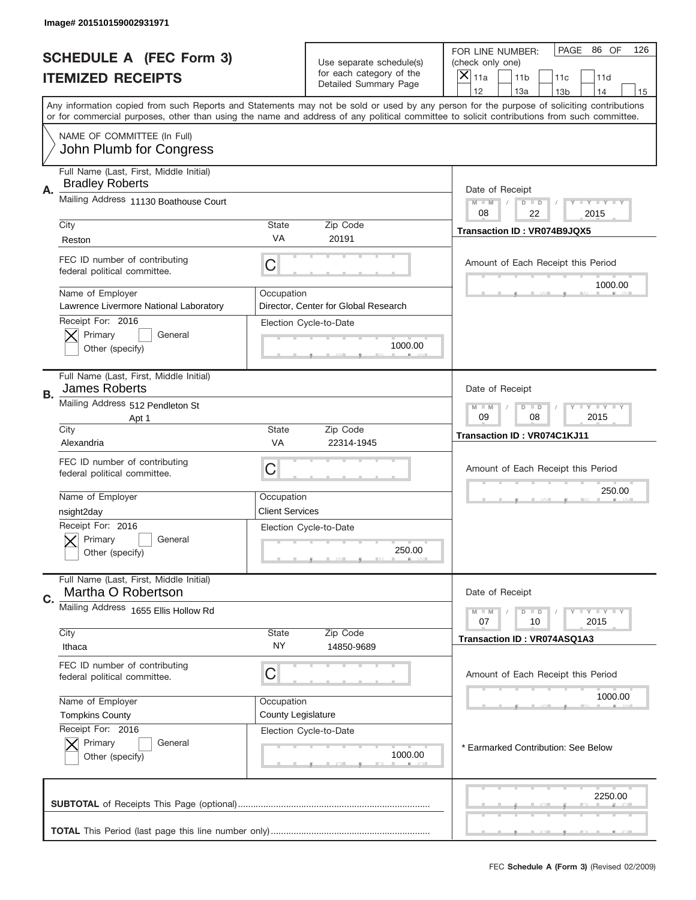Image# 201510159002931971

# SCHEDULE A (FEC Form 3)
# ITEMIZED RECEIPTS

Use separate schedule(s) for each category of the Detailed Summary Page

FOR LINE NUMBER: (check only one)

☒ 11a ☐ 11b ☐ 11c ☐ 11d ☐ 12 ☐ 13a ☐ 13b ☐ 14 ☐ 15

PAGE 86 OF 126

Any information copied from such Reports and Statements may not be sold or used by any person for the purpose of soliciting contributions or for commercial purposes, other than using the name and address of any political committee to solicit contributions from such committee.

NAME OF COMMITTEE (In Full)
John Plumb for Congress

---

**A.** Full Name (Last, First, Middle Initial): Bradley Roberts

Mailing Address: 11130 Boathouse Court

City: Reston | State: VA | Zip Code: 20191

FEC ID number of contributing federal political committee: C

Name of Employer: Lawrence Livermore National Laboratory

Occupation: Director, Center for Global Research

Receipt For: 2016 ☒ Primary ☐ General ☐ Other (specify)

Election Cycle-to-Date: 1000.00

Date of Receipt: 08 / 22 / 2015

Transaction ID : VR074B9JQX5

Amount of Each Receipt this Period: 1000.00

---

**B.** Full Name (Last, First, Middle Initial): James Roberts

Mailing Address: 512 Pendleton St, Apt 1

City: Alexandria | State: VA | Zip Code: 22314-1945

FEC ID number of contributing federal political committee: C

Name of Employer: nsight2day

Occupation: Client Services

Receipt For: 2016 ☒ Primary ☐ General ☐ Other (specify)

Election Cycle-to-Date: 250.00

Date of Receipt: 09 / 08 / 2015

Transaction ID : VR074C1KJ11

Amount of Each Receipt this Period: 250.00

---

**C.** Full Name (Last, First, Middle Initial): Martha O Robertson

Mailing Address: 1655 Ellis Hollow Rd

City: Ithaca | State: NY | Zip Code: 14850-9689

FEC ID number of contributing federal political committee: C

Name of Employer: Tompkins County

Occupation: County Legislature

Receipt For: 2016 ☒ Primary ☐ General ☐ Other (specify)

Election Cycle-to-Date: 1000.00

Date of Receipt: 07 / 10 / 2015

Transaction ID : VR074ASQ1A3

Amount of Each Receipt this Period: 1000.00

* Earmarked Contribution: See Below

---

**SUBTOTAL** of Receipts This Page (optional): 2250.00

**TOTAL** This Period (last page this line number only):

FEC **Schedule A (Form 3)** (Revised 02/2009)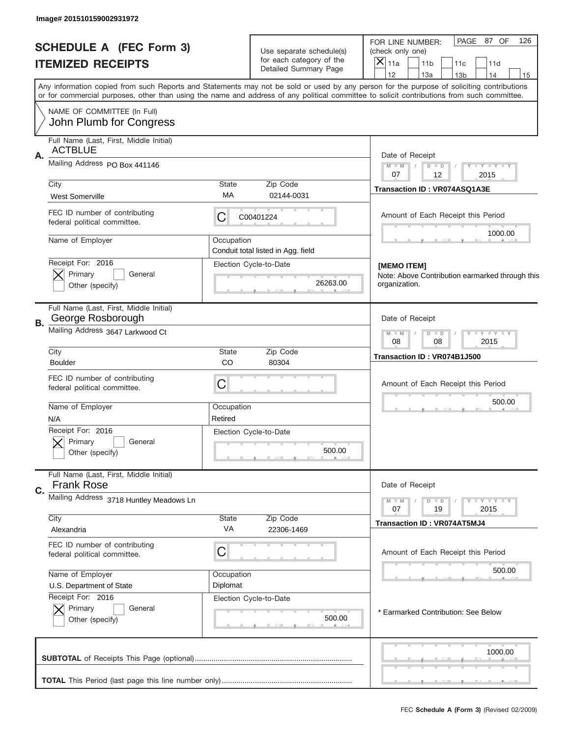Image# 201510159002931972

# SCHEDULE A (FEC Form 3)
## ITEMIZED RECEIPTS

Use separate schedule(s) for each category of the Detailed Summary Page

FOR LINE NUMBER: (check only one)

[X] 11a [ ] 11b [ ] 11c [ ] 11d [ ] 12 [ ] 13a [ ] 13b [ ] 14 [ ] 15

PAGE 87 OF 126

Any information copied from such Reports and Statements may not be sold or used by any person for the purpose of soliciting contributions or for commercial purposes, other than using the name and address of any political committee to solicit contributions from such committee.

NAME OF COMMITTEE (In Full)
John Plumb for Congress

---

**A.**

Full Name (Last, First, Middle Initial): **ACTBLUE**

Mailing Address: PO Box 441146

City: West Somerville | State: MA | Zip Code: 02144-0031

FEC ID number of contributing federal political committee: C00401224

Name of Employer:

Occupation: Conduit total listed in Agg. field

Receipt For: 2016 [X] Primary [ ] General [ ] Other (specify)

Election Cycle-to-Date: 26263.00

Date of Receipt: 07 / 12 / 2015

Transaction ID : VR074ASQ1A3E

Amount of Each Receipt this Period: 1000.00

**[MEMO ITEM]**
Note: Above Contribution earmarked through this organization.

---

**B.**

Full Name (Last, First, Middle Initial): **George Rosborough**

Mailing Address: 3647 Larkwood Ct

City: Boulder | State: CO | Zip Code: 80304

FEC ID number of contributing federal political committee: C

Name of Employer: N/A

Occupation: Retired

Receipt For: 2016 [X] Primary [ ] General [ ] Other (specify)

Election Cycle-to-Date: 500.00

Date of Receipt: 08 / 08 / 2015

Transaction ID : VR074B1J500

Amount of Each Receipt this Period: 500.00

---

**C.**

Full Name (Last, First, Middle Initial): **Frank Rose**

Mailing Address: 3718 Huntley Meadows Ln

City: Alexandria | State: VA | Zip Code: 22306-1469

FEC ID number of contributing federal political committee: C

Name of Employer: U.S. Department of State

Occupation: Diplomat

Receipt For: 2016 [X] Primary [ ] General [ ] Other (specify)

Election Cycle-to-Date: 500.00

Date of Receipt: 07 / 19 / 2015

Transaction ID : VR074AT5MJ4

Amount of Each Receipt this Period: 500.00

\* Earmarked Contribution: See Below

---

**SUBTOTAL** of Receipts This Page (optional): 1000.00

**TOTAL** This Period (last page this line number only):

FEC **Schedule A (Form 3)** (Revised 02/2009)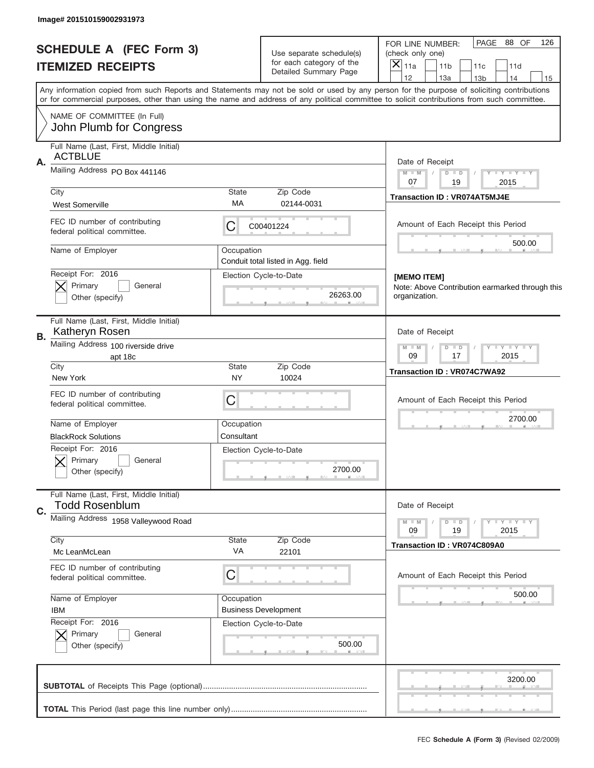Image# 201510159002931973

# SCHEDULE A (FEC Form 3)
## ITEMIZED RECEIPTS

Use separate schedule(s) for each category of the Detailed Summary Page

FOR LINE NUMBER: (check only one)
[X] 11a [ ] 11b [ ] 11c [ ] 11d [ ] 12 [ ] 13a [ ] 13b [ ] 14 [ ] 15

PAGE 88 OF 126

Any information copied from such Reports and Statements may not be sold or used by any person for the purpose of soliciting contributions or for commercial purposes, other than using the name and address of any political committee to solicit contributions from such committee.

NAME OF COMMITTEE (In Full)
John Plumb for Congress

---

**A.** Full Name (Last, First, Middle Initial): ACTBLUE

Mailing Address: PO Box 441146

City: West Somerville | State: MA | Zip Code: 02144-0031

FEC ID number of contributing federal political committee: C C00401224

Name of Employer:

Occupation: Conduit total listed in Agg. field

Receipt For: 2016 [X] Primary [ ] General [ ] Other (specify)

Election Cycle-to-Date: 26263.00

Date of Receipt: 07 / 19 / 2015

Transaction ID : VR074AT5MJ4E

Amount of Each Receipt this Period: 500.00

[MEMO ITEM]
Note: Above Contribution earmarked through this organization.

---

**B.** Full Name (Last, First, Middle Initial): Katheryn Rosen

Mailing Address: 100 riverside drive apt 18c

City: New York | State: NY | Zip Code: 10024

FEC ID number of contributing federal political committee: C

Name of Employer: BlackRock Solutions

Occupation: Consultant

Receipt For: 2016 [X] Primary [ ] General [ ] Other (specify)

Election Cycle-to-Date: 2700.00

Date of Receipt: 09 / 17 / 2015

Transaction ID : VR074C7WA92

Amount of Each Receipt this Period: 2700.00

---

**C.** Full Name (Last, First, Middle Initial): Todd Rosenblum

Mailing Address: 1958 Valleywood Road

City: Mc LeanMcLean | State: VA | Zip Code: 22101

FEC ID number of contributing federal political committee: C

Name of Employer: IBM

Occupation: Business Development

Receipt For: 2016 [X] Primary [ ] General [ ] Other (specify)

Election Cycle-to-Date: 500.00

Date of Receipt: 09 / 19 / 2015

Transaction ID : VR074C809A0

Amount of Each Receipt this Period: 500.00

---

**SUBTOTAL** of Receipts This Page (optional): 3200.00

**TOTAL** This Period (last page this line number only):

FEC **Schedule A (Form 3)** (Revised 02/2009)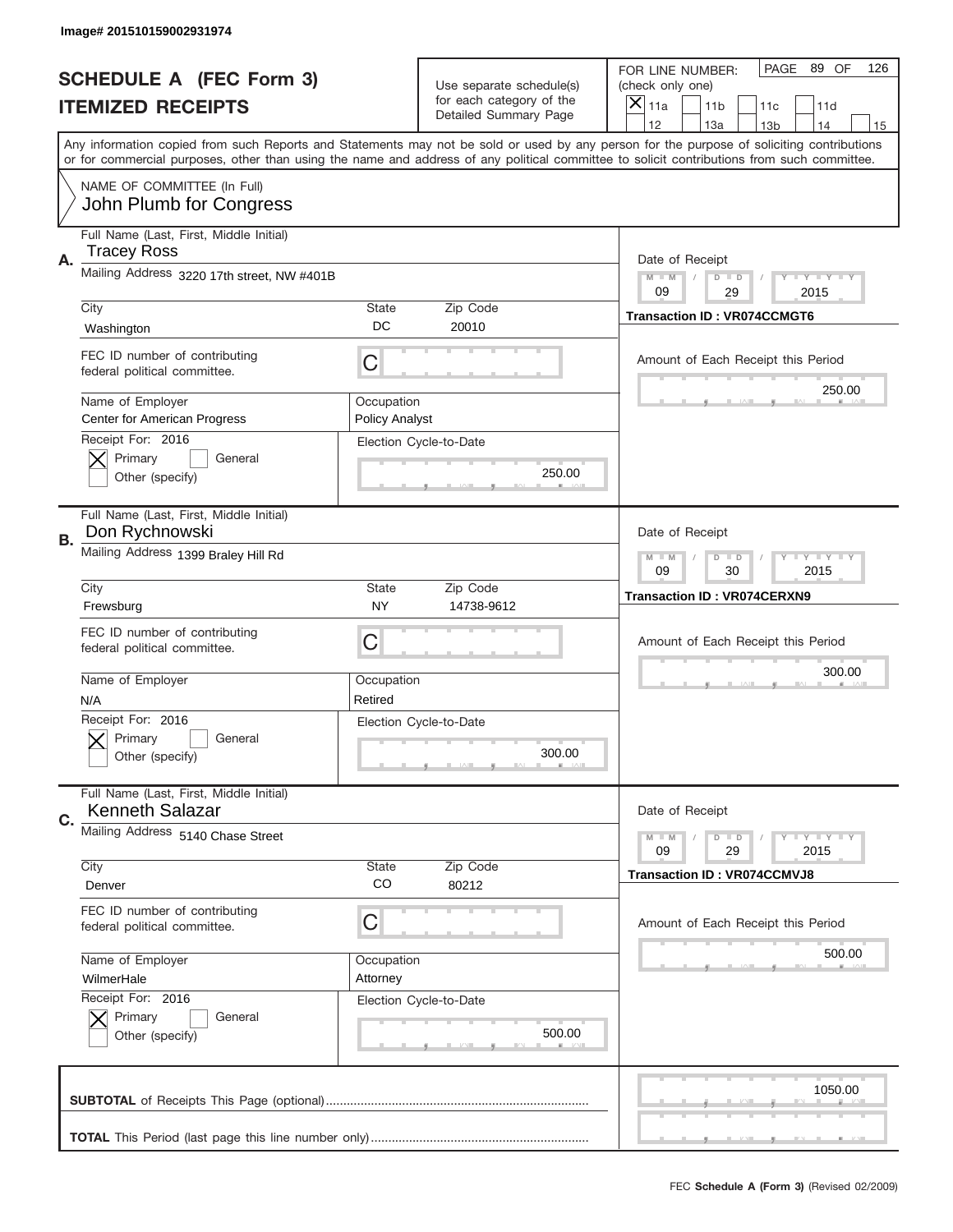Image# 201510159002931974

# SCHEDULE A (FEC Form 3)
## ITEMIZED RECEIPTS

Use separate schedule(s) for each category of the Detailed Summary Page

FOR LINE NUMBER: (check only one)

- [X] 11a
- [ ] 11b
- [ ] 11c
- [ ] 11d
- [ ] 12
- [ ] 13a
- [ ] 13b
- [ ] 14
- [ ] 15

Any information copied from such Reports and Statements may not be sold or used by any person for the purpose of soliciting contributions or for commercial purposes, other than using the name and address of any political committee to solicit contributions from such committee.

NAME OF COMMITTEE (In Full)
John Plumb for Congress

---

**A.**

Full Name (Last, First, Middle Initial): Tracey Ross

Mailing Address: 3220 17th street, NW #401B

| City | State | Zip Code |
|---|---|---|
| Washington | DC | 20010 |

FEC ID number of contributing federal political committee: C

| Name of Employer | Occupation |
|---|---|
| Center for American Progress | Policy Analyst |

Receipt For: 2016
- [X] Primary
- [ ] General
- [ ] Other (specify)

Election Cycle-to-Date: 250.00

Date of Receipt: 09 / 29 / 2015

Transaction ID : VR074CCMGT6

Amount of Each Receipt this Period: 250.00

---

**B.**

Full Name (Last, First, Middle Initial): Don Rychnowski

Mailing Address: 1399 Braley Hill Rd

| City | State | Zip Code |
|---|---|---|
| Frewsburg | NY | 14738-9612 |

FEC ID number of contributing federal political committee: C

| Name of Employer | Occupation |
|---|---|
| N/A | Retired |

Receipt For: 2016
- [X] Primary
- [ ] General
- [ ] Other (specify)

Election Cycle-to-Date: 300.00

Date of Receipt: 09 / 30 / 2015

Transaction ID : VR074CERXN9

Amount of Each Receipt this Period: 300.00

---

**C.**

Full Name (Last, First, Middle Initial): Kenneth Salazar

Mailing Address: 5140 Chase Street

| City | State | Zip Code |
|---|---|---|
| Denver | CO | 80212 |

FEC ID number of contributing federal political committee: C

| Name of Employer | Occupation |
|---|---|
| WilmerHale | Attorney |

Receipt For: 2016
- [X] Primary
- [ ] General
- [ ] Other (specify)

Election Cycle-to-Date: 500.00

Date of Receipt: 09 / 29 / 2015

Transaction ID : VR074CCMVJ8

Amount of Each Receipt this Period: 500.00

---

**SUBTOTAL** of Receipts This Page (optional): 1050.00

**TOTAL** This Period (last page this line number only):

FEC **Schedule A (Form 3)** (Revised 02/2009)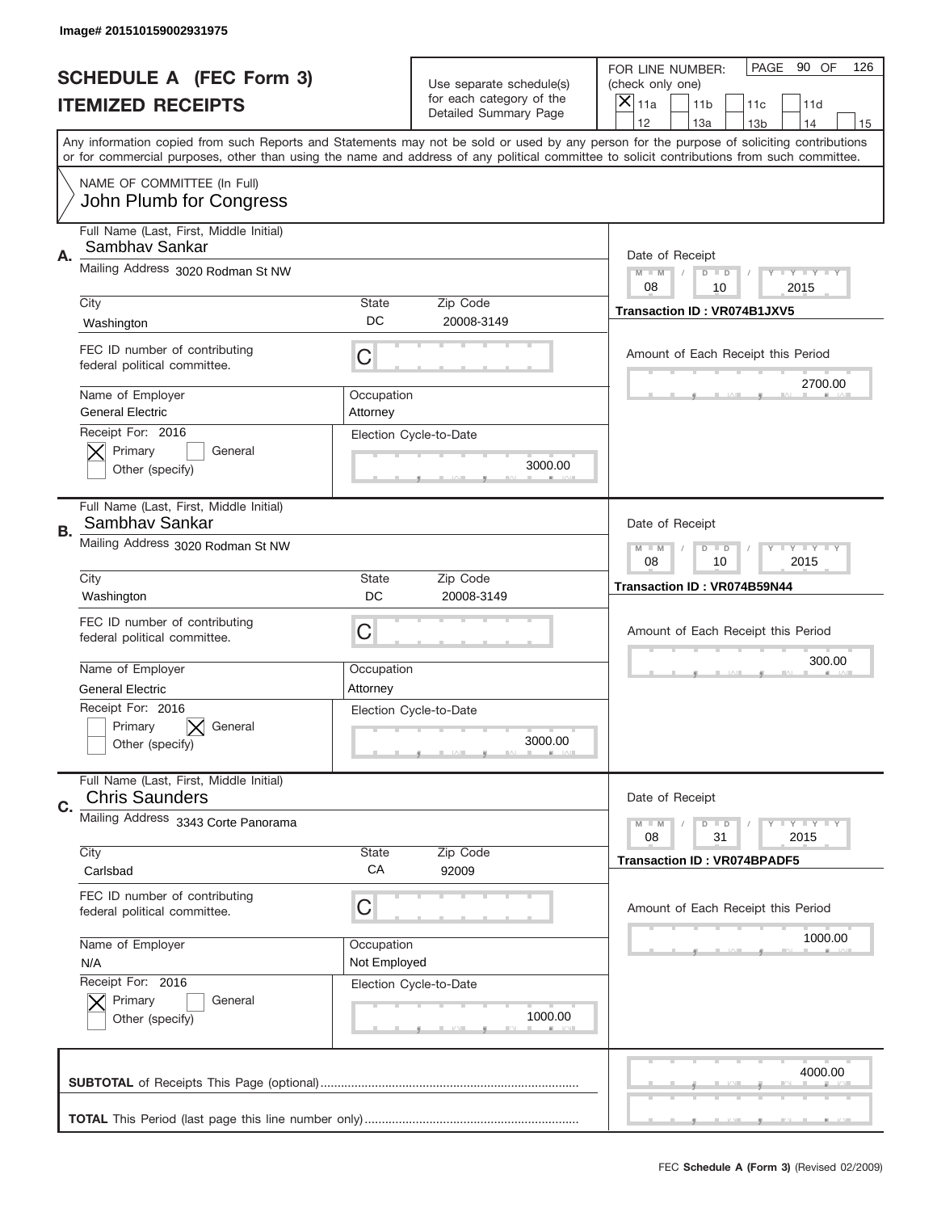Image# 201510159002931975

# SCHEDULE A (FEC Form 3)
## ITEMIZED RECEIPTS

Use separate schedule(s) for each category of the Detailed Summary Page

FOR LINE NUMBER: (check only one)
[X] 11a [ ] 11b [ ] 11c [ ] 11d [ ] 12 [ ] 13a [ ] 13b [ ] 14 [ ] 15

PAGE 90 OF 126

Any information copied from such Reports and Statements may not be sold or used by any person for the purpose of soliciting contributions or for commercial purposes, other than using the name and address of any political committee to solicit contributions from such committee.

NAME OF COMMITTEE (In Full)
John Plumb for Congress

---

**A.** Full Name (Last, First, Middle Initial): Sambhav Sankar

Mailing Address: 3020 Rodman St NW

City: Washington | State: DC | Zip Code: 20008-3149

FEC ID number of contributing federal political committee: C

Name of Employer: General Electric | Occupation: Attorney

Receipt For: 2016 — [X] Primary [ ] General [ ] Other (specify)

Election Cycle-to-Date: 3000.00

Date of Receipt: 08 / 10 / 2015

Transaction ID : VR074B1JXV5

Amount of Each Receipt this Period: 2700.00

---

**B.** Full Name (Last, First, Middle Initial): Sambhav Sankar

Mailing Address: 3020 Rodman St NW

City: Washington | State: DC | Zip Code: 20008-3149

FEC ID number of contributing federal political committee: C

Name of Employer: General Electric | Occupation: Attorney

Receipt For: 2016 — [ ] Primary [X] General [ ] Other (specify)

Election Cycle-to-Date: 3000.00

Date of Receipt: 08 / 10 / 2015

Transaction ID : VR074B59N44

Amount of Each Receipt this Period: 300.00

---

**C.** Full Name (Last, First, Middle Initial): Chris Saunders

Mailing Address: 3343 Corte Panorama

City: Carlsbad | State: CA | Zip Code: 92009

FEC ID number of contributing federal political committee: C

Name of Employer: N/A | Occupation: Not Employed

Receipt For: 2016 — [X] Primary [ ] General [ ] Other (specify)

Election Cycle-to-Date: 1000.00

Date of Receipt: 08 / 31 / 2015

Transaction ID : VR074BPADF5

Amount of Each Receipt this Period: 1000.00

---

**SUBTOTAL** of Receipts This Page (optional): 4000.00

**TOTAL** This Period (last page this line number only):

FEC **Schedule A (Form 3)** (Revised 02/2009)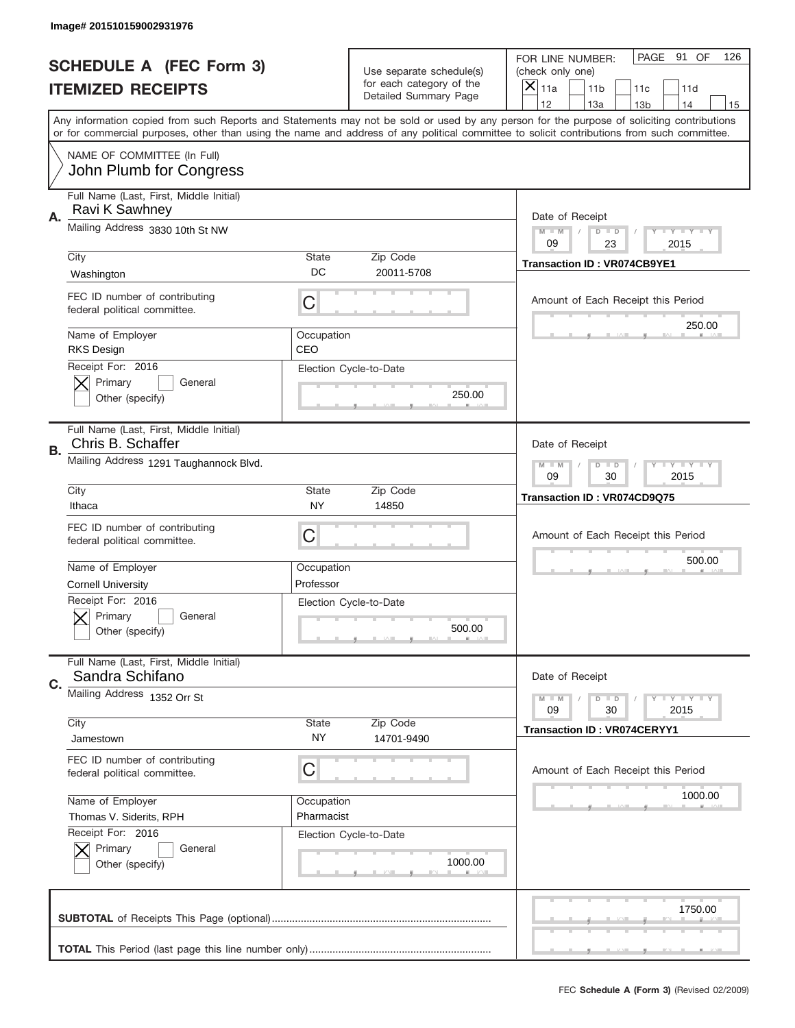Image# 201510159002931976

# SCHEDULE A (FEC Form 3)
## ITEMIZED RECEIPTS

Use separate schedule(s) for each category of the Detailed Summary Page

FOR LINE NUMBER: (check only one)
[X] 11a [ ] 11b [ ] 11c [ ] 11d [ ] 12 [ ] 13a [ ] 13b [ ] 14 [ ] 15

PAGE 91 OF 126

Any information copied from such Reports and Statements may not be sold or used by any person for the purpose of soliciting contributions or for commercial purposes, other than using the name and address of any political committee to solicit contributions from such committee.

NAME OF COMMITTEE (In Full)
John Plumb for Congress

---

**A.** Full Name (Last, First, Middle Initial): Ravi K Sawhney

Mailing Address: 3830 10th St NW

City: Washington | State: DC | Zip Code: 20011-5708

FEC ID number of contributing federal political committee: C

Name of Employer: RKS Design | Occupation: CEO

Receipt For: 2016 — [X] Primary [ ] General [ ] Other (specify)

Election Cycle-to-Date: 250.00

Date of Receipt: 09 / 23 / 2015

Transaction ID : VR074CB9YE1

Amount of Each Receipt this Period: 250.00

---

**B.** Full Name (Last, First, Middle Initial): Chris B. Schaffer

Mailing Address: 1291 Taughannock Blvd.

City: Ithaca | State: NY | Zip Code: 14850

FEC ID number of contributing federal political committee: C

Name of Employer: Cornell University | Occupation: Professor

Receipt For: 2016 — [X] Primary [ ] General [ ] Other (specify)

Election Cycle-to-Date: 500.00

Date of Receipt: 09 / 30 / 2015

Transaction ID : VR074CD9Q75

Amount of Each Receipt this Period: 500.00

---

**C.** Full Name (Last, First, Middle Initial): Sandra Schifano

Mailing Address: 1352 Orr St

City: Jamestown | State: NY | Zip Code: 14701-9490

FEC ID number of contributing federal political committee: C

Name of Employer: Thomas V. Siderits, RPH | Occupation: Pharmacist

Receipt For: 2016 — [X] Primary [ ] General [ ] Other (specify)

Election Cycle-to-Date: 1000.00

Date of Receipt: 09 / 30 / 2015

Transaction ID : VR074CERYY1

Amount of Each Receipt this Period: 1000.00

---

**SUBTOTAL** of Receipts This Page (optional): 1750.00

**TOTAL** This Period (last page this line number only):

FEC **Schedule A (Form 3)** (Revised 02/2009)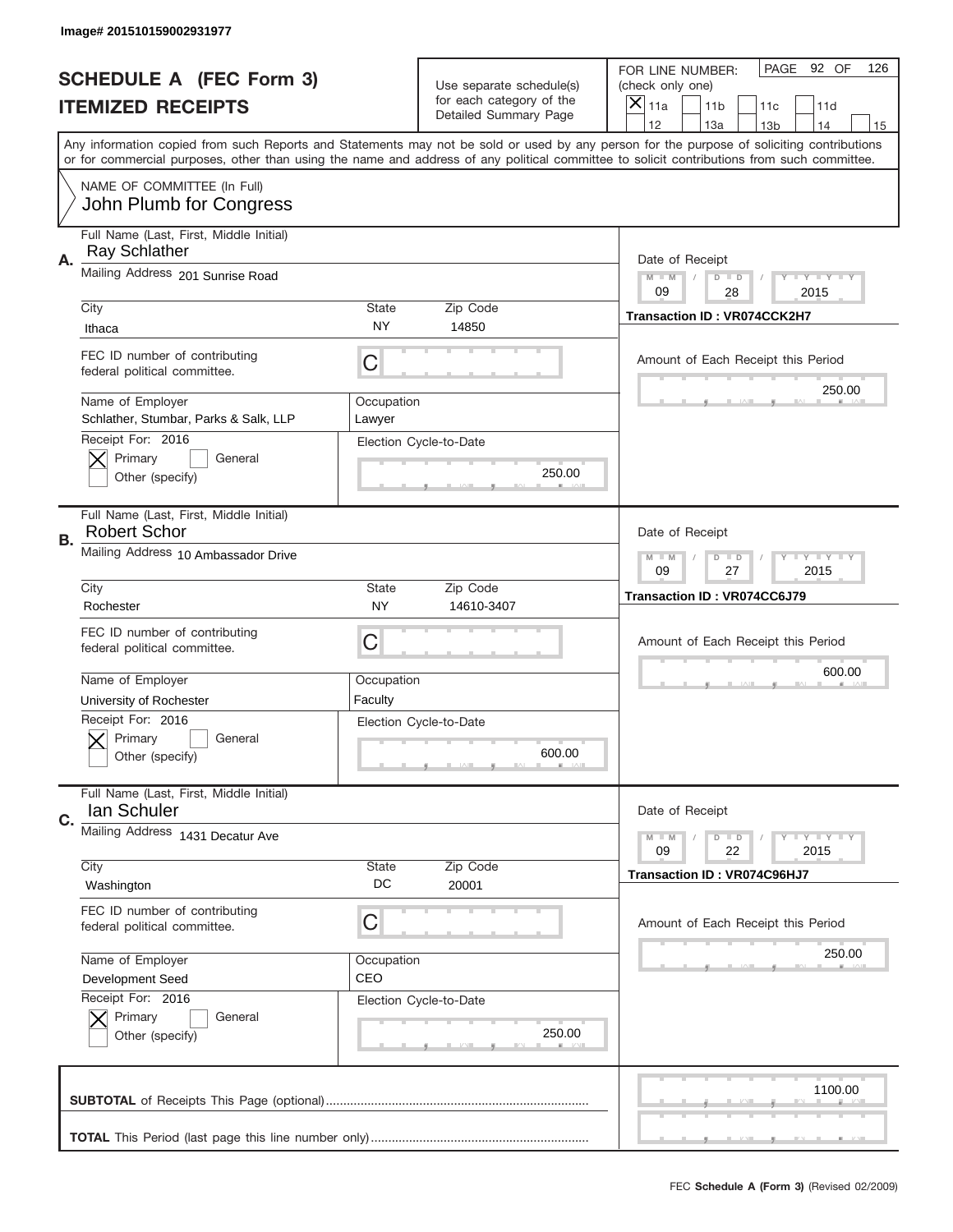Image# 201510159002931977

# SCHEDULE A (FEC Form 3)
## ITEMIZED RECEIPTS

Use separate schedule(s) for each category of the Detailed Summary Page

FOR LINE NUMBER: (check only one)
[X] 11a [ ] 11b [ ] 11c [ ] 11d [ ] 12 [ ] 13a [ ] 13b [ ] 14 [ ] 15

PAGE 92 OF 126

Any information copied from such Reports and Statements may not be sold or used by any person for the purpose of soliciting contributions or for commercial purposes, other than using the name and address of any political committee to solicit contributions from such committee.

NAME OF COMMITTEE (In Full)
John Plumb for Congress

---

**A.**
Full Name (Last, First, Middle Initial): Ray Schlather
Mailing Address: 201 Sunrise Road
City: Ithaca | State: NY | Zip Code: 14850
FEC ID number of contributing federal political committee: C
Name of Employer: Schlather, Stumbar, Parks & Salk, LLP
Occupation: Lawyer
Receipt For: 2016 [X] Primary [ ] General [ ] Other (specify)
Election Cycle-to-Date: 250.00
Date of Receipt: 09 / 28 / 2015
Transaction ID : VR074CCK2H7
Amount of Each Receipt this Period: 250.00

---

**B.**
Full Name (Last, First, Middle Initial): Robert Schor
Mailing Address: 10 Ambassador Drive
City: Rochester | State: NY | Zip Code: 14610-3407
FEC ID number of contributing federal political committee: C
Name of Employer: University of Rochester
Occupation: Faculty
Receipt For: 2016 [X] Primary [ ] General [ ] Other (specify)
Election Cycle-to-Date: 600.00
Date of Receipt: 09 / 27 / 2015
Transaction ID : VR074CC6J79
Amount of Each Receipt this Period: 600.00

---

**C.**
Full Name (Last, First, Middle Initial): Ian Schuler
Mailing Address: 1431 Decatur Ave
City: Washington | State: DC | Zip Code: 20001
FEC ID number of contributing federal political committee: C
Name of Employer: Development Seed
Occupation: CEO
Receipt For: 2016 [X] Primary [ ] General [ ] Other (specify)
Election Cycle-to-Date: 250.00
Date of Receipt: 09 / 22 / 2015
Transaction ID : VR074C96HJ7
Amount of Each Receipt this Period: 250.00

---

**SUBTOTAL** of Receipts This Page (optional): 1100.00

**TOTAL** This Period (last page this line number only):

FEC **Schedule A (Form 3)** (Revised 02/2009)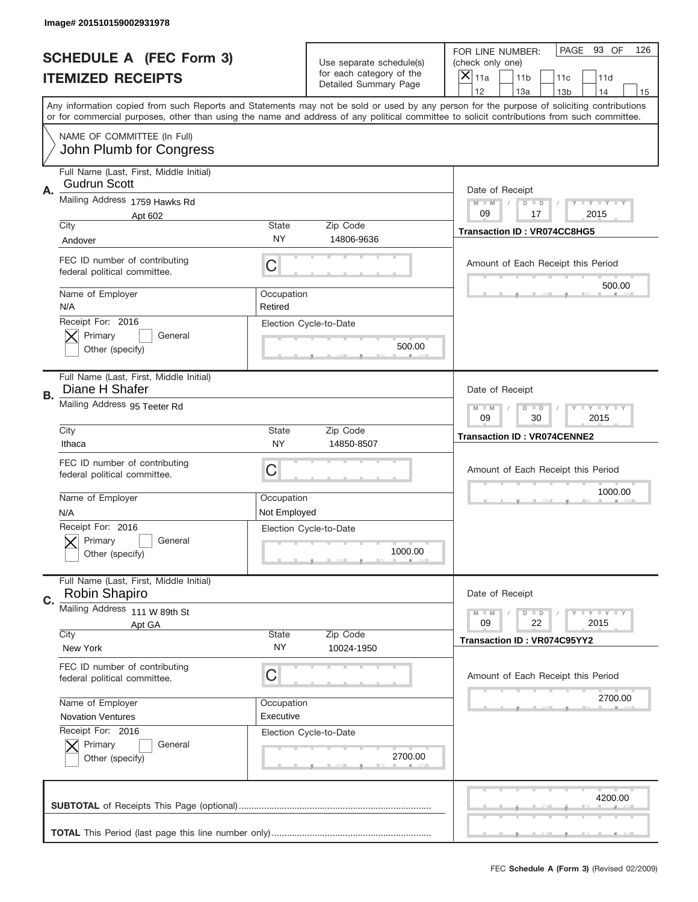Image# 201510159002931978

# SCHEDULE A (FEC Form 3)
## ITEMIZED RECEIPTS

Use separate schedule(s) for each category of the Detailed Summary Page

FOR LINE NUMBER: (check only one)
[X] 11a [ ] 11b [ ] 11c [ ] 11d [ ] 12 [ ] 13a [ ] 13b [ ] 14 [ ] 15

PAGE 93 OF 126

Any information copied from such Reports and Statements may not be sold or used by any person for the purpose of soliciting contributions or for commercial purposes, other than using the name and address of any political committee to solicit contributions from such committee.

NAME OF COMMITTEE (In Full)
John Plumb for Congress

---

**A.** Full Name (Last, First, Middle Initial): Gudrun Scott

Mailing Address: 1759 Hawks Rd, Apt 602

City: Andover | State: NY | Zip Code: 14806-9636

FEC ID number of contributing federal political committee: C

Name of Employer: N/A | Occupation: Retired

Receipt For: 2016 — [X] Primary [ ] General [ ] Other (specify)

Election Cycle-to-Date: 500.00

Date of Receipt: 09 / 17 / 2015

Transaction ID : VR074CC8HG5

Amount of Each Receipt this Period: 500.00

---

**B.** Full Name (Last, First, Middle Initial): Diane H Shafer

Mailing Address: 95 Teeter Rd

City: Ithaca | State: NY | Zip Code: 14850-8507

FEC ID number of contributing federal political committee: C

Name of Employer: N/A | Occupation: Not Employed

Receipt For: 2016 — [X] Primary [ ] General [ ] Other (specify)

Election Cycle-to-Date: 1000.00

Date of Receipt: 09 / 30 / 2015

Transaction ID : VR074CENNE2

Amount of Each Receipt this Period: 1000.00

---

**C.** Full Name (Last, First, Middle Initial): Robin Shapiro

Mailing Address: 111 W 89th St, Apt GA

City: New York | State: NY | Zip Code: 10024-1950

FEC ID number of contributing federal political committee: C

Name of Employer: Novation Ventures | Occupation: Executive

Receipt For: 2016 — [X] Primary [ ] General [ ] Other (specify)

Election Cycle-to-Date: 2700.00

Date of Receipt: 09 / 22 / 2015

Transaction ID : VR074C95YY2

Amount of Each Receipt this Period: 2700.00

---

**SUBTOTAL** of Receipts This Page (optional): 4200.00

**TOTAL** This Period (last page this line number only):

FEC **Schedule A (Form 3)** (Revised 02/2009)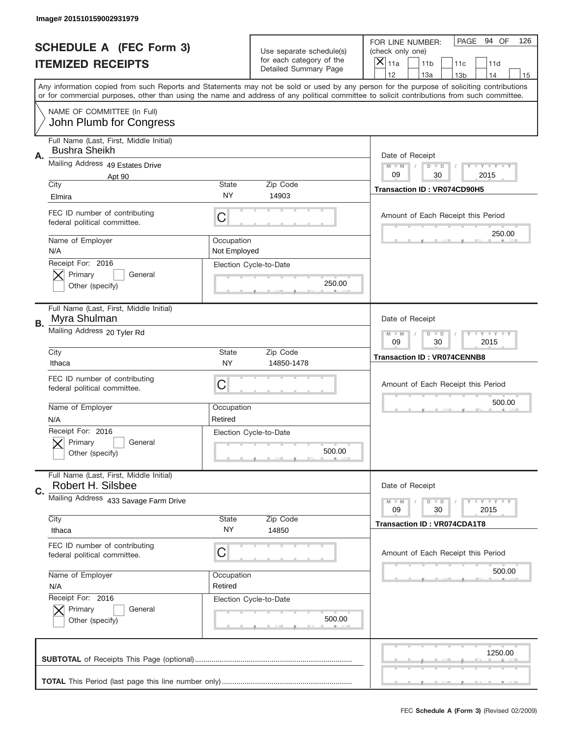Image# 201510159002931979

# SCHEDULE A (FEC Form 3)
## ITEMIZED RECEIPTS

Use separate schedule(s) for each category of the Detailed Summary Page

FOR LINE NUMBER: (check only one)
[X] 11a [ ] 11b [ ] 11c [ ] 11d [ ] 12 [ ] 13a [ ] 13b [ ] 14 [ ] 15

PAGE 94 OF 126

Any information copied from such Reports and Statements may not be sold or used by any person for the purpose of soliciting contributions or for commercial purposes, other than using the name and address of any political committee to solicit contributions from such committee.

NAME OF COMMITTEE (In Full)
John Plumb for Congress

---

**A.** Full Name (Last, First, Middle Initial): Bushra Sheikh

Mailing Address: 49 Estates Drive, Apt 90

City: Elmira | State: NY | Zip Code: 14903

FEC ID number of contributing federal political committee: C

Name of Employer: N/A | Occupation: Not Employed

Receipt For: 2016 [X] Primary [ ] General [ ] Other (specify)

Election Cycle-to-Date: 250.00

Date of Receipt: 09 / 30 / 2015

Transaction ID : VR074CD90H5

Amount of Each Receipt this Period: 250.00

---

**B.** Full Name (Last, First, Middle Initial): Myra Shulman

Mailing Address: 20 Tyler Rd

City: Ithaca | State: NY | Zip Code: 14850-1478

FEC ID number of contributing federal political committee: C

Name of Employer: N/A | Occupation: Retired

Receipt For: 2016 [X] Primary [ ] General [ ] Other (specify)

Election Cycle-to-Date: 500.00

Date of Receipt: 09 / 30 / 2015

Transaction ID : VR074CENNB8

Amount of Each Receipt this Period: 500.00

---

**C.** Full Name (Last, First, Middle Initial): Robert H. Silsbee

Mailing Address: 433 Savage Farm Drive

City: Ithaca | State: NY | Zip Code: 14850

FEC ID number of contributing federal political committee: C

Name of Employer: N/A | Occupation: Retired

Receipt For: 2016 [X] Primary [ ] General [ ] Other (specify)

Election Cycle-to-Date: 500.00

Date of Receipt: 09 / 30 / 2015

Transaction ID : VR074CDA1T8

Amount of Each Receipt this Period: 500.00

---

**SUBTOTAL** of Receipts This Page (optional): 1250.00

**TOTAL** This Period (last page this line number only):

FEC **Schedule A (Form 3)** (Revised 02/2009)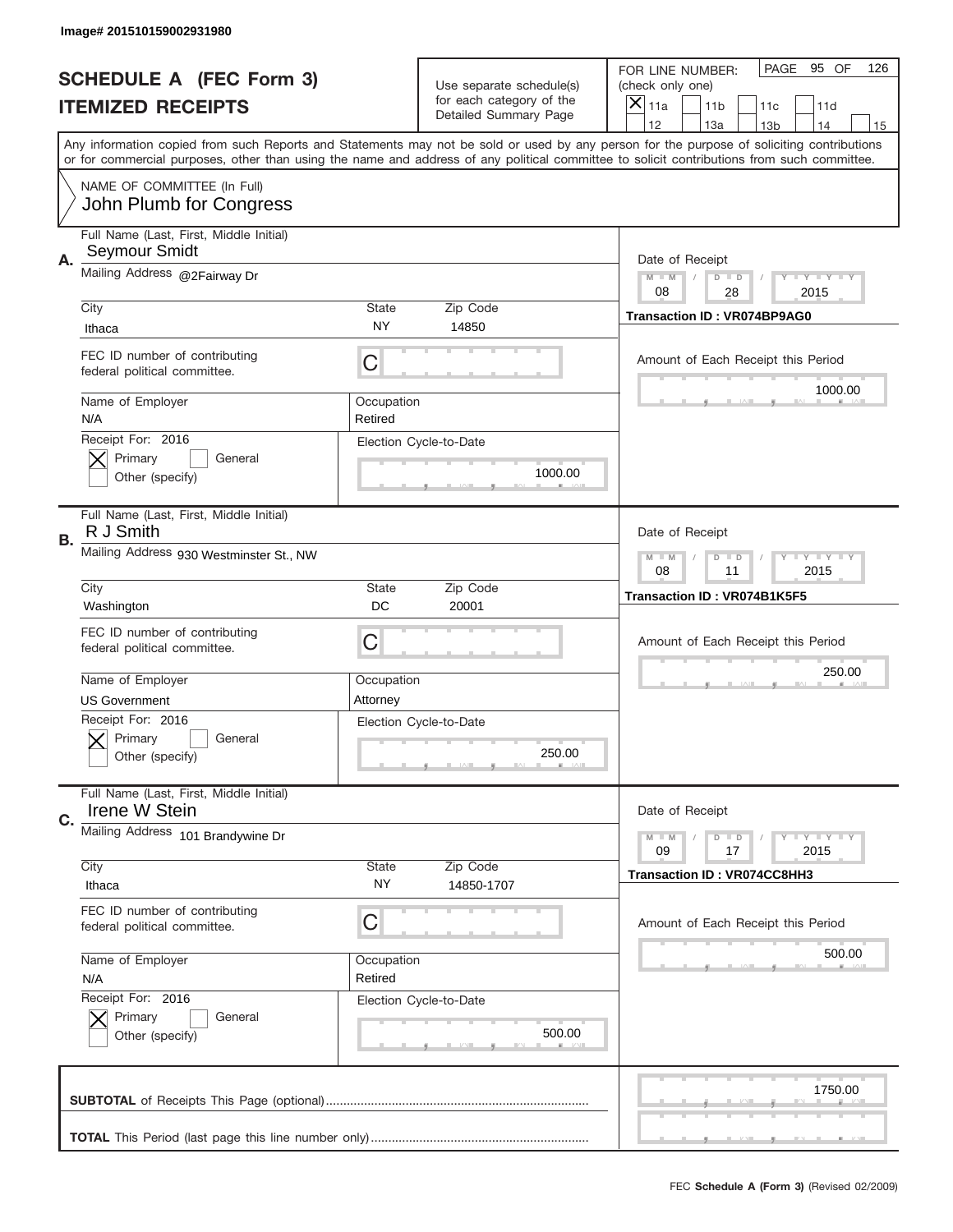Image# 201510159002931980

# SCHEDULE A (FEC Form 3)
## ITEMIZED RECEIPTS

Use separate schedule(s) for each category of the Detailed Summary Page

FOR LINE NUMBER: (check only one)
[X] 11a [ ] 11b [ ] 11c [ ] 11d [ ] 12 [ ] 13a [ ] 13b [ ] 14 [ ] 15

PAGE 95 OF 126

Any information copied from such Reports and Statements may not be sold or used by any person for the purpose of soliciting contributions or for commercial purposes, other than using the name and address of any political committee to solicit contributions from such committee.

NAME OF COMMITTEE (In Full)
John Plumb for Congress

---

**A.** Full Name (Last, First, Middle Initial): Seymour Smidt

Mailing Address: @2Fairway Dr

City: Ithaca | State: NY | Zip Code: 14850

FEC ID number of contributing federal political committee: C

Name of Employer: N/A | Occupation: Retired

Receipt For: 2016 — [X] Primary [ ] General [ ] Other (specify)

Election Cycle-to-Date: 1000.00

Date of Receipt: 08 / 28 / 2015

Transaction ID : VR074BP9AG0

Amount of Each Receipt this Period: 1000.00

---

**B.** Full Name (Last, First, Middle Initial): R J Smith

Mailing Address: 930 Westminster St., NW

City: Washington | State: DC | Zip Code: 20001

FEC ID number of contributing federal political committee: C

Name of Employer: US Government | Occupation: Attorney

Receipt For: 2016 — [X] Primary [ ] General [ ] Other (specify)

Election Cycle-to-Date: 250.00

Date of Receipt: 08 / 11 / 2015

Transaction ID : VR074B1K5F5

Amount of Each Receipt this Period: 250.00

---

**C.** Full Name (Last, First, Middle Initial): Irene W Stein

Mailing Address: 101 Brandywine Dr

City: Ithaca | State: NY | Zip Code: 14850-1707

FEC ID number of contributing federal political committee: C

Name of Employer: N/A | Occupation: Retired

Receipt For: 2016 — [X] Primary [ ] General [ ] Other (specify)

Election Cycle-to-Date: 500.00

Date of Receipt: 09 / 17 / 2015

Transaction ID : VR074CC8HH3

Amount of Each Receipt this Period: 500.00

---

**SUBTOTAL** of Receipts This Page (optional): 1750.00

**TOTAL** This Period (last page this line number only):

FEC Schedule A (Form 3) (Revised 02/2009)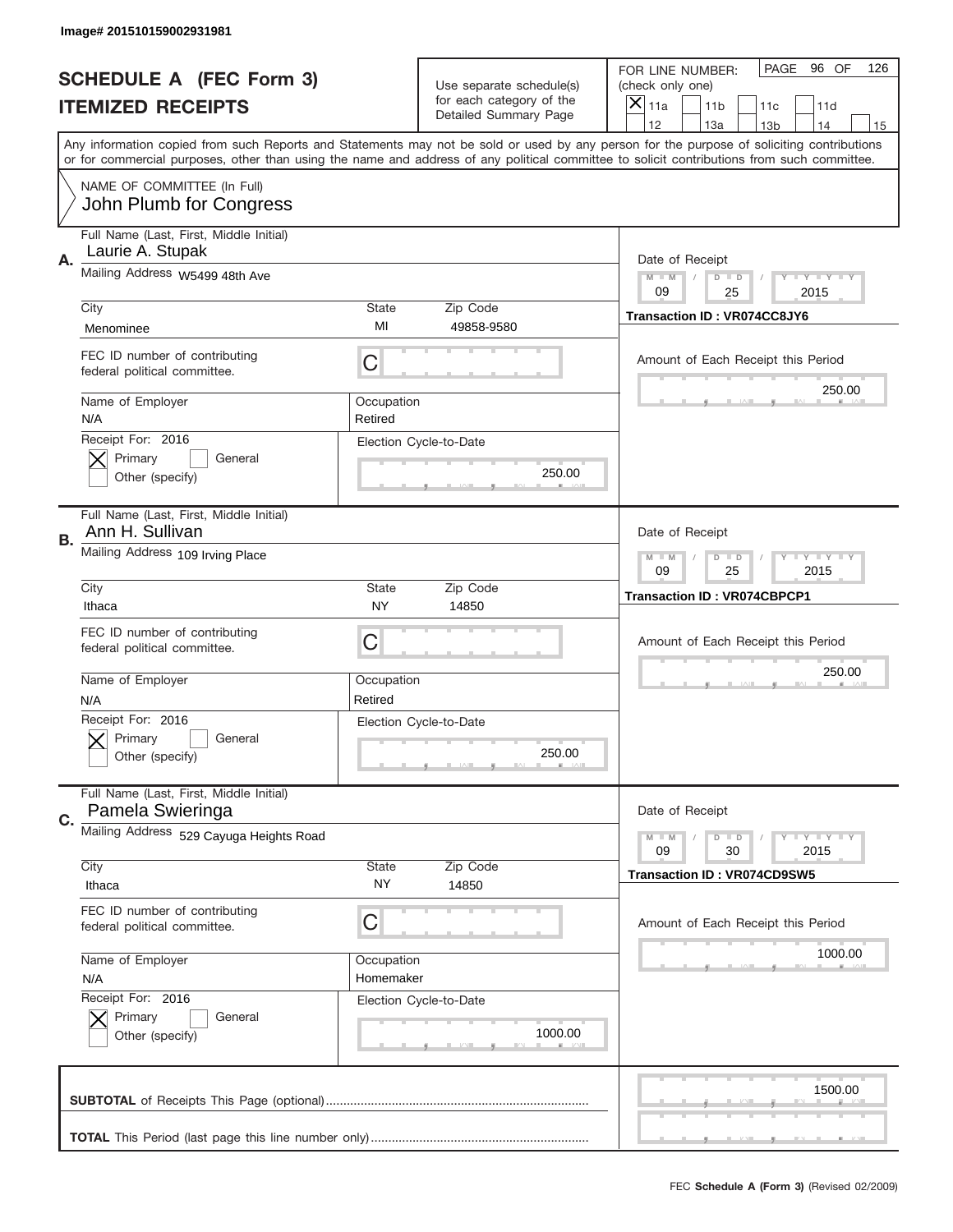Image# 201510159002931981

# SCHEDULE A (FEC Form 3)
# ITEMIZED RECEIPTS

Use separate schedule(s) for each category of the Detailed Summary Page

FOR LINE NUMBER: (check only one)
[X] 11a [ ] 11b [ ] 11c [ ] 11d [ ] 12 [ ] 13a [ ] 13b [ ] 14 [ ] 15

PAGE 96 OF 126

Any information copied from such Reports and Statements may not be sold or used by any person for the purpose of soliciting contributions or for commercial purposes, other than using the name and address of any political committee to solicit contributions from such committee.

NAME OF COMMITTEE (In Full)
John Plumb for Congress

---

**A.** Full Name (Last, First, Middle Initial): Laurie A. Stupak
Mailing Address: W5499 48th Ave
City: Menominee | State: MI | Zip Code: 49858-9580
FEC ID number of contributing federal political committee: C
Name of Employer: N/A | Occupation: Retired
Receipt For: 2016 — [X] Primary [ ] General [ ] Other (specify)
Election Cycle-to-Date: 250.00

Date of Receipt: 09 / 25 / 2015
Transaction ID : VR074CC8JY6
Amount of Each Receipt this Period: 250.00

---

**B.** Full Name (Last, First, Middle Initial): Ann H. Sullivan
Mailing Address: 109 Irving Place
City: Ithaca | State: NY | Zip Code: 14850
FEC ID number of contributing federal political committee: C
Name of Employer: N/A | Occupation: Retired
Receipt For: 2016 — [X] Primary [ ] General [ ] Other (specify)
Election Cycle-to-Date: 250.00

Date of Receipt: 09 / 25 / 2015
Transaction ID : VR074CBPCP1
Amount of Each Receipt this Period: 250.00

---

**C.** Full Name (Last, First, Middle Initial): Pamela Swieringa
Mailing Address: 529 Cayuga Heights Road
City: Ithaca | State: NY | Zip Code: 14850
FEC ID number of contributing federal political committee: C
Name of Employer: N/A | Occupation: Homemaker
Receipt For: 2016 — [X] Primary [ ] General [ ] Other (specify)
Election Cycle-to-Date: 1000.00

Date of Receipt: 09 / 30 / 2015
Transaction ID : VR074CD9SW5
Amount of Each Receipt this Period: 1000.00

---

**SUBTOTAL** of Receipts This Page (optional): 1500.00

**TOTAL** This Period (last page this line number only):

FEC **Schedule A (Form 3)** (Revised 02/2009)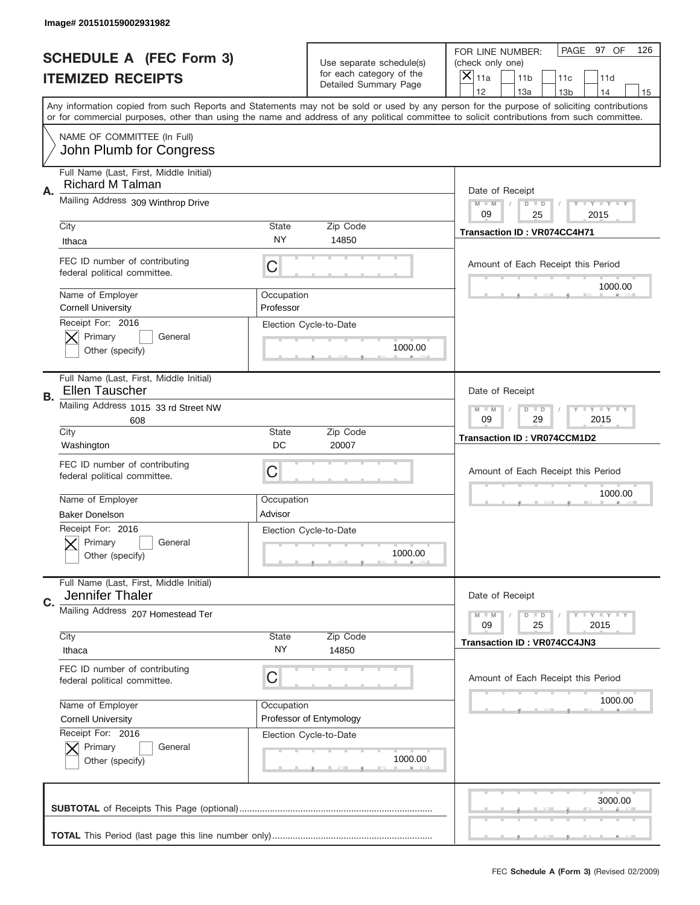Image# 201510159002931982

# SCHEDULE A (FEC Form 3)
## ITEMIZED RECEIPTS

Use separate schedule(s) for each category of the Detailed Summary Page

FOR LINE NUMBER: (check only one)

- [X] 11a
- [ ] 11b
- [ ] 11c
- [ ] 11d
- [ ] 12
- [ ] 13a
- [ ] 13b
- [ ] 14
- [ ] 15

PAGE 97 OF 126

Any information copied from such Reports and Statements may not be sold or used by any person for the purpose of soliciting contributions or for commercial purposes, other than using the name and address of any political committee to solicit contributions from such committee.

NAME OF COMMITTEE (In Full)
John Plumb for Congress

---

**A.** Full Name (Last, First, Middle Initial): Richard M Talman

Mailing Address: 309 Winthrop Drive

City: Ithaca | State: NY | Zip Code: 14850

FEC ID number of contributing federal political committee: C

Name of Employer: Cornell University
Occupation: Professor

Receipt For: 2016
- [X] Primary
- [ ] General
- [ ] Other (specify)

Election Cycle-to-Date: 1000.00

Date of Receipt: 09 / 25 / 2015
Transaction ID : VR074CC4H71

Amount of Each Receipt this Period: 1000.00

---

**B.** Full Name (Last, First, Middle Initial): Ellen Tauscher

Mailing Address: 1015 33 rd Street NW
608

City: Washington | State: DC | Zip Code: 20007

FEC ID number of contributing federal political committee: C

Name of Employer: Baker Donelson
Occupation: Advisor

Receipt For: 2016
- [X] Primary
- [ ] General
- [ ] Other (specify)

Election Cycle-to-Date: 1000.00

Date of Receipt: 09 / 29 / 2015
Transaction ID : VR074CCM1D2

Amount of Each Receipt this Period: 1000.00

---

**C.** Full Name (Last, First, Middle Initial): Jennifer Thaler

Mailing Address: 207 Homestead Ter

City: Ithaca | State: NY | Zip Code: 14850

FEC ID number of contributing federal political committee: C

Name of Employer: Cornell University
Occupation: Professor of Entymology

Receipt For: 2016
- [X] Primary
- [ ] General
- [ ] Other (specify)

Election Cycle-to-Date: 1000.00

Date of Receipt: 09 / 25 / 2015
Transaction ID : VR074CC4JN3

Amount of Each Receipt this Period: 1000.00

---

**SUBTOTAL** of Receipts This Page (optional): 3000.00

**TOTAL** This Period (last page this line number only):

FEC Schedule A (Form 3) (Revised 02/2009)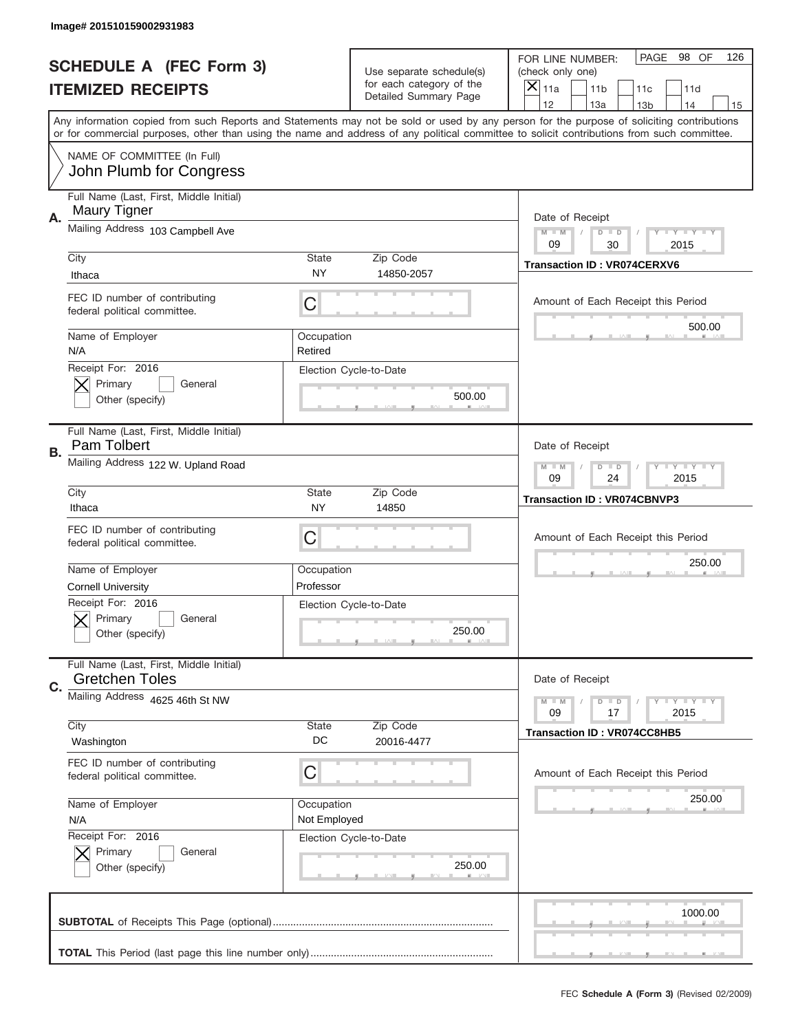Image# 201510159002931983

# SCHEDULE A (FEC Form 3)
## ITEMIZED RECEIPTS

Use separate schedule(s) for each category of the Detailed Summary Page

FOR LINE NUMBER: (check only one)
[X] 11a [ ] 11b [ ] 11c [ ] 11d [ ] 12 [ ] 13a [ ] 13b [ ] 14 [ ] 15

PAGE 98 OF 126

Any information copied from such Reports and Statements may not be sold or used by any person for the purpose of soliciting contributions or for commercial purposes, other than using the name and address of any political committee to solicit contributions from such committee.

NAME OF COMMITTEE (In Full)
John Plumb for Congress

---

**A.** Full Name (Last, First, Middle Initial): Maury Tigner

Mailing Address: 103 Campbell Ave

City: Ithaca | State: NY | Zip Code: 14850-2057

FEC ID number of contributing federal political committee: C

Name of Employer: N/A | Occupation: Retired

Receipt For: 2016 — [X] Primary [ ] General [ ] Other (specify)

Election Cycle-to-Date: 500.00

Date of Receipt: 09 / 30 / 2015

Transaction ID : VR074CERXV6

Amount of Each Receipt this Period: 500.00

---

**B.** Full Name (Last, First, Middle Initial): Pam Tolbert

Mailing Address: 122 W. Upland Road

City: Ithaca | State: NY | Zip Code: 14850

FEC ID number of contributing federal political committee: C

Name of Employer: Cornell University | Occupation: Professor

Receipt For: 2016 — [X] Primary [ ] General [ ] Other (specify)

Election Cycle-to-Date: 250.00

Date of Receipt: 09 / 24 / 2015

Transaction ID : VR074CBNVP3

Amount of Each Receipt this Period: 250.00

---

**C.** Full Name (Last, First, Middle Initial): Gretchen Toles

Mailing Address: 4625 46th St NW

City: Washington | State: DC | Zip Code: 20016-4477

FEC ID number of contributing federal political committee: C

Name of Employer: N/A | Occupation: Not Employed

Receipt For: 2016 — [X] Primary [ ] General [ ] Other (specify)

Election Cycle-to-Date: 250.00

Date of Receipt: 09 / 17 / 2015

Transaction ID : VR074CC8HB5

Amount of Each Receipt this Period: 250.00

---

**SUBTOTAL** of Receipts This Page (optional): 1000.00

**TOTAL** This Period (last page this line number only):

FEC **Schedule A (Form 3)** (Revised 02/2009)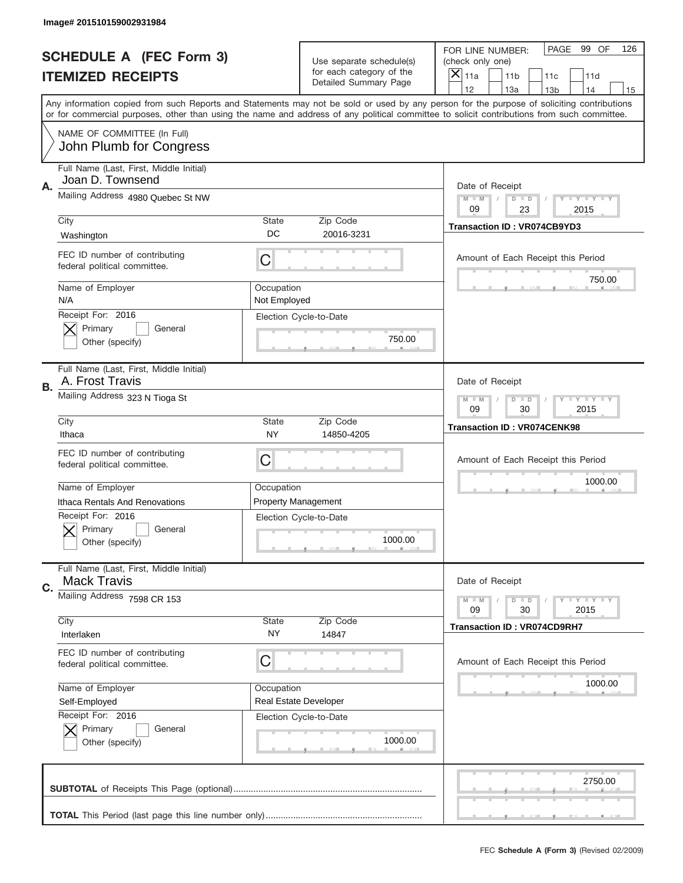Image# 201510159002931984

# SCHEDULE A (FEC Form 3)
## ITEMIZED RECEIPTS

Use separate schedule(s) for each category of the Detailed Summary Page

FOR LINE NUMBER: (check only one)
[X] 11a [ ] 11b [ ] 11c [ ] 11d [ ] 12 [ ] 13a [ ] 13b [ ] 14 [ ] 15

PAGE 99 OF 126

Any information copied from such Reports and Statements may not be sold or used by any person for the purpose of soliciting contributions or for commercial purposes, other than using the name and address of any political committee to solicit contributions from such committee.

NAME OF COMMITTEE (In Full)
John Plumb for Congress

---

**A.** Full Name (Last, First, Middle Initial): Joan D. Townsend
Mailing Address: 4980 Quebec St NW
City: Washington | State: DC | Zip Code: 20016-3231
FEC ID number of contributing federal political committee: C
Name of Employer: N/A
Occupation: Not Employed
Receipt For: 2016 — [X] Primary [ ] General [ ] Other (specify)
Election Cycle-to-Date: 750.00
Date of Receipt: 09 / 23 / 2015
Transaction ID : VR074CB9YD3
Amount of Each Receipt this Period: 750.00

---

**B.** Full Name (Last, First, Middle Initial): A. Frost Travis
Mailing Address: 323 N Tioga St
City: Ithaca | State: NY | Zip Code: 14850-4205
FEC ID number of contributing federal political committee: C
Name of Employer: Ithaca Rentals And Renovations
Occupation: Property Management
Receipt For: 2016 — [X] Primary [ ] General [ ] Other (specify)
Election Cycle-to-Date: 1000.00
Date of Receipt: 09 / 30 / 2015
Transaction ID : VR074CENK98
Amount of Each Receipt this Period: 1000.00

---

**C.** Full Name (Last, First, Middle Initial): Mack Travis
Mailing Address: 7598 CR 153
City: Interlaken | State: NY | Zip Code: 14847
FEC ID number of contributing federal political committee: C
Name of Employer: Self-Employed
Occupation: Real Estate Developer
Receipt For: 2016 — [X] Primary [ ] General [ ] Other (specify)
Election Cycle-to-Date: 1000.00
Date of Receipt: 09 / 30 / 2015
Transaction ID : VR074CD9RH7
Amount of Each Receipt this Period: 1000.00

---

**SUBTOTAL** of Receipts This Page (optional): 2750.00

**TOTAL** This Period (last page this line number only):

FEC **Schedule A (Form 3)** (Revised 02/2009)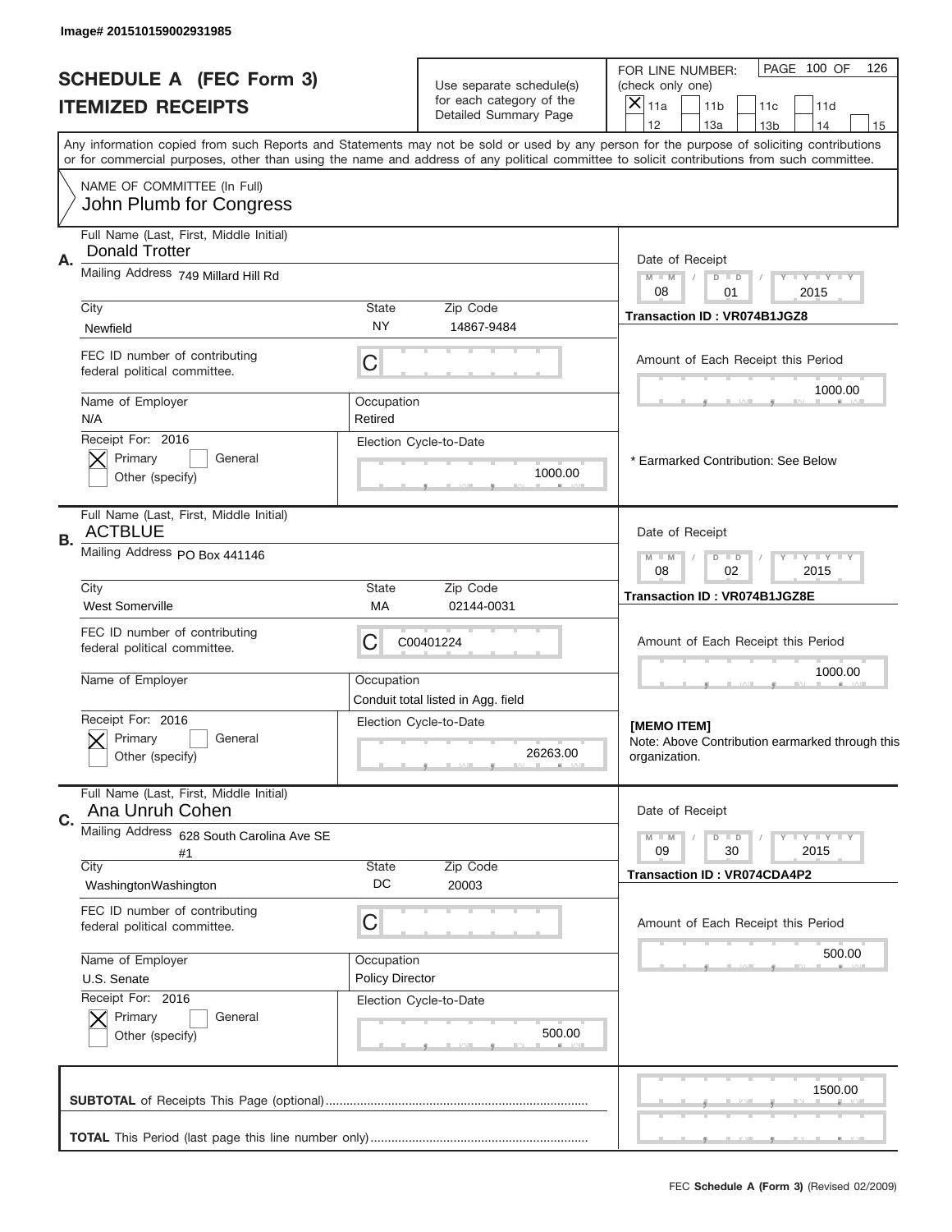Image# 201510159002931985

# SCHEDULE A (FEC Form 3)
## ITEMIZED RECEIPTS

Use separate schedule(s) for each category of the Detailed Summary Page

FOR LINE NUMBER: (check only one)
[X] 11a  [ ] 11b  [ ] 11c  [ ] 11d  [ ] 12  [ ] 13a  [ ] 13b  [ ] 14  [ ] 15

PAGE 100 OF 126

Any information copied from such Reports and Statements may not be sold or used by any person for the purpose of soliciting contributions or for commercial purposes, other than using the name and address of any political committee to solicit contributions from such committee.

NAME OF COMMITTEE (In Full)
John Plumb for Congress

---

**A.** Full Name (Last, First, Middle Initial): Donald Trotter

Mailing Address: 749 Millard Hill Rd

City: Newfield | State: NY | Zip Code: 14867-9484

FEC ID number of contributing federal political committee: C

Name of Employer: N/A | Occupation: Retired

Receipt For: 2016 — [X] Primary [ ] General [ ] Other (specify)

Election Cycle-to-Date: 1000.00

Date of Receipt: 08/01/2015

Transaction ID : VR074B1JGZ8

Amount of Each Receipt this Period: 1000.00

\* Earmarked Contribution: See Below

---

**B.** Full Name (Last, First, Middle Initial): ACTBLUE

Mailing Address: PO Box 441146

City: West Somerville | State: MA | Zip Code: 02144-0031

FEC ID number of contributing federal political committee: C00401224

Name of Employer: | Occupation: Conduit total listed in Agg. field

Receipt For: 2016 — [X] Primary [ ] General [ ] Other (specify)

Election Cycle-to-Date: 26263.00

Date of Receipt: 08/02/2015

Transaction ID : VR074B1JGZ8E

Amount of Each Receipt this Period: 1000.00

**[MEMO ITEM]**
Note: Above Contribution earmarked through this organization.

---

**C.** Full Name (Last, First, Middle Initial): Ana Unruh Cohen

Mailing Address: 628 South Carolina Ave SE #1

City: WashingtonWashington | State: DC | Zip Code: 20003

FEC ID number of contributing federal political committee: C

Name of Employer: U.S. Senate | Occupation: Policy Director

Receipt For: 2016 — [X] Primary [ ] General [ ] Other (specify)

Election Cycle-to-Date: 500.00

Date of Receipt: 09/30/2015

Transaction ID : VR074CDA4P2

Amount of Each Receipt this Period: 500.00

---

**SUBTOTAL** of Receipts This Page (optional): 1500.00

**TOTAL** This Period (last page this line number only):

FEC **Schedule A (Form 3)** (Revised 02/2009)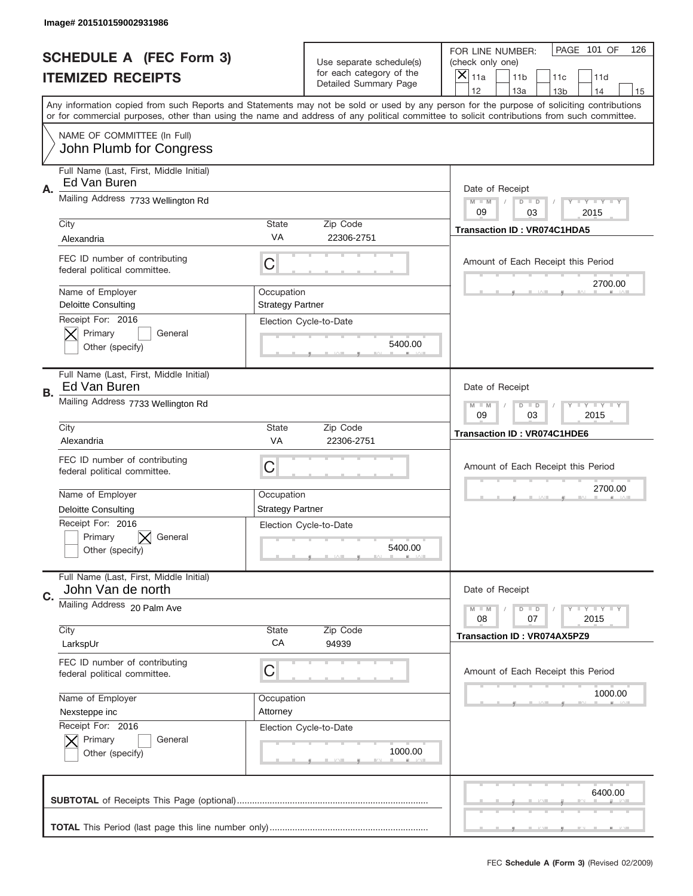Image# 201510159002931986

# SCHEDULE A (FEC Form 3)
# ITEMIZED RECEIPTS

Use separate schedule(s) for each category of the Detailed Summary Page

FOR LINE NUMBER: (check only one)
[X] 11a [ ] 11b [ ] 11c [ ] 11d [ ] 12 [ ] 13a [ ] 13b [ ] 14 [ ] 15

PAGE 101 OF 126

Any information copied from such Reports and Statements may not be sold or used by any person for the purpose of soliciting contributions or for commercial purposes, other than using the name and address of any political committee to solicit contributions from such committee.

NAME OF COMMITTEE (In Full)
John Plumb for Congress

---

**A.** Full Name (Last, First, Middle Initial): Ed Van Buren
Mailing Address: 7733 Wellington Rd
City: Alexandria | State: VA | Zip Code: 22306-2751
FEC ID number of contributing federal political committee: C
Name of Employer: Deloitte Consulting
Occupation: Strategy Partner
Receipt For: 2016 — [X] Primary [ ] General [ ] Other (specify)
Election Cycle-to-Date: 5400.00
Date of Receipt: 09 / 03 / 2015
Transaction ID : VR074C1HDA5
Amount of Each Receipt this Period: 2700.00

---

**B.** Full Name (Last, First, Middle Initial): Ed Van Buren
Mailing Address: 7733 Wellington Rd
City: Alexandria | State: VA | Zip Code: 22306-2751
FEC ID number of contributing federal political committee: C
Name of Employer: Deloitte Consulting
Occupation: Strategy Partner
Receipt For: 2016 — [ ] Primary [X] General [ ] Other (specify)
Election Cycle-to-Date: 5400.00
Date of Receipt: 09 / 03 / 2015
Transaction ID : VR074C1HDE6
Amount of Each Receipt this Period: 2700.00

---

**C.** Full Name (Last, First, Middle Initial): John Van de north
Mailing Address: 20 Palm Ave
City: LarkspUr | State: CA | Zip Code: 94939
FEC ID number of contributing federal political committee: C
Name of Employer: Nexsteppe inc
Occupation: Attorney
Receipt For: 2016 — [X] Primary [ ] General [ ] Other (specify)
Election Cycle-to-Date: 1000.00
Date of Receipt: 08 / 07 / 2015
Transaction ID : VR074AX5PZ9
Amount of Each Receipt this Period: 1000.00

---

**SUBTOTAL** of Receipts This Page (optional): 6400.00

**TOTAL** This Period (last page this line number only):

FEC Schedule A (Form 3) (Revised 02/2009)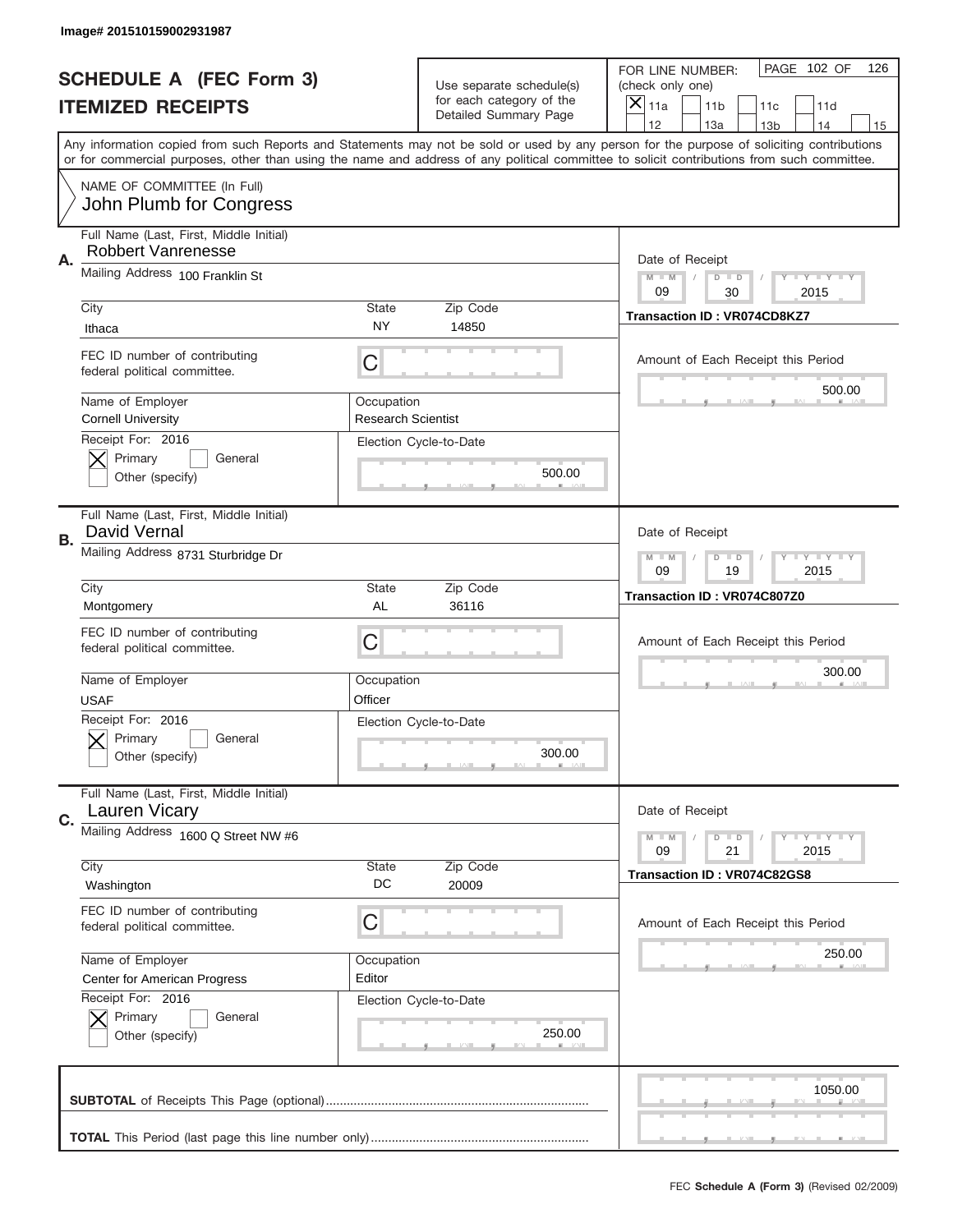Image# 201510159002931987

# SCHEDULE A (FEC Form 3)
## ITEMIZED RECEIPTS

Use separate schedule(s) for each category of the Detailed Summary Page

FOR LINE NUMBER: (check only one)
[X] 11a [ ] 11b [ ] 11c [ ] 11d [ ] 12 [ ] 13a [ ] 13b [ ] 14 [ ] 15

PAGE 102 OF 126

Any information copied from such Reports and Statements may not be sold or used by any person for the purpose of soliciting contributions or for commercial purposes, other than using the name and address of any political committee to solicit contributions from such committee.

NAME OF COMMITTEE (In Full)
John Plumb for Congress

---

**A.** Full Name (Last, First, Middle Initial): Robbert Vanrenesse
Mailing Address: 100 Franklin St
City: Ithaca | State: NY | Zip Code: 14850
FEC ID number of contributing federal political committee: C
Name of Employer: Cornell University
Occupation: Research Scientist
Receipt For: 2016 — [X] Primary [ ] General [ ] Other (specify)
Election Cycle-to-Date: 500.00
Date of Receipt: 09 / 30 / 2015
Transaction ID : VR074CD8KZ7
Amount of Each Receipt this Period: 500.00

---

**B.** Full Name (Last, First, Middle Initial): David Vernal
Mailing Address: 8731 Sturbridge Dr
City: Montgomery | State: AL | Zip Code: 36116
FEC ID number of contributing federal political committee: C
Name of Employer: USAF
Occupation: Officer
Receipt For: 2016 — [X] Primary [ ] General [ ] Other (specify)
Election Cycle-to-Date: 300.00
Date of Receipt: 09 / 19 / 2015
Transaction ID : VR074C807Z0
Amount of Each Receipt this Period: 300.00

---

**C.** Full Name (Last, First, Middle Initial): Lauren Vicary
Mailing Address: 1600 Q Street NW #6
City: Washington | State: DC | Zip Code: 20009
FEC ID number of contributing federal political committee: C
Name of Employer: Center for American Progress
Occupation: Editor
Receipt For: 2016 — [X] Primary [ ] General [ ] Other (specify)
Election Cycle-to-Date: 250.00
Date of Receipt: 09 / 21 / 2015
Transaction ID : VR074C82GS8
Amount of Each Receipt this Period: 250.00

---

**SUBTOTAL** of Receipts This Page (optional): 1050.00

**TOTAL** This Period (last page this line number only):

FEC Schedule A (Form 3) (Revised 02/2009)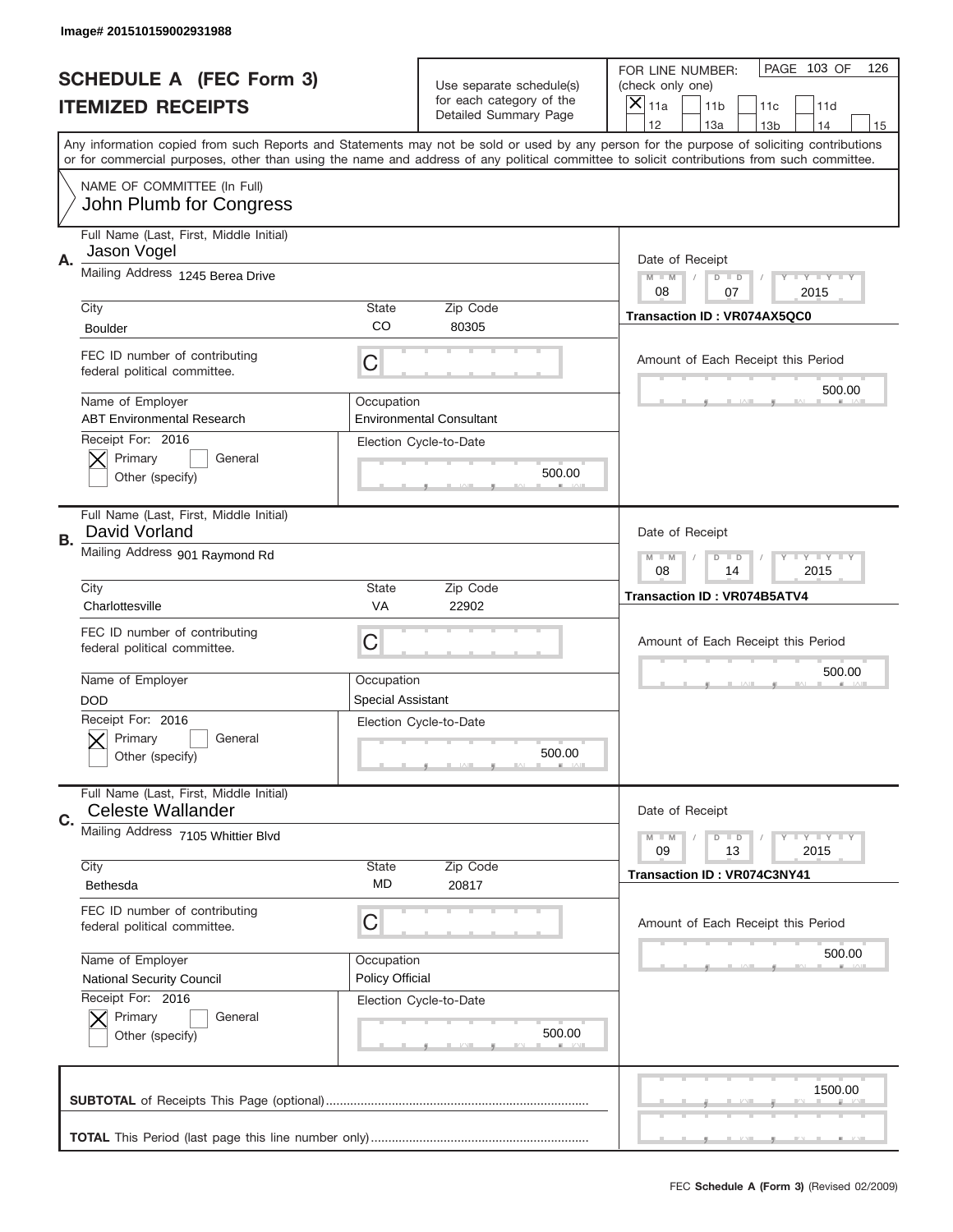Image# 201510159002931988

# SCHEDULE A (FEC Form 3)
# ITEMIZED RECEIPTS

Use separate schedule(s) for each category of the Detailed Summary Page

FOR LINE NUMBER: (check only one)
[X] 11a [ ] 11b [ ] 11c [ ] 11d [ ] 12 [ ] 13a [ ] 13b [ ] 14 [ ] 15

Any information copied from such Reports and Statements may not be sold or used by any person for the purpose of soliciting contributions or for commercial purposes, other than using the name and address of any political committee to solicit contributions from such committee.

NAME OF COMMITTEE (In Full)
John Plumb for Congress

---

**A.** Full Name (Last, First, Middle Initial): Jason Vogel

Mailing Address: 1245 Berea Drive

City: Boulder | State: CO | Zip Code: 80305

FEC ID number of contributing federal political committee: C

Name of Employer: ABT Environmental Research

Occupation: Environmental Consultant

Receipt For: 2016 — [X] Primary [ ] General [ ] Other (specify)

Election Cycle-to-Date: 500.00

Date of Receipt: 08 / 07 / 2015

Transaction ID : VR074AX5QC0

Amount of Each Receipt this Period: 500.00

---

**B.** Full Name (Last, First, Middle Initial): David Vorland

Mailing Address: 901 Raymond Rd

City: Charlottesville | State: VA | Zip Code: 22902

FEC ID number of contributing federal political committee: C

Name of Employer: DOD

Occupation: Special Assistant

Receipt For: 2016 — [X] Primary [ ] General [ ] Other (specify)

Election Cycle-to-Date: 500.00

Date of Receipt: 08 / 14 / 2015

Transaction ID : VR074B5ATV4

Amount of Each Receipt this Period: 500.00

---

**C.** Full Name (Last, First, Middle Initial): Celeste Wallander

Mailing Address: 7105 Whittier Blvd

City: Bethesda | State: MD | Zip Code: 20817

FEC ID number of contributing federal political committee: C

Name of Employer: National Security Council

Occupation: Policy Official

Receipt For: 2016 — [X] Primary [ ] General [ ] Other (specify)

Election Cycle-to-Date: 500.00

Date of Receipt: 09 / 13 / 2015

Transaction ID : VR074C3NY41

Amount of Each Receipt this Period: 500.00

---

**SUBTOTAL** of Receipts This Page (optional): 1500.00

**TOTAL** This Period (last page this line number only):

FEC **Schedule A (Form 3)** (Revised 02/2009)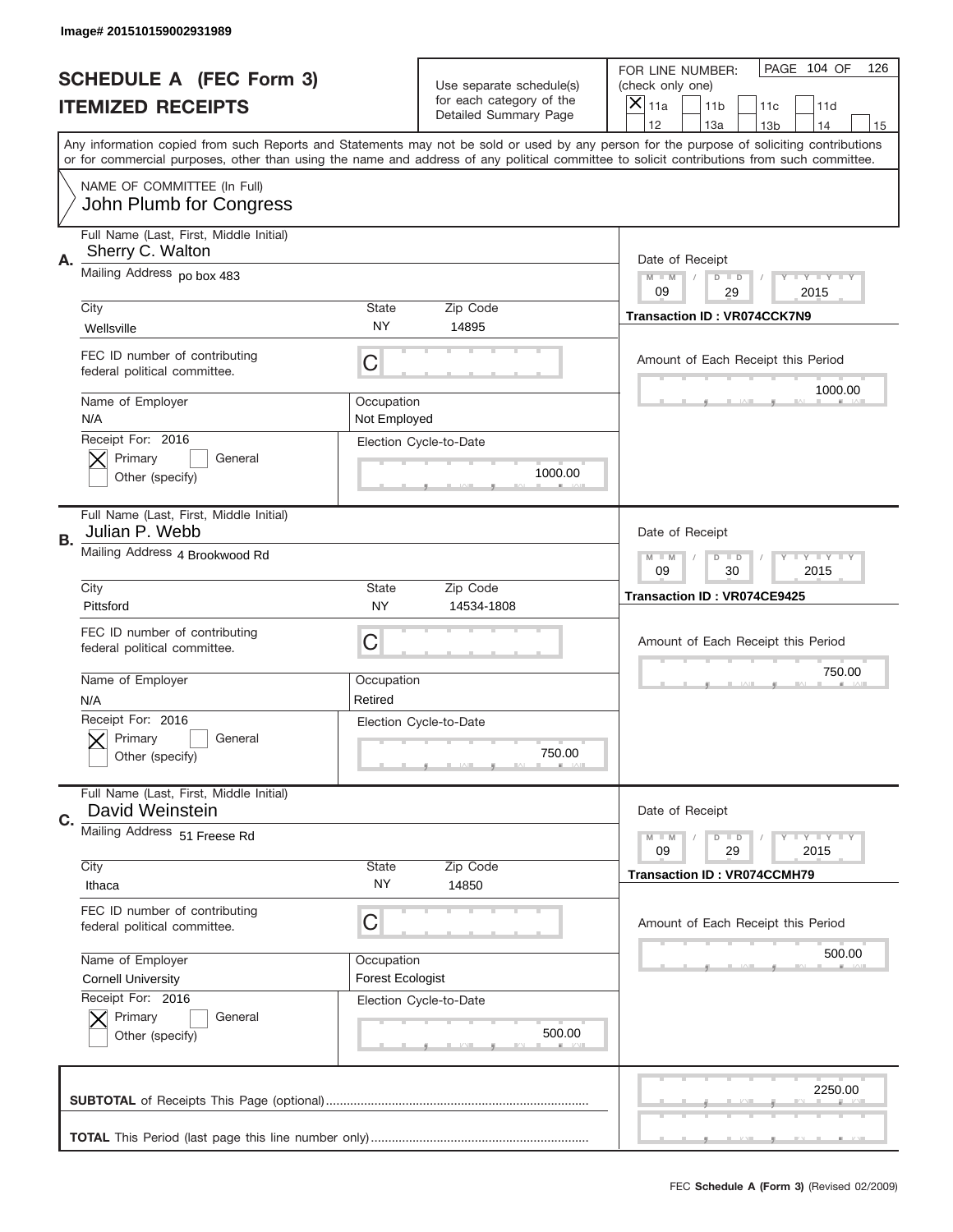Image# 201510159002931989

# SCHEDULE A (FEC Form 3)
## ITEMIZED RECEIPTS

Use separate schedule(s) for each category of the Detailed Summary Page

FOR LINE NUMBER: (check only one)
[X] 11a [ ] 11b [ ] 11c [ ] 11d [ ] 12 [ ] 13a [ ] 13b [ ] 14 [ ] 15

PAGE 104 OF 126

Any information copied from such Reports and Statements may not be sold or used by any person for the purpose of soliciting contributions or for commercial purposes, other than using the name and address of any political committee to solicit contributions from such committee.

NAME OF COMMITTEE (In Full)
John Plumb for Congress

---

**A.** Full Name (Last, First, Middle Initial): Sherry C. Walton

Mailing Address: po box 483

City: Wellsville | State: NY | Zip Code: 14895

FEC ID number of contributing federal political committee: C

Name of Employer: N/A | Occupation: Not Employed

Receipt For: 2016 — [X] Primary [ ] General [ ] Other (specify)

Election Cycle-to-Date: 1000.00

Date of Receipt: 09 / 29 / 2015

Transaction ID : VR074CCK7N9

Amount of Each Receipt this Period: 1000.00

---

**B.** Full Name (Last, First, Middle Initial): Julian P. Webb

Mailing Address: 4 Brookwood Rd

City: Pittsford | State: NY | Zip Code: 14534-1808

FEC ID number of contributing federal political committee: C

Name of Employer: N/A | Occupation: Retired

Receipt For: 2016 — [X] Primary [ ] General [ ] Other (specify)

Election Cycle-to-Date: 750.00

Date of Receipt: 09 / 30 / 2015

Transaction ID : VR074CE9425

Amount of Each Receipt this Period: 750.00

---

**C.** Full Name (Last, First, Middle Initial): David Weinstein

Mailing Address: 51 Freese Rd

City: Ithaca | State: NY | Zip Code: 14850

FEC ID number of contributing federal political committee: C

Name of Employer: Cornell University | Occupation: Forest Ecologist

Receipt For: 2016 — [X] Primary [ ] General [ ] Other (specify)

Election Cycle-to-Date: 500.00

Date of Receipt: 09 / 29 / 2015

Transaction ID : VR074CCMH79

Amount of Each Receipt this Period: 500.00

---

**SUBTOTAL** of Receipts This Page (optional): 2250.00

**TOTAL** This Period (last page this line number only):

FEC **Schedule A (Form 3)** (Revised 02/2009)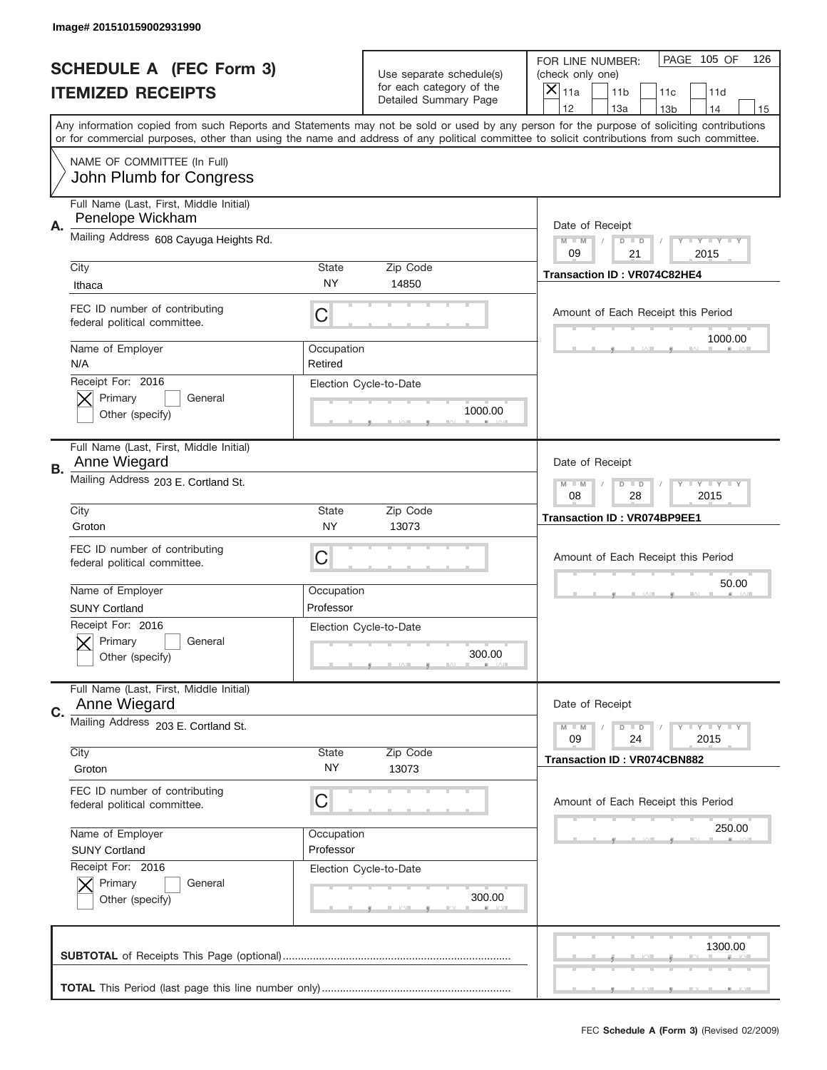Image# 201510159002931990

# SCHEDULE A (FEC Form 3)
## ITEMIZED RECEIPTS

Use separate schedule(s) for each category of the Detailed Summary Page

FOR LINE NUMBER: (check only one)

[X] 11a [ ] 11b [ ] 11c [ ] 11d [ ] 12 [ ] 13a [ ] 13b [ ] 14 [ ] 15

PAGE 105 OF 126

Any information copied from such Reports and Statements may not be sold or used by any person for the purpose of soliciting contributions or for commercial purposes, other than using the name and address of any political committee to solicit contributions from such committee.

NAME OF COMMITTEE (In Full)
John Plumb for Congress

---

**A.**
Full Name (Last, First, Middle Initial): Penelope Wickham
Mailing Address: 608 Cayuga Heights Rd.
City: Ithaca | State: NY | Zip Code: 14850
FEC ID number of contributing federal political committee: C
Name of Employer: N/A
Occupation: Retired
Receipt For: 2016 [X] Primary [ ] General [ ] Other (specify)
Election Cycle-to-Date: 1000.00
Date of Receipt: 09 / 21 / 2015
Transaction ID : VR074C82HE4
Amount of Each Receipt this Period: 1000.00

---

**B.**
Full Name (Last, First, Middle Initial): Anne Wiegard
Mailing Address: 203 E. Cortland St.
City: Groton | State: NY | Zip Code: 13073
FEC ID number of contributing federal political committee: C
Name of Employer: SUNY Cortland
Occupation: Professor
Receipt For: 2016 [X] Primary [ ] General [ ] Other (specify)
Election Cycle-to-Date: 300.00
Date of Receipt: 08 / 28 / 2015
Transaction ID : VR074BP9EE1
Amount of Each Receipt this Period: 50.00

---

**C.**
Full Name (Last, First, Middle Initial): Anne Wiegard
Mailing Address: 203 E. Cortland St.
City: Groton | State: NY | Zip Code: 13073
FEC ID number of contributing federal political committee: C
Name of Employer: SUNY Cortland
Occupation: Professor
Receipt For: 2016 [X] Primary [ ] General [ ] Other (specify)
Election Cycle-to-Date: 300.00
Date of Receipt: 09 / 24 / 2015
Transaction ID : VR074CBN882
Amount of Each Receipt this Period: 250.00

---

**SUBTOTAL** of Receipts This Page (optional): 1300.00

**TOTAL** This Period (last page this line number only):

FEC **Schedule A (Form 3)** (Revised 02/2009)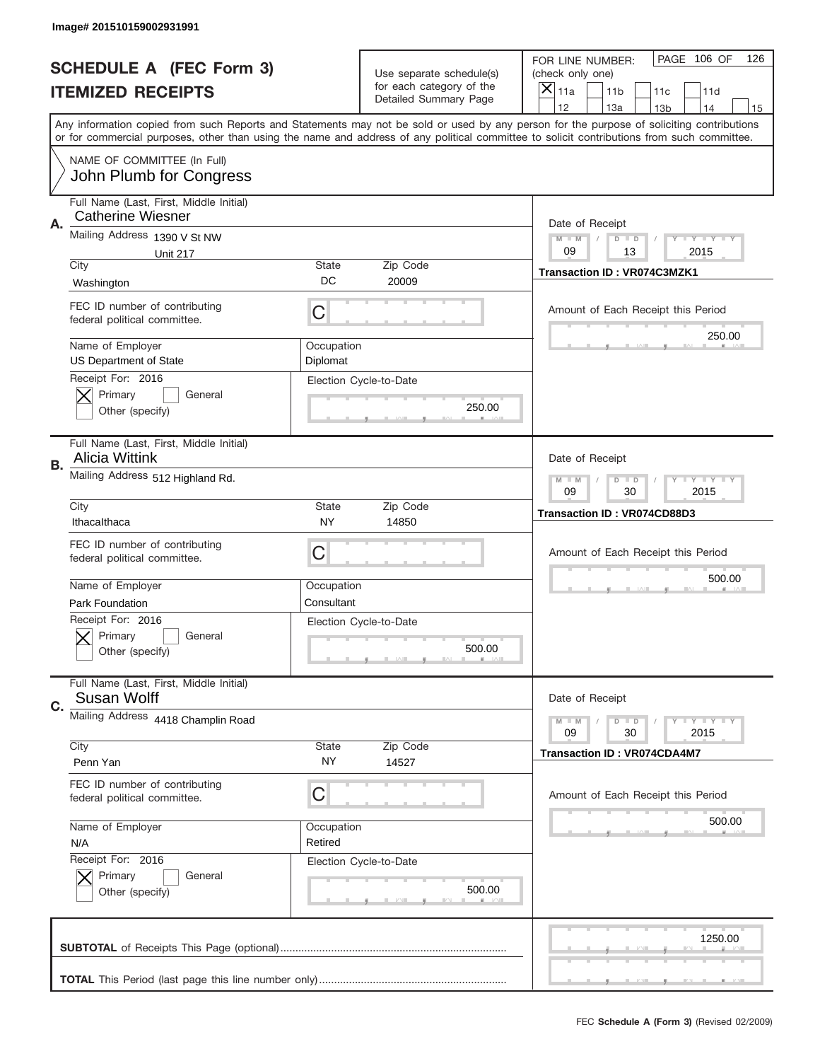Image# 201510159002931991

# SCHEDULE A (FEC Form 3)
## ITEMIZED RECEIPTS

Use separate schedule(s) for each category of the Detailed Summary Page

FOR LINE NUMBER: (check only one)
[X] 11a [ ] 11b [ ] 11c [ ] 11d [ ] 12 [ ] 13a [ ] 13b [ ] 14 [ ] 15

PAGE 106 OF 126

Any information copied from such Reports and Statements may not be sold or used by any person for the purpose of soliciting contributions or for commercial purposes, other than using the name and address of any political committee to solicit contributions from such committee.

NAME OF COMMITTEE (In Full)
John Plumb for Congress

---

**A.** Full Name (Last, First, Middle Initial): Catherine Wiesner

Mailing Address: 1390 V St NW, Unit 217

City: Washington | State: DC | Zip Code: 20009

FEC ID number of contributing federal political committee: C

Name of Employer: US Department of State

Occupation: Diplomat

Receipt For: 2016 — [X] Primary [ ] General [ ] Other (specify)

Election Cycle-to-Date: 250.00

Date of Receipt: 09 / 13 / 2015

Transaction ID : VR074C3MZK1

Amount of Each Receipt this Period: 250.00

---

**B.** Full Name (Last, First, Middle Initial): Alicia Wittink

Mailing Address: 512 Highland Rd.

City: IthacaIthaca | State: NY | Zip Code: 14850

FEC ID number of contributing federal political committee: C

Name of Employer: Park Foundation

Occupation: Consultant

Receipt For: 2016 — [X] Primary [ ] General [ ] Other (specify)

Election Cycle-to-Date: 500.00

Date of Receipt: 09 / 30 / 2015

Transaction ID : VR074CD88D3

Amount of Each Receipt this Period: 500.00

---

**C.** Full Name (Last, First, Middle Initial): Susan Wolff

Mailing Address: 4418 Champlin Road

City: Penn Yan | State: NY | Zip Code: 14527

FEC ID number of contributing federal political committee: C

Name of Employer: N/A

Occupation: Retired

Receipt For: 2016 — [X] Primary [ ] General [ ] Other (specify)

Election Cycle-to-Date: 500.00

Date of Receipt: 09 / 30 / 2015

Transaction ID : VR074CDA4M7

Amount of Each Receipt this Period: 500.00

---

**SUBTOTAL** of Receipts This Page (optional): 1250.00

**TOTAL** This Period (last page this line number only):

FEC **Schedule A (Form 3)** (Revised 02/2009)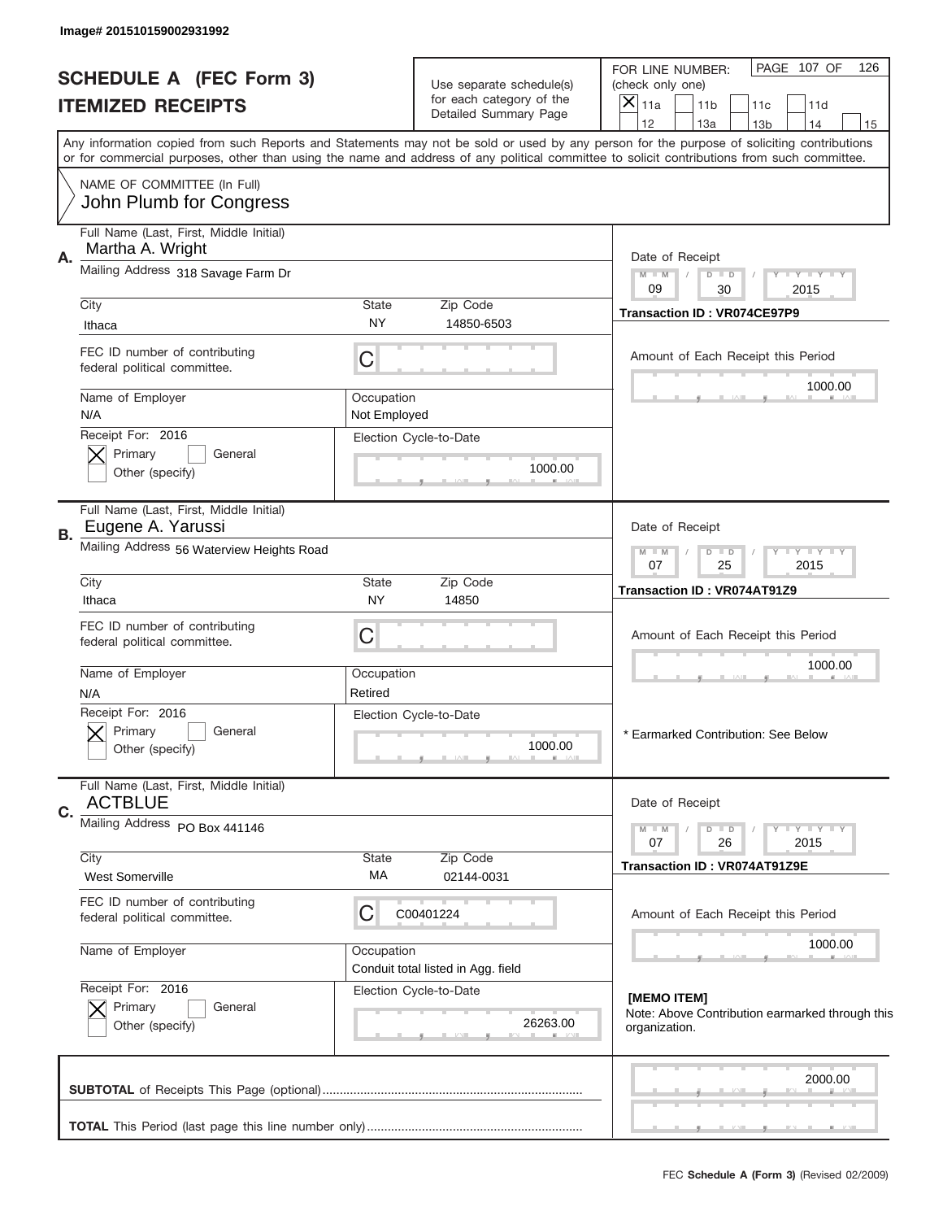Image# 201510159002931992

# SCHEDULE A (FEC Form 3)
## ITEMIZED RECEIPTS

Use separate schedule(s) for each category of the Detailed Summary Page

FOR LINE NUMBER: (check only one)
[X] 11a [ ] 11b [ ] 11c [ ] 11d [ ] 12 [ ] 13a [ ] 13b [ ] 14 [ ] 15

PAGE 107 OF 126

Any information copied from such Reports and Statements may not be sold or used by any person for the purpose of soliciting contributions or for commercial purposes, other than using the name and address of any political committee to solicit contributions from such committee.

NAME OF COMMITTEE (In Full)
John Plumb for Congress

---

**A.** Full Name (Last, First, Middle Initial): Martha A. Wright
Mailing Address: 318 Savage Farm Dr
City: Ithaca | State: NY | Zip Code: 14850-6503
FEC ID number of contributing federal political committee: C
Name of Employer: N/A | Occupation: Not Employed
Receipt For: 2016 [X] Primary [ ] General [ ] Other (specify)
Election Cycle-to-Date: 1000.00

Date of Receipt: 09 / 30 / 2015
Transaction ID : VR074CE97P9
Amount of Each Receipt this Period: 1000.00

---

**B.** Full Name (Last, First, Middle Initial): Eugene A. Yarussi
Mailing Address: 56 Waterview Heights Road
City: Ithaca | State: NY | Zip Code: 14850
FEC ID number of contributing federal political committee: C
Name of Employer: N/A | Occupation: Retired
Receipt For: 2016 [X] Primary [ ] General [ ] Other (specify)
Election Cycle-to-Date: 1000.00

Date of Receipt: 07 / 25 / 2015
Transaction ID : VR074AT91Z9
Amount of Each Receipt this Period: 1000.00

* Earmarked Contribution: See Below

---

**C.** Full Name (Last, First, Middle Initial): ACTBLUE
Mailing Address: PO Box 441146
City: West Somerville | State: MA | Zip Code: 02144-0031
FEC ID number of contributing federal political committee: C C00401224
Name of Employer: | Occupation: Conduit total listed in Agg. field
Receipt For: 2016 [X] Primary [ ] General [ ] Other (specify)
Election Cycle-to-Date: 26263.00

Date of Receipt: 07 / 26 / 2015
Transaction ID : VR074AT91Z9E
Amount of Each Receipt this Period: 1000.00

**[MEMO ITEM]**
Note: Above Contribution earmarked through this organization.

---

**SUBTOTAL** of Receipts This Page (optional): 2000.00

**TOTAL** This Period (last page this line number only):

FEC **Schedule A (Form 3)** (Revised 02/2009)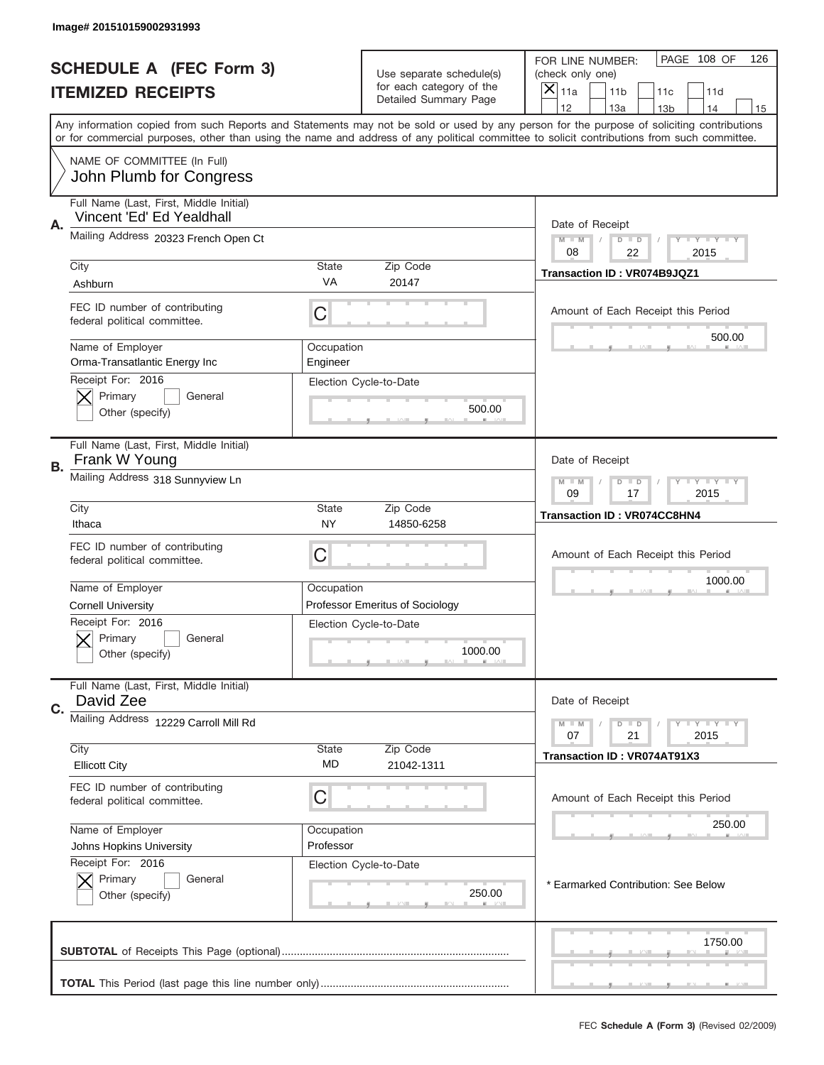Image# 201510159002931993

# SCHEDULE A (FEC Form 3)
## ITEMIZED RECEIPTS

Use separate schedule(s) for each category of the Detailed Summary Page

FOR LINE NUMBER: (check only one)
[X] 11a  [ ] 11b  [ ] 11c  [ ] 11d
[ ] 12  [ ] 13a  [ ] 13b  [ ] 14  [ ] 15

PAGE 108 OF 126

Any information copied from such Reports and Statements may not be sold or used by any person for the purpose of soliciting contributions or for commercial purposes, other than using the name and address of any political committee to solicit contributions from such committee.

NAME OF COMMITTEE (In Full)
John Plumb for Congress

---

**A.** Full Name (Last, First, Middle Initial): Vincent 'Ed' Ed Yealdhall

Mailing Address: 20323 French Open Ct

City: Ashburn | State: VA | Zip Code: 20147

FEC ID number of contributing federal political committee: C

Name of Employer: Orma-Transatlantic Energy Inc | Occupation: Engineer

Receipt For: 2016 — [X] Primary [ ] General [ ] Other (specify)

Election Cycle-to-Date: 500.00

Date of Receipt: 08 / 22 / 2015

Transaction ID : VR074B9JQZ1

Amount of Each Receipt this Period: 500.00

---

**B.** Full Name (Last, First, Middle Initial): Frank W Young

Mailing Address: 318 Sunnyview Ln

City: Ithaca | State: NY | Zip Code: 14850-6258

FEC ID number of contributing federal political committee: C

Name of Employer: Cornell University | Occupation: Professor Emeritus of Sociology

Receipt For: 2016 — [X] Primary [ ] General [ ] Other (specify)

Election Cycle-to-Date: 1000.00

Date of Receipt: 09 / 17 / 2015

Transaction ID : VR074CC8HN4

Amount of Each Receipt this Period: 1000.00

---

**C.** Full Name (Last, First, Middle Initial): David Zee

Mailing Address: 12229 Carroll Mill Rd

City: Ellicott City | State: MD | Zip Code: 21042-1311

FEC ID number of contributing federal political committee: C

Name of Employer: Johns Hopkins University | Occupation: Professor

Receipt For: 2016 — [X] Primary [ ] General [ ] Other (specify)

Election Cycle-to-Date: 250.00

Date of Receipt: 07 / 21 / 2015

Transaction ID : VR074AT91X3

Amount of Each Receipt this Period: 250.00

\* Earmarked Contribution: See Below

---

**SUBTOTAL** of Receipts This Page (optional): 1750.00

**TOTAL** This Period (last page this line number only):

FEC **Schedule A (Form 3)** (Revised 02/2009)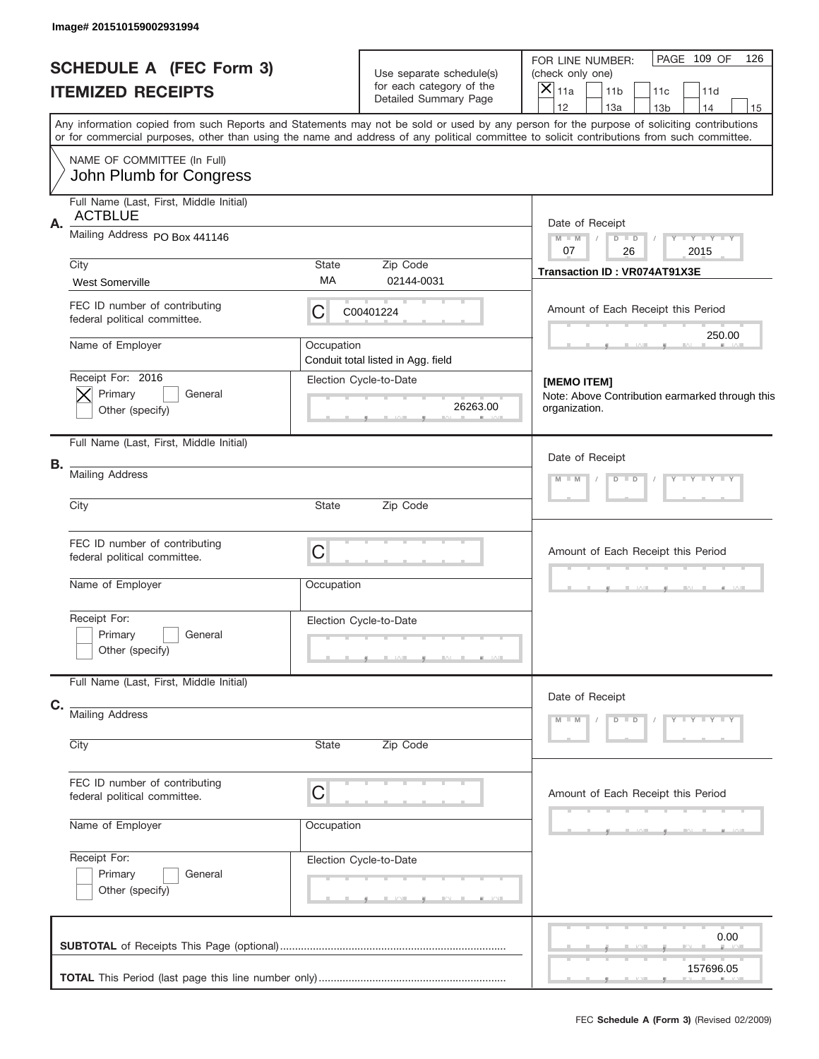Image# 201510159002931994

# SCHEDULE A (FEC Form 3)
## ITEMIZED RECEIPTS

Use separate schedule(s) for each category of the Detailed Summary Page

FOR LINE NUMBER: (check only one)
[X] 11a  [ ] 11b  [ ] 11c  [ ] 11d  [ ] 12  [ ] 13a  [ ] 13b  [ ] 14  [ ] 15

PAGE 109 OF 126

Any information copied from such Reports and Statements may not be sold or used by any person for the purpose of soliciting contributions or for commercial purposes, other than using the name and address of any political committee to solicit contributions from such committee.

NAME OF COMMITTEE (In Full)
John Plumb for Congress

---

**A.** Full Name (Last, First, Middle Initial): ACTBLUE

Mailing Address: PO Box 441146

City: West Somerville | State: MA | Zip Code: 02144-0031

Date of Receipt: 07 / 26 / 2015

Transaction ID : VR074AT91X3E

FEC ID number of contributing federal political committee: C00401224

Amount of Each Receipt this Period: 250.00

Name of Employer:

Occupation: Conduit total listed in Agg. field

Receipt For: 2016
[X] Primary [ ] General
[ ] Other (specify)

Election Cycle-to-Date: 26263.00

**[MEMO ITEM]**
Note: Above Contribution earmarked through this organization.

---

**B.** Full Name (Last, First, Middle Initial):

Mailing Address:

City: | State: | Zip Code:

Date of Receipt:

FEC ID number of contributing federal political committee: C

Amount of Each Receipt this Period:

Name of Employer:

Occupation:

Receipt For:
[ ] Primary [ ] General
[ ] Other (specify)

Election Cycle-to-Date:

---

**C.** Full Name (Last, First, Middle Initial):

Mailing Address:

City: | State: | Zip Code:

Date of Receipt:

FEC ID number of contributing federal political committee: C

Amount of Each Receipt this Period:

Name of Employer:

Occupation:

Receipt For:
[ ] Primary [ ] General
[ ] Other (specify)

Election Cycle-to-Date:

---

**SUBTOTAL** of Receipts This Page (optional): 0.00

**TOTAL** This Period (last page this line number only): 157696.05

FEC **Schedule A (Form 3)** (Revised 02/2009)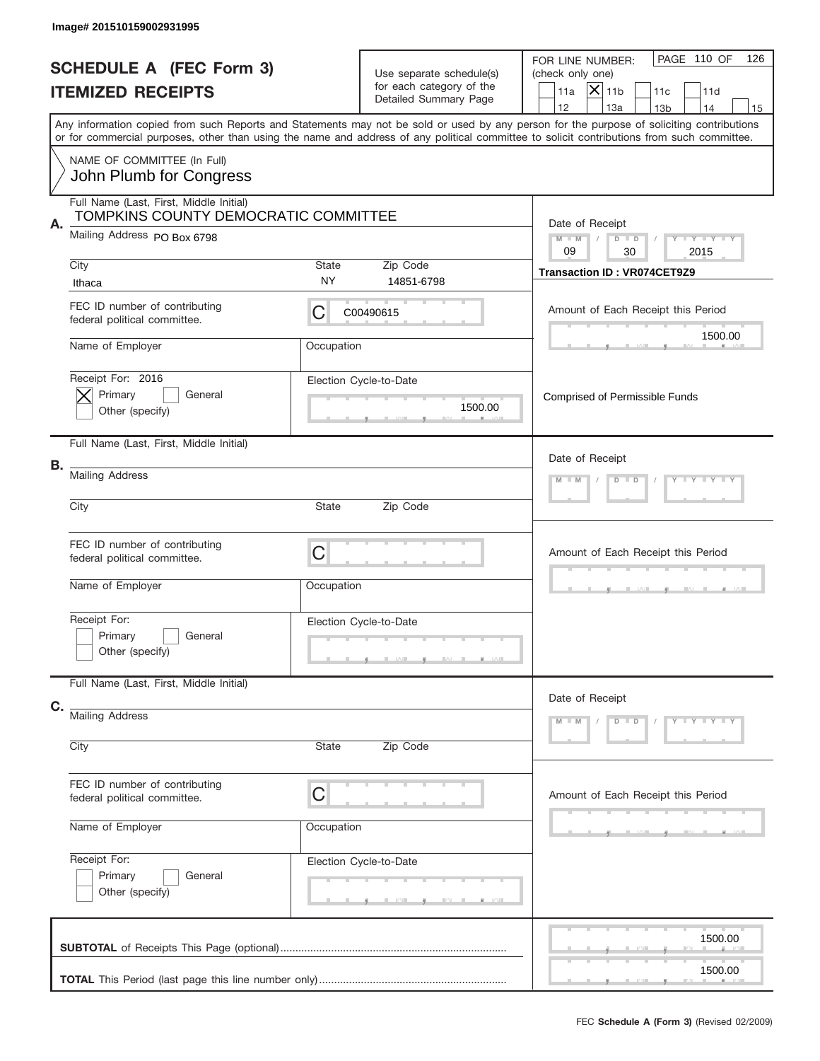Image# 201510159002931995

# SCHEDULE A (FEC Form 3)
## ITEMIZED RECEIPTS

Use separate schedule(s) for each category of the Detailed Summary Page

FOR LINE NUMBER: (check only one)

- [ ] 11a
- [x] 11b
- [ ] 11c
- [ ] 11d
- [ ] 12
- [ ] 13a
- [ ] 13b
- [ ] 14
- [ ] 15

Any information copied from such Reports and Statements may not be sold or used by any person for the purpose of soliciting contributions or for commercial purposes, other than using the name and address of any political committee to solicit contributions from such committee.

NAME OF COMMITTEE (In Full)
John Plumb for Congress

**A.**

Full Name (Last, First, Middle Initial): TOMPKINS COUNTY DEMOCRATIC COMMITTEE

Mailing Address: PO Box 6798

City: Ithaca | State: NY | Zip Code: 14851-6798

FEC ID number of contributing federal political committee: C00490615

Name of Employer:

Occupation:

Receipt For: 2016
- [x] Primary
- [ ] General
- [ ] Other (specify)

Election Cycle-to-Date: 1500.00

Date of Receipt: 09 / 30 / 2015

Transaction ID : VR074CET9Z9

Amount of Each Receipt this Period: 1500.00

Comprised of Permissible Funds

**B.**

Full Name (Last, First, Middle Initial):

Mailing Address:

City: | State: | Zip Code:

FEC ID number of contributing federal political committee: C

Name of Employer:

Occupation:

Receipt For:
- [ ] Primary
- [ ] General
- [ ] Other (specify)

Election Cycle-to-Date:

Date of Receipt: M M / D D / Y Y Y Y

Amount of Each Receipt this Period:

**C.**

Full Name (Last, First, Middle Initial):

Mailing Address:

City: | State: | Zip Code:

FEC ID number of contributing federal political committee: C

Name of Employer:

Occupation:

Receipt For:
- [ ] Primary
- [ ] General
- [ ] Other (specify)

Election Cycle-to-Date:

Date of Receipt: M M / D D / Y Y Y Y

Amount of Each Receipt this Period:

**SUBTOTAL** of Receipts This Page (optional): 1500.00

**TOTAL** This Period (last page this line number only): 1500.00

FEC **Schedule A (Form 3)** (Revised 02/2009)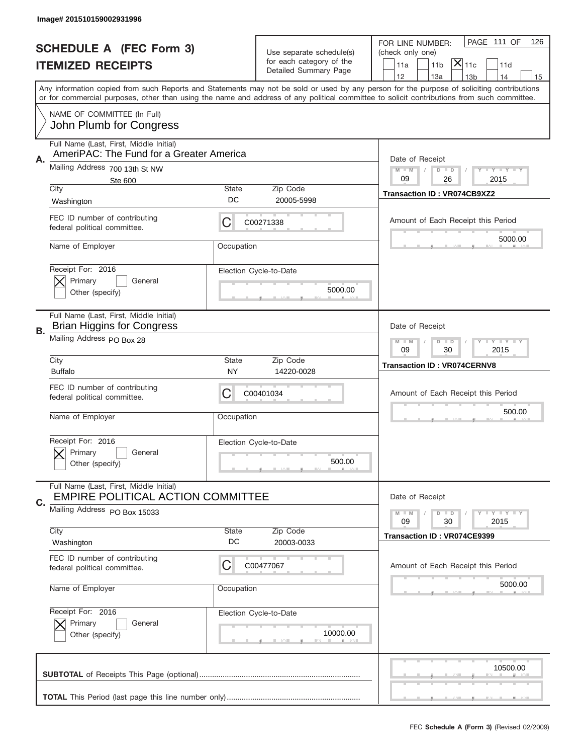Image# 201510159002931996

# SCHEDULE A (FEC Form 3)
## ITEMIZED RECEIPTS

Use separate schedule(s) for each category of the Detailed Summary Page

FOR LINE NUMBER: (check only one)

PAGE 111 OF 126

- [ ] 11a
- [ ] 11b
- [x] 11c
- [ ] 11d
- [ ] 12
- [ ] 13a
- [ ] 13b
- [ ] 14
- [ ] 15

Any information copied from such Reports and Statements may not be sold or used by any person for the purpose of soliciting contributions or for commercial purposes, other than using the name and address of any political committee to solicit contributions from such committee.

NAME OF COMMITTEE (In Full)
John Plumb for Congress

---

**A.** Full Name (Last, First, Middle Initial): AmeriPAC: The Fund for a Greater America

Mailing Address: 700 13th St NW, Ste 600

City: Washington | State: DC | Zip Code: 20005-5998

FEC ID number of contributing federal political committee: C00271338

Name of Employer: | Occupation:

Receipt For: 2016 — [x] Primary [ ] General [ ] Other (specify)

Election Cycle-to-Date: 5000.00

Date of Receipt: 09 / 26 / 2015

Transaction ID : VR074CB9XZ2

Amount of Each Receipt this Period: 5000.00

---

**B.** Full Name (Last, First, Middle Initial): Brian Higgins for Congress

Mailing Address: PO Box 28

City: Buffalo | State: NY | Zip Code: 14220-0028

FEC ID number of contributing federal political committee: C00401034

Name of Employer: | Occupation:

Receipt For: 2016 — [x] Primary [ ] General [ ] Other (specify)

Election Cycle-to-Date: 500.00

Date of Receipt: 09 / 30 / 2015

Transaction ID : VR074CERNV8

Amount of Each Receipt this Period: 500.00

---

**C.** Full Name (Last, First, Middle Initial): EMPIRE POLITICAL ACTION COMMITTEE

Mailing Address: PO Box 15033

City: Washington | State: DC | Zip Code: 20003-0033

FEC ID number of contributing federal political committee: C00477067

Name of Employer: | Occupation:

Receipt For: 2016 — [x] Primary [ ] General [ ] Other (specify)

Election Cycle-to-Date: 10000.00

Date of Receipt: 09 / 30 / 2015

Transaction ID : VR074CE9399

Amount of Each Receipt this Period: 5000.00

---

**SUBTOTAL** of Receipts This Page (optional): 10500.00

**TOTAL** This Period (last page this line number only):

FEC **Schedule A (Form 3)** (Revised 02/2009)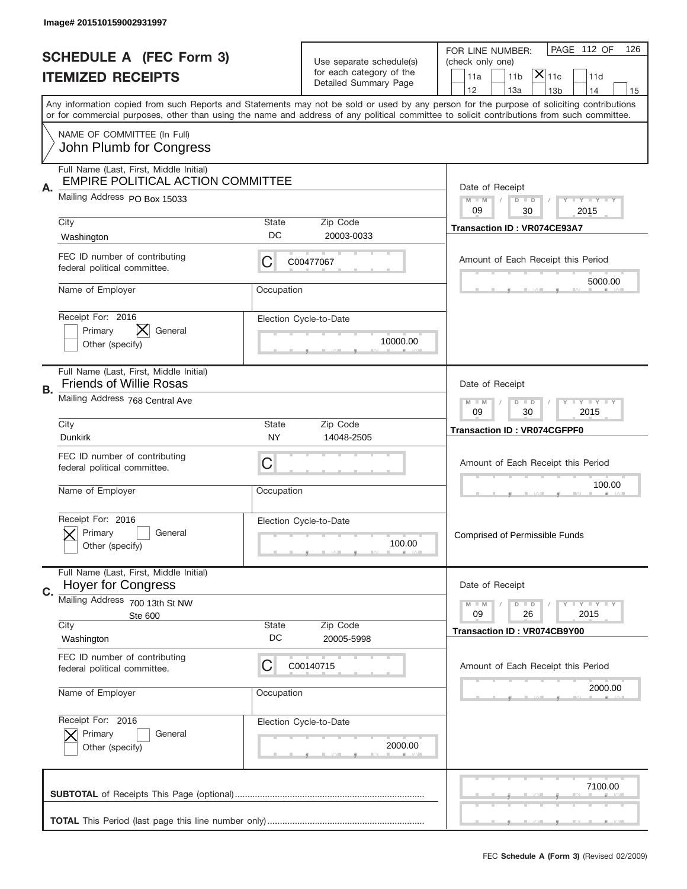Image# 201510159002931997

# SCHEDULE A (FEC Form 3)
## ITEMIZED RECEIPTS

Use separate schedule(s) for each category of the Detailed Summary Page

FOR LINE NUMBER: (check only one)
- [ ] 11a
- [ ] 11b
- [x] 11c
- [ ] 11d
- [ ] 12
- [ ] 13a
- [ ] 13b
- [ ] 14
- [ ] 15

PAGE 112 OF 126

Any information copied from such Reports and Statements may not be sold or used by any person for the purpose of soliciting contributions or for commercial purposes, other than using the name and address of any political committee to solicit contributions from such committee.

NAME OF COMMITTEE (In Full)
John Plumb for Congress

---

**A.** Full Name (Last, First, Middle Initial): EMPIRE POLITICAL ACTION COMMITTEE

Mailing Address: PO Box 15033

City: Washington | State: DC | Zip Code: 20003-0033

FEC ID number of contributing federal political committee: C C00477067

Name of Employer: | Occupation:

Receipt For: 2016 — [ ] Primary [x] General [ ] Other (specify)

Election Cycle-to-Date: 10000.00

Date of Receipt: 09 / 30 / 2015

Transaction ID : VR074CE93A7

Amount of Each Receipt this Period: 5000.00

---

**B.** Full Name (Last, First, Middle Initial): Friends of Willie Rosas

Mailing Address: 768 Central Ave

City: Dunkirk | State: NY | Zip Code: 14048-2505

FEC ID number of contributing federal political committee: C

Name of Employer: | Occupation:

Receipt For: 2016 — [x] Primary [ ] General [ ] Other (specify)

Election Cycle-to-Date: 100.00

Date of Receipt: 09 / 30 / 2015

Transaction ID : VR074CGFPF0

Amount of Each Receipt this Period: 100.00

Comprised of Permissible Funds

---

**C.** Full Name (Last, First, Middle Initial): Hoyer for Congress

Mailing Address: 700 13th St NW, Ste 600

City: Washington | State: DC | Zip Code: 20005-5998

FEC ID number of contributing federal political committee: C C00140715

Name of Employer: | Occupation:

Receipt For: 2016 — [x] Primary [ ] General [ ] Other (specify)

Election Cycle-to-Date: 2000.00

Date of Receipt: 09 / 26 / 2015

Transaction ID : VR074CB9Y00

Amount of Each Receipt this Period: 2000.00

---

**SUBTOTAL** of Receipts This Page (optional): 7100.00

**TOTAL** This Period (last page this line number only):

FEC **Schedule A (Form 3)** (Revised 02/2009)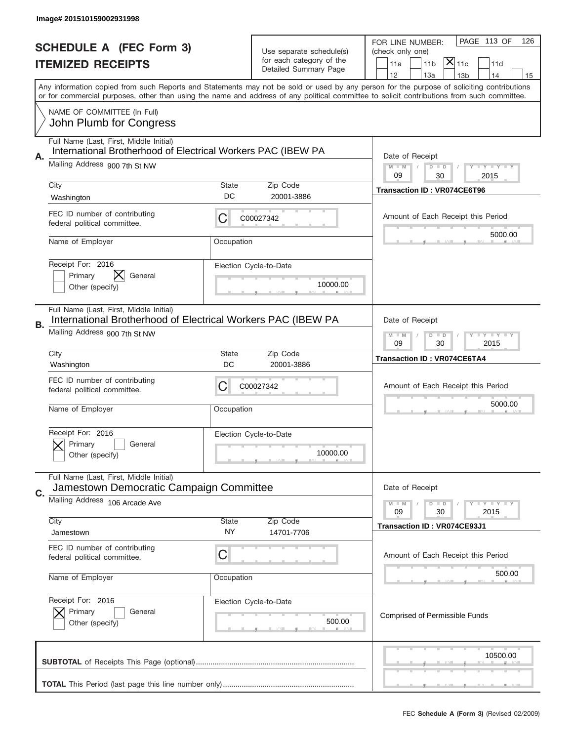Image# 201510159002931998

# SCHEDULE A (FEC Form 3)
## ITEMIZED RECEIPTS

Use separate schedule(s) for each category of the Detailed Summary Page

FOR LINE NUMBER: (check only one)

PAGE 113 OF 126

- [ ] 11a
- [ ] 11b
- [x] 11c
- [ ] 11d
- [ ] 12
- [ ] 13a
- [ ] 13b
- [ ] 14
- [ ] 15

Any information copied from such Reports and Statements may not be sold or used by any person for the purpose of soliciting contributions or for commercial purposes, other than using the name and address of any political committee to solicit contributions from such committee.

NAME OF COMMITTEE (In Full)
John Plumb for Congress

---

**A.** Full Name (Last, First, Middle Initial): International Brotherhood of Electrical Workers PAC (IBEW PA

Mailing Address: 900 7th St NW

City: Washington | State: DC | Zip Code: 20001-3886

FEC ID number of contributing federal political committee: C C00027342

Name of Employer: | Occupation:

Receipt For: 2016
- [ ] Primary
- [x] General
- [ ] Other (specify)

Election Cycle-to-Date: 10000.00

Date of Receipt: 09 / 30 / 2015

Transaction ID : VR074CE6T96

Amount of Each Receipt this Period: 5000.00

---

**B.** Full Name (Last, First, Middle Initial): International Brotherhood of Electrical Workers PAC (IBEW PA

Mailing Address: 900 7th St NW

City: Washington | State: DC | Zip Code: 20001-3886

FEC ID number of contributing federal political committee: C C00027342

Name of Employer: | Occupation:

Receipt For: 2016
- [x] Primary
- [ ] General
- [ ] Other (specify)

Election Cycle-to-Date: 10000.00

Date of Receipt: 09 / 30 / 2015

Transaction ID : VR074CE6TA4

Amount of Each Receipt this Period: 5000.00

---

**C.** Full Name (Last, First, Middle Initial): Jamestown Democratic Campaign Committee

Mailing Address: 106 Arcade Ave

City: Jamestown | State: NY | Zip Code: 14701-7706

FEC ID number of contributing federal political committee: C

Name of Employer: | Occupation:

Receipt For: 2016
- [x] Primary
- [ ] General
- [ ] Other (specify)

Election Cycle-to-Date: 500.00

Date of Receipt: 09 / 30 / 2015

Transaction ID : VR074CE93J1

Amount of Each Receipt this Period: 500.00

Comprised of Permissible Funds

---

**SUBTOTAL** of Receipts This Page (optional): 10500.00

**TOTAL** This Period (last page this line number only):

FEC **Schedule A (Form 3)** (Revised 02/2009)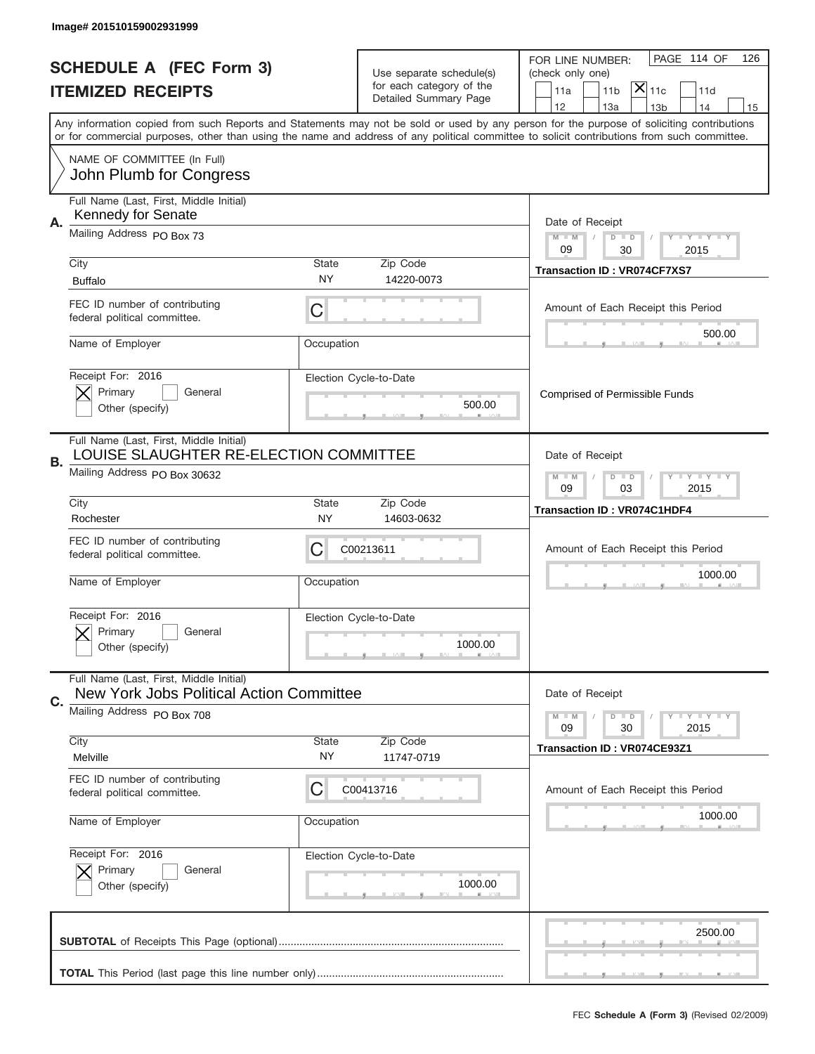Image# 201510159002931999

# SCHEDULE A (FEC Form 3)
# ITEMIZED RECEIPTS

Use separate schedule(s) for each category of the Detailed Summary Page

FOR LINE NUMBER: (check only one)

PAGE 114 OF 126

- [ ] 11a
- [ ] 11b
- [x] 11c
- [ ] 11d
- [ ] 12
- [ ] 13a
- [ ] 13b
- [ ] 14
- [ ] 15

Any information copied from such Reports and Statements may not be sold or used by any person for the purpose of soliciting contributions or for commercial purposes, other than using the name and address of any political committee to solicit contributions from such committee.

NAME OF COMMITTEE (In Full)
John Plumb for Congress

## A.

Full Name (Last, First, Middle Initial): Kennedy for Senate

Mailing Address: PO Box 73

City: Buffalo | State: NY | Zip Code: 14220-0073

FEC ID number of contributing federal political committee: C

Name of Employer: | Occupation:

Receipt For: 2016 — [x] Primary [ ] General [ ] Other (specify)

Election Cycle-to-Date: 500.00

Date of Receipt: 09 / 30 / 2015

Transaction ID : VR074CF7XS7

Amount of Each Receipt this Period: 500.00

Comprised of Permissible Funds

## B.

Full Name (Last, First, Middle Initial): LOUISE SLAUGHTER RE-ELECTION COMMITTEE

Mailing Address: PO Box 30632

City: Rochester | State: NY | Zip Code: 14603-0632

FEC ID number of contributing federal political committee: C C00213611

Name of Employer: | Occupation:

Receipt For: 2016 — [x] Primary [ ] General [ ] Other (specify)

Election Cycle-to-Date: 1000.00

Date of Receipt: 09 / 03 / 2015

Transaction ID : VR074C1HDF4

Amount of Each Receipt this Period: 1000.00

## C.

Full Name (Last, First, Middle Initial): New York Jobs Political Action Committee

Mailing Address: PO Box 708

City: Melville | State: NY | Zip Code: 11747-0719

FEC ID number of contributing federal political committee: C C00413716

Name of Employer: | Occupation:

Receipt For: 2016 — [x] Primary [ ] General [ ] Other (specify)

Election Cycle-to-Date: 1000.00

Date of Receipt: 09 / 30 / 2015

Transaction ID : VR074CE93Z1

Amount of Each Receipt this Period: 1000.00

**SUBTOTAL** of Receipts This Page (optional): 2500.00

**TOTAL** This Period (last page this line number only):

FEC **Schedule A (Form 3)** (Revised 02/2009)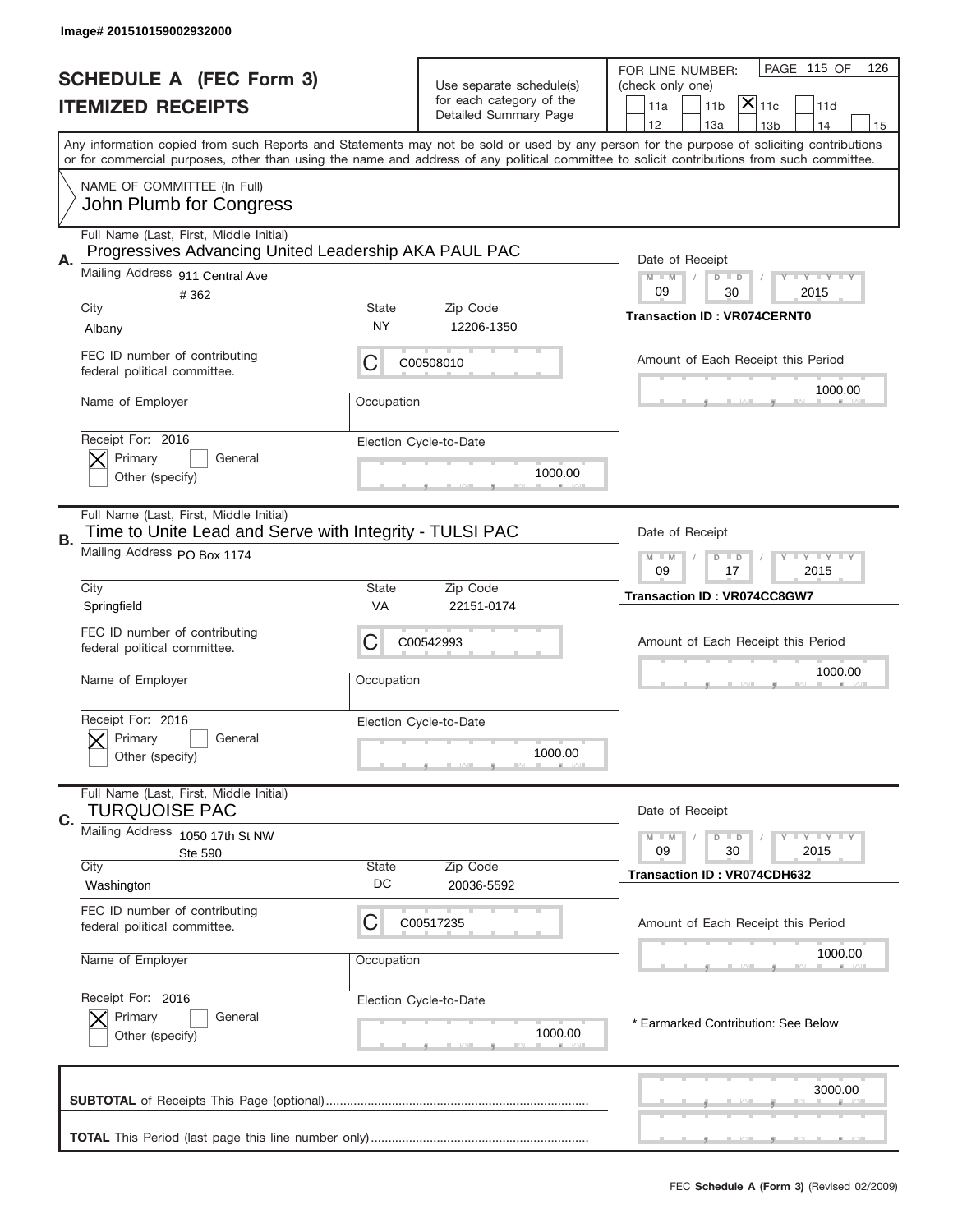Image# 201510159002932000

# SCHEDULE A (FEC Form 3)
## ITEMIZED RECEIPTS

Use separate schedule(s) for each category of the Detailed Summary Page

FOR LINE NUMBER: (check only one)

11a | 11b | [X] 11c | 11d | 12 | 13a | 13b | 14 | 15

PAGE 115 OF 126

Any information copied from such Reports and Statements may not be sold or used by any person for the purpose of soliciting contributions or for commercial purposes, other than using the name and address of any political committee to solicit contributions from such committee.

NAME OF COMMITTEE (In Full)
John Plumb for Congress

---

**A.** Full Name (Last, First, Middle Initial): Progressives Advancing United Leadership AKA PAUL PAC

Mailing Address: 911 Central Ave, # 362

City: Albany | State: NY | Zip Code: 12206-1350

FEC ID number of contributing federal political committee: C C00508010

Name of Employer: | Occupation:

Receipt For: 2016 — [X] Primary [ ] General [ ] Other (specify)

Election Cycle-to-Date: 1000.00

Date of Receipt: 09 / 30 / 2015

Transaction ID : VR074CERNT0

Amount of Each Receipt this Period: 1000.00

---

**B.** Full Name (Last, First, Middle Initial): Time to Unite Lead and Serve with Integrity - TULSI PAC

Mailing Address: PO Box 1174

City: Springfield | State: VA | Zip Code: 22151-0174

FEC ID number of contributing federal political committee: C C00542993

Name of Employer: | Occupation:

Receipt For: 2016 — [X] Primary [ ] General [ ] Other (specify)

Election Cycle-to-Date: 1000.00

Date of Receipt: 09 / 17 / 2015

Transaction ID : VR074CC8GW7

Amount of Each Receipt this Period: 1000.00

---

**C.** Full Name (Last, First, Middle Initial): TURQUOISE PAC

Mailing Address: 1050 17th St NW, Ste 590

City: Washington | State: DC | Zip Code: 20036-5592

FEC ID number of contributing federal political committee: C C00517235

Name of Employer: | Occupation:

Receipt For: 2016 — [X] Primary [ ] General [ ] Other (specify)

Election Cycle-to-Date: 1000.00

Date of Receipt: 09 / 30 / 2015

Transaction ID : VR074CDH632

Amount of Each Receipt this Period: 1000.00

\* Earmarked Contribution: See Below

---

**SUBTOTAL** of Receipts This Page (optional): 3000.00

**TOTAL** This Period (last page this line number only):

FEC **Schedule A (Form 3)** (Revised 02/2009)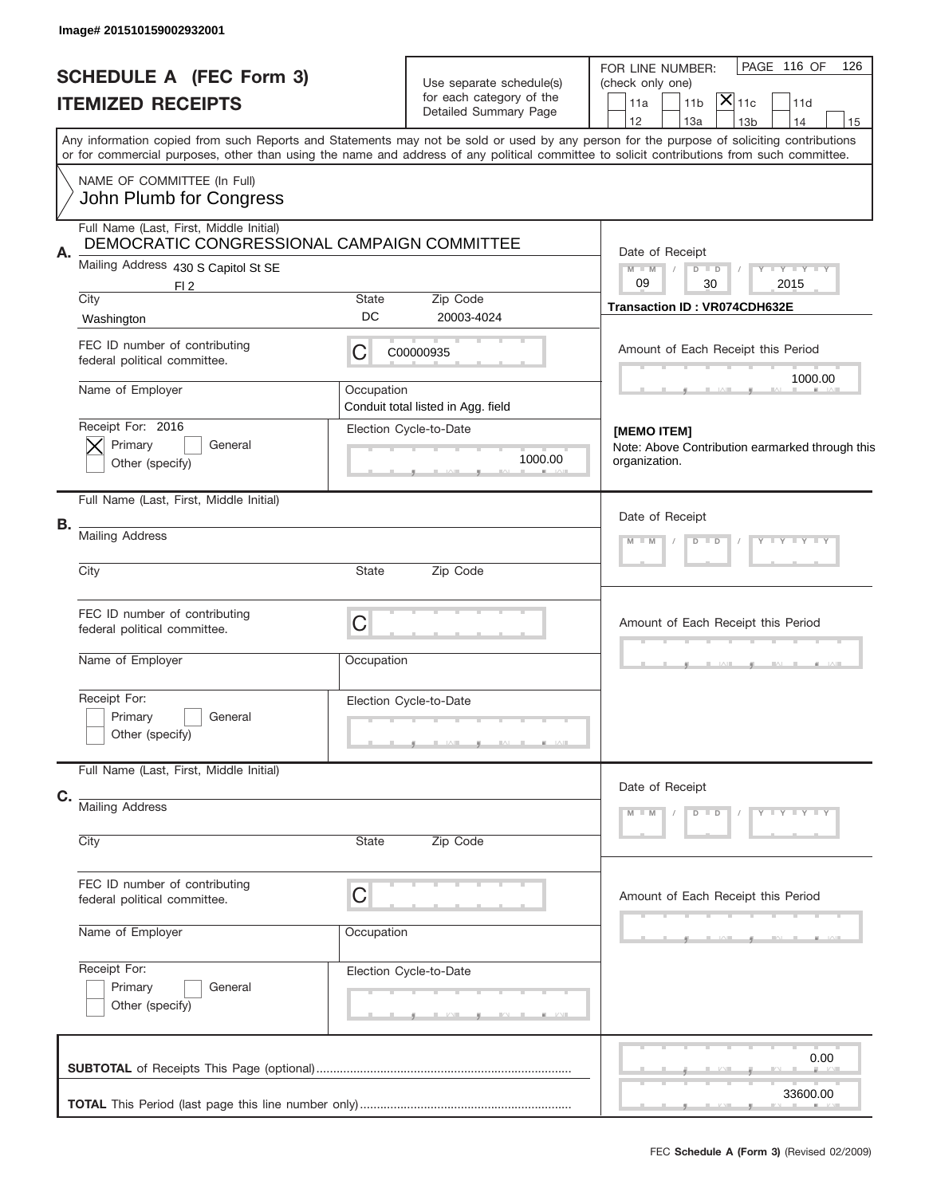Image# 201510159002932001

# SCHEDULE A (FEC Form 3)
## ITEMIZED RECEIPTS

Use separate schedule(s) for each category of the Detailed Summary Page

FOR LINE NUMBER: (check only one)

- [ ] 11a
- [ ] 11b
- [x] 11c
- [ ] 11d
- [ ] 12
- [ ] 13a
- [ ] 13b
- [ ] 14
- [ ] 15

PAGE 116 OF 126

Any information copied from such Reports and Statements may not be sold or used by any person for the purpose of soliciting contributions or for commercial purposes, other than using the name and address of any political committee to solicit contributions from such committee.

NAME OF COMMITTEE (In Full)
John Plumb for Congress

**A.**

Full Name (Last, First, Middle Initial): DEMOCRATIC CONGRESSIONAL CAMPAIGN COMMITTEE

Mailing Address: 430 S Capitol St SE, Fl 2

City: Washington | State: DC | Zip Code: 20003-4024

FEC ID number of contributing federal political committee: C00000935

Name of Employer:

Occupation: Conduit total listed in Agg. field

Receipt For: 2016
- [x] Primary
- [ ] General
- [ ] Other (specify)

Election Cycle-to-Date: 1000.00

Date of Receipt: 09 / 30 / 2015

Transaction ID : VR074CDH632E

Amount of Each Receipt this Period: 1000.00

**[MEMO ITEM]**
Note: Above Contribution earmarked through this organization.

**B.**

Full Name (Last, First, Middle Initial):

Mailing Address:

City: | State: | Zip Code:

FEC ID number of contributing federal political committee: C

Name of Employer:

Occupation:

Receipt For:
- [ ] Primary
- [ ] General
- [ ] Other (specify)

Election Cycle-to-Date:

Date of Receipt:

Amount of Each Receipt this Period:

**C.**

Full Name (Last, First, Middle Initial):

Mailing Address:

City: | State: | Zip Code:

FEC ID number of contributing federal political committee: C

Name of Employer:

Occupation:

Receipt For:
- [ ] Primary
- [ ] General
- [ ] Other (specify)

Election Cycle-to-Date:

Date of Receipt:

Amount of Each Receipt this Period:

**SUBTOTAL** of Receipts This Page (optional): 0.00

**TOTAL** This Period (last page this line number only): 33600.00

FEC **Schedule A (Form 3)** (Revised 02/2009)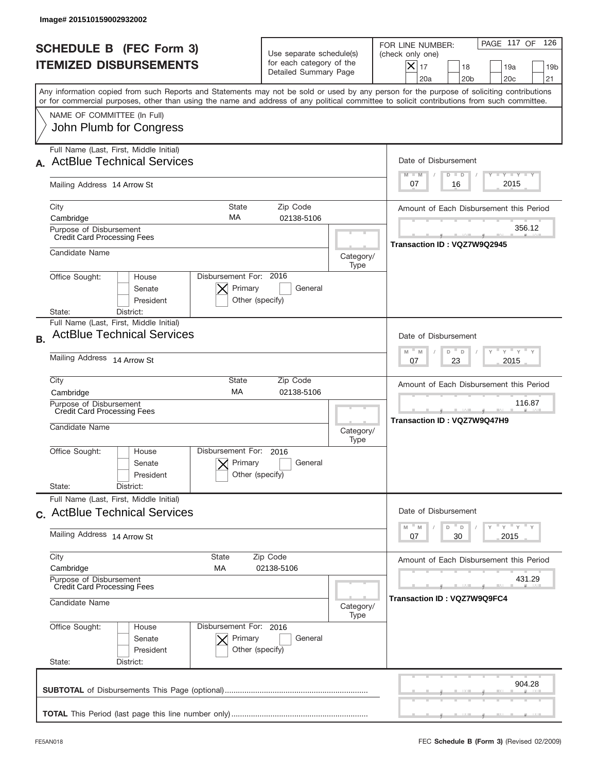Image# 201510159002932002

# SCHEDULE B (FEC Form 3)
# ITEMIZED DISBURSEMENTS

Use separate schedule(s) for each category of the Detailed Summary Page

FOR LINE NUMBER: (check only one)

- [x] 17
- [ ] 18
- [ ] 19a
- [ ] 19b
- [ ] 20a
- [ ] 20b
- [ ] 20c
- [ ] 21

Any information copied from such Reports and Statements may not be sold or used by any person for the purpose of soliciting contributions or for commercial purposes, other than using the name and address of any political committee to solicit contributions from such committee.

NAME OF COMMITTEE (In Full)
John Plumb for Congress

---

**A.** Full Name (Last, First, Middle Initial): ActBlue Technical Services

Mailing Address: 14 Arrow St

City: Cambridge | State: MA | Zip Code: 02138-5106

Purpose of Disbursement: Credit Card Processing Fees

Candidate Name:

Category/Type:

Office Sought: [ ] House [ ] Senate [ ] President

State: District:

Disbursement For: 2016 [x] Primary [ ] General [ ] Other (specify)

Date of Disbursement: 07 / 16 / 2015

Amount of Each Disbursement this Period: 356.12

Transaction ID : VQZ7W9Q2945

---

**B.** Full Name (Last, First, Middle Initial): ActBlue Technical Services

Mailing Address: 14 Arrow St

City: Cambridge | State: MA | Zip Code: 02138-5106

Purpose of Disbursement: Credit Card Processing Fees

Candidate Name:

Category/Type:

Office Sought: [ ] House [ ] Senate [ ] President

State: District:

Disbursement For: 2016 [x] Primary [ ] General [ ] Other (specify)

Date of Disbursement: 07 / 23 / 2015

Amount of Each Disbursement this Period: 116.87

Transaction ID : VQZ7W9Q47H9

---

**C.** Full Name (Last, First, Middle Initial): ActBlue Technical Services

Mailing Address: 14 Arrow St

City: Cambridge | State: MA | Zip Code: 02138-5106

Purpose of Disbursement: Credit Card Processing Fees

Candidate Name:

Category/Type:

Office Sought: [ ] House [ ] Senate [ ] President

State: District:

Disbursement For: 2016 [x] Primary [ ] General [ ] Other (specify)

Date of Disbursement: 07 / 30 / 2015

Amount of Each Disbursement this Period: 431.29

Transaction ID : VQZ7W9Q9FC4

---

**SUBTOTAL** of Disbursements This Page (optional): 904.28

**TOTAL** This Period (last page this line number only):

FE5AN018 — FEC **Schedule B (Form 3)** (Revised 02/2009)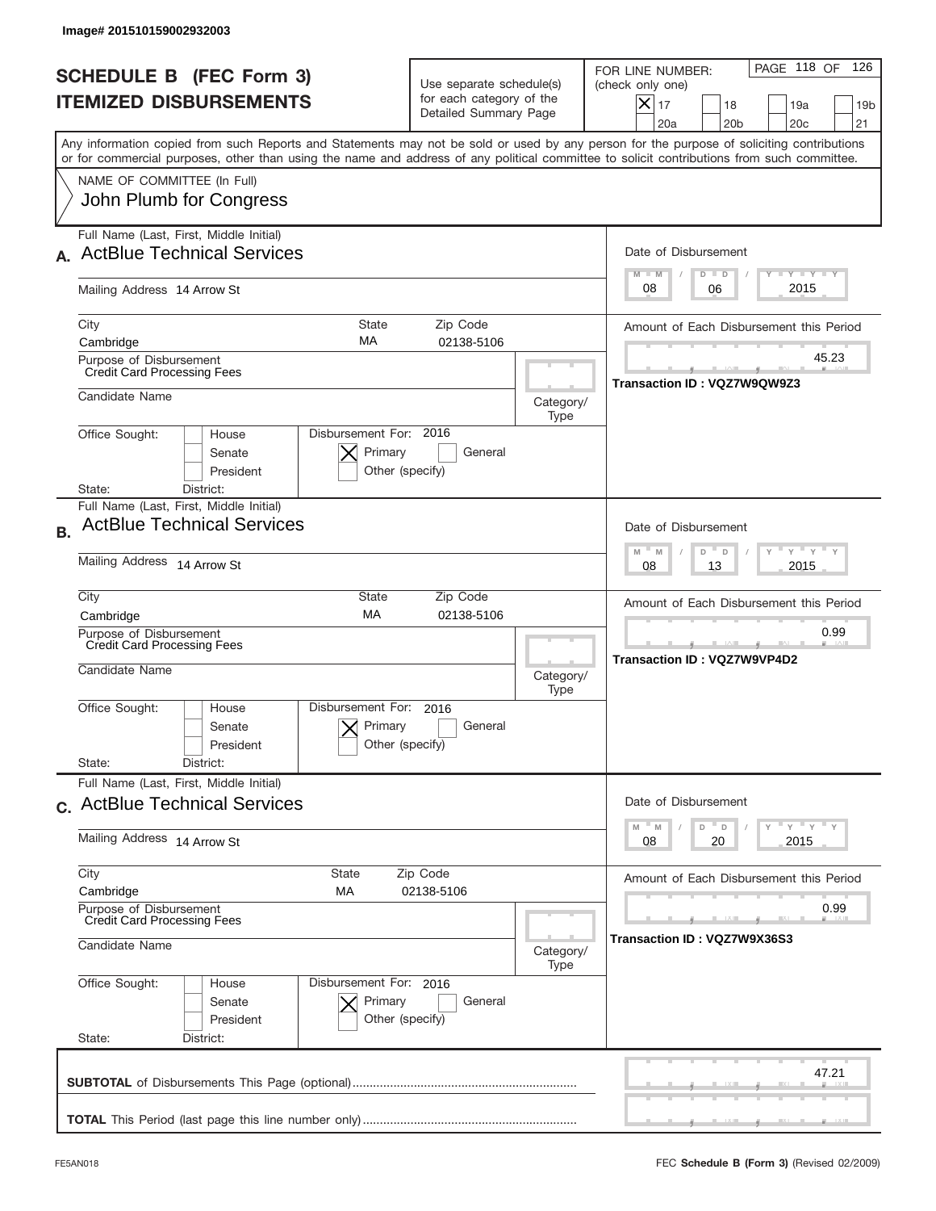Image# 201510159002932003

# SCHEDULE B (FEC Form 3)
## ITEMIZED DISBURSEMENTS

Use separate schedule(s) for each category of the Detailed Summary Page

FOR LINE NUMBER: (check only one)

- [x] 17
- [ ] 18
- [ ] 19a
- [ ] 19b
- [ ] 20a
- [ ] 20b
- [ ] 20c
- [ ] 21

PAGE 118 OF 126

Any information copied from such Reports and Statements may not be sold or used by any person for the purpose of soliciting contributions or for commercial purposes, other than using the name and address of any political committee to solicit contributions from such committee.

NAME OF COMMITTEE (In Full)
John Plumb for Congress

---

**A.** Full Name (Last, First, Middle Initial): ActBlue Technical Services

Mailing Address: 14 Arrow St

City: Cambridge | State: MA | Zip Code: 02138-5106

Purpose of Disbursement: Credit Card Processing Fees

Candidate Name:

Category/Type:

Office Sought: [ ] House [ ] Senate [ ] President

State: District:

Disbursement For: 2016 [x] Primary [ ] General [ ] Other (specify)

Date of Disbursement: 08 / 06 / 2015

Amount of Each Disbursement this Period: 45.23

Transaction ID : VQZ7W9QW9Z3

---

**B.** Full Name (Last, First, Middle Initial): ActBlue Technical Services

Mailing Address: 14 Arrow St

City: Cambridge | State: MA | Zip Code: 02138-5106

Purpose of Disbursement: Credit Card Processing Fees

Candidate Name:

Category/Type:

Office Sought: [ ] House [ ] Senate [ ] President

State: District:

Disbursement For: 2016 [x] Primary [ ] General [ ] Other (specify)

Date of Disbursement: 08 / 13 / 2015

Amount of Each Disbursement this Period: 0.99

Transaction ID : VQZ7W9VP4D2

---

**C.** Full Name (Last, First, Middle Initial): ActBlue Technical Services

Mailing Address: 14 Arrow St

City: Cambridge | State: MA | Zip Code: 02138-5106

Purpose of Disbursement: Credit Card Processing Fees

Candidate Name:

Category/Type:

Office Sought: [ ] House [ ] Senate [ ] President

State: District:

Disbursement For: 2016 [x] Primary [ ] General [ ] Other (specify)

Date of Disbursement: 08 / 20 / 2015

Amount of Each Disbursement this Period: 0.99

Transaction ID : VQZ7W9X36S3

---

**SUBTOTAL** of Disbursements This Page (optional): 47.21

**TOTAL** This Period (last page this line number only):

FE5AN018 — FEC **Schedule B (Form 3)** (Revised 02/2009)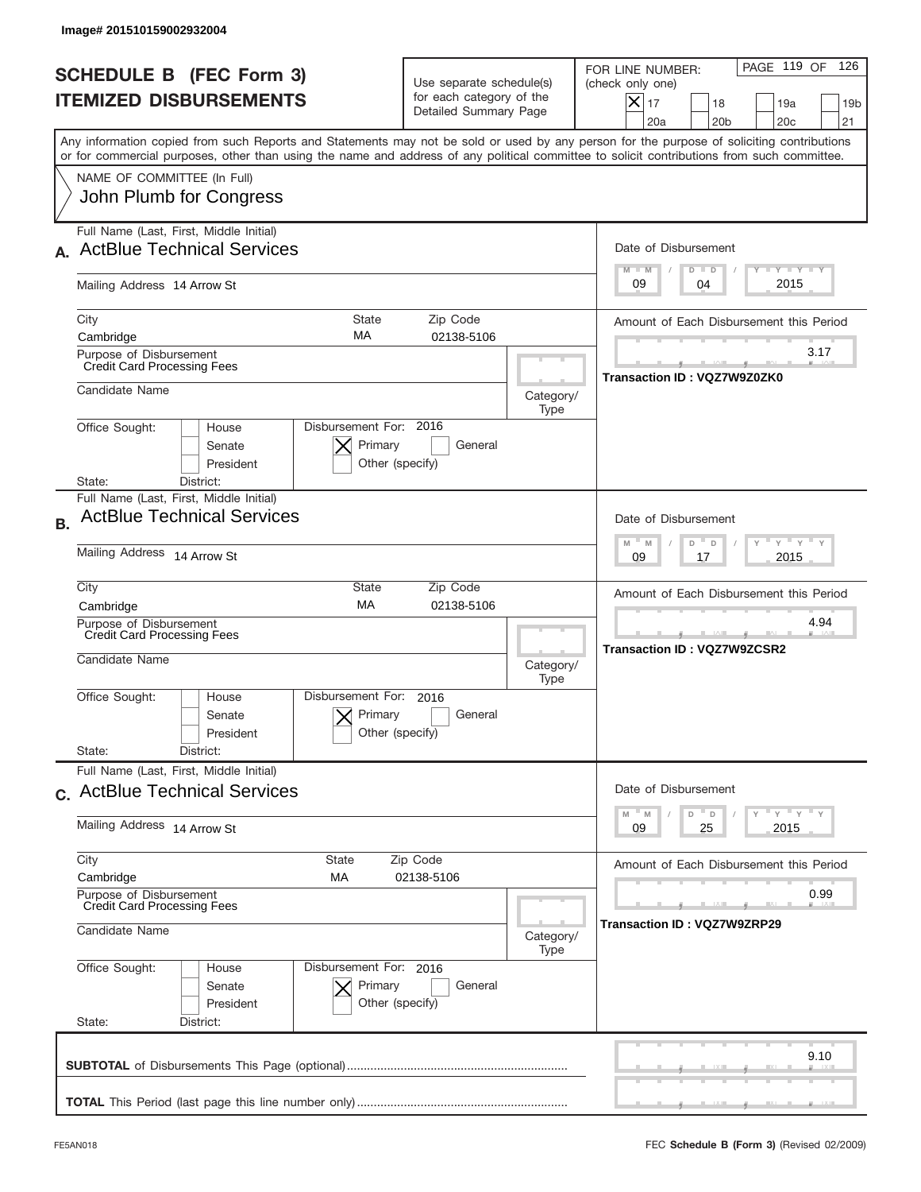Image# 201510159002932004

# SCHEDULE B (FEC Form 3)
# ITEMIZED DISBURSEMENTS

Use separate schedule(s) for each category of the Detailed Summary Page

FOR LINE NUMBER: (check only one)

- [X] 17
- [ ] 18
- [ ] 19a
- [ ] 19b
- [ ] 20a
- [ ] 20b
- [ ] 20c
- [ ] 21

PAGE 119 OF 126

Any information copied from such Reports and Statements may not be sold or used by any person for the purpose of soliciting contributions or for commercial purposes, other than using the name and address of any political committee to solicit contributions from such committee.

NAME OF COMMITTEE (In Full)
John Plumb for Congress

---

**A.** Full Name (Last, First, Middle Initial): ActBlue Technical Services

Mailing Address: 14 Arrow St

City: Cambridge | State: MA | Zip Code: 02138-5106

Purpose of Disbursement: Credit Card Processing Fees

Candidate Name:

Category/Type:

Office Sought: [ ] House [ ] Senate [ ] President

State: District:

Disbursement For: 2016 [X] Primary [ ] General [ ] Other (specify)

Date of Disbursement: 09 / 04 / 2015

Amount of Each Disbursement this Period: 3.17

Transaction ID : VQZ7W9Z0ZK0

---

**B.** Full Name (Last, First, Middle Initial): ActBlue Technical Services

Mailing Address: 14 Arrow St

City: Cambridge | State: MA | Zip Code: 02138-5106

Purpose of Disbursement: Credit Card Processing Fees

Candidate Name:

Category/Type:

Office Sought: [ ] House [ ] Senate [ ] President

State: District:

Disbursement For: 2016 [X] Primary [ ] General [ ] Other (specify)

Date of Disbursement: 09 / 17 / 2015

Amount of Each Disbursement this Period: 4.94

Transaction ID : VQZ7W9ZCSR2

---

**C.** Full Name (Last, First, Middle Initial): ActBlue Technical Services

Mailing Address: 14 Arrow St

City: Cambridge | State: MA | Zip Code: 02138-5106

Purpose of Disbursement: Credit Card Processing Fees

Candidate Name:

Category/Type:

Office Sought: [ ] House [ ] Senate [ ] President

State: District:

Disbursement For: 2016 [X] Primary [ ] General [ ] Other (specify)

Date of Disbursement: 09 / 25 / 2015

Amount of Each Disbursement this Period: 0.99

Transaction ID : VQZ7W9ZRP29

---

**SUBTOTAL** of Disbursements This Page (optional): 9.10

**TOTAL** This Period (last page this line number only):

FE5AN018 — FEC **Schedule B (Form 3)** (Revised 02/2009)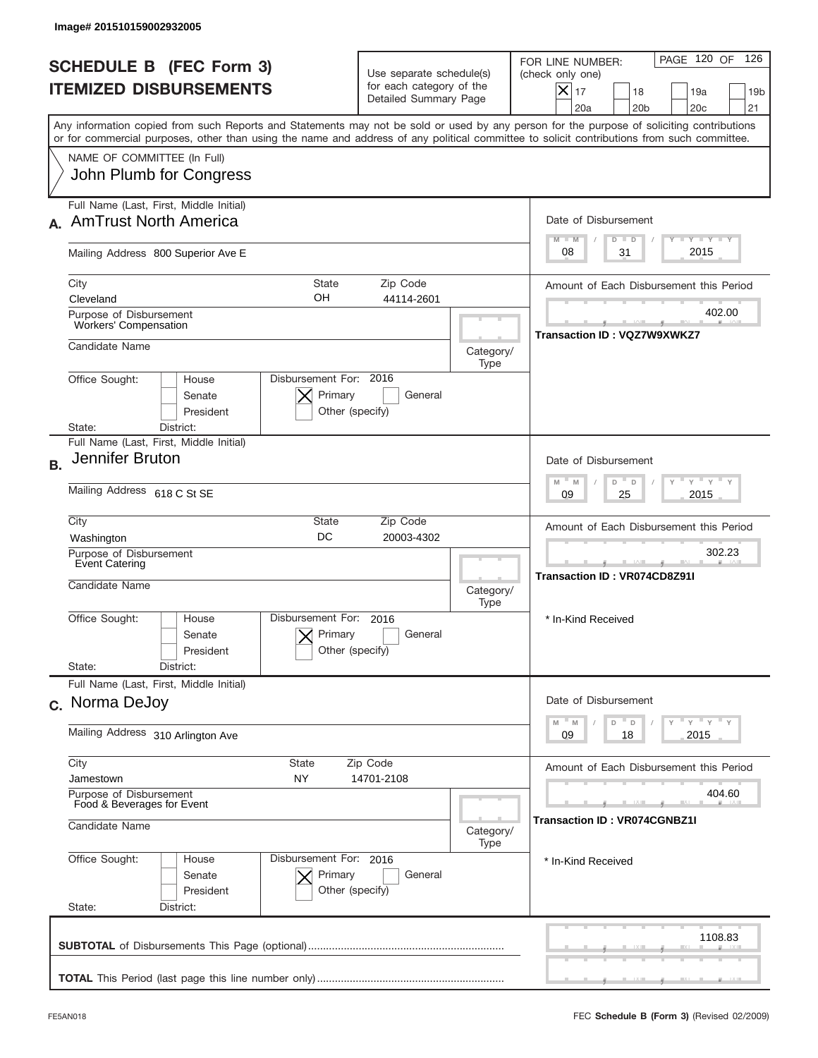Image# 201510159002932005

# SCHEDULE B (FEC Form 3)
## ITEMIZED DISBURSEMENTS

Use separate schedule(s) for each category of the Detailed Summary Page

FOR LINE NUMBER: (check only one)

- [X] 17
- [ ] 18
- [ ] 19a
- [ ] 19b
- [ ] 20a
- [ ] 20b
- [ ] 20c
- [ ] 21

Any information copied from such Reports and Statements may not be sold or used by any person for the purpose of soliciting contributions or for commercial purposes, other than using the name and address of any political committee to solicit contributions from such committee.

NAME OF COMMITTEE (In Full)
John Plumb for Congress

---

**A.** Full Name (Last, First, Middle Initial): AmTrust North America

Mailing Address: 800 Superior Ave E

City: Cleveland | State: OH | Zip Code: 44114-2601

Purpose of Disbursement: Workers' Compensation

Candidate Name:

Category/Type:

Office Sought: [ ] House [ ] Senate [ ] President

State: District:

Disbursement For: 2016 [X] Primary [ ] General [ ] Other (specify)

Date of Disbursement: 08 / 31 / 2015

Amount of Each Disbursement this Period: 402.00

Transaction ID : VQZ7W9XWKZ7

---

**B.** Full Name (Last, First, Middle Initial): Jennifer Bruton

Mailing Address: 618 C St SE

City: Washington | State: DC | Zip Code: 20003-4302

Purpose of Disbursement: Event Catering

Candidate Name:

Category/Type:

Office Sought: [ ] House [ ] Senate [ ] President

State: District:

Disbursement For: 2016 [X] Primary [ ] General [ ] Other (specify)

Date of Disbursement: 09 / 25 / 2015

Amount of Each Disbursement this Period: 302.23

Transaction ID : VR074CD8Z91I

* In-Kind Received

---

**C.** Full Name (Last, First, Middle Initial): Norma DeJoy

Mailing Address: 310 Arlington Ave

City: Jamestown | State: NY | Zip Code: 14701-2108

Purpose of Disbursement: Food & Beverages for Event

Candidate Name:

Category/Type:

Office Sought: [ ] House [ ] Senate [ ] President

State: District:

Disbursement For: 2016 [X] Primary [ ] General [ ] Other (specify)

Date of Disbursement: 09 / 18 / 2015

Amount of Each Disbursement this Period: 404.60

Transaction ID : VR074CGNBZ1I

* In-Kind Received

---

**SUBTOTAL** of Disbursements This Page (optional): 1108.83

**TOTAL** This Period (last page this line number only):

FE5AN018

FEC **Schedule B (Form 3)** (Revised 02/2009)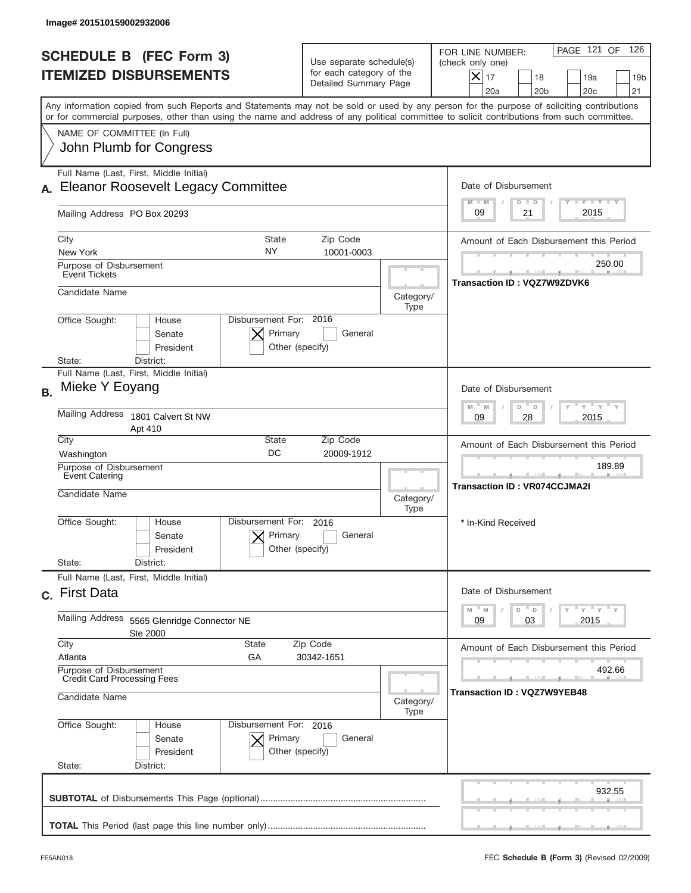Image# 201510159002932006

# SCHEDULE B (FEC Form 3)
## ITEMIZED DISBURSEMENTS

Use separate schedule(s) for each category of the Detailed Summary Page

FOR LINE NUMBER: (check only one)

[X] 17 [ ] 18 [ ] 19a [ ] 19b [ ] 20a [ ] 20b [ ] 20c [ ] 21

Any information copied from such Reports and Statements may not be sold or used by any person for the purpose of soliciting contributions or for commercial purposes, other than using the name and address of any political committee to solicit contributions from such committee.

NAME OF COMMITTEE (In Full)
John Plumb for Congress

---

**A.** Full Name (Last, First, Middle Initial): Eleanor Roosevelt Legacy Committee

Mailing Address: PO Box 20293

City: New York | State: NY | Zip Code: 10001-0003

Purpose of Disbursement: Event Tickets

Candidate Name:

Category/Type:

Office Sought: [ ] House [ ] Senate [ ] President

State: District:

Disbursement For: 2016 [X] Primary [ ] General [ ] Other (specify)

Date of Disbursement: 09 / 21 / 2015

Amount of Each Disbursement this Period: 250.00

Transaction ID : VQZ7W9ZDVK6

---

**B.** Full Name (Last, First, Middle Initial): Mieke Y Eoyang

Mailing Address: 1801 Calvert St NW Apt 410

City: Washington | State: DC | Zip Code: 20009-1912

Purpose of Disbursement: Event Catering

Candidate Name:

Category/Type:

Office Sought: [ ] House [ ] Senate [ ] President

State: District:

Disbursement For: 2016 [X] Primary [ ] General [ ] Other (specify)

Date of Disbursement: 09 / 28 / 2015

Amount of Each Disbursement this Period: 189.89

Transaction ID : VR074CCJMA2I

* In-Kind Received

---

**C.** Full Name (Last, First, Middle Initial): First Data

Mailing Address: 5565 Glenridge Connector NE Ste 2000

City: Atlanta | State: GA | Zip Code: 30342-1651

Purpose of Disbursement: Credit Card Processing Fees

Candidate Name:

Category/Type:

Office Sought: [ ] House [ ] Senate [ ] President

State: District:

Disbursement For: 2016 [X] Primary [ ] General [ ] Other (specify)

Date of Disbursement: 09 / 03 / 2015

Amount of Each Disbursement this Period: 492.66

Transaction ID : VQZ7W9YEB48

---

**SUBTOTAL** of Disbursements This Page (optional): 932.55

**TOTAL** This Period (last page this line number only):

FE5AN018 | FEC **Schedule B (Form 3)** (Revised 02/2009)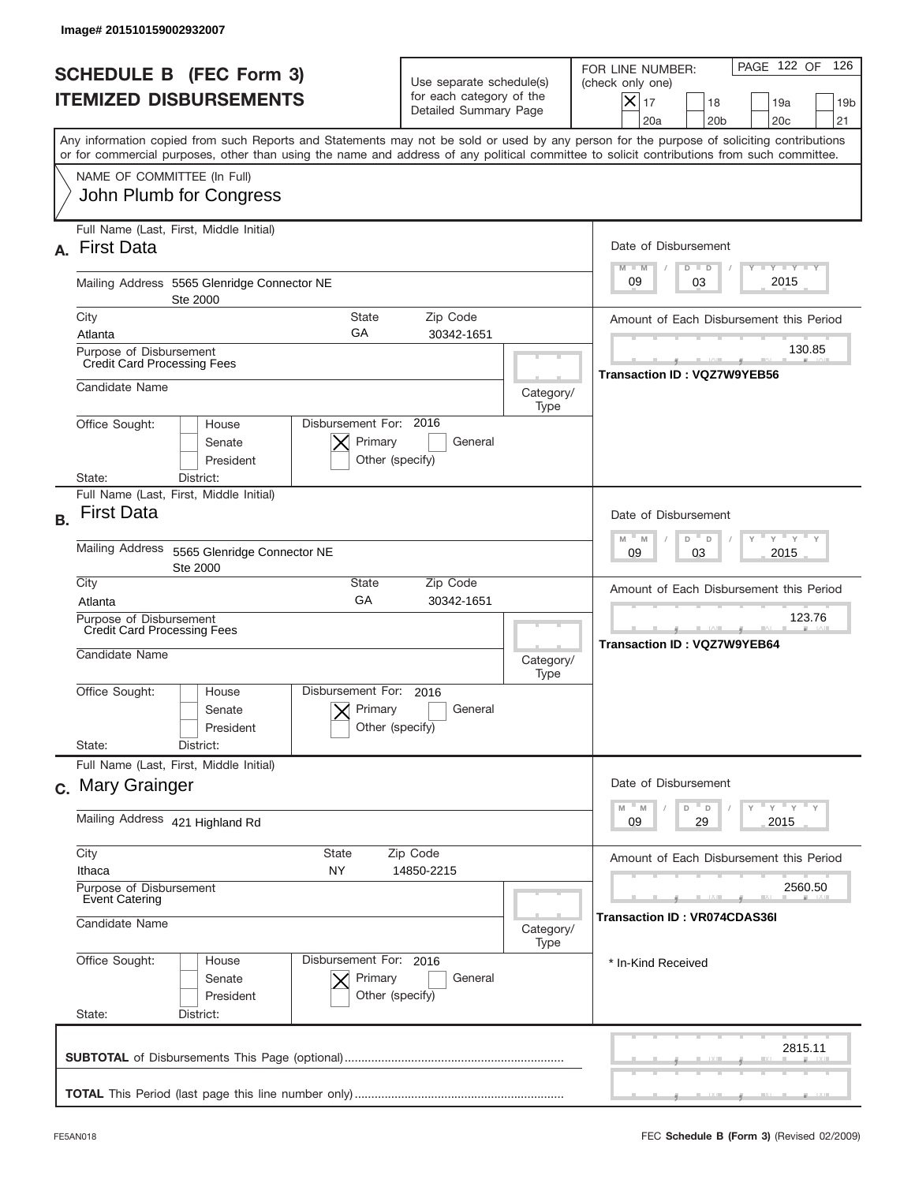Image# 201510159002932007

# SCHEDULE B (FEC Form 3)
# ITEMIZED DISBURSEMENTS

Use separate schedule(s) for each category of the Detailed Summary Page

FOR LINE NUMBER: (check only one)

- [X] 17
- [ ] 18
- [ ] 19a
- [ ] 19b
- [ ] 20a
- [ ] 20b
- [ ] 20c
- [ ] 21

PAGE 122 OF 126

Any information copied from such Reports and Statements may not be sold or used by any person for the purpose of soliciting contributions or for commercial purposes, other than using the name and address of any political committee to solicit contributions from such committee.

NAME OF COMMITTEE (In Full)
John Plumb for Congress

---

**A.** Full Name (Last, First, Middle Initial): **First Data**

Mailing Address: 5565 Glenridge Connector NE, Ste 2000

City: Atlanta | State: GA | Zip Code: 30342-1651

Purpose of Disbursement: Credit Card Processing Fees

Candidate Name:

Category/Type:

Office Sought: [ ] House [ ] Senate [ ] President

State: District:

Disbursement For: 2016 [X] Primary [ ] General [ ] Other (specify)

Date of Disbursement: 09 / 03 / 2015

Amount of Each Disbursement this Period: 130.85

Transaction ID : VQZ7W9YEB56

---

**B.** Full Name (Last, First, Middle Initial): **First Data**

Mailing Address: 5565 Glenridge Connector NE, Ste 2000

City: Atlanta | State: GA | Zip Code: 30342-1651

Purpose of Disbursement: Credit Card Processing Fees

Candidate Name:

Category/Type:

Office Sought: [ ] House [ ] Senate [ ] President

State: District:

Disbursement For: 2016 [X] Primary [ ] General [ ] Other (specify)

Date of Disbursement: 09 / 03 / 2015

Amount of Each Disbursement this Period: 123.76

Transaction ID : VQZ7W9YEB64

---

**C.** Full Name (Last, First, Middle Initial): **Mary Grainger**

Mailing Address: 421 Highland Rd

City: Ithaca | State: NY | Zip Code: 14850-2215

Purpose of Disbursement: Event Catering

Candidate Name:

Category/Type:

Office Sought: [ ] House [ ] Senate [ ] President

State: District:

Disbursement For: 2016 [X] Primary [ ] General [ ] Other (specify)

Date of Disbursement: 09 / 29 / 2015

Amount of Each Disbursement this Period: 2560.50

Transaction ID : VR074CDAS36I

\* In-Kind Received

---

**SUBTOTAL** of Disbursements This Page (optional): 2815.11

**TOTAL** This Period (last page this line number only):

FE5AN018 — FEC **Schedule B (Form 3)** (Revised 02/2009)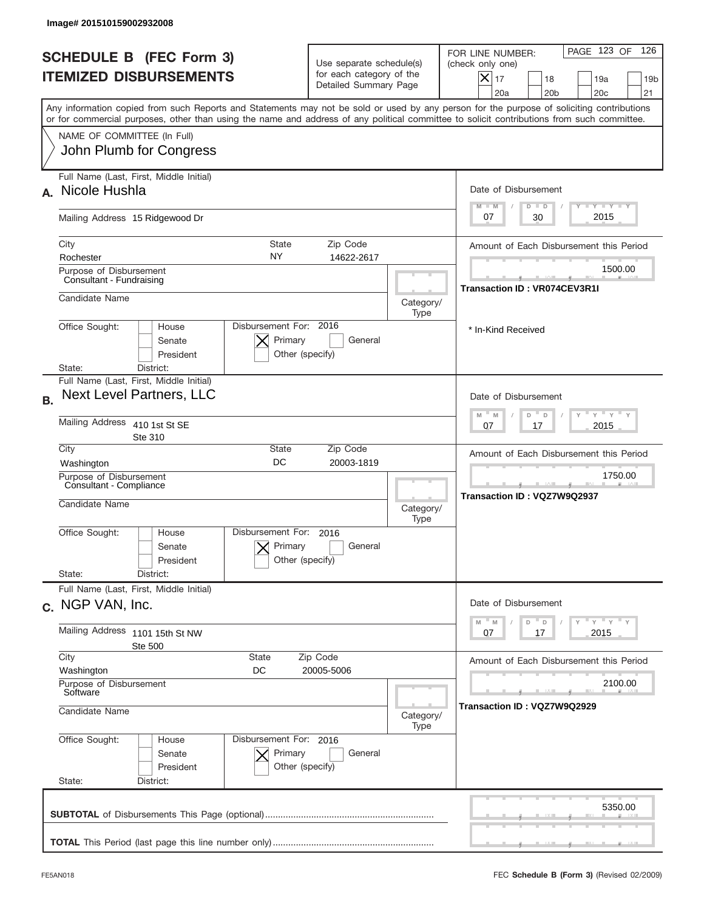Image# 201510159002932008

# SCHEDULE B (FEC Form 3)
## ITEMIZED DISBURSEMENTS

Use separate schedule(s) for each category of the Detailed Summary Page

FOR LINE NUMBER: (check only one)
[X] 17 [ ] 18 [ ] 19a [ ] 19b [ ] 20a [ ] 20b [ ] 20c [ ] 21

PAGE 123 OF 126

Any information copied from such Reports and Statements may not be sold or used by any person for the purpose of soliciting contributions or for commercial purposes, other than using the name and address of any political committee to solicit contributions from such committee.

NAME OF COMMITTEE (In Full)
John Plumb for Congress

---

**A.** Full Name (Last, First, Middle Initial): Nicole Hushla

Mailing Address: 15 Ridgewood Dr

City: Rochester | State: NY | Zip Code: 14622-2617

Purpose of Disbursement: Consultant - Fundraising

Candidate Name:

Category/Type:

Office Sought: [ ] House [ ] Senate [ ] President

State: District:

Disbursement For: 2016 [X] Primary [ ] General [ ] Other (specify)

Date of Disbursement: 07 / 30 / 2015

Amount of Each Disbursement this Period: 1500.00

Transaction ID : VR074CEV3R1I

\* In-Kind Received

---

**B.** Full Name (Last, First, Middle Initial): Next Level Partners, LLC

Mailing Address: 410 1st St SE, Ste 310

City: Washington | State: DC | Zip Code: 20003-1819

Purpose of Disbursement: Consultant - Compliance

Candidate Name:

Category/Type:

Office Sought: [ ] House [ ] Senate [ ] President

State: District:

Disbursement For: 2016 [X] Primary [ ] General [ ] Other (specify)

Date of Disbursement: 07 / 17 / 2015

Amount of Each Disbursement this Period: 1750.00

Transaction ID : VQZ7W9Q2937

---

**C.** Full Name (Last, First, Middle Initial): NGP VAN, Inc.

Mailing Address: 1101 15th St NW, Ste 500

City: Washington | State: DC | Zip Code: 20005-5006

Purpose of Disbursement: Software

Candidate Name:

Category/Type:

Office Sought: [ ] House [ ] Senate [ ] President

State: District:

Disbursement For: 2016 [X] Primary [ ] General [ ] Other (specify)

Date of Disbursement: 07 / 17 / 2015

Amount of Each Disbursement this Period: 2100.00

Transaction ID : VQZ7W9Q2929

---

**SUBTOTAL** of Disbursements This Page (optional): 5350.00

**TOTAL** This Period (last page this line number only):

FE5AN018 FEC **Schedule B (Form 3)** (Revised 02/2009)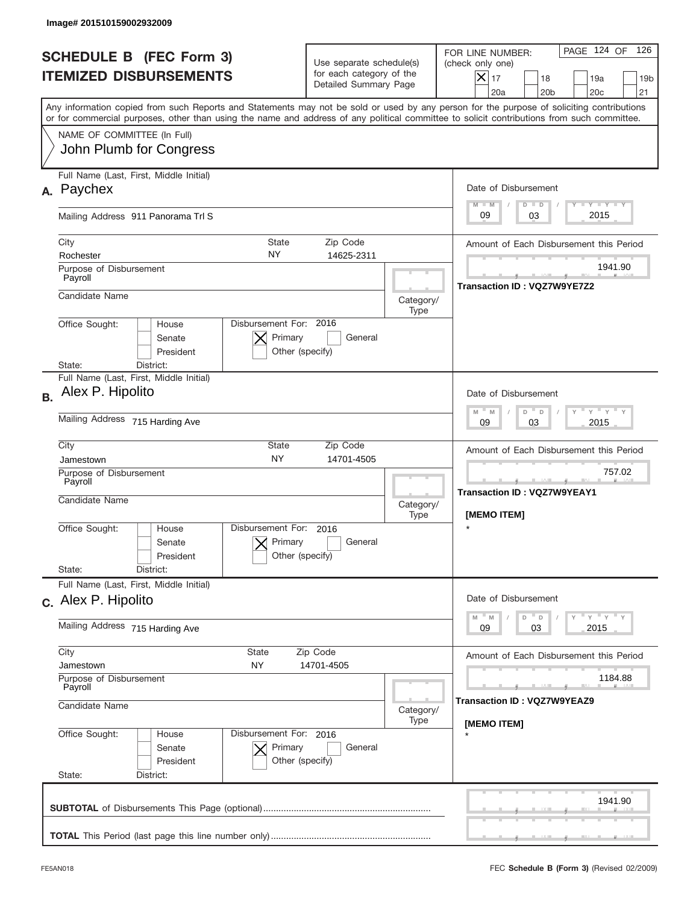Image# 201510159002932009

# SCHEDULE B (FEC Form 3)
# ITEMIZED DISBURSEMENTS

Use separate schedule(s) for each category of the Detailed Summary Page

FOR LINE NUMBER: (check only one)

- [X] 17
- [ ] 18
- [ ] 19a
- [ ] 19b
- [ ] 20a
- [ ] 20b
- [ ] 20c
- [ ] 21

PAGE 124 OF 126

Any information copied from such Reports and Statements may not be sold or used by any person for the purpose of soliciting contributions or for commercial purposes, other than using the name and address of any political committee to solicit contributions from such committee.

NAME OF COMMITTEE (In Full)
John Plumb for Congress

---

**A.** Full Name (Last, First, Middle Initial): Paychex

Mailing Address: 911 Panorama Trl S

City: Rochester | State: NY | Zip Code: 14625-2311

Purpose of Disbursement: Payroll

Candidate Name:

Category/Type:

Office Sought: [ ] House [ ] Senate [ ] President

State: District:

Disbursement For: 2016 [X] Primary [ ] General [ ] Other (specify)

Date of Disbursement: 09 / 03 / 2015

Amount of Each Disbursement this Period: 1941.90

Transaction ID : VQZ7W9YE7Z2

---

**B.** Full Name (Last, First, Middle Initial): Alex P. Hipolito

Mailing Address: 715 Harding Ave

City: Jamestown | State: NY | Zip Code: 14701-4505

Purpose of Disbursement: Payroll

Candidate Name:

Category/Type:

Office Sought: [ ] House [ ] Senate [ ] President

State: District:

Disbursement For: 2016 [X] Primary [ ] General [ ] Other (specify)

Date of Disbursement: 09 / 03 / 2015

Amount of Each Disbursement this Period: 757.02

Transaction ID : VQZ7W9YEAY1

[MEMO ITEM]
*

---

**C.** Full Name (Last, First, Middle Initial): Alex P. Hipolito

Mailing Address: 715 Harding Ave

City: Jamestown | State: NY | Zip Code: 14701-4505

Purpose of Disbursement: Payroll

Candidate Name:

Category/Type:

Office Sought: [ ] House [ ] Senate [ ] President

State: District:

Disbursement For: 2016 [X] Primary [ ] General [ ] Other (specify)

Date of Disbursement: 09 / 03 / 2015

Amount of Each Disbursement this Period: 1184.88

Transaction ID : VQZ7W9YEAZ9

[MEMO ITEM]
*

---

**SUBTOTAL** of Disbursements This Page (optional) .......... 1941.90

**TOTAL** This Period (last page this line number only) ..........

FE5AN018

FEC **Schedule B (Form 3)** (Revised 02/2009)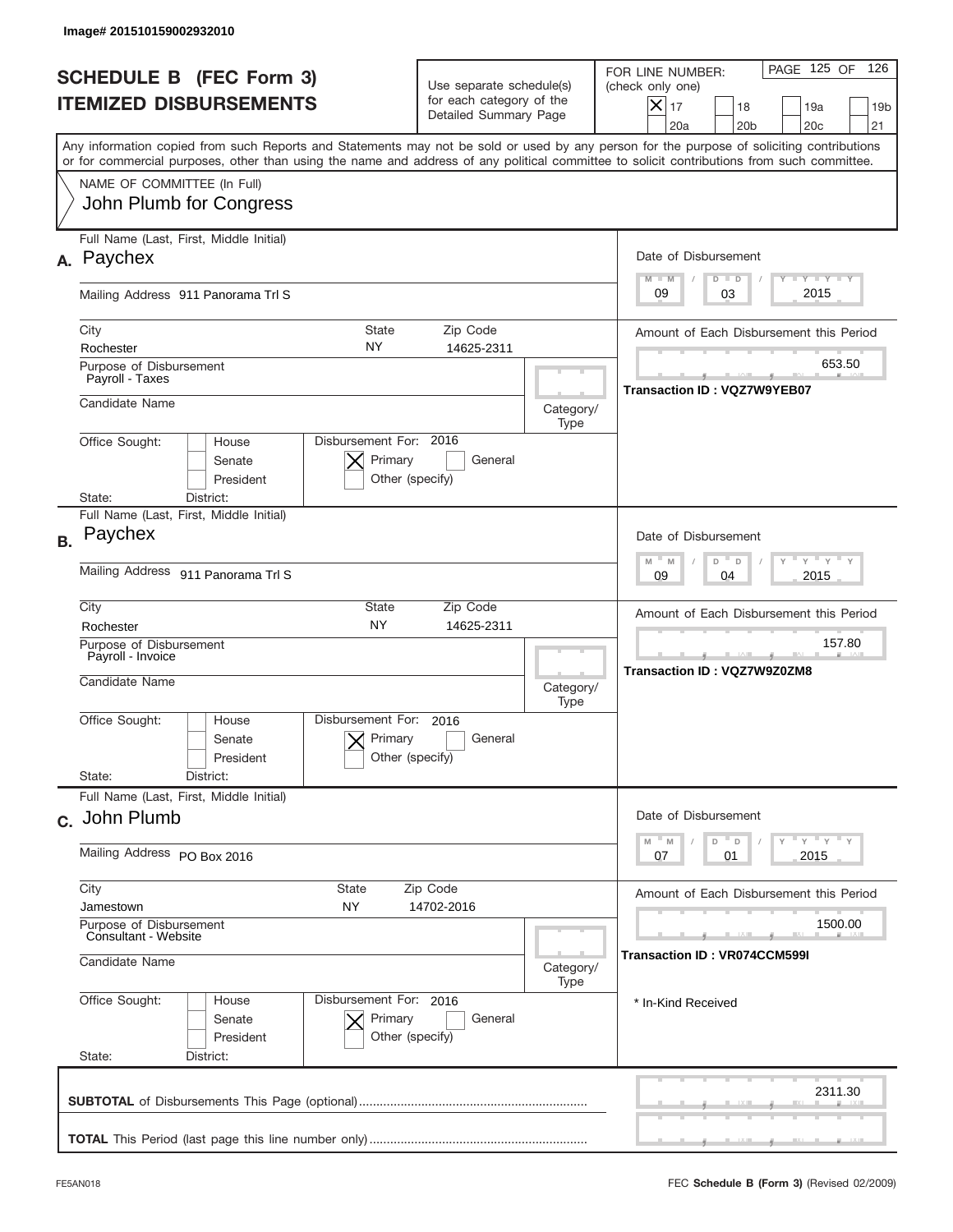Image# 201510159002932010

# SCHEDULE B (FEC Form 3)
## ITEMIZED DISBURSEMENTS

Use separate schedule(s) for each category of the Detailed Summary Page

FOR LINE NUMBER: (check only one)
[X] 17  [ ] 18  [ ] 19a  [ ] 19b  [ ] 20a  [ ] 20b  [ ] 20c  [ ] 21

PAGE 125 OF 126

Any information copied from such Reports and Statements may not be sold or used by any person for the purpose of soliciting contributions or for commercial purposes, other than using the name and address of any political committee to solicit contributions from such committee.

NAME OF COMMITTEE (In Full)
John Plumb for Congress

---

**A.** Full Name (Last, First, Middle Initial): Paychex

Mailing Address: 911 Panorama Trl S

City: Rochester | State: NY | Zip Code: 14625-2311

Purpose of Disbursement: Payroll - Taxes

Candidate Name:

Category/Type:

Office Sought: [ ] House [ ] Senate [ ] President

State: District:

Disbursement For: 2016 [X] Primary [ ] General [ ] Other (specify)

Date of Disbursement: 09/03/2015

Amount of Each Disbursement this Period: 653.50

Transaction ID : VQZ7W9YEB07

---

**B.** Full Name (Last, First, Middle Initial): Paychex

Mailing Address: 911 Panorama Trl S

City: Rochester | State: NY | Zip Code: 14625-2311

Purpose of Disbursement: Payroll - Invoice

Candidate Name:

Category/Type:

Office Sought: [ ] House [ ] Senate [ ] President

State: District:

Disbursement For: 2016 [X] Primary [ ] General [ ] Other (specify)

Date of Disbursement: 09/04/2015

Amount of Each Disbursement this Period: 157.80

Transaction ID : VQZ7W9Z0ZM8

---

**C.** Full Name (Last, First, Middle Initial): John Plumb

Mailing Address: PO Box 2016

City: Jamestown | State: NY | Zip Code: 14702-2016

Purpose of Disbursement: Consultant - Website

Candidate Name:

Category/Type:

Office Sought: [ ] House [ ] Senate [ ] President

State: District:

Disbursement For: 2016 [X] Primary [ ] General [ ] Other (specify)

Date of Disbursement: 07/01/2015

Amount of Each Disbursement this Period: 1500.00

Transaction ID : VR074CCM599I

* In-Kind Received

---

**SUBTOTAL** of Disbursements This Page (optional): 2311.30

**TOTAL** This Period (last page this line number only):

FE5AN018 | FEC **Schedule B (Form 3)** (Revised 02/2009)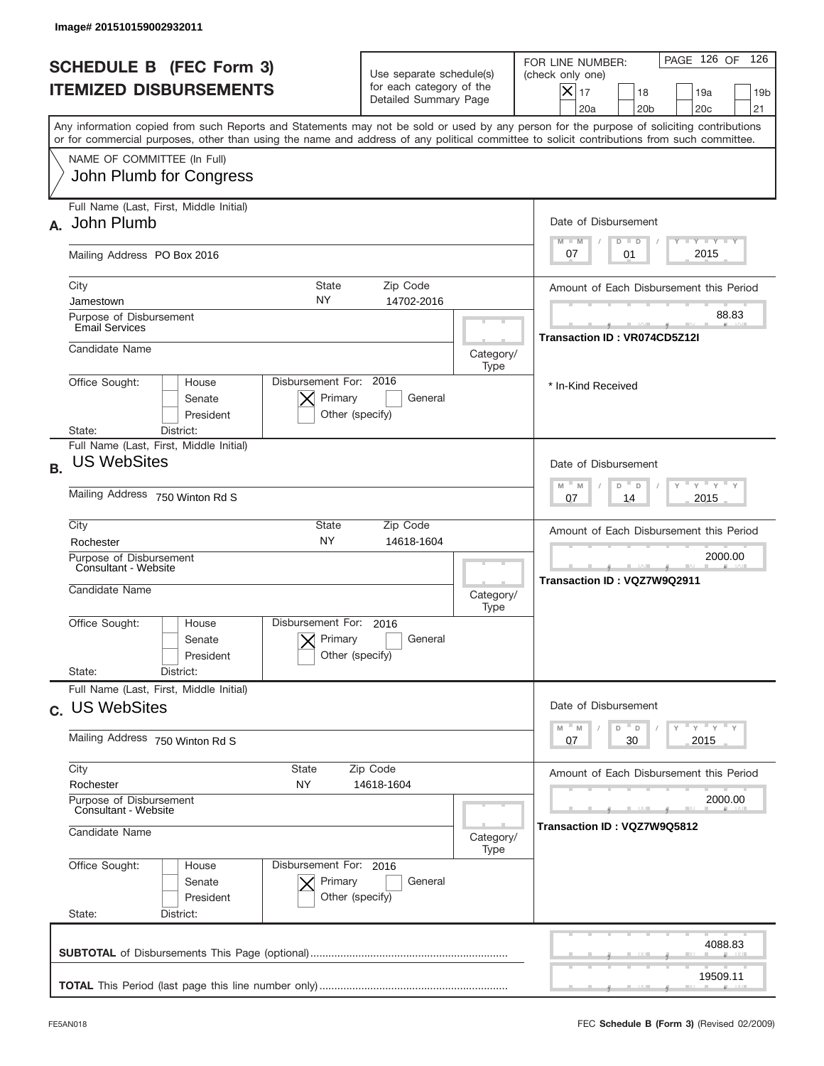Image# 201510159002932011

# SCHEDULE B (FEC Form 3)
## ITEMIZED DISBURSEMENTS

Use separate schedule(s) for each category of the Detailed Summary Page

FOR LINE NUMBER: (check only one)

[X] 17 [ ] 18 [ ] 19a [ ] 19b [ ] 20a [ ] 20b [ ] 20c [ ] 21

Any information copied from such Reports and Statements may not be sold or used by any person for the purpose of soliciting contributions or for commercial purposes, other than using the name and address of any political committee to solicit contributions from such committee.

NAME OF COMMITTEE (In Full)
John Plumb for Congress

---

**A.** Full Name (Last, First, Middle Initial): John Plumb

Mailing Address: PO Box 2016

City: Jamestown | State: NY | Zip Code: 14702-2016

Purpose of Disbursement: Email Services

Candidate Name:

Category/Type:

Office Sought: [ ] House [ ] Senate [ ] President

State: District:

Disbursement For: 2016 [X] Primary [ ] General [ ] Other (specify)

Date of Disbursement: 07 / 01 / 2015

Amount of Each Disbursement this Period: 88.83

Transaction ID : VR074CD5Z12I

* In-Kind Received

---

**B.** Full Name (Last, First, Middle Initial): US WebSites

Mailing Address: 750 Winton Rd S

City: Rochester | State: NY | Zip Code: 14618-1604

Purpose of Disbursement: Consultant - Website

Candidate Name:

Category/Type:

Office Sought: [ ] House [ ] Senate [ ] President

State: District:

Disbursement For: 2016 [X] Primary [ ] General [ ] Other (specify)

Date of Disbursement: 07 / 14 / 2015

Amount of Each Disbursement this Period: 2000.00

Transaction ID : VQZ7W9Q2911

---

**C.** Full Name (Last, First, Middle Initial): US WebSites

Mailing Address: 750 Winton Rd S

City: Rochester | State: NY | Zip Code: 14618-1604

Purpose of Disbursement: Consultant - Website

Candidate Name:

Category/Type:

Office Sought: [ ] House [ ] Senate [ ] President

State: District:

Disbursement For: 2016 [X] Primary [ ] General [ ] Other (specify)

Date of Disbursement: 07 / 30 / 2015

Amount of Each Disbursement this Period: 2000.00

Transaction ID : VQZ7W9Q5812

---

**SUBTOTAL** of Disbursements This Page (optional): 4088.83

**TOTAL** This Period (last page this line number only): 19509.11

FE5AN018

FEC **Schedule B** (Form 3) (Revised 02/2009)